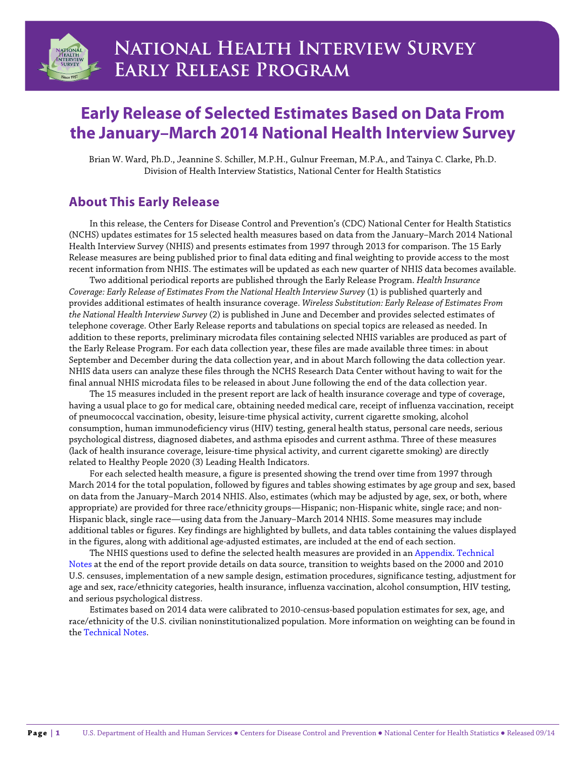# National Health Interview Survey Early Release Program

# Early Release of Selected Estimates Based on Data From the January–March 2014 National Health Interview Survey

Brian W. Ward, Ph.D., Jeannine S. Schiller, M.P.H., Gulnur Freeman, M.P.A., and Tainya C. Clarke, Ph.D.
Division of Health Interview Statistics, National Center for Health Statistics

## About This Early Release

In this release, the Centers for Disease Control and Prevention's (CDC) National Center for Health Statistics (NCHS) updates estimates for 15 selected health measures based on data from the January–March 2014 National Health Interview Survey (NHIS) and presents estimates from 1997 through 2013 for comparison. The 15 Early Release measures are being published prior to final data editing and final weighting to provide access to the most recent information from NHIS. The estimates will be updated as each new quarter of NHIS data becomes available.

Two additional periodical reports are published through the Early Release Program. *Health Insurance Coverage: Early Release of Estimates From the National Health Interview Survey* (1) is published quarterly and provides additional estimates of health insurance coverage. *Wireless Substitution: Early Release of Estimates From the National Health Interview Survey* (2) is published in June and December and provides selected estimates of telephone coverage. Other Early Release reports and tabulations on special topics are released as needed. In addition to these reports, preliminary microdata files containing selected NHIS variables are produced as part of the Early Release Program. For each data collection year, these files are made available three times: in about September and December during the data collection year, and in about March following the data collection year. NHIS data users can analyze these files through the NCHS Research Data Center without having to wait for the final annual NHIS microdata files to be released in about June following the end of the data collection year.

The 15 measures included in the present report are lack of health insurance coverage and type of coverage, having a usual place to go for medical care, obtaining needed medical care, receipt of influenza vaccination, receipt of pneumococcal vaccination, obesity, leisure-time physical activity, current cigarette smoking, alcohol consumption, human immunodeficiency virus (HIV) testing, general health status, personal care needs, serious psychological distress, diagnosed diabetes, and asthma episodes and current asthma. Three of these measures (lack of health insurance coverage, leisure-time physical activity, and current cigarette smoking) are directly related to Healthy People 2020 (3) Leading Health Indicators.

For each selected health measure, a figure is presented showing the trend over time from 1997 through March 2014 for the total population, followed by figures and tables showing estimates by age group and sex, based on data from the January–March 2014 NHIS. Also, estimates (which may be adjusted by age, sex, or both, where appropriate) are provided for three race/ethnicity groups—Hispanic; non-Hispanic white, single race; and non-Hispanic black, single race—using data from the January–March 2014 NHIS. Some measures may include additional tables or figures. Key findings are highlighted by bullets, and data tables containing the values displayed in the figures, along with additional age-adjusted estimates, are included at the end of each section.

The NHIS questions used to define the selected health measures are provided in an Appendix. Technical Notes at the end of the report provide details on data source, transition to weights based on the 2000 and 2010 U.S. censuses, implementation of a new sample design, estimation procedures, significance testing, adjustment for age and sex, race/ethnicity categories, health insurance, influenza vaccination, alcohol consumption, HIV testing, and serious psychological distress.

Estimates based on 2014 data were calibrated to 2010-census-based population estimates for sex, age, and race/ethnicity of the U.S. civilian noninstitutionalized population. More information on weighting can be found in the Technical Notes.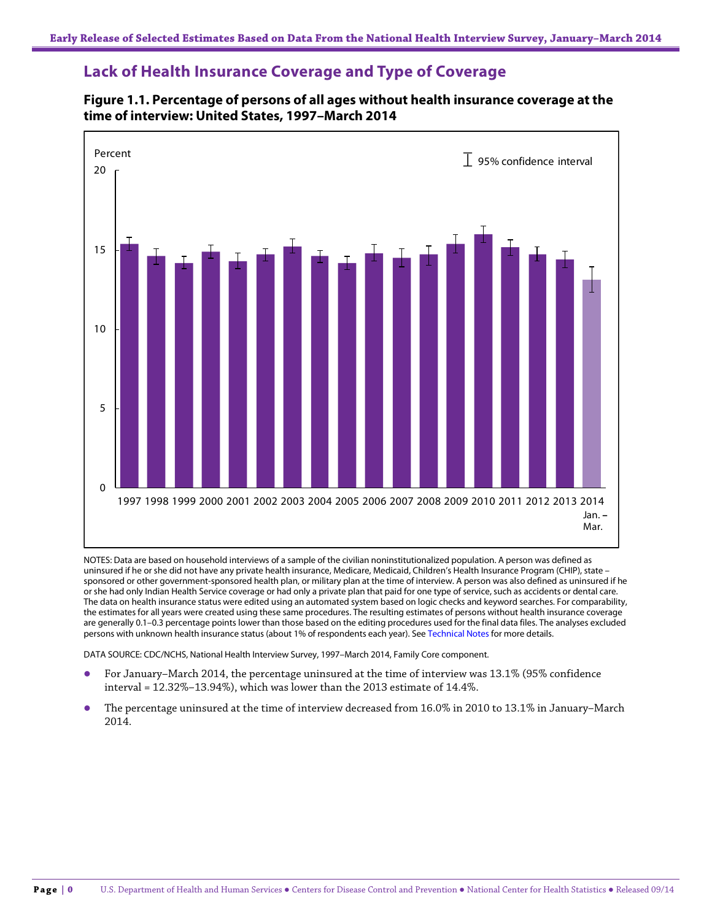## Lack of Health Insurance Coverage and Type of Coverage

**Figure 1.1. Percentage of persons of all ages without health insurance coverage at the time of interview: United States, 1997–March 2014**

NOTES: Data are based on household interviews of a sample of the civilian noninstitutionalized population. A person was defined as uninsured if he or she did not have any private health insurance, Medicare, Medicaid, Children's Health Insurance Program (CHIP), state – sponsored or other government-sponsored health plan, or military plan at the time of interview. A person was also defined as uninsured if he or she had only Indian Health Service coverage or had only a private plan that paid for one type of service, such as accidents or dental care. The data on health insurance status were edited using an automated system based on logic checks and keyword searches. For comparability, the estimates for all years were created using these same procedures. The resulting estimates of persons without health insurance coverage are generally 0.1–0.3 percentage points lower than those based on the editing procedures used for the final data files. The analyses excluded persons with unknown health insurance status (about 1% of respondents each year). See Technical Notes for more details.

DATA SOURCE: CDC/NCHS, National Health Interview Survey, 1997–March 2014, Family Core component.

- For January–March 2014, the percentage uninsured at the time of interview was 13.1% (95% confidence interval = 12.32%–13.94%), which was lower than the 2013 estimate of 14.4%.
- The percentage uninsured at the time of interview decreased from 16.0% in 2010 to 13.1% in January–March 2014.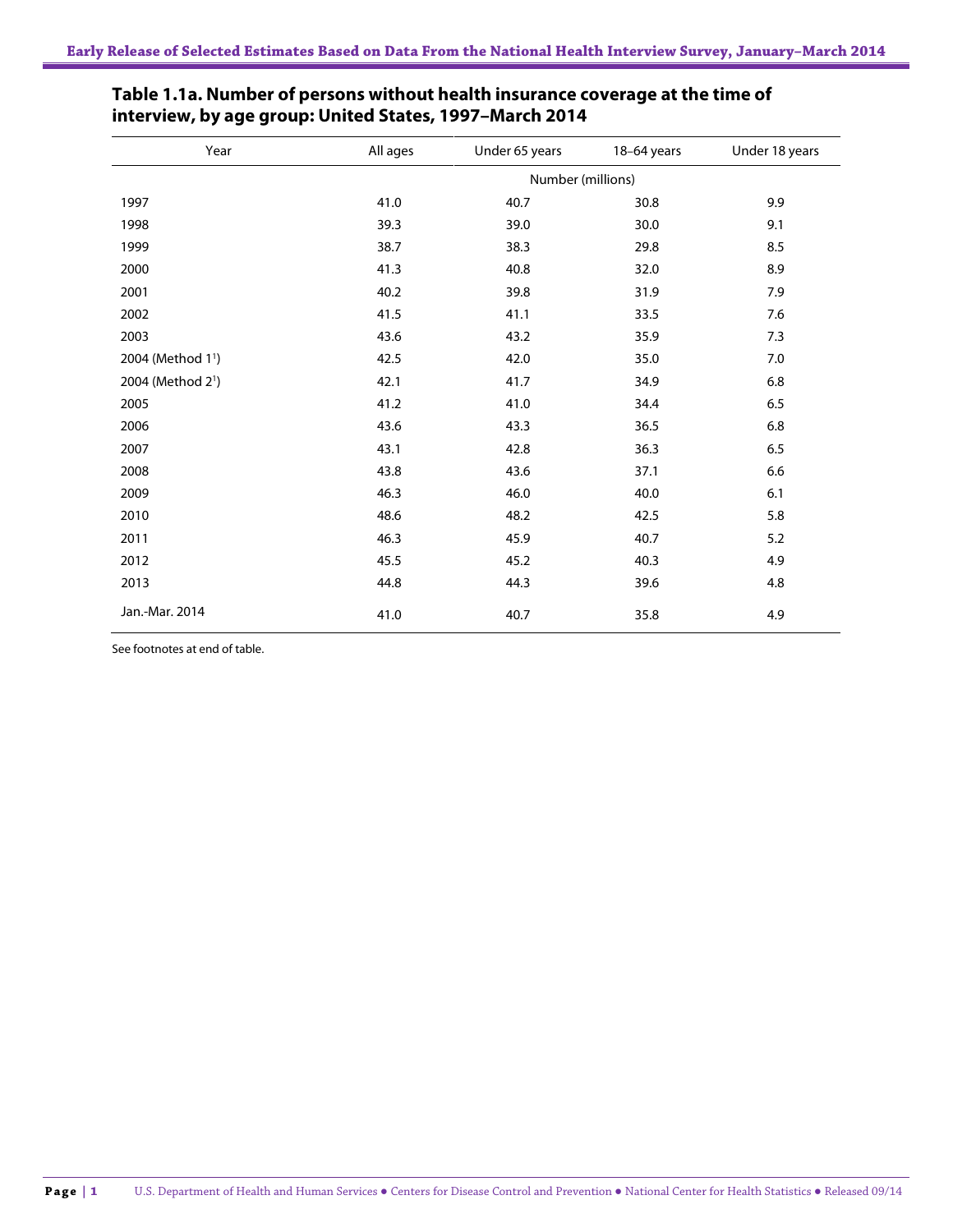**Table 1.1a. Number of persons without health insurance coverage at the time of interview, by age group: United States, 1997–March 2014**

| Year | All ages | Under 65 years | 18–64 years | Under 18 years |
|---|---|---|---|---|
| | | Number (millions) | | |
| 1997 | 41.0 | 40.7 | 30.8 | 9.9 |
| 1998 | 39.3 | 39.0 | 30.0 | 9.1 |
| 1999 | 38.7 | 38.3 | 29.8 | 8.5 |
| 2000 | 41.3 | 40.8 | 32.0 | 8.9 |
| 2001 | 40.2 | 39.8 | 31.9 | 7.9 |
| 2002 | 41.5 | 41.1 | 33.5 | 7.6 |
| 2003 | 43.6 | 43.2 | 35.9 | 7.3 |
| 2004 (Method 1[1]) | 42.5 | 42.0 | 35.0 | 7.0 |
| 2004 (Method 2[1]) | 42.1 | 41.7 | 34.9 | 6.8 |
| 2005 | 41.2 | 41.0 | 34.4 | 6.5 |
| 2006 | 43.6 | 43.3 | 36.5 | 6.8 |
| 2007 | 43.1 | 42.8 | 36.3 | 6.5 |
| 2008 | 43.8 | 43.6 | 37.1 | 6.6 |
| 2009 | 46.3 | 46.0 | 40.0 | 6.1 |
| 2010 | 48.6 | 48.2 | 42.5 | 5.8 |
| 2011 | 46.3 | 45.9 | 40.7 | 5.2 |
| 2012 | 45.5 | 45.2 | 40.3 | 4.9 |
| 2013 | 44.8 | 44.3 | 39.6 | 4.8 |
| Jan.-Mar. 2014 | 41.0 | 40.7 | 35.8 | 4.9 |

See footnotes at end of table.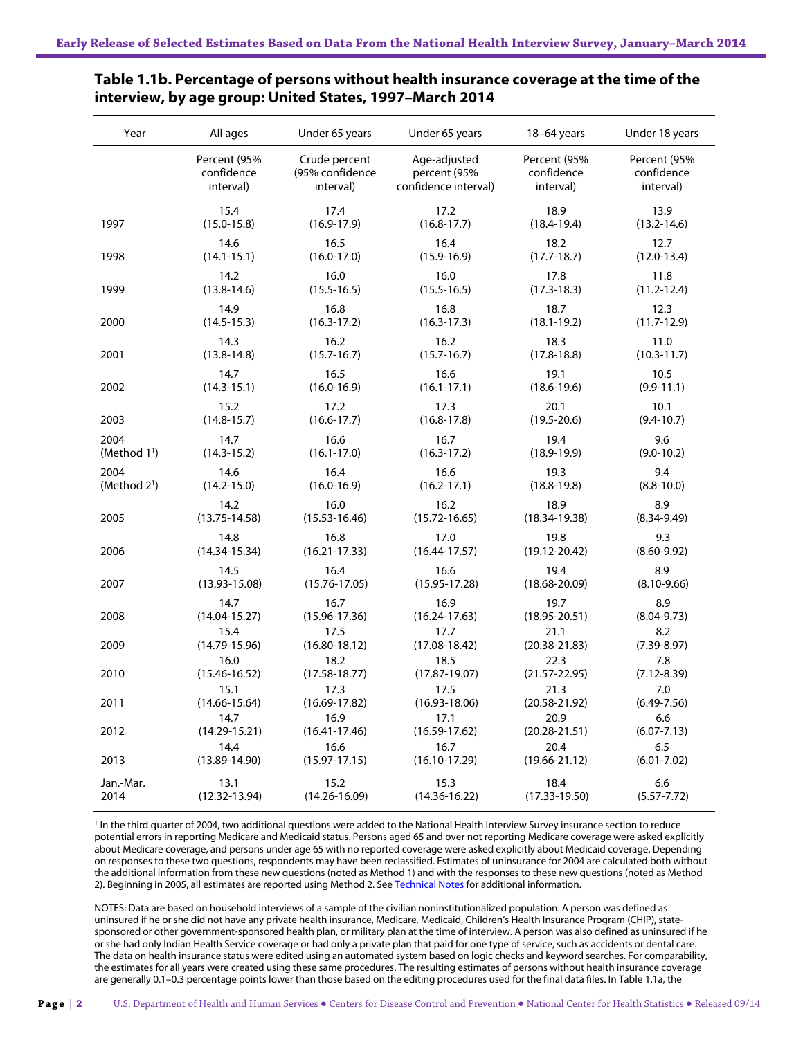## Table 1.1b. Percentage of persons without health insurance coverage at the time of the interview, by age group: United States, 1997–March 2014

| Year | All ages | Under 65 years | Under 65 years | 18–64 years | Under 18 years |
|---|---|---|---|---|---|
| | Percent (95% confidence interval) | Crude percent (95% confidence interval) | Age-adjusted percent (95% confidence interval) | Percent (95% confidence interval) | Percent (95% confidence interval) |
| 1997 | 15.4 (15.0-15.8) | 17.4 (16.9-17.9) | 17.2 (16.8-17.7) | 18.9 (18.4-19.4) | 13.9 (13.2-14.6) |
| 1998 | 14.6 (14.1-15.1) | 16.5 (16.0-17.0) | 16.4 (15.9-16.9) | 18.2 (17.7-18.7) | 12.7 (12.0-13.4) |
| 1999 | 14.2 (13.8-14.6) | 16.0 (15.5-16.5) | 16.0 (15.5-16.5) | 17.8 (17.3-18.3) | 11.8 (11.2-12.4) |
| 2000 | 14.9 (14.5-15.3) | 16.8 (16.3-17.2) | 16.8 (16.3-17.3) | 18.7 (18.1-19.2) | 12.3 (11.7-12.9) |
| 2001 | 14.3 (13.8-14.8) | 16.2 (15.7-16.7) | 16.2 (15.7-16.7) | 18.3 (17.8-18.8) | 11.0 (10.3-11.7) |
| 2002 | 14.7 (14.3-15.1) | 16.5 (16.0-16.9) | 16.6 (16.1-17.1) | 19.1 (18.6-19.6) | 10.5 (9.9-11.1) |
| 2003 | 15.2 (14.8-15.7) | 17.2 (16.6-17.7) | 17.3 (16.8-17.8) | 20.1 (19.5-20.6) | 10.1 (9.4-10.7) |
| 2004 (Method 1[1]) | 14.7 (14.3-15.2) | 16.6 (16.1-17.0) | 16.7 (16.3-17.2) | 19.4 (18.9-19.9) | 9.6 (9.0-10.2) |
| 2004 (Method 2[1]) | 14.6 (14.2-15.0) | 16.4 (16.0-16.9) | 16.6 (16.2-17.1) | 19.3 (18.8-19.8) | 9.4 (8.8-10.0) |
| 2005 | 14.2 (13.75-14.58) | 16.0 (15.53-16.46) | 16.2 (15.72-16.65) | 18.9 (18.34-19.38) | 8.9 (8.34-9.49) |
| 2006 | 14.8 (14.34-15.34) | 16.8 (16.21-17.33) | 17.0 (16.44-17.57) | 19.8 (19.12-20.42) | 9.3 (8.60-9.92) |
| 2007 | 14.5 (13.93-15.08) | 16.4 (15.76-17.05) | 16.6 (15.95-17.28) | 19.4 (18.68-20.09) | 8.9 (8.10-9.66) |
| 2008 | 14.7 (14.04-15.27) | 16.7 (15.96-17.36) | 16.9 (16.24-17.63) | 19.7 (18.95-20.51) | 8.9 (8.04-9.73) |
| 2009 | 15.4 (14.79-15.96) | 17.5 (16.80-18.12) | 17.7 (17.08-18.42) | 21.1 (20.38-21.83) | 8.2 (7.39-8.97) |
| 2010 | 16.0 (15.46-16.52) | 18.2 (17.58-18.77) | 18.5 (17.87-19.07) | 22.3 (21.57-22.95) | 7.8 (7.12-8.39) |
| 2011 | 15.1 (14.66-15.64) | 17.3 (16.69-17.82) | 17.5 (16.93-18.06) | 21.3 (20.58-21.92) | 7.0 (6.49-7.56) |
| 2012 | 14.7 (14.29-15.21) | 16.9 (16.41-17.46) | 17.1 (16.59-17.62) | 20.9 (20.28-21.51) | 6.6 (6.07-7.13) |
| 2013 | 14.4 (13.89-14.90) | 16.6 (15.97-17.15) | 16.7 (16.10-17.29) | 20.4 (19.66-21.12) | 6.5 (6.01-7.02) |
| Jan.-Mar. 2014 | 13.1 (12.32-13.94) | 15.2 (14.26-16.09) | 15.3 (14.36-16.22) | 18.4 (17.33-19.50) | 6.6 (5.57-7.72) |

[1] In the third quarter of 2004, two additional questions were added to the National Health Interview Survey insurance section to reduce potential errors in reporting Medicare and Medicaid status. Persons aged 65 and over not reporting Medicare coverage were asked explicitly about Medicare coverage, and persons under age 65 with no reported coverage were asked explicitly about Medicaid coverage. Depending on responses to these two questions, respondents may have been reclassified. Estimates of uninsurance for 2004 are calculated both without the additional information from these new questions (noted as Method 1) and with the responses to these new questions (noted as Method 2). Beginning in 2005, all estimates are reported using Method 2. See Technical Notes for additional information.

NOTES: Data are based on household interviews of a sample of the civilian noninstitutionalized population. A person was defined as uninsured if he or she did not have any private health insurance, Medicare, Medicaid, Children's Health Insurance Program (CHIP), state-sponsored or other government-sponsored health plan, or military plan at the time of interview. A person was also defined as uninsured if he or she had only Indian Health Service coverage or had only a private plan that paid for one type of service, such as accidents or dental care. The data on health insurance status were edited using an automated system based on logic checks and keyword searches. For comparability, the estimates for all years were created using these same procedures. The resulting estimates of persons without health insurance coverage are generally 0.1–0.3 percentage points lower than those based on the editing procedures used for the final data files. In Table 1.1a, the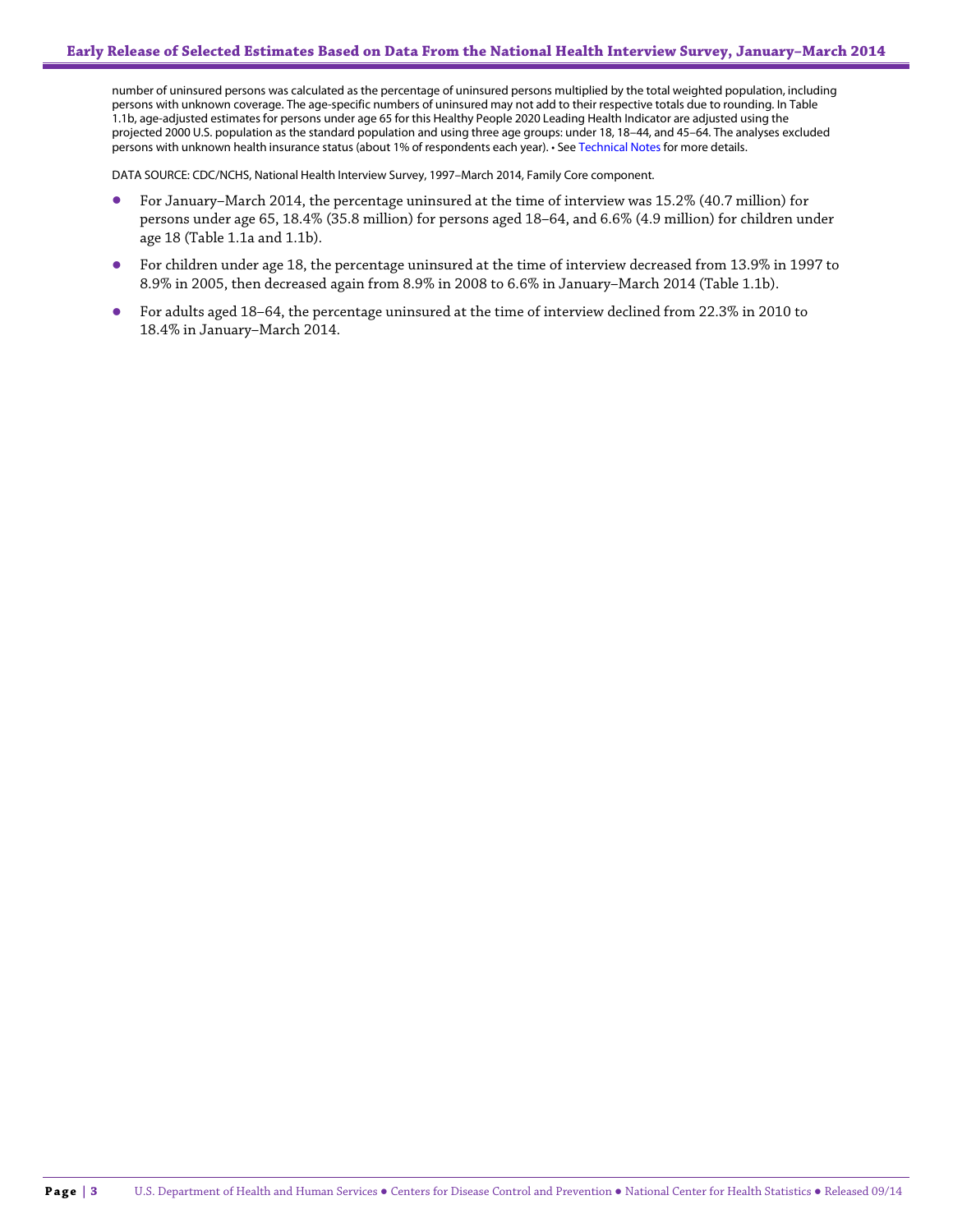number of uninsured persons was calculated as the percentage of uninsured persons multiplied by the total weighted population, including persons with unknown coverage. The age-specific numbers of uninsured may not add to their respective totals due to rounding. In Table 1.1b, age-adjusted estimates for persons under age 65 for this Healthy People 2020 Leading Health Indicator are adjusted using the projected 2000 U.S. population as the standard population and using three age groups: under 18, 18–44, and 45–64. The analyses excluded persons with unknown health insurance status (about 1% of respondents each year). • See Technical Notes for more details.

DATA SOURCE: CDC/NCHS, National Health Interview Survey, 1997–March 2014, Family Core component.

- For January–March 2014, the percentage uninsured at the time of interview was 15.2% (40.7 million) for persons under age 65, 18.4% (35.8 million) for persons aged 18–64, and 6.6% (4.9 million) for children under age 18 (Table 1.1a and 1.1b).
- For children under age 18, the percentage uninsured at the time of interview decreased from 13.9% in 1997 to 8.9% in 2005, then decreased again from 8.9% in 2008 to 6.6% in January–March 2014 (Table 1.1b).
- For adults aged 18–64, the percentage uninsured at the time of interview declined from 22.3% in 2010 to 18.4% in January–March 2014.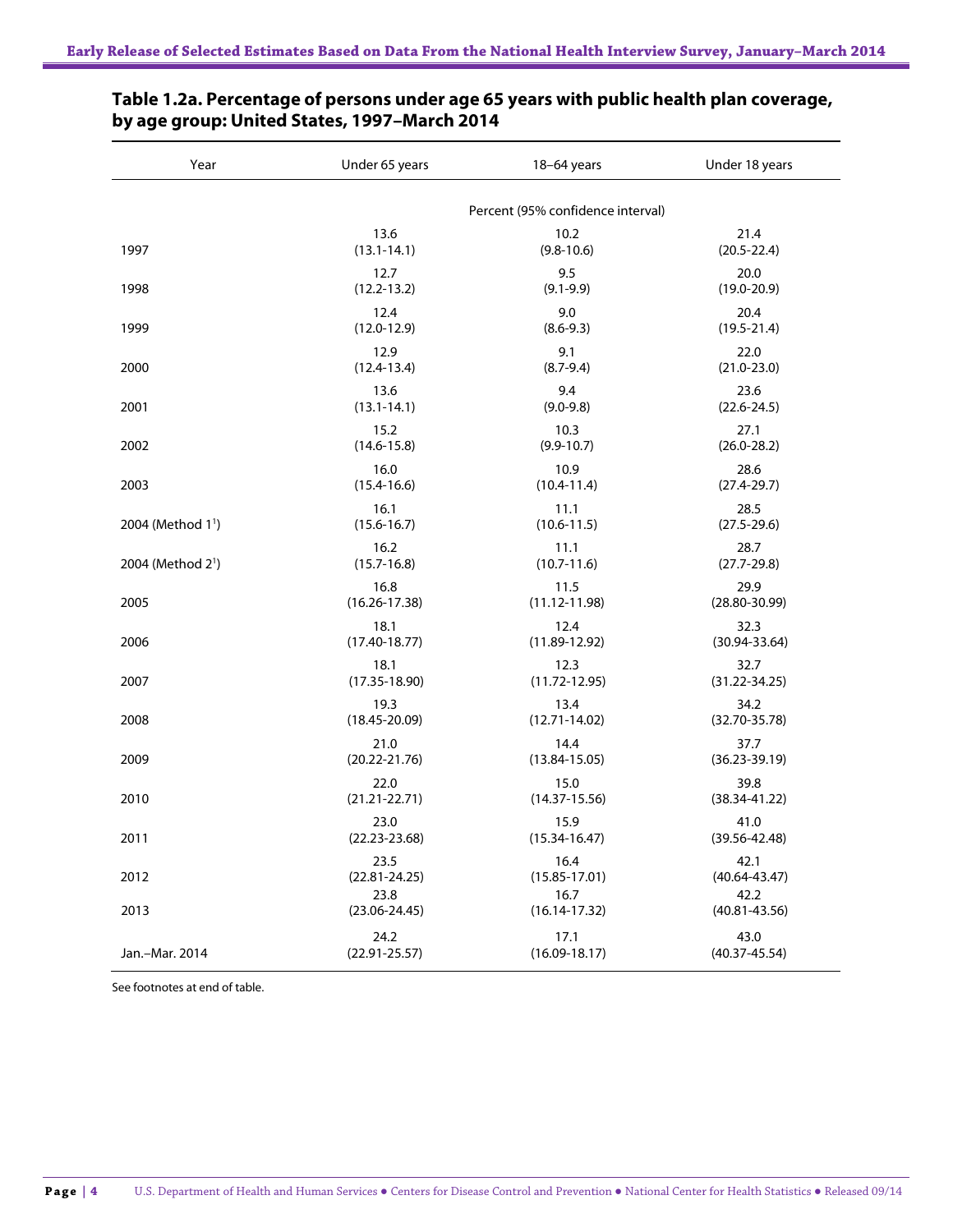## Table 1.2a. Percentage of persons under age 65 years with public health plan coverage, by age group: United States, 1997–March 2014

| Year | Under 65 years | 18–64 years | Under 18 years |
|---|---|---|---|
| | Percent (95% confidence interval) | | |
| 1997 | 13.6 (13.1-14.1) | 10.2 (9.8-10.6) | 21.4 (20.5-22.4) |
| 1998 | 12.7 (12.2-13.2) | 9.5 (9.1-9.9) | 20.0 (19.0-20.9) |
| 1999 | 12.4 (12.0-12.9) | 9.0 (8.6-9.3) | 20.4 (19.5-21.4) |
| 2000 | 12.9 (12.4-13.4) | 9.1 (8.7-9.4) | 22.0 (21.0-23.0) |
| 2001 | 13.6 (13.1-14.1) | 9.4 (9.0-9.8) | 23.6 (22.6-24.5) |
| 2002 | 15.2 (14.6-15.8) | 10.3 (9.9-10.7) | 27.1 (26.0-28.2) |
| 2003 | 16.0 (15.4-16.6) | 10.9 (10.4-11.4) | 28.6 (27.4-29.7) |
| 2004 (Method 1[1]) | 16.1 (15.6-16.7) | 11.1 (10.6-11.5) | 28.5 (27.5-29.6) |
| 2004 (Method 2[1]) | 16.2 (15.7-16.8) | 11.1 (10.7-11.6) | 28.7 (27.7-29.8) |
| 2005 | 16.8 (16.26-17.38) | 11.5 (11.12-11.98) | 29.9 (28.80-30.99) |
| 2006 | 18.1 (17.40-18.77) | 12.4 (11.89-12.92) | 32.3 (30.94-33.64) |
| 2007 | 18.1 (17.35-18.90) | 12.3 (11.72-12.95) | 32.7 (31.22-34.25) |
| 2008 | 19.3 (18.45-20.09) | 13.4 (12.71-14.02) | 34.2 (32.70-35.78) |
| 2009 | 21.0 (20.22-21.76) | 14.4 (13.84-15.05) | 37.7 (36.23-39.19) |
| 2010 | 22.0 (21.21-22.71) | 15.0 (14.37-15.56) | 39.8 (38.34-41.22) |
| 2011 | 23.0 (22.23-23.68) | 15.9 (15.34-16.47) | 41.0 (39.56-42.48) |
| 2012 | 23.5 (22.81-24.25) | 16.4 (15.85-17.01) | 42.1 (40.64-43.47) |
| 2013 | 23.8 (23.06-24.45) | 16.7 (16.14-17.32) | 42.2 (40.81-43.56) |
| Jan.–Mar. 2014 | 24.2 (22.91-25.57) | 17.1 (16.09-18.17) | 43.0 (40.37-45.54) |

See footnotes at end of table.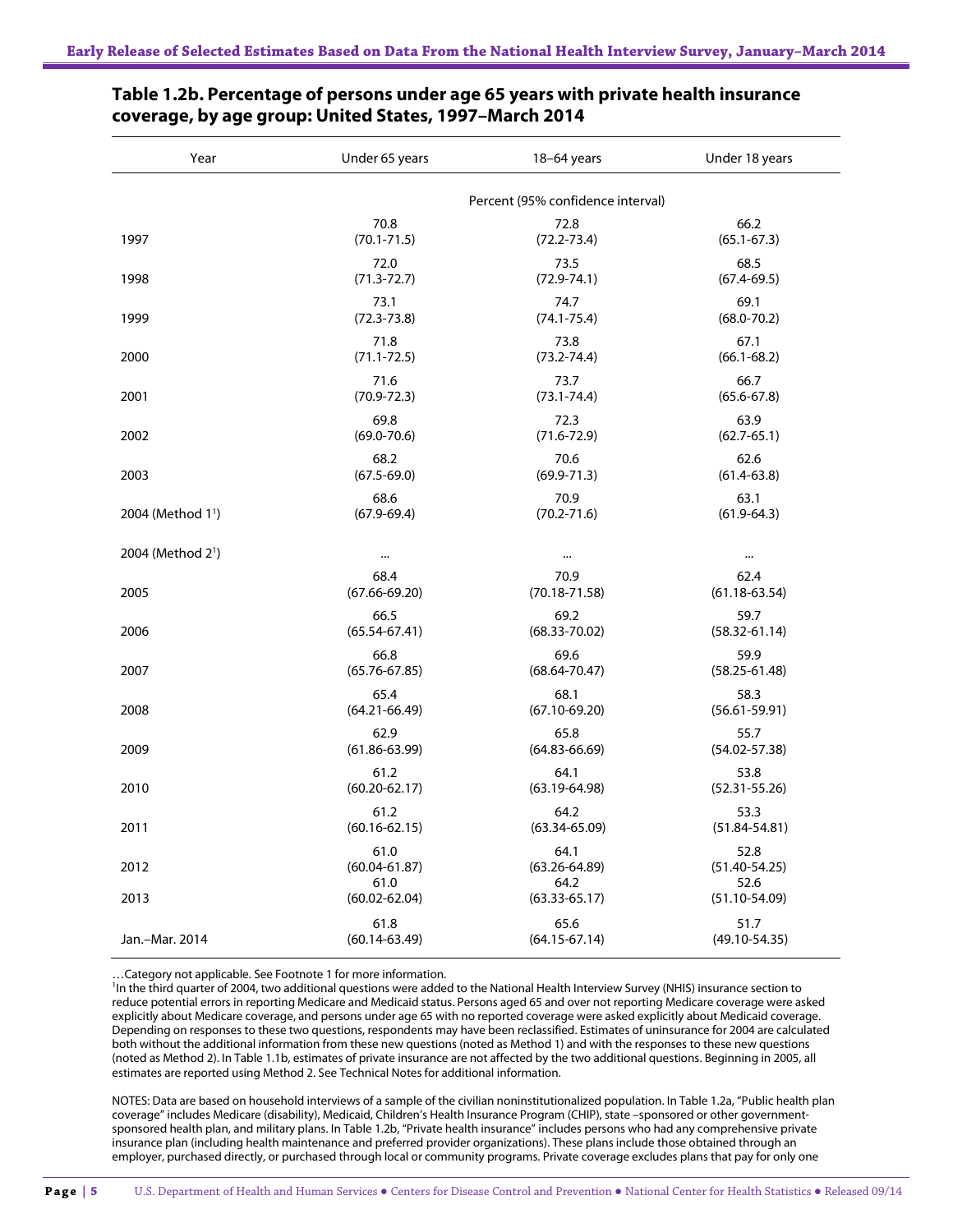## Table 1.2b. Percentage of persons under age 65 years with private health insurance coverage, by age group: United States, 1997–March 2014

| Year | Under 65 years | 18–64 years | Under 18 years |
|---|---|---|---|
| | Percent (95% confidence interval) | | |
| 1997 | 70.8 (70.1-71.5) | 72.8 (72.2-73.4) | 66.2 (65.1-67.3) |
| 1998 | 72.0 (71.3-72.7) | 73.5 (72.9-74.1) | 68.5 (67.4-69.5) |
| 1999 | 73.1 (72.3-73.8) | 74.7 (74.1-75.4) | 69.1 (68.0-70.2) |
| 2000 | 71.8 (71.1-72.5) | 73.8 (73.2-74.4) | 67.1 (66.1-68.2) |
| 2001 | 71.6 (70.9-72.3) | 73.7 (73.1-74.4) | 66.7 (65.6-67.8) |
| 2002 | 69.8 (69.0-70.6) | 72.3 (71.6-72.9) | 63.9 (62.7-65.1) |
| 2003 | 68.2 (67.5-69.0) | 70.6 (69.9-71.3) | 62.6 (61.4-63.8) |
| 2004 (Method 1[1]) | 68.6 (67.9-69.4) | 70.9 (70.2-71.6) | 63.1 (61.9-64.3) |
| 2004 (Method 2[1]) | … | … | … |
| 2005 | 68.4 (67.66-69.20) | 70.9 (70.18-71.58) | 62.4 (61.18-63.54) |
| 2006 | 66.5 (65.54-67.41) | 69.2 (68.33-70.02) | 59.7 (58.32-61.14) |
| 2007 | 66.8 (65.76-67.85) | 69.6 (68.64-70.47) | 59.9 (58.25-61.48) |
| 2008 | 65.4 (64.21-66.49) | 68.1 (67.10-69.20) | 58.3 (56.61-59.91) |
| 2009 | 62.9 (61.86-63.99) | 65.8 (64.83-66.69) | 55.7 (54.02-57.38) |
| 2010 | 61.2 (60.20-62.17) | 64.1 (63.19-64.98) | 53.8 (52.31-55.26) |
| 2011 | 61.2 (60.16-62.15) | 64.2 (63.34-65.09) | 53.3 (51.84-54.81) |
| 2012 | 61.0 (60.04-61.87) | 64.1 (63.26-64.89) | 52.8 (51.40-54.25) |
| 2013 | 61.0 (60.02-62.04) | 64.2 (63.33-65.17) | 52.6 (51.10-54.09) |
| Jan.–Mar. 2014 | 61.8 (60.14-63.49) | 65.6 (64.15-67.14) | 51.7 (49.10-54.35) |

…Category not applicable. See Footnote 1 for more information.

[1]In the third quarter of 2004, two additional questions were added to the National Health Interview Survey (NHIS) insurance section to reduce potential errors in reporting Medicare and Medicaid status. Persons aged 65 and over not reporting Medicare coverage were asked explicitly about Medicare coverage, and persons under age 65 with no reported coverage were asked explicitly about Medicaid coverage. Depending on responses to these two questions, respondents may have been reclassified. Estimates of uninsurance for 2004 are calculated both without the additional information from these new questions (noted as Method 1) and with the responses to these new questions (noted as Method 2). In Table 1.1b, estimates of private insurance are not affected by the two additional questions. Beginning in 2005, all estimates are reported using Method 2. See Technical Notes for additional information.

NOTES: Data are based on household interviews of a sample of the civilian noninstitutionalized population. In Table 1.2a, "Public health plan coverage" includes Medicare (disability), Medicaid, Children's Health Insurance Program (CHIP), state –sponsored or other government-sponsored health plan, and military plans. In Table 1.2b, "Private health insurance" includes persons who had any comprehensive private insurance plan (including health maintenance and preferred provider organizations). These plans include those obtained through an employer, purchased directly, or purchased through local or community programs. Private coverage excludes plans that pay for only one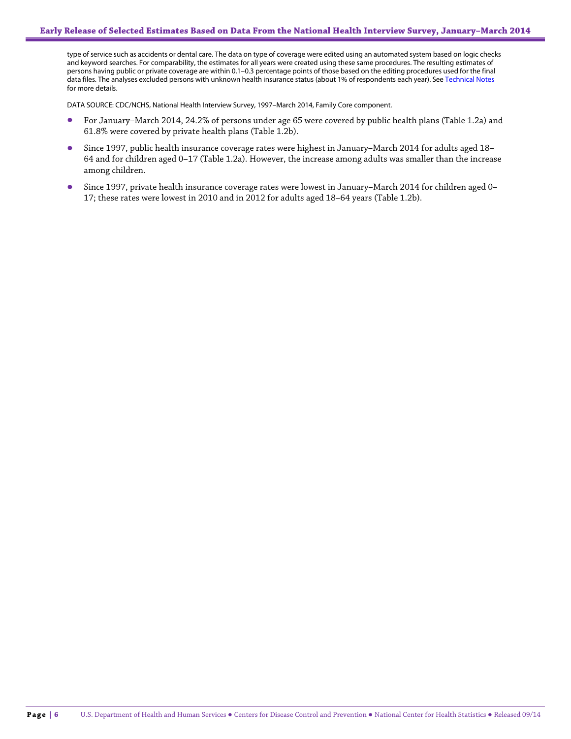type of service such as accidents or dental care. The data on type of coverage were edited using an automated system based on logic checks and keyword searches. For comparability, the estimates for all years were created using these same procedures. The resulting estimates of persons having public or private coverage are within 0.1–0.3 percentage points of those based on the editing procedures used for the final data files. The analyses excluded persons with unknown health insurance status (about 1% of respondents each year). See Technical Notes for more details.

DATA SOURCE: CDC/NCHS, National Health Interview Survey, 1997–March 2014, Family Core component.

- For January–March 2014, 24.2% of persons under age 65 were covered by public health plans (Table 1.2a) and 61.8% were covered by private health plans (Table 1.2b).
- Since 1997, public health insurance coverage rates were highest in January–March 2014 for adults aged 18–64 and for children aged 0–17 (Table 1.2a). However, the increase among adults was smaller than the increase among children.
- Since 1997, private health insurance coverage rates were lowest in January–March 2014 for children aged 0–17; these rates were lowest in 2010 and in 2012 for adults aged 18–64 years (Table 1.2b).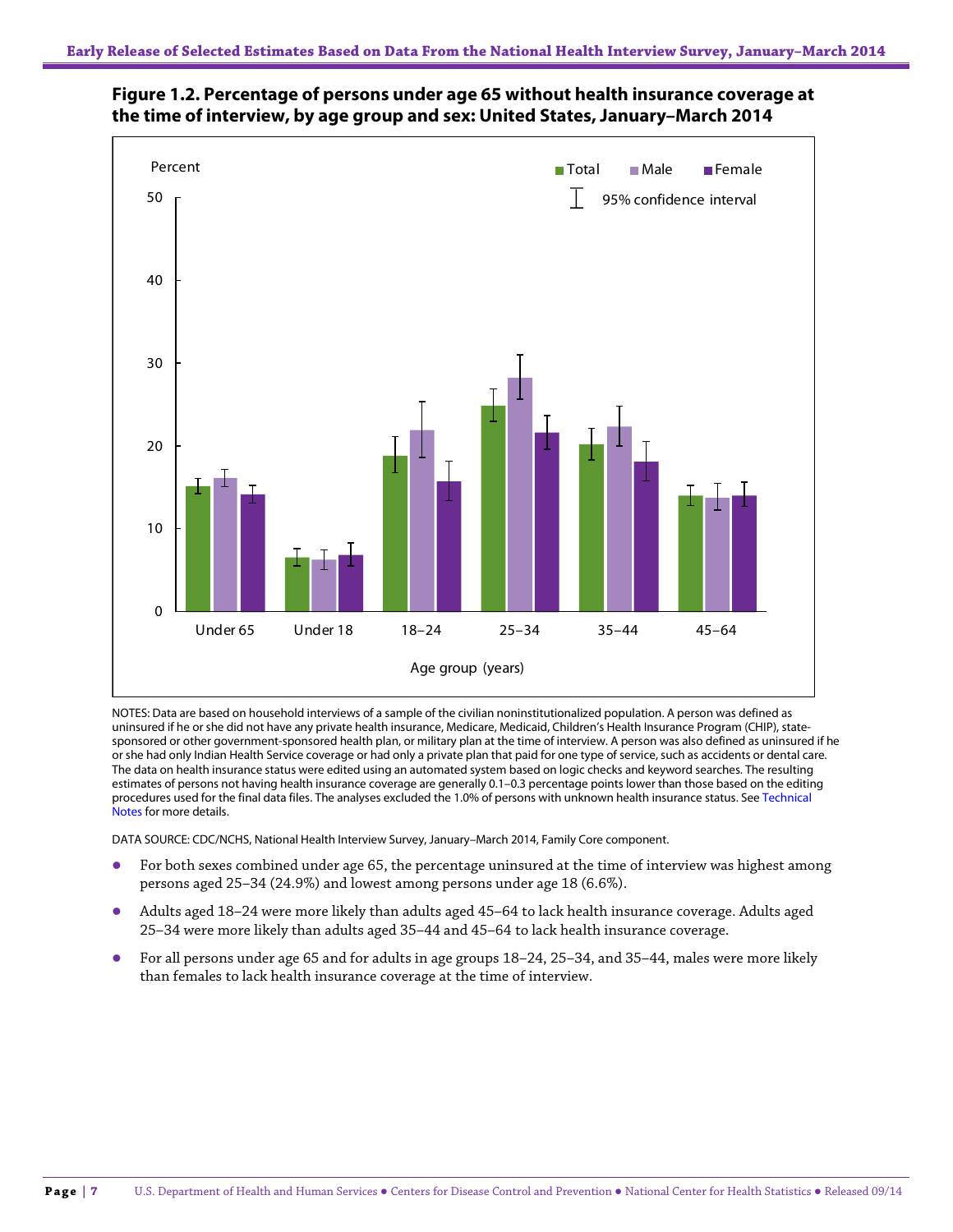**Figure 1.2. Percentage of persons under age 65 without health insurance coverage at the time of interview, by age group and sex: United States, January–March 2014**

NOTES: Data are based on household interviews of a sample of the civilian noninstitutionalized population. A person was defined as uninsured if he or she did not have any private health insurance, Medicare, Medicaid, Children's Health Insurance Program (CHIP), state-sponsored or other government-sponsored health plan, or military plan at the time of interview. A person was also defined as uninsured if he or she had only Indian Health Service coverage or had only a private plan that paid for one type of service, such as accidents or dental care. The data on health insurance status were edited using an automated system based on logic checks and keyword searches. The resulting estimates of persons not having health insurance coverage are generally 0.1–0.3 percentage points lower than those based on the editing procedures used for the final data files. The analyses excluded the 1.0% of persons with unknown health insurance status. See Technical Notes for more details.

DATA SOURCE: CDC/NCHS, National Health Interview Survey, January–March 2014, Family Core component.

- For both sexes combined under age 65, the percentage uninsured at the time of interview was highest among persons aged 25–34 (24.9%) and lowest among persons under age 18 (6.6%).
- Adults aged 18–24 were more likely than adults aged 45–64 to lack health insurance coverage. Adults aged 25–34 were more likely than adults aged 35–44 and 45–64 to lack health insurance coverage.
- For all persons under age 65 and for adults in age groups 18–24, 25–34, and 35–44, males were more likely than females to lack health insurance coverage at the time of interview.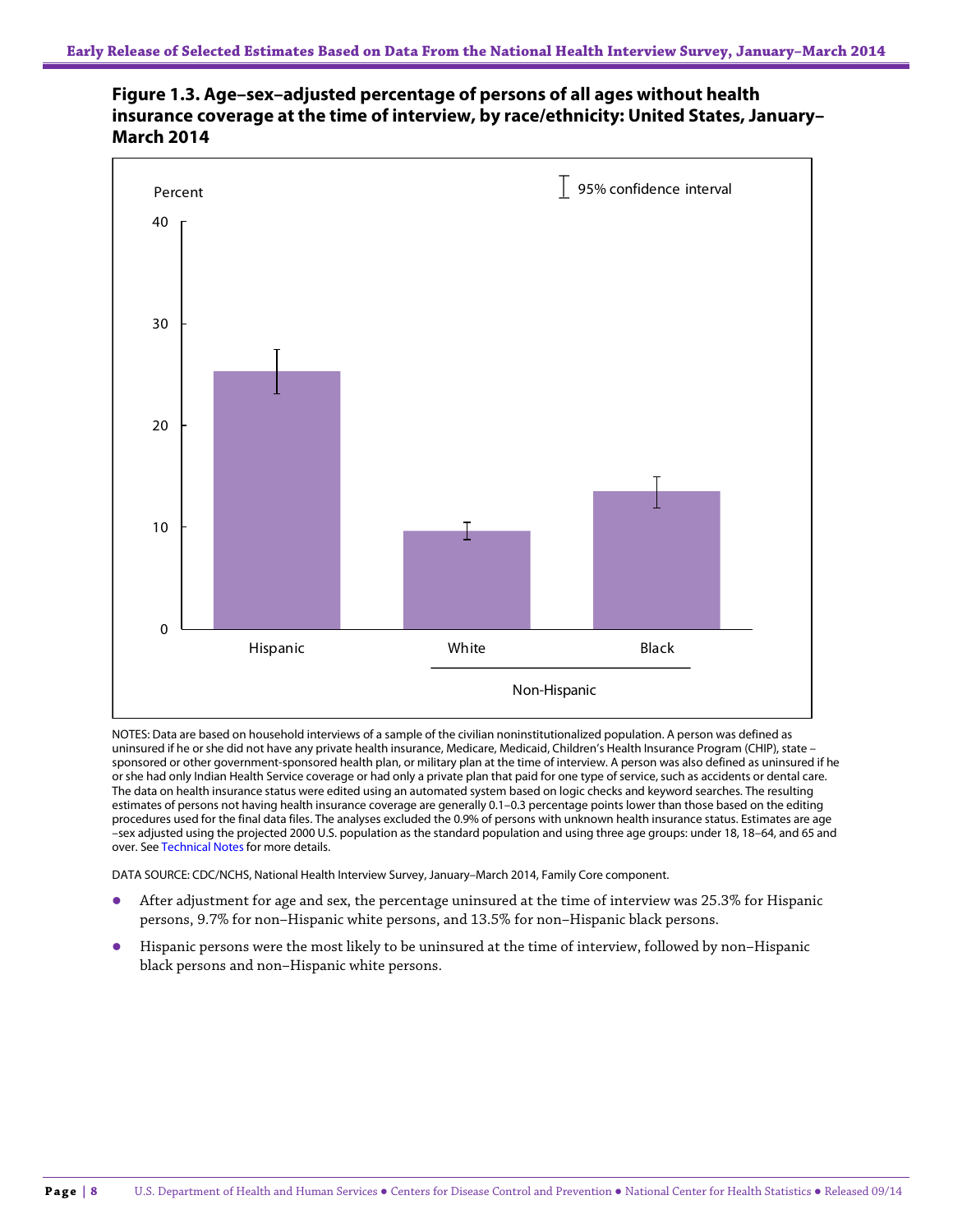## Figure 1.3. Age–sex–adjusted percentage of persons of all ages without health insurance coverage at the time of interview, by race/ethnicity: United States, January–March 2014

NOTES: Data are based on household interviews of a sample of the civilian noninstitutionalized population. A person was defined as uninsured if he or she did not have any private health insurance, Medicare, Medicaid, Children's Health Insurance Program (CHIP), state –sponsored or other government-sponsored health plan, or military plan at the time of interview. A person was also defined as uninsured if he or she had only Indian Health Service coverage or had only a private plan that paid for one type of service, such as accidents or dental care. The data on health insurance status were edited using an automated system based on logic checks and keyword searches. The resulting estimates of persons not having health insurance coverage are generally 0.1–0.3 percentage points lower than those based on the editing procedures used for the final data files. The analyses excluded the 0.9% of persons with unknown health insurance status. Estimates are age –sex adjusted using the projected 2000 U.S. population as the standard population and using three age groups: under 18, 18–64, and 65 and over. See Technical Notes for more details.

DATA SOURCE: CDC/NCHS, National Health Interview Survey, January–March 2014, Family Core component.

- After adjustment for age and sex, the percentage uninsured at the time of interview was 25.3% for Hispanic persons, 9.7% for non–Hispanic white persons, and 13.5% for non–Hispanic black persons.
- Hispanic persons were the most likely to be uninsured at the time of interview, followed by non–Hispanic black persons and non–Hispanic white persons.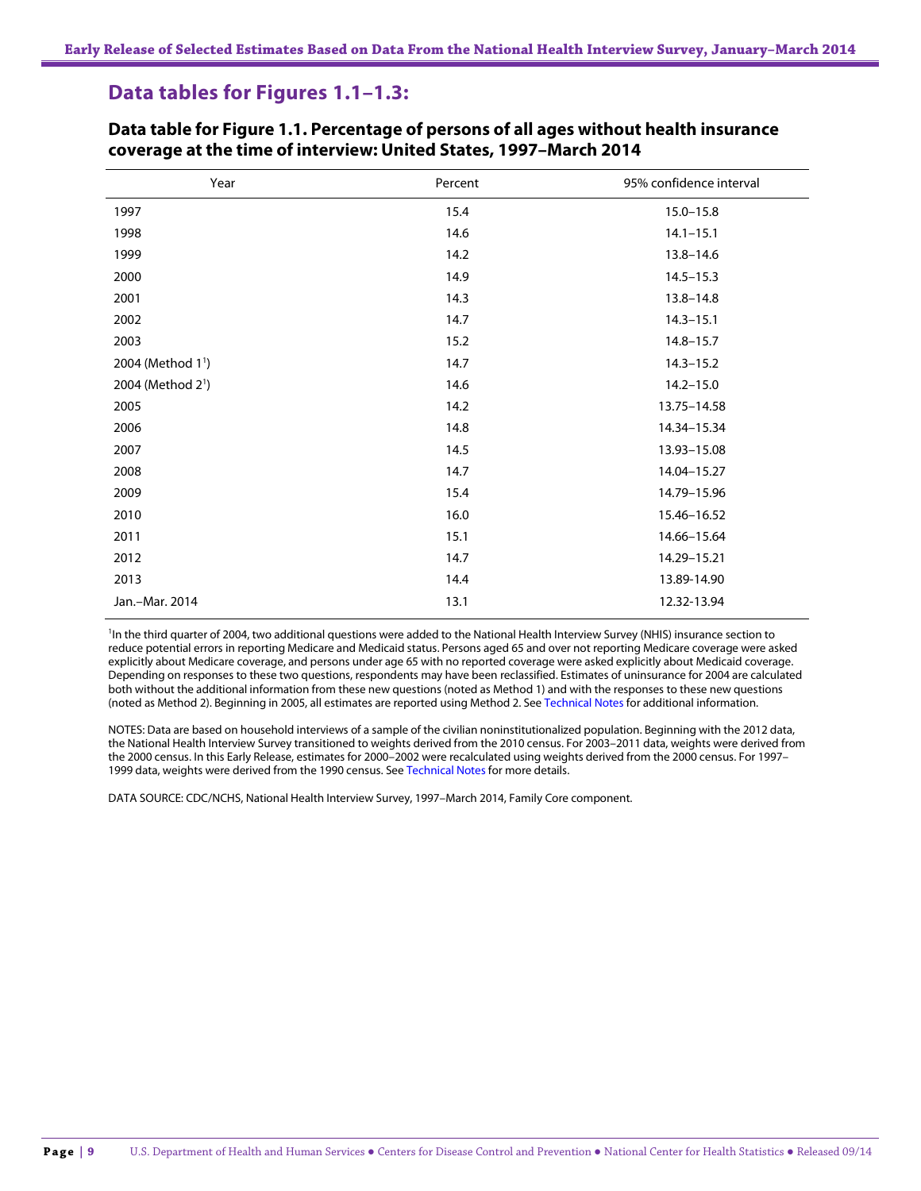## Data tables for Figures 1.1–1.3:

### Data table for Figure 1.1. Percentage of persons of all ages without health insurance coverage at the time of interview: United States, 1997–March 2014

| Year | Percent | 95% confidence interval |
|---|---|---|
| 1997 | 15.4 | 15.0–15.8 |
| 1998 | 14.6 | 14.1–15.1 |
| 1999 | 14.2 | 13.8–14.6 |
| 2000 | 14.9 | 14.5–15.3 |
| 2001 | 14.3 | 13.8–14.8 |
| 2002 | 14.7 | 14.3–15.1 |
| 2003 | 15.2 | 14.8–15.7 |
| 2004 (Method 1[1]) | 14.7 | 14.3–15.2 |
| 2004 (Method 2[1]) | 14.6 | 14.2–15.0 |
| 2005 | 14.2 | 13.75–14.58 |
| 2006 | 14.8 | 14.34–15.34 |
| 2007 | 14.5 | 13.93–15.08 |
| 2008 | 14.7 | 14.04–15.27 |
| 2009 | 15.4 | 14.79–15.96 |
| 2010 | 16.0 | 15.46–16.52 |
| 2011 | 15.1 | 14.66–15.64 |
| 2012 | 14.7 | 14.29–15.21 |
| 2013 | 14.4 | 13.89-14.90 |
| Jan.–Mar. 2014 | 13.1 | 12.32-13.94 |

[1]In the third quarter of 2004, two additional questions were added to the National Health Interview Survey (NHIS) insurance section to reduce potential errors in reporting Medicare and Medicaid status. Persons aged 65 and over not reporting Medicare coverage were asked explicitly about Medicare coverage, and persons under age 65 with no reported coverage were asked explicitly about Medicaid coverage. Depending on responses to these two questions, respondents may have been reclassified. Estimates of uninsurance for 2004 are calculated both without the additional information from these new questions (noted as Method 1) and with the responses to these new questions (noted as Method 2). Beginning in 2005, all estimates are reported using Method 2. See Technical Notes for additional information.

NOTES: Data are based on household interviews of a sample of the civilian noninstitutionalized population. Beginning with the 2012 data, the National Health Interview Survey transitioned to weights derived from the 2010 census. For 2003–2011 data, weights were derived from the 2000 census. In this Early Release, estimates for 2000–2002 were recalculated using weights derived from the 2000 census. For 1997–1999 data, weights were derived from the 1990 census. See Technical Notes for more details.

DATA SOURCE: CDC/NCHS, National Health Interview Survey, 1997–March 2014, Family Core component.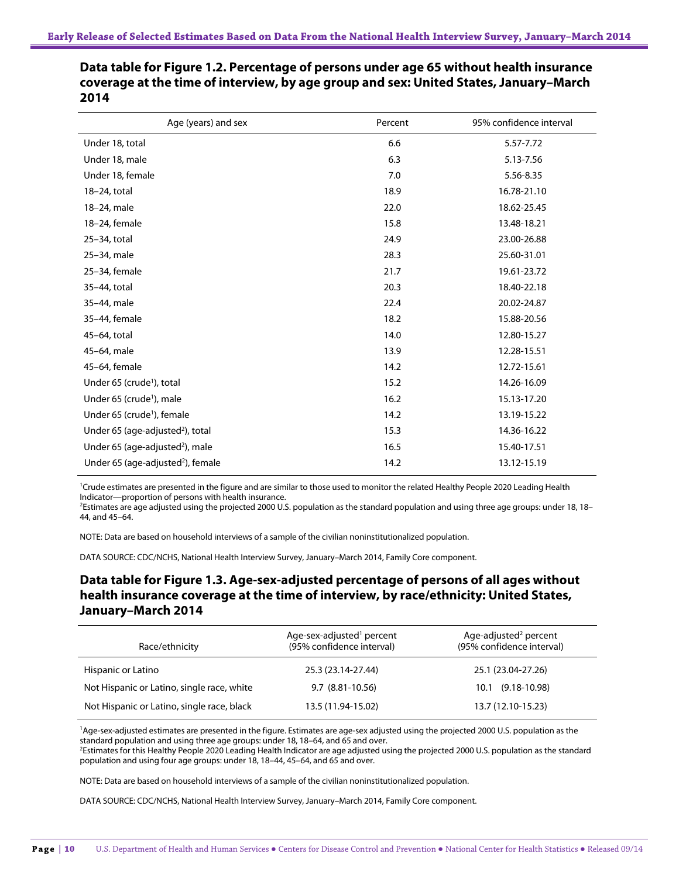## Data table for Figure 1.2. Percentage of persons under age 65 without health insurance coverage at the time of interview, by age group and sex: United States, January–March 2014

| Age (years) and sex | Percent | 95% confidence interval |
|---|---|---|
| Under 18, total | 6.6 | 5.57-7.72 |
| Under 18, male | 6.3 | 5.13-7.56 |
| Under 18, female | 7.0 | 5.56-8.35 |
| 18–24, total | 18.9 | 16.78-21.10 |
| 18–24, male | 22.0 | 18.62-25.45 |
| 18–24, female | 15.8 | 13.48-18.21 |
| 25–34, total | 24.9 | 23.00-26.88 |
| 25–34, male | 28.3 | 25.60-31.01 |
| 25–34, female | 21.7 | 19.61-23.72 |
| 35–44, total | 20.3 | 18.40-22.18 |
| 35–44, male | 22.4 | 20.02-24.87 |
| 35–44, female | 18.2 | 15.88-20.56 |
| 45–64, total | 14.0 | 12.80-15.27 |
| 45–64, male | 13.9 | 12.28-15.51 |
| 45–64, female | 14.2 | 12.72-15.61 |
| Under 65 (crude[1]), total | 15.2 | 14.26-16.09 |
| Under 65 (crude[1]), male | 16.2 | 15.13-17.20 |
| Under 65 (crude[1]), female | 14.2 | 13.19-15.22 |
| Under 65 (age-adjusted[2]), total | 15.3 | 14.36-16.22 |
| Under 65 (age-adjusted[2]), male | 16.5 | 15.40-17.51 |
| Under 65 (age-adjusted[2]), female | 14.2 | 13.12-15.19 |

[1]Crude estimates are presented in the figure and are similar to those used to monitor the related Healthy People 2020 Leading Health Indicator—proportion of persons with health insurance.
[2]Estimates are age adjusted using the projected 2000 U.S. population as the standard population and using three age groups: under 18, 18–44, and 45–64.

NOTE: Data are based on household interviews of a sample of the civilian noninstitutionalized population.

DATA SOURCE: CDC/NCHS, National Health Interview Survey, January–March 2014, Family Core component.

## Data table for Figure 1.3. Age-sex-adjusted percentage of persons of all ages without health insurance coverage at the time of interview, by race/ethnicity: United States, January–March 2014

| Race/ethnicity | Age-sex-adjusted[1] percent (95% confidence interval) | Age-adjusted[2] percent (95% confidence interval) |
|---|---|---|
| Hispanic or Latino | 25.3 (23.14-27.44) | 25.1 (23.04-27.26) |
| Not Hispanic or Latino, single race, white | 9.7 (8.81-10.56) | 10.1 (9.18-10.98) |
| Not Hispanic or Latino, single race, black | 13.5 (11.94-15.02) | 13.7 (12.10-15.23) |

[1]Age-sex-adjusted estimates are presented in the figure. Estimates are age-sex adjusted using the projected 2000 U.S. population as the standard population and using three age groups: under 18, 18–64, and 65 and over.
[2]Estimates for this Healthy People 2020 Leading Health Indicator are age adjusted using the projected 2000 U.S. population as the standard population and using four age groups: under 18, 18–44, 45–64, and 65 and over.

NOTE: Data are based on household interviews of a sample of the civilian noninstitutionalized population.

DATA SOURCE: CDC/NCHS, National Health Interview Survey, January–March 2014, Family Core component.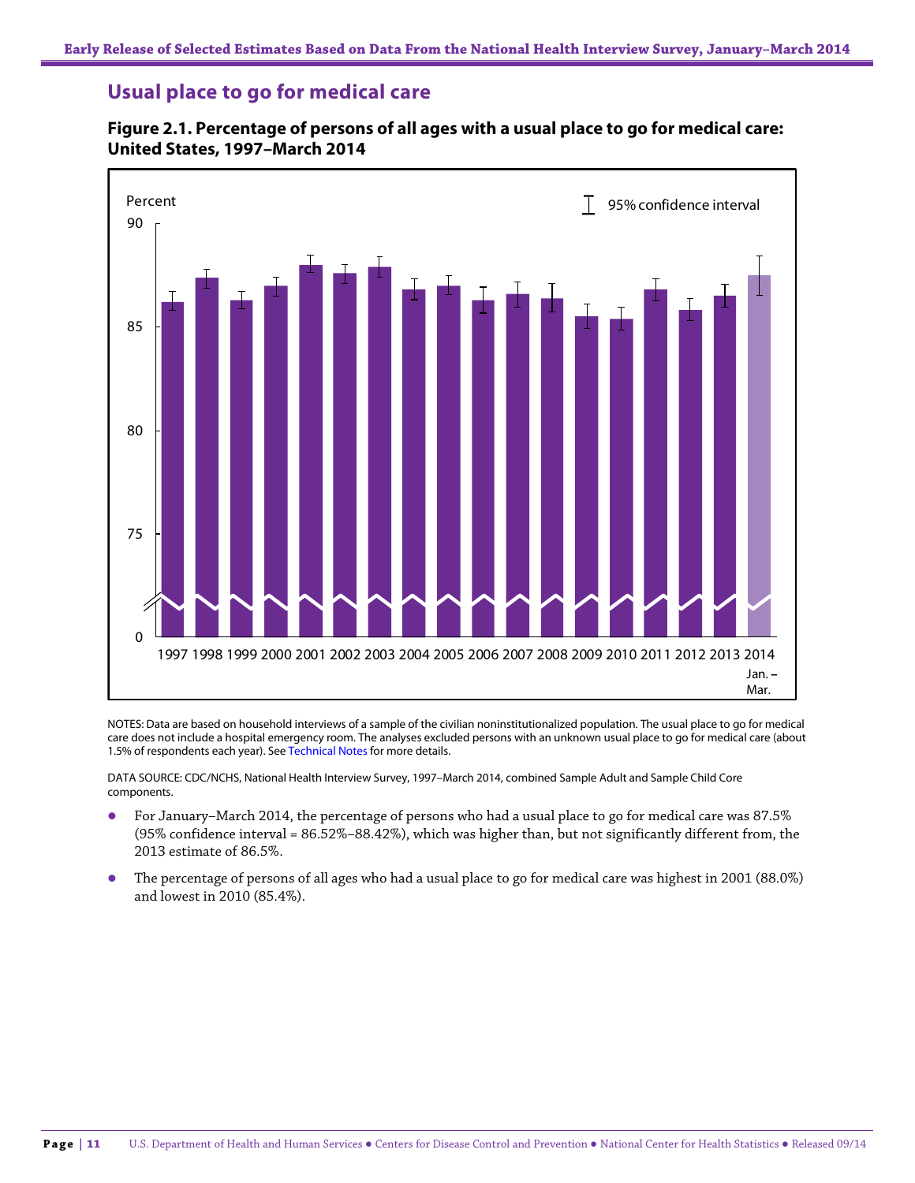## Usual place to go for medical care

**Figure 2.1. Percentage of persons of all ages with a usual place to go for medical care: United States, 1997–March 2014**

NOTES: Data are based on household interviews of a sample of the civilian noninstitutionalized population. The usual place to go for medical care does not include a hospital emergency room. The analyses excluded persons with an unknown usual place to go for medical care (about 1.5% of respondents each year). See Technical Notes for more details.

DATA SOURCE: CDC/NCHS, National Health Interview Survey, 1997–March 2014, combined Sample Adult and Sample Child Core components.

- For January–March 2014, the percentage of persons who had a usual place to go for medical care was 87.5% (95% confidence interval = 86.52%–88.42%), which was higher than, but not significantly different from, the 2013 estimate of 86.5%.
- The percentage of persons of all ages who had a usual place to go for medical care was highest in 2001 (88.0%) and lowest in 2010 (85.4%).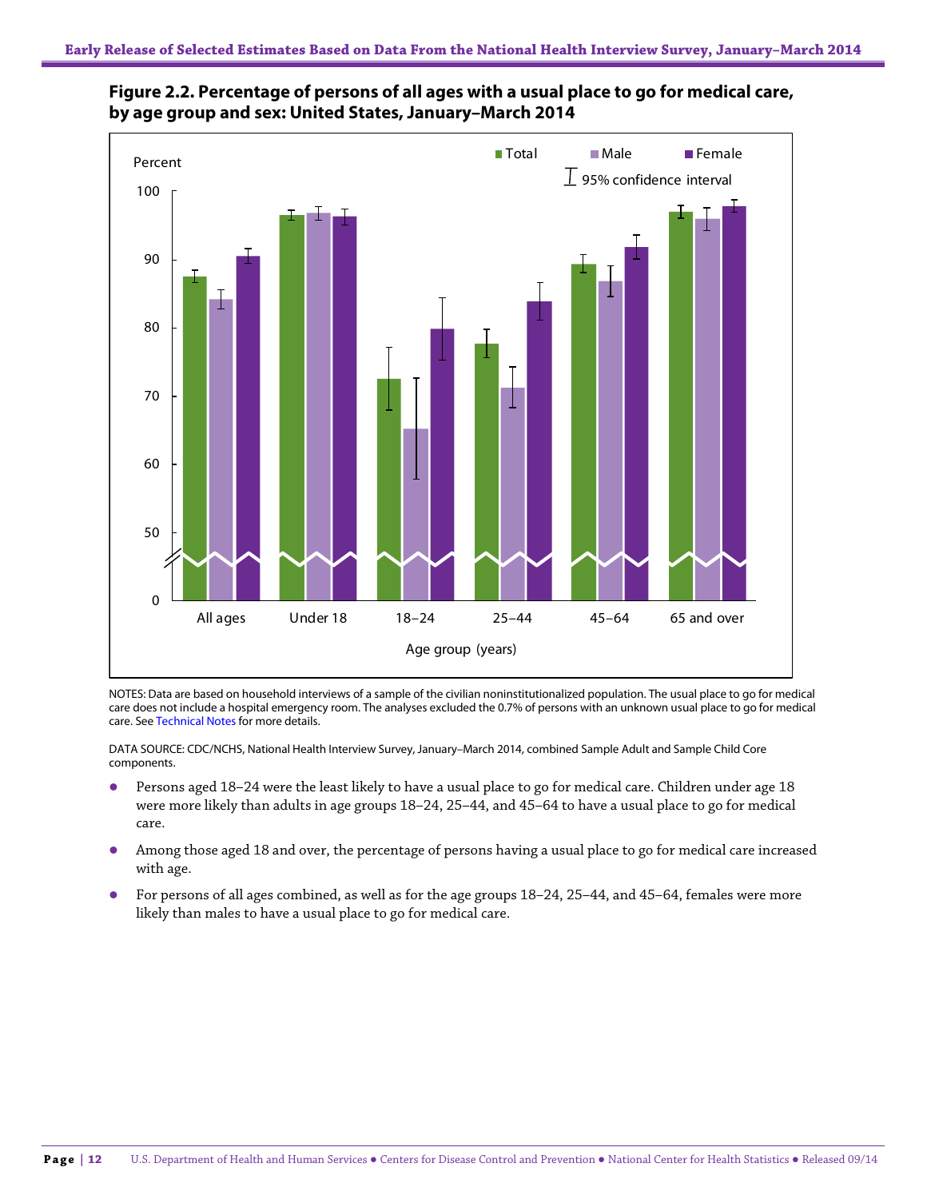**Figure 2.2. Percentage of persons of all ages with a usual place to go for medical care, by age group and sex: United States, January–March 2014**

NOTES: Data are based on household interviews of a sample of the civilian noninstitutionalized population. The usual place to go for medical care does not include a hospital emergency room. The analyses excluded the 0.7% of persons with an unknown usual place to go for medical care. See Technical Notes for more details.

DATA SOURCE: CDC/NCHS, National Health Interview Survey, January–March 2014, combined Sample Adult and Sample Child Core components.

- Persons aged 18–24 were the least likely to have a usual place to go for medical care. Children under age 18 were more likely than adults in age groups 18–24, 25–44, and 45–64 to have a usual place to go for medical care.
- Among those aged 18 and over, the percentage of persons having a usual place to go for medical care increased with age.
- For persons of all ages combined, as well as for the age groups 18–24, 25–44, and 45–64, females were more likely than males to have a usual place to go for medical care.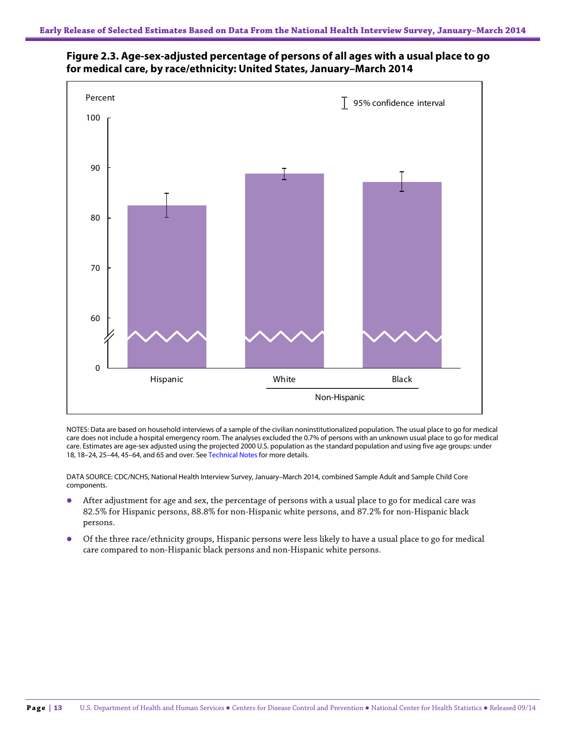## Figure 2.3. Age-sex-adjusted percentage of persons of all ages with a usual place to go for medical care, by race/ethnicity: United States, January–March 2014

NOTES: Data are based on household interviews of a sample of the civilian noninstitutionalized population. The usual place to go for medical care does not include a hospital emergency room. The analyses excluded the 0.7% of persons with an unknown usual place to go for medical care. Estimates are age-sex adjusted using the projected 2000 U.S. population as the standard population and using five age groups: under 18, 18–24, 25–44, 45–64, and 65 and over. See Technical Notes for more details.

DATA SOURCE: CDC/NCHS, National Health Interview Survey, January–March 2014, combined Sample Adult and Sample Child Core components.

- After adjustment for age and sex, the percentage of persons with a usual place to go for medical care was 82.5% for Hispanic persons, 88.8% for non-Hispanic white persons, and 87.2% for non-Hispanic black persons.
- Of the three race/ethnicity groups, Hispanic persons were less likely to have a usual place to go for medical care compared to non-Hispanic black persons and non-Hispanic white persons.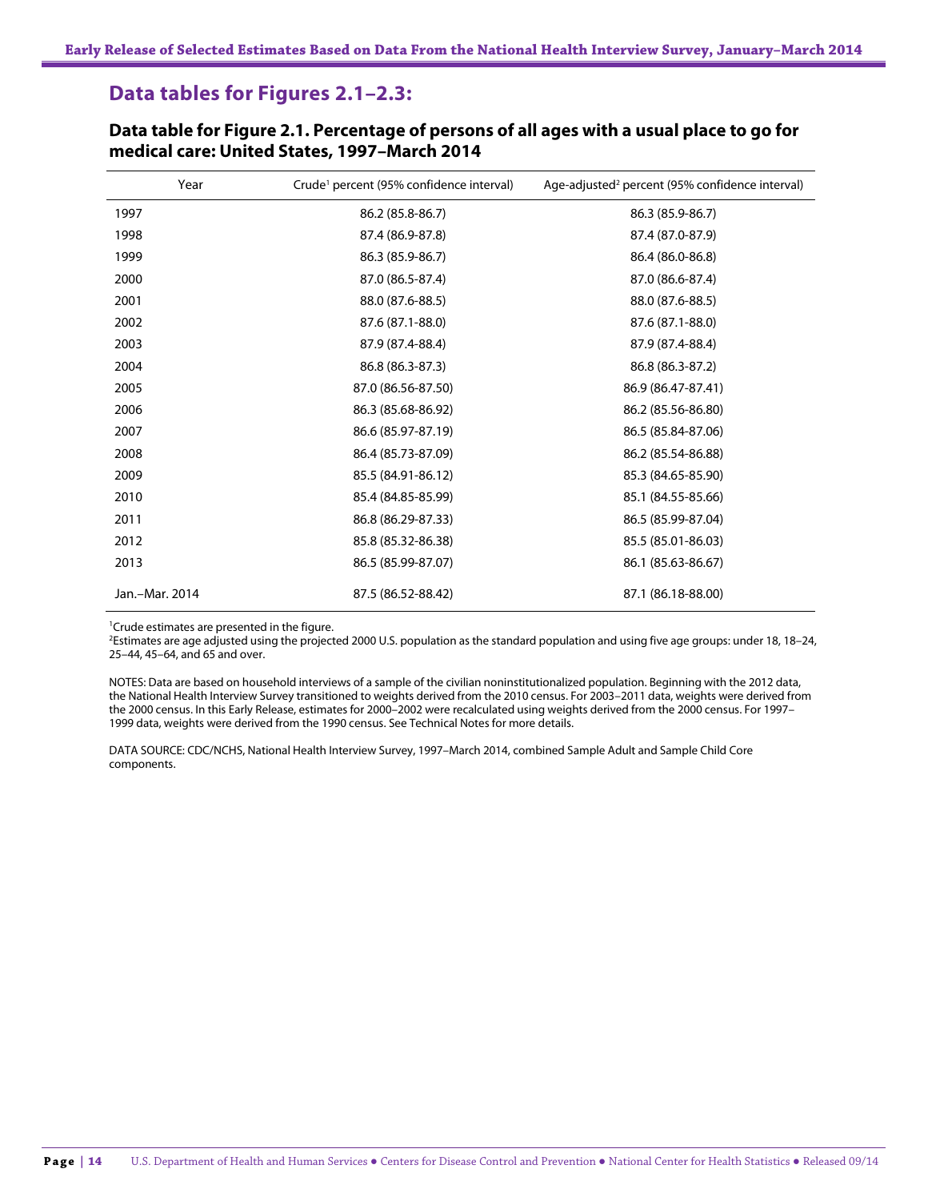## Data tables for Figures 2.1–2.3:

### Data table for Figure 2.1. Percentage of persons of all ages with a usual place to go for medical care: United States, 1997–March 2014

| Year | Crude[1] percent (95% confidence interval) | Age-adjusted[2] percent (95% confidence interval) |
|---|---|---|
| 1997 | 86.2 (85.8-86.7) | 86.3 (85.9-86.7) |
| 1998 | 87.4 (86.9-87.8) | 87.4 (87.0-87.9) |
| 1999 | 86.3 (85.9-86.7) | 86.4 (86.0-86.8) |
| 2000 | 87.0 (86.5-87.4) | 87.0 (86.6-87.4) |
| 2001 | 88.0 (87.6-88.5) | 88.0 (87.6-88.5) |
| 2002 | 87.6 (87.1-88.0) | 87.6 (87.1-88.0) |
| 2003 | 87.9 (87.4-88.4) | 87.9 (87.4-88.4) |
| 2004 | 86.8 (86.3-87.3) | 86.8 (86.3-87.2) |
| 2005 | 87.0 (86.56-87.50) | 86.9 (86.47-87.41) |
| 2006 | 86.3 (85.68-86.92) | 86.2 (85.56-86.80) |
| 2007 | 86.6 (85.97-87.19) | 86.5 (85.84-87.06) |
| 2008 | 86.4 (85.73-87.09) | 86.2 (85.54-86.88) |
| 2009 | 85.5 (84.91-86.12) | 85.3 (84.65-85.90) |
| 2010 | 85.4 (84.85-85.99) | 85.1 (84.55-85.66) |
| 2011 | 86.8 (86.29-87.33) | 86.5 (85.99-87.04) |
| 2012 | 85.8 (85.32-86.38) | 85.5 (85.01-86.03) |
| 2013 | 86.5 (85.99-87.07) | 86.1 (85.63-86.67) |
| Jan.–Mar. 2014 | 87.5 (86.52-88.42) | 87.1 (86.18-88.00) |

[1]Crude estimates are presented in the figure.
[2]Estimates are age adjusted using the projected 2000 U.S. population as the standard population and using five age groups: under 18, 18–24, 25–44, 45–64, and 65 and over.

NOTES: Data are based on household interviews of a sample of the civilian noninstitutionalized population. Beginning with the 2012 data, the National Health Interview Survey transitioned to weights derived from the 2010 census. For 2003–2011 data, weights were derived from the 2000 census. In this Early Release, estimates for 2000–2002 were recalculated using weights derived from the 2000 census. For 1997–1999 data, weights were derived from the 1990 census. See Technical Notes for more details.

DATA SOURCE: CDC/NCHS, National Health Interview Survey, 1997–March 2014, combined Sample Adult and Sample Child Core components.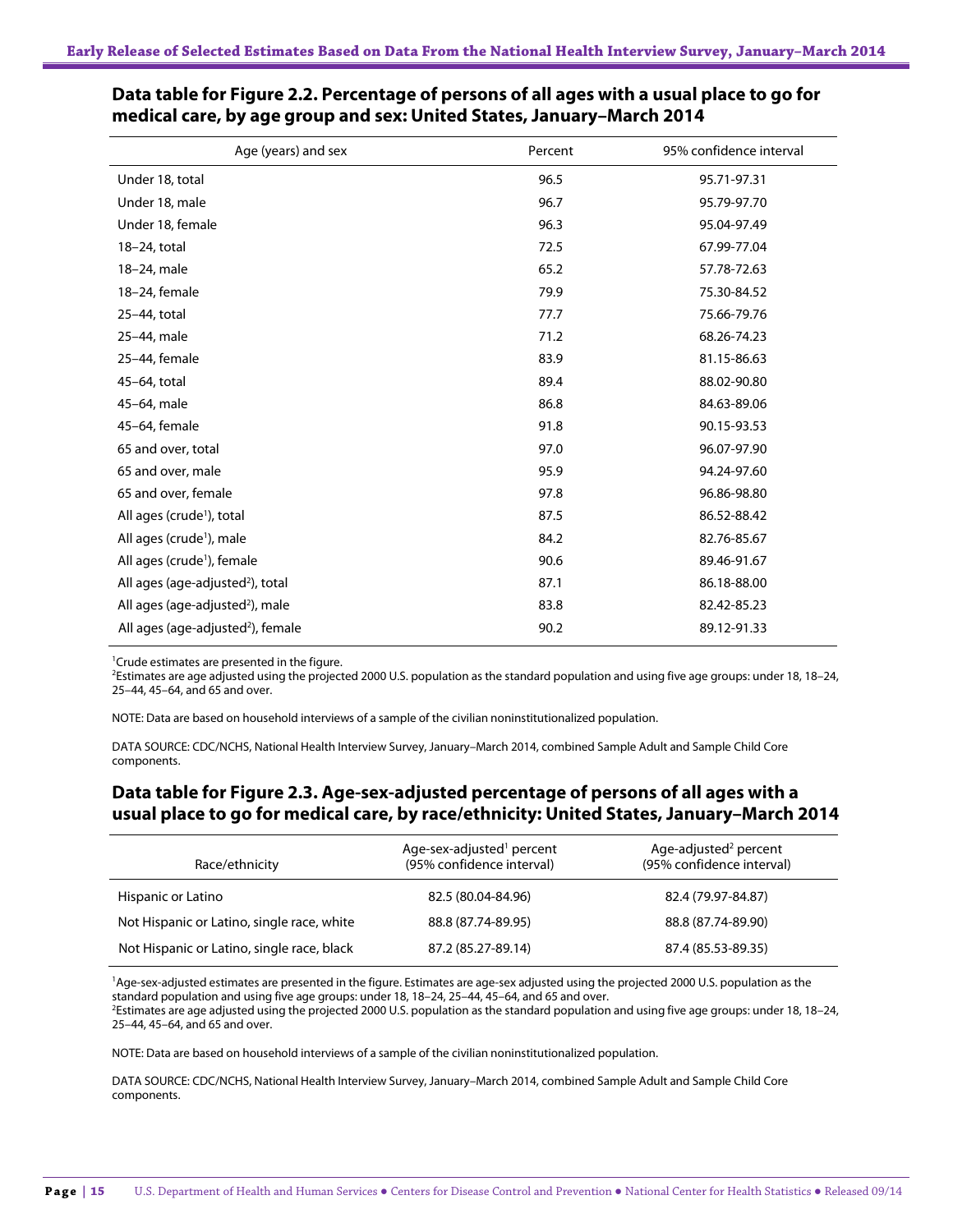## Data table for Figure 2.2. Percentage of persons of all ages with a usual place to go for medical care, by age group and sex: United States, January–March 2014

| Age (years) and sex | Percent | 95% confidence interval |
|---|---|---|
| Under 18, total | 96.5 | 95.71-97.31 |
| Under 18, male | 96.7 | 95.79-97.70 |
| Under 18, female | 96.3 | 95.04-97.49 |
| 18–24, total | 72.5 | 67.99-77.04 |
| 18–24, male | 65.2 | 57.78-72.63 |
| 18–24, female | 79.9 | 75.30-84.52 |
| 25–44, total | 77.7 | 75.66-79.76 |
| 25–44, male | 71.2 | 68.26-74.23 |
| 25–44, female | 83.9 | 81.15-86.63 |
| 45–64, total | 89.4 | 88.02-90.80 |
| 45–64, male | 86.8 | 84.63-89.06 |
| 45–64, female | 91.8 | 90.15-93.53 |
| 65 and over, total | 97.0 | 96.07-97.90 |
| 65 and over, male | 95.9 | 94.24-97.60 |
| 65 and over, female | 97.8 | 96.86-98.80 |
| All ages (crude[1]), total | 87.5 | 86.52-88.42 |
| All ages (crude[1]), male | 84.2 | 82.76-85.67 |
| All ages (crude[1]), female | 90.6 | 89.46-91.67 |
| All ages (age-adjusted[2]), total | 87.1 | 86.18-88.00 |
| All ages (age-adjusted[2]), male | 83.8 | 82.42-85.23 |
| All ages (age-adjusted[2]), female | 90.2 | 89.12-91.33 |

[1]Crude estimates are presented in the figure.
[2]Estimates are age adjusted using the projected 2000 U.S. population as the standard population and using five age groups: under 18, 18–24, 25–44, 45–64, and 65 and over.

NOTE: Data are based on household interviews of a sample of the civilian noninstitutionalized population.

DATA SOURCE: CDC/NCHS, National Health Interview Survey, January–March 2014, combined Sample Adult and Sample Child Core components.

## Data table for Figure 2.3. Age-sex-adjusted percentage of persons of all ages with a usual place to go for medical care, by race/ethnicity: United States, January–March 2014

| Race/ethnicity | Age-sex-adjusted[1] percent (95% confidence interval) | Age-adjusted[2] percent (95% confidence interval) |
|---|---|---|
| Hispanic or Latino | 82.5 (80.04-84.96) | 82.4 (79.97-84.87) |
| Not Hispanic or Latino, single race, white | 88.8 (87.74-89.95) | 88.8 (87.74-89.90) |
| Not Hispanic or Latino, single race, black | 87.2 (85.27-89.14) | 87.4 (85.53-89.35) |

[1]Age-sex-adjusted estimates are presented in the figure. Estimates are age-sex adjusted using the projected 2000 U.S. population as the standard population and using five age groups: under 18, 18–24, 25–44, 45–64, and 65 and over.
[2]Estimates are age adjusted using the projected 2000 U.S. population as the standard population and using five age groups: under 18, 18–24, 25–44, 45–64, and 65 and over.

NOTE: Data are based on household interviews of a sample of the civilian noninstitutionalized population.

DATA SOURCE: CDC/NCHS, National Health Interview Survey, January–March 2014, combined Sample Adult and Sample Child Core components.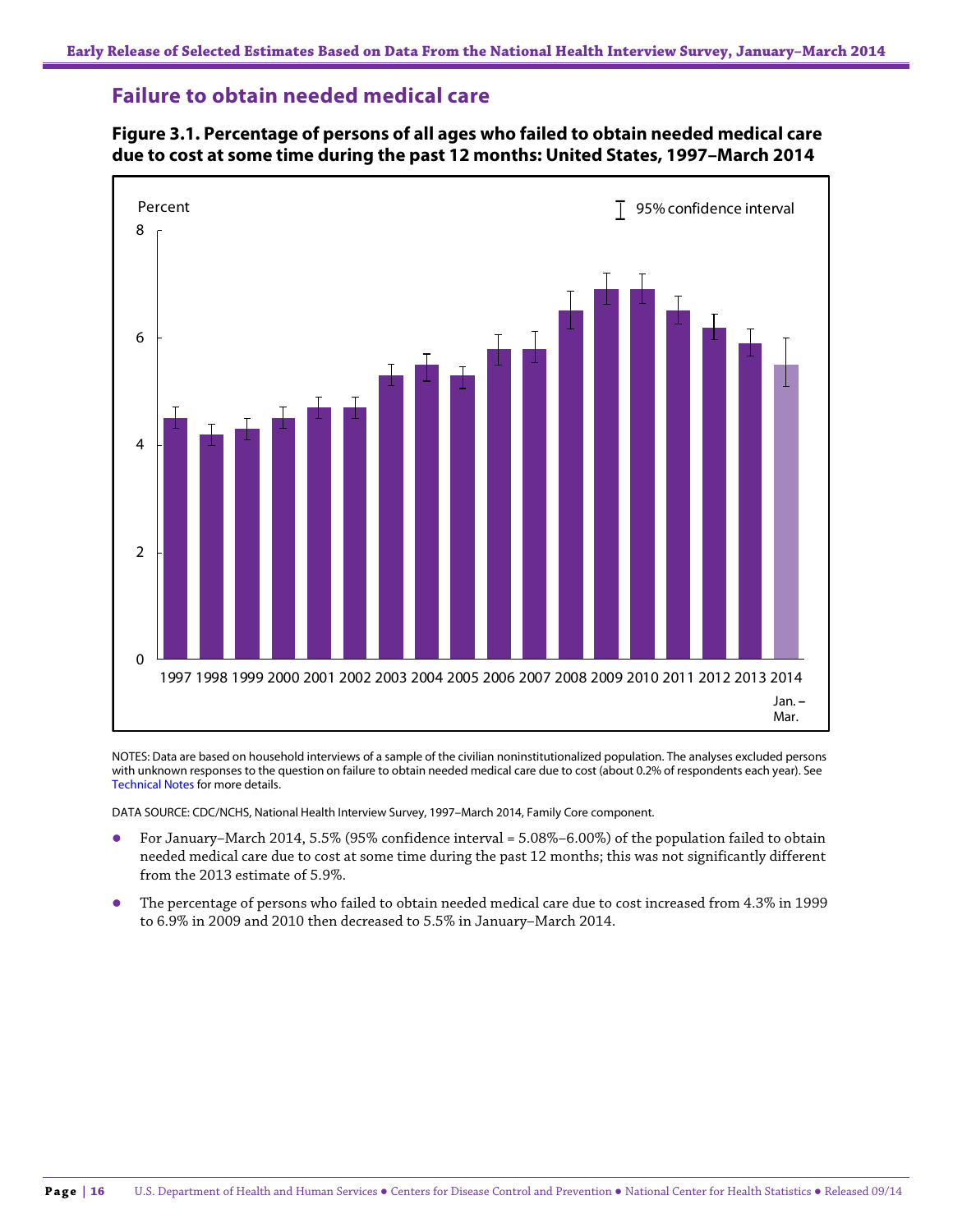## Failure to obtain needed medical care

**Figure 3.1. Percentage of persons of all ages who failed to obtain needed medical care due to cost at some time during the past 12 months: United States, 1997–March 2014**

NOTES: Data are based on household interviews of a sample of the civilian noninstitutionalized population. The analyses excluded persons with unknown responses to the question on failure to obtain needed medical care due to cost (about 0.2% of respondents each year). See Technical Notes for more details.

DATA SOURCE: CDC/NCHS, National Health Interview Survey, 1997–March 2014, Family Core component.

- For January–March 2014, 5.5% (95% confidence interval = 5.08%–6.00%) of the population failed to obtain needed medical care due to cost at some time during the past 12 months; this was not significantly different from the 2013 estimate of 5.9%.
- The percentage of persons who failed to obtain needed medical care due to cost increased from 4.3% in 1999 to 6.9% in 2009 and 2010 then decreased to 5.5% in January–March 2014.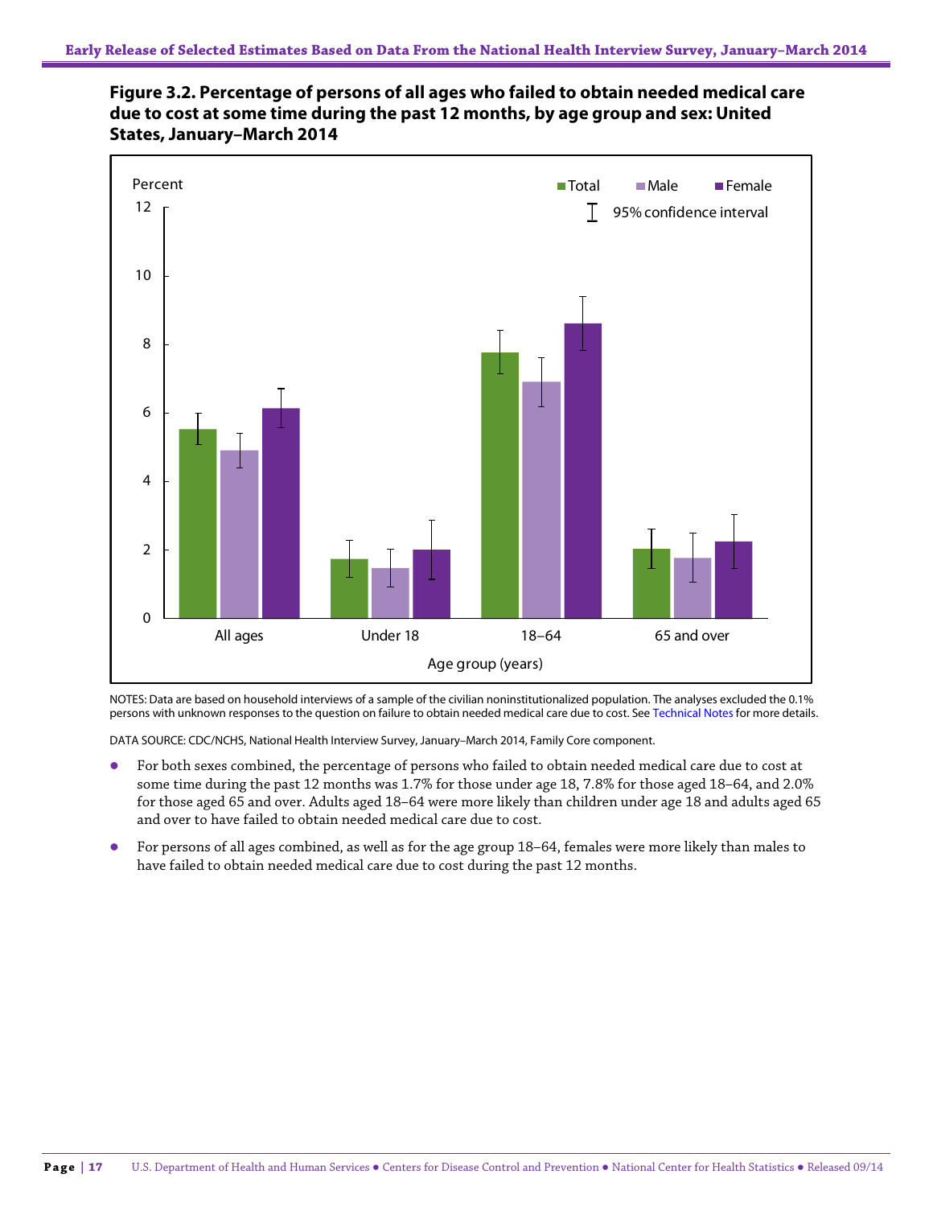**Figure 3.2. Percentage of persons of all ages who failed to obtain needed medical care due to cost at some time during the past 12 months, by age group and sex: United States, January–March 2014**

NOTES: Data are based on household interviews of a sample of the civilian noninstitutionalized population. The analyses excluded the 0.1% persons with unknown responses to the question on failure to obtain needed medical care due to cost. See Technical Notes for more details.

DATA SOURCE: CDC/NCHS, National Health Interview Survey, January–March 2014, Family Core component.

- For both sexes combined, the percentage of persons who failed to obtain needed medical care due to cost at some time during the past 12 months was 1.7% for those under age 18, 7.8% for those aged 18–64, and 2.0% for those aged 65 and over. Adults aged 18–64 were more likely than children under age 18 and adults aged 65 and over to have failed to obtain needed medical care due to cost.
- For persons of all ages combined, as well as for the age group 18–64, females were more likely than males to have failed to obtain needed medical care due to cost during the past 12 months.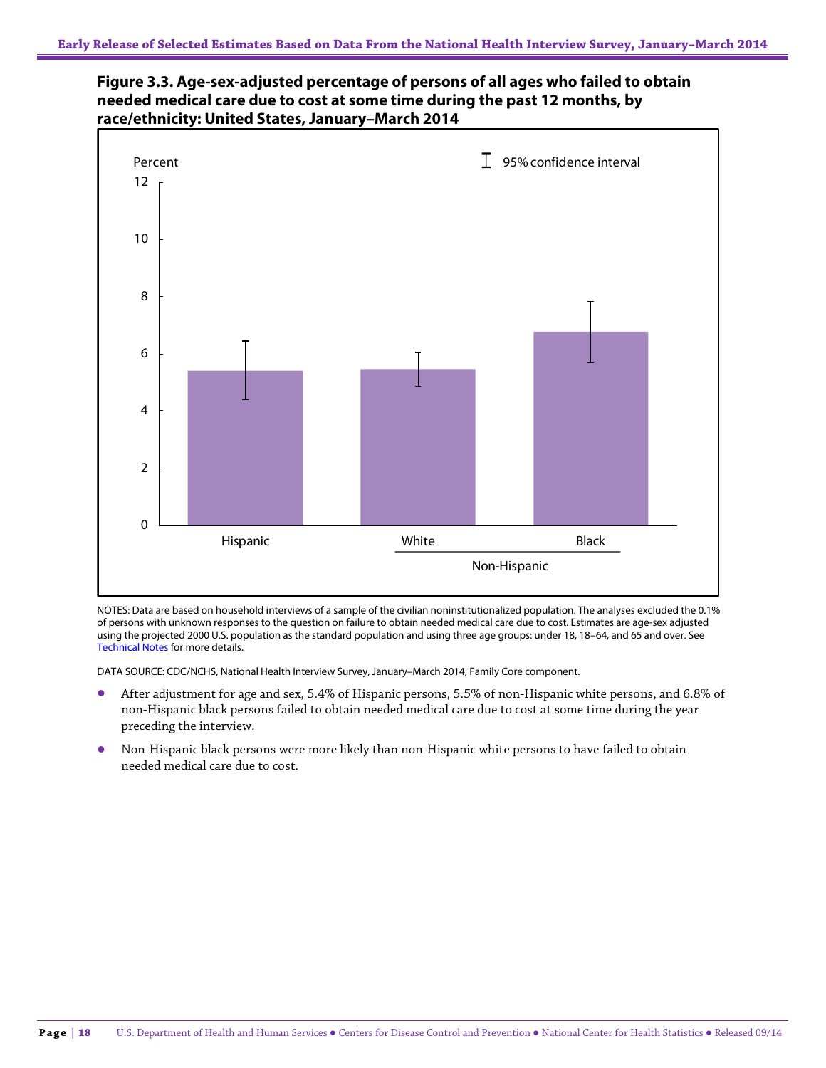**Figure 3.3. Age-sex-adjusted percentage of persons of all ages who failed to obtain needed medical care due to cost at some time during the past 12 months, by race/ethnicity: United States, January–March 2014**

Percent

95% confidence interval

12

10

8

6

4

2

0

Hispanic

White

Black

Non-Hispanic

NOTES: Data are based on household interviews of a sample of the civilian noninstitutionalized population. The analyses excluded the 0.1% of persons with unknown responses to the question on failure to obtain needed medical care due to cost. Estimates are age-sex adjusted using the projected 2000 U.S. population as the standard population and using three age groups: under 18, 18–64, and 65 and over. See Technical Notes for more details.

DATA SOURCE: CDC/NCHS, National Health Interview Survey, January–March 2014, Family Core component.

- After adjustment for age and sex, 5.4% of Hispanic persons, 5.5% of non-Hispanic white persons, and 6.8% of non-Hispanic black persons failed to obtain needed medical care due to cost at some time during the year preceding the interview.
- Non-Hispanic black persons were more likely than non-Hispanic white persons to have failed to obtain needed medical care due to cost.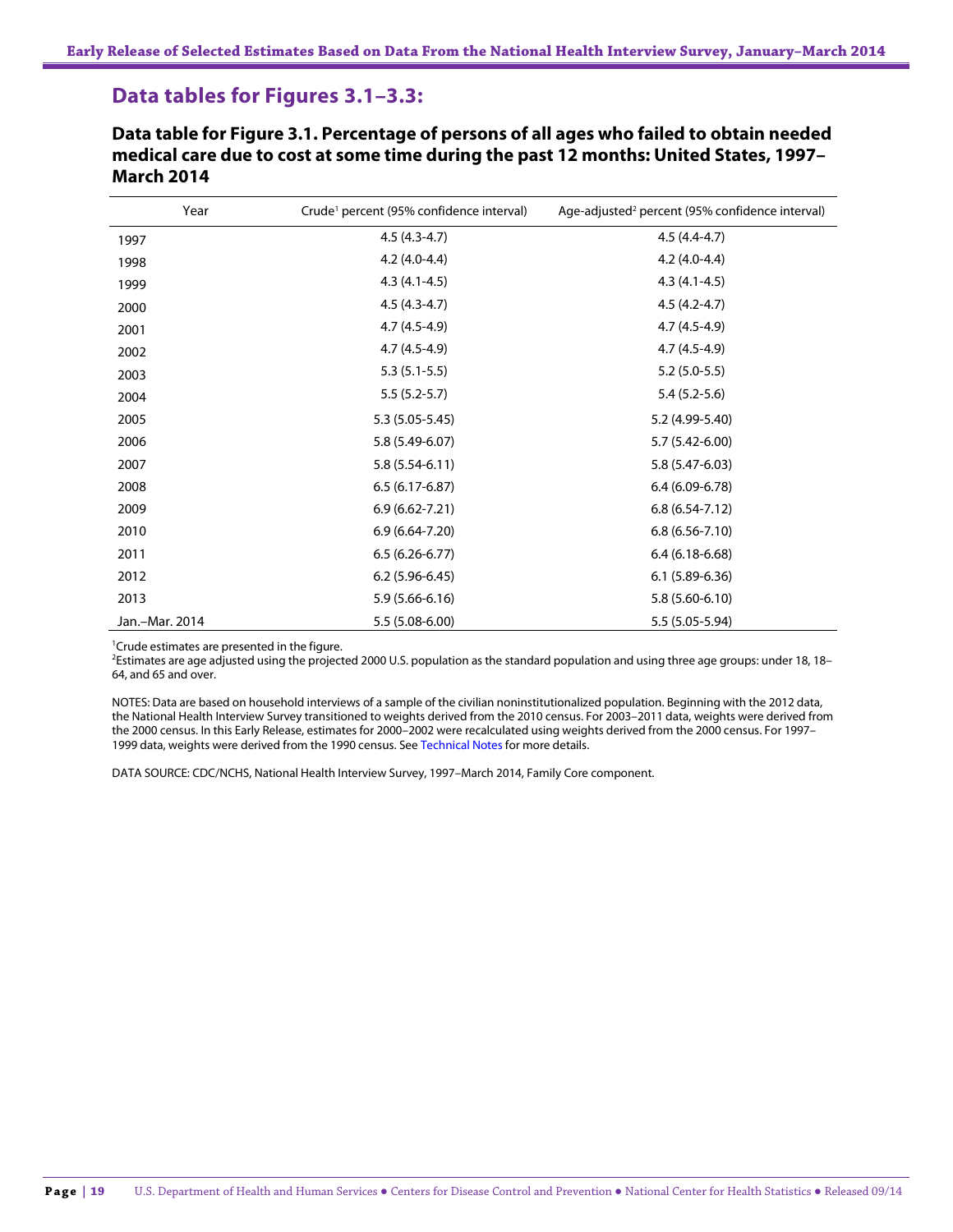## Data tables for Figures 3.1–3.3:

### Data table for Figure 3.1. Percentage of persons of all ages who failed to obtain needed medical care due to cost at some time during the past 12 months: United States, 1997–March 2014

| Year | Crude[1] percent (95% confidence interval) | Age-adjusted[2] percent (95% confidence interval) |
|---|---|---|
| 1997 | 4.5 (4.3-4.7) | 4.5 (4.4-4.7) |
| 1998 | 4.2 (4.0-4.4) | 4.2 (4.0-4.4) |
| 1999 | 4.3 (4.1-4.5) | 4.3 (4.1-4.5) |
| 2000 | 4.5 (4.3-4.7) | 4.5 (4.2-4.7) |
| 2001 | 4.7 (4.5-4.9) | 4.7 (4.5-4.9) |
| 2002 | 4.7 (4.5-4.9) | 4.7 (4.5-4.9) |
| 2003 | 5.3 (5.1-5.5) | 5.2 (5.0-5.5) |
| 2004 | 5.5 (5.2-5.7) | 5.4 (5.2-5.6) |
| 2005 | 5.3 (5.05-5.45) | 5.2 (4.99-5.40) |
| 2006 | 5.8 (5.49-6.07) | 5.7 (5.42-6.00) |
| 2007 | 5.8 (5.54-6.11) | 5.8 (5.47-6.03) |
| 2008 | 6.5 (6.17-6.87) | 6.4 (6.09-6.78) |
| 2009 | 6.9 (6.62-7.21) | 6.8 (6.54-7.12) |
| 2010 | 6.9 (6.64-7.20) | 6.8 (6.56-7.10) |
| 2011 | 6.5 (6.26-6.77) | 6.4 (6.18-6.68) |
| 2012 | 6.2 (5.96-6.45) | 6.1 (5.89-6.36) |
| 2013 | 5.9 (5.66-6.16) | 5.8 (5.60-6.10) |
| Jan.–Mar. 2014 | 5.5 (5.08-6.00) | 5.5 (5.05-5.94) |

[1]Crude estimates are presented in the figure.
[2]Estimates are age adjusted using the projected 2000 U.S. population as the standard population and using three age groups: under 18, 18–64, and 65 and over.

NOTES: Data are based on household interviews of a sample of the civilian noninstitutionalized population. Beginning with the 2012 data, the National Health Interview Survey transitioned to weights derived from the 2010 census. For 2003–2011 data, weights were derived from the 2000 census. In this Early Release, estimates for 2000–2002 were recalculated using weights derived from the 2000 census. For 1997–1999 data, weights were derived from the 1990 census. See Technical Notes for more details.

DATA SOURCE: CDC/NCHS, National Health Interview Survey, 1997–March 2014, Family Core component.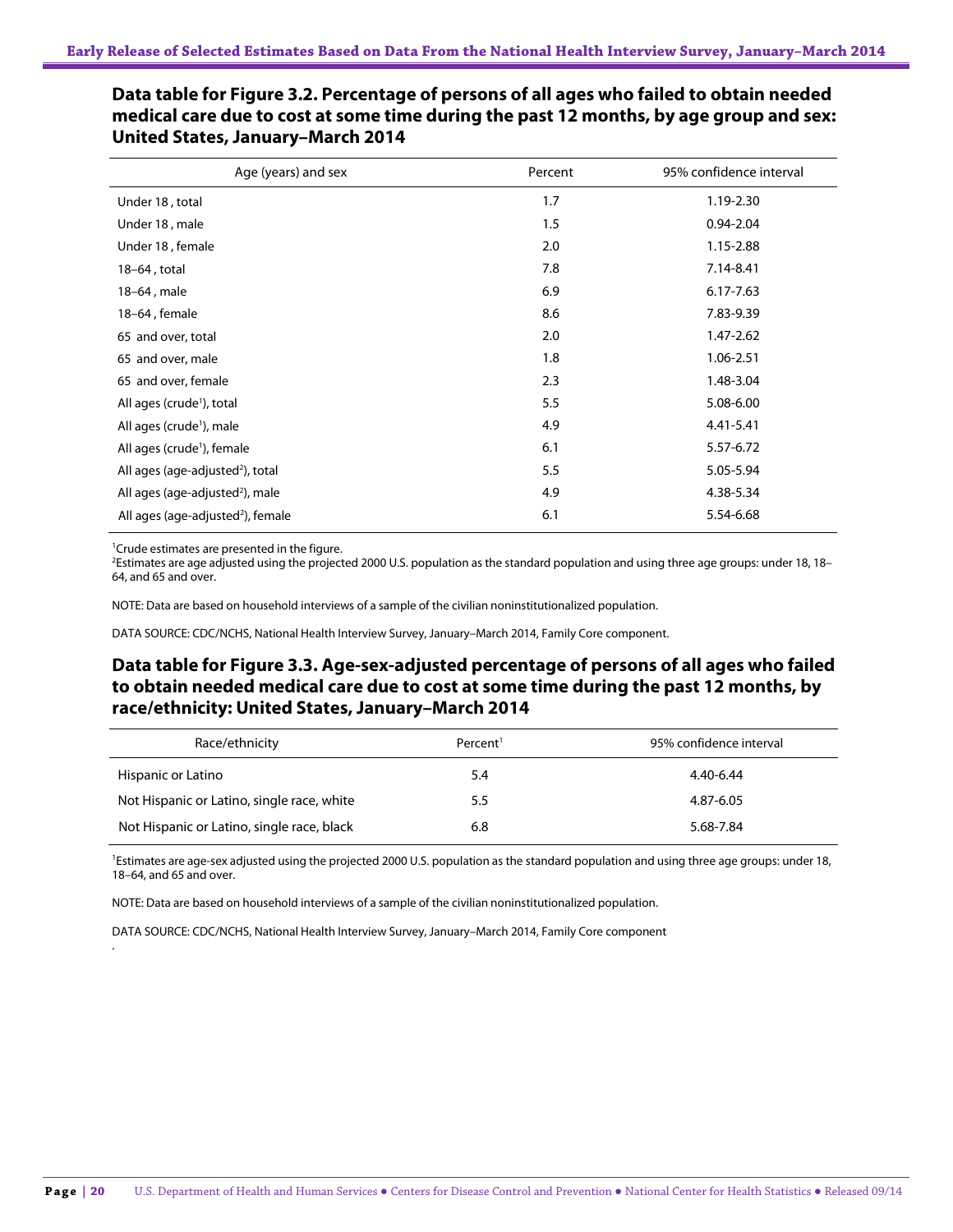## Data table for Figure 3.2. Percentage of persons of all ages who failed to obtain needed medical care due to cost at some time during the past 12 months, by age group and sex: United States, January–March 2014

| Age (years) and sex | Percent | 95% confidence interval |
|---|---|---|
| Under 18 , total | 1.7 | 1.19-2.30 |
| Under 18 , male | 1.5 | 0.94-2.04 |
| Under 18 , female | 2.0 | 1.15-2.88 |
| 18–64 , total | 7.8 | 7.14-8.41 |
| 18–64 , male | 6.9 | 6.17-7.63 |
| 18–64 , female | 8.6 | 7.83-9.39 |
| 65 and over, total | 2.0 | 1.47-2.62 |
| 65 and over, male | 1.8 | 1.06-2.51 |
| 65 and over, female | 2.3 | 1.48-3.04 |
| All ages (crude[1]), total | 5.5 | 5.08-6.00 |
| All ages (crude[1]), male | 4.9 | 4.41-5.41 |
| All ages (crude[1]), female | 6.1 | 5.57-6.72 |
| All ages (age-adjusted[2]), total | 5.5 | 5.05-5.94 |
| All ages (age-adjusted[2]), male | 4.9 | 4.38-5.34 |
| All ages (age-adjusted[2]), female | 6.1 | 5.54-6.68 |

[1]Crude estimates are presented in the figure.
[2]Estimates are age adjusted using the projected 2000 U.S. population as the standard population and using three age groups: under 18, 18–64, and 65 and over.

NOTE: Data are based on household interviews of a sample of the civilian noninstitutionalized population.

DATA SOURCE: CDC/NCHS, National Health Interview Survey, January–March 2014, Family Core component.

## Data table for Figure 3.3. Age-sex-adjusted percentage of persons of all ages who failed to obtain needed medical care due to cost at some time during the past 12 months, by race/ethnicity: United States, January–March 2014

| Race/ethnicity | Percent[1] | 95% confidence interval |
|---|---|---|
| Hispanic or Latino | 5.4 | 4.40-6.44 |
| Not Hispanic or Latino, single race, white | 5.5 | 4.87-6.05 |
| Not Hispanic or Latino, single race, black | 6.8 | 5.68-7.84 |

[1]Estimates are age-sex adjusted using the projected 2000 U.S. population as the standard population and using three age groups: under 18, 18–64, and 65 and over.

NOTE: Data are based on household interviews of a sample of the civilian noninstitutionalized population.

DATA SOURCE: CDC/NCHS, National Health Interview Survey, January–March 2014, Family Core component
.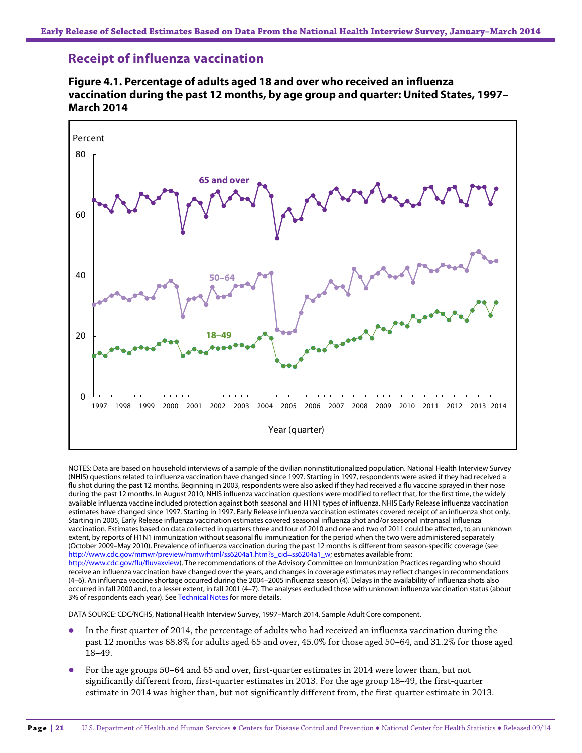## Receipt of influenza vaccination

### Figure 4.1. Percentage of adults aged 18 and over who received an influenza vaccination during the past 12 months, by age group and quarter: United States, 1997–March 2014

NOTES: Data are based on household interviews of a sample of the civilian noninstitutionalized population. National Health Interview Survey (NHIS) questions related to influenza vaccination have changed since 1997. Starting in 1997, respondents were asked if they had received a flu shot during the past 12 months. Beginning in 2003, respondents were also asked if they had received a flu vaccine sprayed in their nose during the past 12 months. In August 2010, NHIS influenza vaccination questions were modified to reflect that, for the first time, the widely available influenza vaccine included protection against both seasonal and H1N1 types of influenza. NHIS Early Release influenza vaccination estimates have changed since 1997. Starting in 1997, Early Release influenza vaccination estimates covered receipt of an influenza shot only. Starting in 2005, Early Release influenza vaccination estimates covered seasonal influenza shot and/or seasonal intranasal influenza vaccination. Estimates based on data collected in quarters three and four of 2010 and one and two of 2011 could be affected, to an unknown extent, by reports of H1N1 immunization without seasonal flu immunization for the period when the two were administered separately (October 2009–May 2010). Prevalence of influenza vaccination during the past 12 months is different from season-specific coverage (see http://www.cdc.gov/mmwr/preview/mmwrhtml/ss6204a1.htm?s_cid=ss6204a1_w; estimates available from: http://www.cdc.gov/flu/fluvaxview). The recommendations of the Advisory Committee on Immunization Practices regarding who should receive an influenza vaccination have changed over the years, and changes in coverage estimates may reflect changes in recommendations (4–6). An influenza vaccine shortage occurred during the 2004–2005 influenza season (4). Delays in the availability of influenza shots also occurred in fall 2000 and, to a lesser extent, in fall 2001 (4–7). The analyses excluded those with unknown influenza vaccination status (about 3% of respondents each year). See Technical Notes for more details.

DATA SOURCE: CDC/NCHS, National Health Interview Survey, 1997–March 2014, Sample Adult Core component.

- In the first quarter of 2014, the percentage of adults who had received an influenza vaccination during the past 12 months was 68.8% for adults aged 65 and over, 45.0% for those aged 50–64, and 31.2% for those aged 18–49.
- For the age groups 50–64 and 65 and over, first-quarter estimates in 2014 were lower than, but not significantly different from, first-quarter estimates in 2013. For the age group 18–49, the first-quarter estimate in 2014 was higher than, but not significantly different from, the first-quarter estimate in 2013.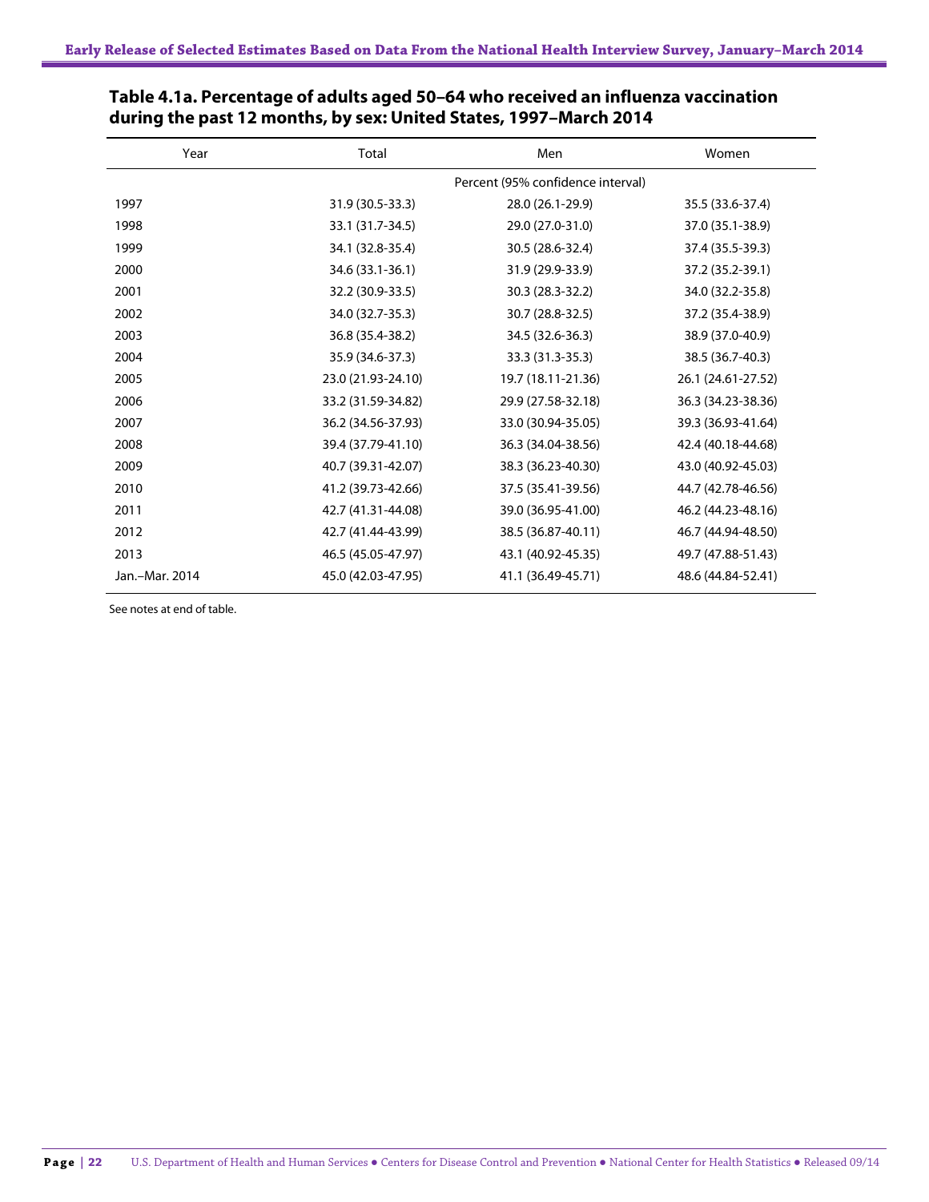## Table 4.1a. Percentage of adults aged 50–64 who received an influenza vaccination during the past 12 months, by sex: United States, 1997–March 2014

| Year | Total | Men | Women |
|---|---|---|---|
| | Percent (95% confidence interval) | | |
| 1997 | 31.9 (30.5-33.3) | 28.0 (26.1-29.9) | 35.5 (33.6-37.4) |
| 1998 | 33.1 (31.7-34.5) | 29.0 (27.0-31.0) | 37.0 (35.1-38.9) |
| 1999 | 34.1 (32.8-35.4) | 30.5 (28.6-32.4) | 37.4 (35.5-39.3) |
| 2000 | 34.6 (33.1-36.1) | 31.9 (29.9-33.9) | 37.2 (35.2-39.1) |
| 2001 | 32.2 (30.9-33.5) | 30.3 (28.3-32.2) | 34.0 (32.2-35.8) |
| 2002 | 34.0 (32.7-35.3) | 30.7 (28.8-32.5) | 37.2 (35.4-38.9) |
| 2003 | 36.8 (35.4-38.2) | 34.5 (32.6-36.3) | 38.9 (37.0-40.9) |
| 2004 | 35.9 (34.6-37.3) | 33.3 (31.3-35.3) | 38.5 (36.7-40.3) |
| 2005 | 23.0 (21.93-24.10) | 19.7 (18.11-21.36) | 26.1 (24.61-27.52) |
| 2006 | 33.2 (31.59-34.82) | 29.9 (27.58-32.18) | 36.3 (34.23-38.36) |
| 2007 | 36.2 (34.56-37.93) | 33.0 (30.94-35.05) | 39.3 (36.93-41.64) |
| 2008 | 39.4 (37.79-41.10) | 36.3 (34.04-38.56) | 42.4 (40.18-44.68) |
| 2009 | 40.7 (39.31-42.07) | 38.3 (36.23-40.30) | 43.0 (40.92-45.03) |
| 2010 | 41.2 (39.73-42.66) | 37.5 (35.41-39.56) | 44.7 (42.78-46.56) |
| 2011 | 42.7 (41.31-44.08) | 39.0 (36.95-41.00) | 46.2 (44.23-48.16) |
| 2012 | 42.7 (41.44-43.99) | 38.5 (36.87-40.11) | 46.7 (44.94-48.50) |
| 2013 | 46.5 (45.05-47.97) | 43.1 (40.92-45.35) | 49.7 (47.88-51.43) |
| Jan.–Mar. 2014 | 45.0 (42.03-47.95) | 41.1 (36.49-45.71) | 48.6 (44.84-52.41) |

See notes at end of table.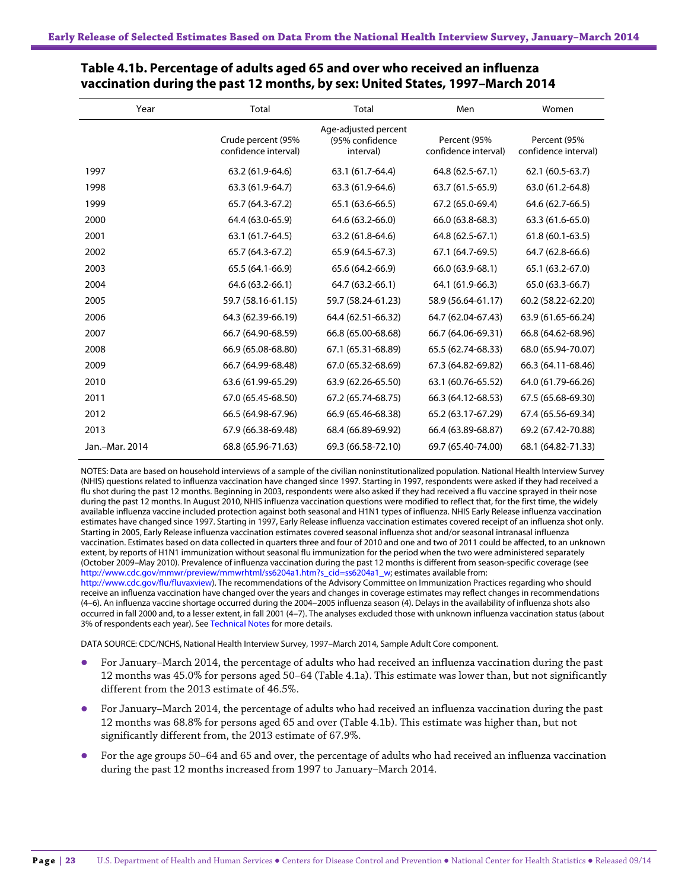## Table 4.1b. Percentage of adults aged 65 and over who received an influenza vaccination during the past 12 months, by sex: United States, 1997–March 2014

| Year | Total | Total | Men | Women |
|---|---|---|---|---|
| | Crude percent (95% confidence interval) | Age-adjusted percent (95% confidence interval) | Percent (95% confidence interval) | Percent (95% confidence interval) |
| 1997 | 63.2 (61.9-64.6) | 63.1 (61.7-64.4) | 64.8 (62.5-67.1) | 62.1 (60.5-63.7) |
| 1998 | 63.3 (61.9-64.7) | 63.3 (61.9-64.6) | 63.7 (61.5-65.9) | 63.0 (61.2-64.8) |
| 1999 | 65.7 (64.3-67.2) | 65.1 (63.6-66.5) | 67.2 (65.0-69.4) | 64.6 (62.7-66.5) |
| 2000 | 64.4 (63.0-65.9) | 64.6 (63.2-66.0) | 66.0 (63.8-68.3) | 63.3 (61.6-65.0) |
| 2001 | 63.1 (61.7-64.5) | 63.2 (61.8-64.6) | 64.8 (62.5-67.1) | 61.8 (60.1-63.5) |
| 2002 | 65.7 (64.3-67.2) | 65.9 (64.5-67.3) | 67.1 (64.7-69.5) | 64.7 (62.8-66.6) |
| 2003 | 65.5 (64.1-66.9) | 65.6 (64.2-66.9) | 66.0 (63.9-68.1) | 65.1 (63.2-67.0) |
| 2004 | 64.6 (63.2-66.1) | 64.7 (63.2-66.1) | 64.1 (61.9-66.3) | 65.0 (63.3-66.7) |
| 2005 | 59.7 (58.16-61.15) | 59.7 (58.24-61.23) | 58.9 (56.64-61.17) | 60.2 (58.22-62.20) |
| 2006 | 64.3 (62.39-66.19) | 64.4 (62.51-66.32) | 64.7 (62.04-67.43) | 63.9 (61.65-66.24) |
| 2007 | 66.7 (64.90-68.59) | 66.8 (65.00-68.68) | 66.7 (64.06-69.31) | 66.8 (64.62-68.96) |
| 2008 | 66.9 (65.08-68.80) | 67.1 (65.31-68.89) | 65.5 (62.74-68.33) | 68.0 (65.94-70.07) |
| 2009 | 66.7 (64.99-68.48) | 67.0 (65.32-68.69) | 67.3 (64.82-69.82) | 66.3 (64.11-68.46) |
| 2010 | 63.6 (61.99-65.29) | 63.9 (62.26-65.50) | 63.1 (60.76-65.52) | 64.0 (61.79-66.26) |
| 2011 | 67.0 (65.45-68.50) | 67.2 (65.74-68.75) | 66.3 (64.12-68.53) | 67.5 (65.68-69.30) |
| 2012 | 66.5 (64.98-67.96) | 66.9 (65.46-68.38) | 65.2 (63.17-67.29) | 67.4 (65.56-69.34) |
| 2013 | 67.9 (66.38-69.48) | 68.4 (66.89-69.92) | 66.4 (63.89-68.87) | 69.2 (67.42-70.88) |
| Jan.–Mar. 2014 | 68.8 (65.96-71.63) | 69.3 (66.58-72.10) | 69.7 (65.40-74.00) | 68.1 (64.82-71.33) |

NOTES: Data are based on household interviews of a sample of the civilian noninstitutionalized population. National Health Interview Survey (NHIS) questions related to influenza vaccination have changed since 1997. Starting in 1997, respondents were asked if they had received a flu shot during the past 12 months. Beginning in 2003, respondents were also asked if they had received a flu vaccine sprayed in their nose during the past 12 months. In August 2010, NHIS influenza vaccination questions were modified to reflect that, for the first time, the widely available influenza vaccine included protection against both seasonal and H1N1 types of influenza. NHIS Early Release influenza vaccination estimates have changed since 1997. Starting in 1997, Early Release influenza vaccination estimates covered receipt of an influenza shot only. Starting in 2005, Early Release influenza vaccination estimates covered seasonal influenza shot and/or seasonal intranasal influenza vaccination. Estimates based on data collected in quarters three and four of 2010 and one and two of 2011 could be affected, to an unknown extent, by reports of H1N1 immunization without seasonal flu immunization for the period when the two were administered separately (October 2009–May 2010). Prevalence of influenza vaccination during the past 12 months is different from season-specific coverage (see http://www.cdc.gov/mmwr/preview/mmwrhtml/ss6204a1.htm?s_cid=ss6204a1_w; estimates available from: http://www.cdc.gov/flu/fluvaxview). The recommendations of the Advisory Committee on Immunization Practices regarding who should receive an influenza vaccination have changed over the years and changes in coverage estimates may reflect changes in recommendations (4–6). An influenza vaccine shortage occurred during the 2004–2005 influenza season (4). Delays in the availability of influenza shots also occurred in fall 2000 and, to a lesser extent, in fall 2001 (4–7). The analyses excluded those with unknown influenza vaccination status (about 3% of respondents each year). See Technical Notes for more details.

DATA SOURCE: CDC/NCHS, National Health Interview Survey, 1997–March 2014, Sample Adult Core component.

- For January–March 2014, the percentage of adults who had received an influenza vaccination during the past 12 months was 45.0% for persons aged 50–64 (Table 4.1a). This estimate was lower than, but not significantly different from the 2013 estimate of 46.5%.
- For January–March 2014, the percentage of adults who had received an influenza vaccination during the past 12 months was 68.8% for persons aged 65 and over (Table 4.1b). This estimate was higher than, but not significantly different from, the 2013 estimate of 67.9%.
- For the age groups 50–64 and 65 and over, the percentage of adults who had received an influenza vaccination during the past 12 months increased from 1997 to January–March 2014.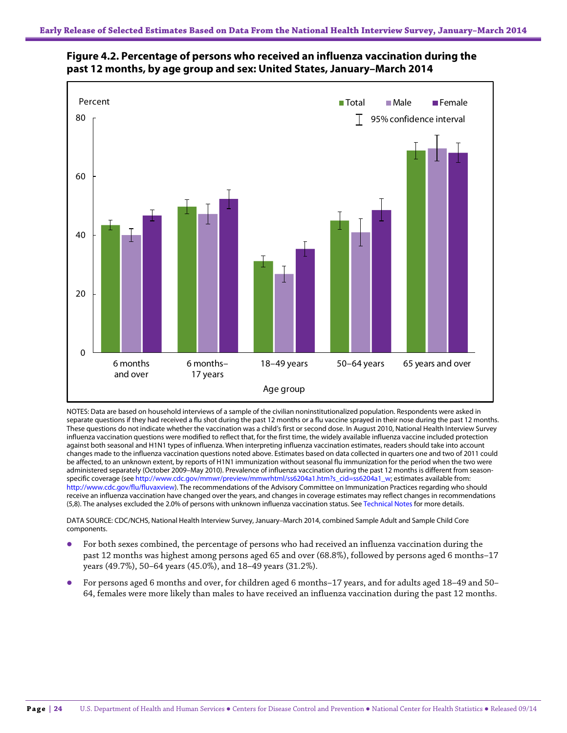**Figure 4.2. Percentage of persons who received an influenza vaccination during the past 12 months, by age group and sex: United States, January–March 2014**

NOTES: Data are based on household interviews of a sample of the civilian noninstitutionalized population. Respondents were asked in separate questions if they had received a flu shot during the past 12 months or a flu vaccine sprayed in their nose during the past 12 months. These questions do not indicate whether the vaccination was a child's first or second dose. In August 2010, National Health Interview Survey influenza vaccination questions were modified to reflect that, for the first time, the widely available influenza vaccine included protection against both seasonal and H1N1 types of influenza. When interpreting influenza vaccination estimates, readers should take into account changes made to the influenza vaccination questions noted above. Estimates based on data collected in quarters one and two of 2011 could be affected, to an unknown extent, by reports of H1N1 immunization without seasonal flu immunization for the period when the two were administered separately (October 2009–May 2010). Prevalence of influenza vaccination during the past 12 months is different from season-specific coverage (see http://www.cdc.gov/mmwr/preview/mmwrhtml/ss6204a1.htm?s_cid=ss6204a1_w; estimates available from: http://www.cdc.gov/flu/fluvaxview). The recommendations of the Advisory Committee on Immunization Practices regarding who should receive an influenza vaccination have changed over the years, and changes in coverage estimates may reflect changes in recommendations (5,8). The analyses excluded the 2.0% of persons with unknown influenza vaccination status. See Technical Notes for more details.

DATA SOURCE: CDC/NCHS, National Health Interview Survey, January–March 2014, combined Sample Adult and Sample Child Core components.

- For both sexes combined, the percentage of persons who had received an influenza vaccination during the past 12 months was highest among persons aged 65 and over (68.8%), followed by persons aged 6 months–17 years (49.7%), 50–64 years (45.0%), and 18–49 years (31.2%).
- For persons aged 6 months and over, for children aged 6 months–17 years, and for adults aged 18–49 and 50–64, females were more likely than males to have received an influenza vaccination during the past 12 months.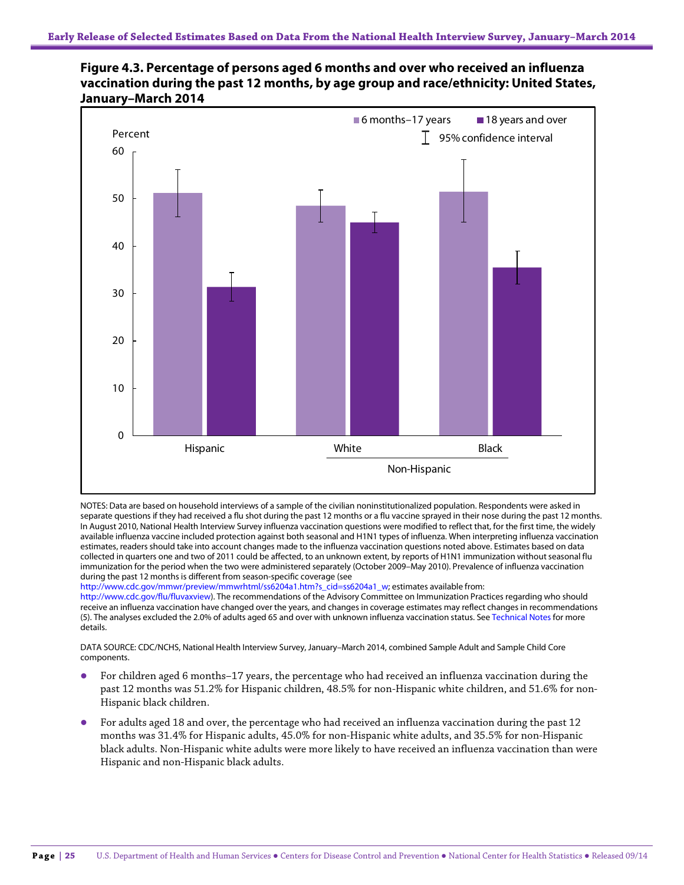**Figure 4.3. Percentage of persons aged 6 months and over who received an influenza vaccination during the past 12 months, by age group and race/ethnicity: United States, January–March 2014**

NOTES: Data are based on household interviews of a sample of the civilian noninstitutionalized population. Respondents were asked in separate questions if they had received a flu shot during the past 12 months or a flu vaccine sprayed in their nose during the past 12 months. In August 2010, National Health Interview Survey influenza vaccination questions were modified to reflect that, for the first time, the widely available influenza vaccine included protection against both seasonal and H1N1 types of influenza. When interpreting influenza vaccination estimates, readers should take into account changes made to the influenza vaccination questions noted above. Estimates based on data collected in quarters one and two of 2011 could be affected, to an unknown extent, by reports of H1N1 immunization without seasonal flu immunization for the period when the two were administered separately (October 2009–May 2010). Prevalence of influenza vaccination during the past 12 months is different from season-specific coverage (see http://www.cdc.gov/mmwr/preview/mmwrhtml/ss6204a1.htm?s_cid=ss6204a1_w; estimates available from: http://www.cdc.gov/flu/fluvaxview). The recommendations of the Advisory Committee on Immunization Practices regarding who should receive an influenza vaccination have changed over the years, and changes in coverage estimates may reflect changes in recommendations (5). The analyses excluded the 2.0% of adults aged 65 and over with unknown influenza vaccination status. See Technical Notes for more details.

DATA SOURCE: CDC/NCHS, National Health Interview Survey, January–March 2014, combined Sample Adult and Sample Child Core components.

- For children aged 6 months–17 years, the percentage who had received an influenza vaccination during the past 12 months was 51.2% for Hispanic children, 48.5% for non-Hispanic white children, and 51.6% for non-Hispanic black children.
- For adults aged 18 and over, the percentage who had received an influenza vaccination during the past 12 months was 31.4% for Hispanic adults, 45.0% for non-Hispanic white adults, and 35.5% for non-Hispanic black adults. Non-Hispanic white adults were more likely to have received an influenza vaccination than were Hispanic and non-Hispanic black adults.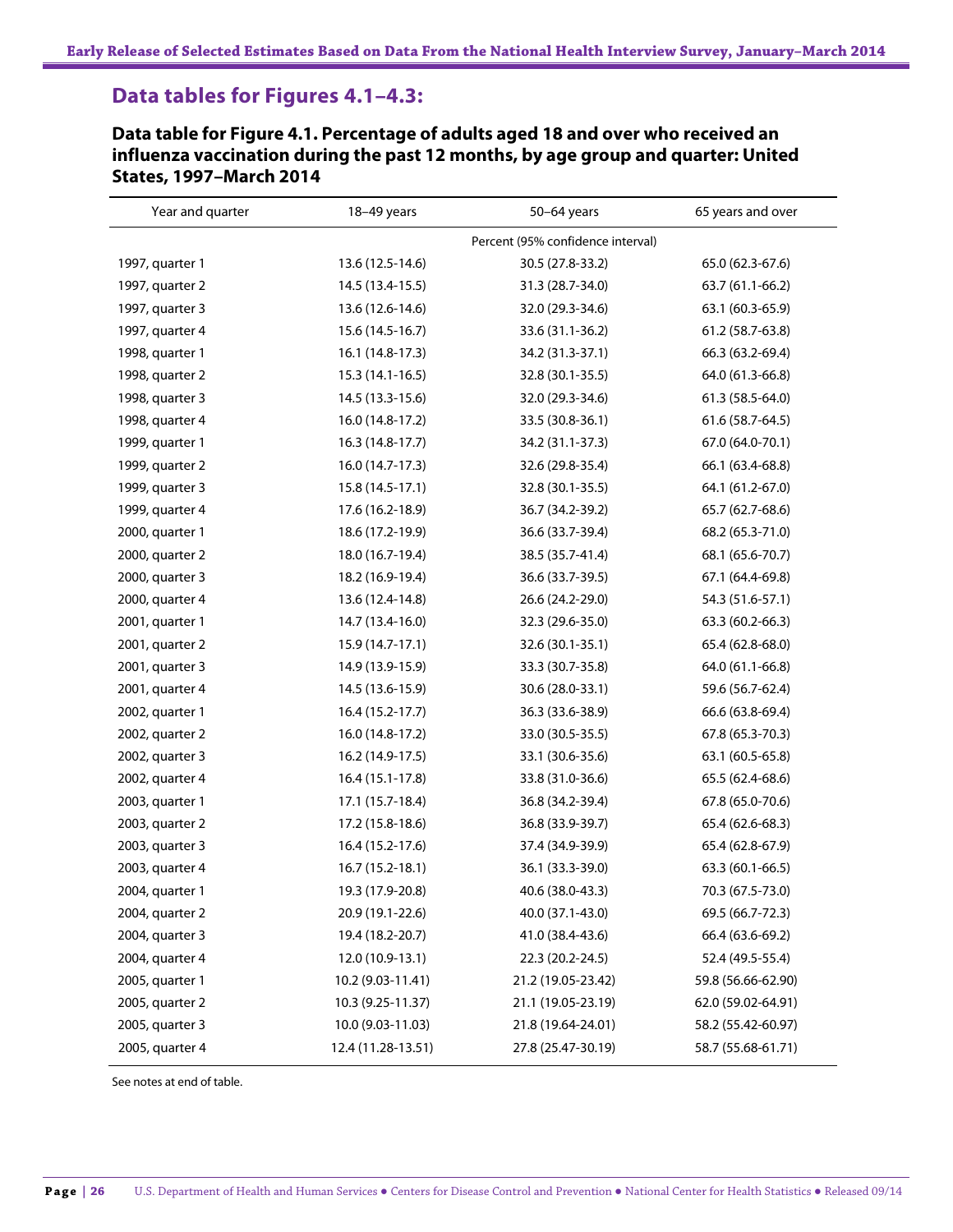## Data tables for Figures 4.1–4.3:

### Data table for Figure 4.1. Percentage of adults aged 18 and over who received an influenza vaccination during the past 12 months, by age group and quarter: United States, 1997–March 2014

| Year and quarter | 18–49 years | 50–64 years | 65 years and over |
|---|---|---|---|
| | | Percent (95% confidence interval) | |
| 1997, quarter 1 | 13.6 (12.5-14.6) | 30.5 (27.8-33.2) | 65.0 (62.3-67.6) |
| 1997, quarter 2 | 14.5 (13.4-15.5) | 31.3 (28.7-34.0) | 63.7 (61.1-66.2) |
| 1997, quarter 3 | 13.6 (12.6-14.6) | 32.0 (29.3-34.6) | 63.1 (60.3-65.9) |
| 1997, quarter 4 | 15.6 (14.5-16.7) | 33.6 (31.1-36.2) | 61.2 (58.7-63.8) |
| 1998, quarter 1 | 16.1 (14.8-17.3) | 34.2 (31.3-37.1) | 66.3 (63.2-69.4) |
| 1998, quarter 2 | 15.3 (14.1-16.5) | 32.8 (30.1-35.5) | 64.0 (61.3-66.8) |
| 1998, quarter 3 | 14.5 (13.3-15.6) | 32.0 (29.3-34.6) | 61.3 (58.5-64.0) |
| 1998, quarter 4 | 16.0 (14.8-17.2) | 33.5 (30.8-36.1) | 61.6 (58.7-64.5) |
| 1999, quarter 1 | 16.3 (14.8-17.7) | 34.2 (31.1-37.3) | 67.0 (64.0-70.1) |
| 1999, quarter 2 | 16.0 (14.7-17.3) | 32.6 (29.8-35.4) | 66.1 (63.4-68.8) |
| 1999, quarter 3 | 15.8 (14.5-17.1) | 32.8 (30.1-35.5) | 64.1 (61.2-67.0) |
| 1999, quarter 4 | 17.6 (16.2-18.9) | 36.7 (34.2-39.2) | 65.7 (62.7-68.6) |
| 2000, quarter 1 | 18.6 (17.2-19.9) | 36.6 (33.7-39.4) | 68.2 (65.3-71.0) |
| 2000, quarter 2 | 18.0 (16.7-19.4) | 38.5 (35.7-41.4) | 68.1 (65.6-70.7) |
| 2000, quarter 3 | 18.2 (16.9-19.4) | 36.6 (33.7-39.5) | 67.1 (64.4-69.8) |
| 2000, quarter 4 | 13.6 (12.4-14.8) | 26.6 (24.2-29.0) | 54.3 (51.6-57.1) |
| 2001, quarter 1 | 14.7 (13.4-16.0) | 32.3 (29.6-35.0) | 63.3 (60.2-66.3) |
| 2001, quarter 2 | 15.9 (14.7-17.1) | 32.6 (30.1-35.1) | 65.4 (62.8-68.0) |
| 2001, quarter 3 | 14.9 (13.9-15.9) | 33.3 (30.7-35.8) | 64.0 (61.1-66.8) |
| 2001, quarter 4 | 14.5 (13.6-15.9) | 30.6 (28.0-33.1) | 59.6 (56.7-62.4) |
| 2002, quarter 1 | 16.4 (15.2-17.7) | 36.3 (33.6-38.9) | 66.6 (63.8-69.4) |
| 2002, quarter 2 | 16.0 (14.8-17.2) | 33.0 (30.5-35.5) | 67.8 (65.3-70.3) |
| 2002, quarter 3 | 16.2 (14.9-17.5) | 33.1 (30.6-35.6) | 63.1 (60.5-65.8) |
| 2002, quarter 4 | 16.4 (15.1-17.8) | 33.8 (31.0-36.6) | 65.5 (62.4-68.6) |
| 2003, quarter 1 | 17.1 (15.7-18.4) | 36.8 (34.2-39.4) | 67.8 (65.0-70.6) |
| 2003, quarter 2 | 17.2 (15.8-18.6) | 36.8 (33.9-39.7) | 65.4 (62.6-68.3) |
| 2003, quarter 3 | 16.4 (15.2-17.6) | 37.4 (34.9-39.9) | 65.4 (62.8-67.9) |
| 2003, quarter 4 | 16.7 (15.2-18.1) | 36.1 (33.3-39.0) | 63.3 (60.1-66.5) |
| 2004, quarter 1 | 19.3 (17.9-20.8) | 40.6 (38.0-43.3) | 70.3 (67.5-73.0) |
| 2004, quarter 2 | 20.9 (19.1-22.6) | 40.0 (37.1-43.0) | 69.5 (66.7-72.3) |
| 2004, quarter 3 | 19.4 (18.2-20.7) | 41.0 (38.4-43.6) | 66.4 (63.6-69.2) |
| 2004, quarter 4 | 12.0 (10.9-13.1) | 22.3 (20.2-24.5) | 52.4 (49.5-55.4) |
| 2005, quarter 1 | 10.2 (9.03-11.41) | 21.2 (19.05-23.42) | 59.8 (56.66-62.90) |
| 2005, quarter 2 | 10.3 (9.25-11.37) | 21.1 (19.05-23.19) | 62.0 (59.02-64.91) |
| 2005, quarter 3 | 10.0 (9.03-11.03) | 21.8 (19.64-24.01) | 58.2 (55.42-60.97) |
| 2005, quarter 4 | 12.4 (11.28-13.51) | 27.8 (25.47-30.19) | 58.7 (55.68-61.71) |

See notes at end of table.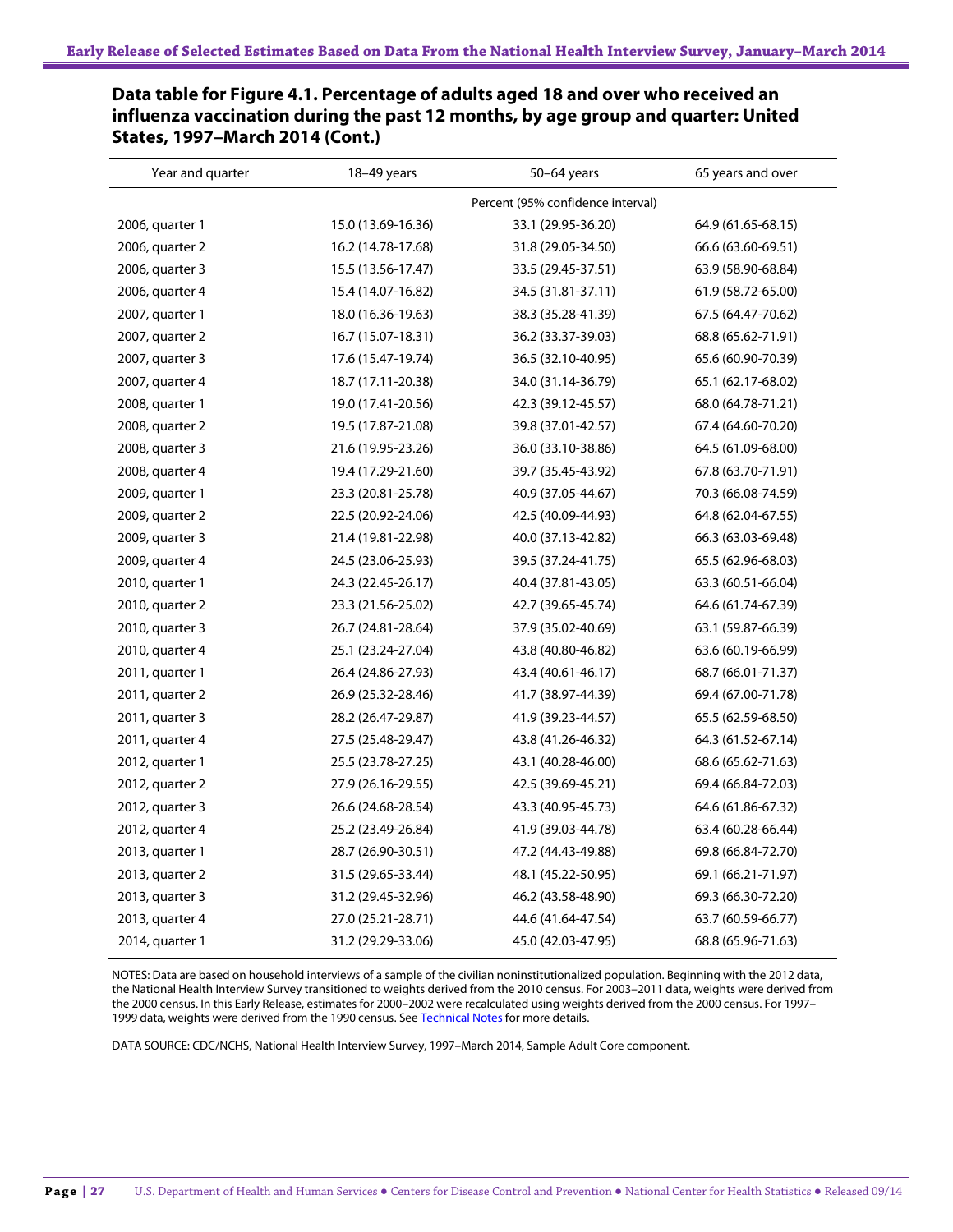## Data table for Figure 4.1. Percentage of adults aged 18 and over who received an influenza vaccination during the past 12 months, by age group and quarter: United States, 1997–March 2014 (Cont.)

| Year and quarter | 18–49 years | 50–64 years | 65 years and over |
|---|---|---|---|
| | | Percent (95% confidence interval) | |
| 2006, quarter 1 | 15.0 (13.69-16.36) | 33.1 (29.95-36.20) | 64.9 (61.65-68.15) |
| 2006, quarter 2 | 16.2 (14.78-17.68) | 31.8 (29.05-34.50) | 66.6 (63.60-69.51) |
| 2006, quarter 3 | 15.5 (13.56-17.47) | 33.5 (29.45-37.51) | 63.9 (58.90-68.84) |
| 2006, quarter 4 | 15.4 (14.07-16.82) | 34.5 (31.81-37.11) | 61.9 (58.72-65.00) |
| 2007, quarter 1 | 18.0 (16.36-19.63) | 38.3 (35.28-41.39) | 67.5 (64.47-70.62) |
| 2007, quarter 2 | 16.7 (15.07-18.31) | 36.2 (33.37-39.03) | 68.8 (65.62-71.91) |
| 2007, quarter 3 | 17.6 (15.47-19.74) | 36.5 (32.10-40.95) | 65.6 (60.90-70.39) |
| 2007, quarter 4 | 18.7 (17.11-20.38) | 34.0 (31.14-36.79) | 65.1 (62.17-68.02) |
| 2008, quarter 1 | 19.0 (17.41-20.56) | 42.3 (39.12-45.57) | 68.0 (64.78-71.21) |
| 2008, quarter 2 | 19.5 (17.87-21.08) | 39.8 (37.01-42.57) | 67.4 (64.60-70.20) |
| 2008, quarter 3 | 21.6 (19.95-23.26) | 36.0 (33.10-38.86) | 64.5 (61.09-68.00) |
| 2008, quarter 4 | 19.4 (17.29-21.60) | 39.7 (35.45-43.92) | 67.8 (63.70-71.91) |
| 2009, quarter 1 | 23.3 (20.81-25.78) | 40.9 (37.05-44.67) | 70.3 (66.08-74.59) |
| 2009, quarter 2 | 22.5 (20.92-24.06) | 42.5 (40.09-44.93) | 64.8 (62.04-67.55) |
| 2009, quarter 3 | 21.4 (19.81-22.98) | 40.0 (37.13-42.82) | 66.3 (63.03-69.48) |
| 2009, quarter 4 | 24.5 (23.06-25.93) | 39.5 (37.24-41.75) | 65.5 (62.96-68.03) |
| 2010, quarter 1 | 24.3 (22.45-26.17) | 40.4 (37.81-43.05) | 63.3 (60.51-66.04) |
| 2010, quarter 2 | 23.3 (21.56-25.02) | 42.7 (39.65-45.74) | 64.6 (61.74-67.39) |
| 2010, quarter 3 | 26.7 (24.81-28.64) | 37.9 (35.02-40.69) | 63.1 (59.87-66.39) |
| 2010, quarter 4 | 25.1 (23.24-27.04) | 43.8 (40.80-46.82) | 63.6 (60.19-66.99) |
| 2011, quarter 1 | 26.4 (24.86-27.93) | 43.4 (40.61-46.17) | 68.7 (66.01-71.37) |
| 2011, quarter 2 | 26.9 (25.32-28.46) | 41.7 (38.97-44.39) | 69.4 (67.00-71.78) |
| 2011, quarter 3 | 28.2 (26.47-29.87) | 41.9 (39.23-44.57) | 65.5 (62.59-68.50) |
| 2011, quarter 4 | 27.5 (25.48-29.47) | 43.8 (41.26-46.32) | 64.3 (61.52-67.14) |
| 2012, quarter 1 | 25.5 (23.78-27.25) | 43.1 (40.28-46.00) | 68.6 (65.62-71.63) |
| 2012, quarter 2 | 27.9 (26.16-29.55) | 42.5 (39.69-45.21) | 69.4 (66.84-72.03) |
| 2012, quarter 3 | 26.6 (24.68-28.54) | 43.3 (40.95-45.73) | 64.6 (61.86-67.32) |
| 2012, quarter 4 | 25.2 (23.49-26.84) | 41.9 (39.03-44.78) | 63.4 (60.28-66.44) |
| 2013, quarter 1 | 28.7 (26.90-30.51) | 47.2 (44.43-49.88) | 69.8 (66.84-72.70) |
| 2013, quarter 2 | 31.5 (29.65-33.44) | 48.1 (45.22-50.95) | 69.1 (66.21-71.97) |
| 2013, quarter 3 | 31.2 (29.45-32.96) | 46.2 (43.58-48.90) | 69.3 (66.30-72.20) |
| 2013, quarter 4 | 27.0 (25.21-28.71) | 44.6 (41.64-47.54) | 63.7 (60.59-66.77) |
| 2014, quarter 1 | 31.2 (29.29-33.06) | 45.0 (42.03-47.95) | 68.8 (65.96-71.63) |

NOTES: Data are based on household interviews of a sample of the civilian noninstitutionalized population. Beginning with the 2012 data, the National Health Interview Survey transitioned to weights derived from the 2010 census. For 2003–2011 data, weights were derived from the 2000 census. In this Early Release, estimates for 2000–2002 were recalculated using weights derived from the 2000 census. For 1997–1999 data, weights were derived from the 1990 census. See Technical Notes for more details.

DATA SOURCE: CDC/NCHS, National Health Interview Survey, 1997–March 2014, Sample Adult Core component.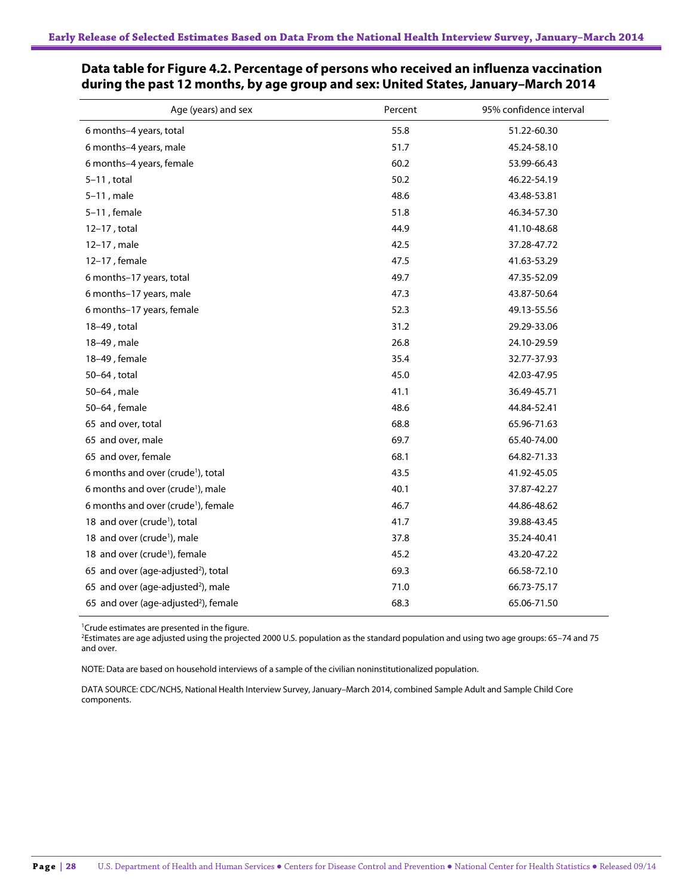## Data table for Figure 4.2. Percentage of persons who received an influenza vaccination during the past 12 months, by age group and sex: United States, January–March 2014

| Age (years) and sex | Percent | 95% confidence interval |
|---|---|---|
| 6 months–4 years, total | 55.8 | 51.22-60.30 |
| 6 months–4 years, male | 51.7 | 45.24-58.10 |
| 6 months–4 years, female | 60.2 | 53.99-66.43 |
| 5–11 , total | 50.2 | 46.22-54.19 |
| 5–11 , male | 48.6 | 43.48-53.81 |
| 5–11 , female | 51.8 | 46.34-57.30 |
| 12–17 , total | 44.9 | 41.10-48.68 |
| 12–17 , male | 42.5 | 37.28-47.72 |
| 12–17 , female | 47.5 | 41.63-53.29 |
| 6 months–17 years, total | 49.7 | 47.35-52.09 |
| 6 months–17 years, male | 47.3 | 43.87-50.64 |
| 6 months–17 years, female | 52.3 | 49.13-55.56 |
| 18–49 , total | 31.2 | 29.29-33.06 |
| 18–49 , male | 26.8 | 24.10-29.59 |
| 18–49 , female | 35.4 | 32.77-37.93 |
| 50–64 , total | 45.0 | 42.03-47.95 |
| 50–64 , male | 41.1 | 36.49-45.71 |
| 50–64 , female | 48.6 | 44.84-52.41 |
| 65 and over, total | 68.8 | 65.96-71.63 |
| 65 and over, male | 69.7 | 65.40-74.00 |
| 65 and over, female | 68.1 | 64.82-71.33 |
| 6 months and over (crude[1]), total | 43.5 | 41.92-45.05 |
| 6 months and over (crude[1]), male | 40.1 | 37.87-42.27 |
| 6 months and over (crude[1]), female | 46.7 | 44.86-48.62 |
| 18 and over (crude[1]), total | 41.7 | 39.88-43.45 |
| 18 and over (crude[1]), male | 37.8 | 35.24-40.41 |
| 18 and over (crude[1]), female | 45.2 | 43.20-47.22 |
| 65 and over (age-adjusted[2]), total | 69.3 | 66.58-72.10 |
| 65 and over (age-adjusted[2]), male | 71.0 | 66.73-75.17 |
| 65 and over (age-adjusted[2]), female | 68.3 | 65.06-71.50 |

[1]Crude estimates are presented in the figure.
[2]Estimates are age adjusted using the projected 2000 U.S. population as the standard population and using two age groups: 65–74 and 75 and over.

NOTE: Data are based on household interviews of a sample of the civilian noninstitutionalized population.

DATA SOURCE: CDC/NCHS, National Health Interview Survey, January–March 2014, combined Sample Adult and Sample Child Core components.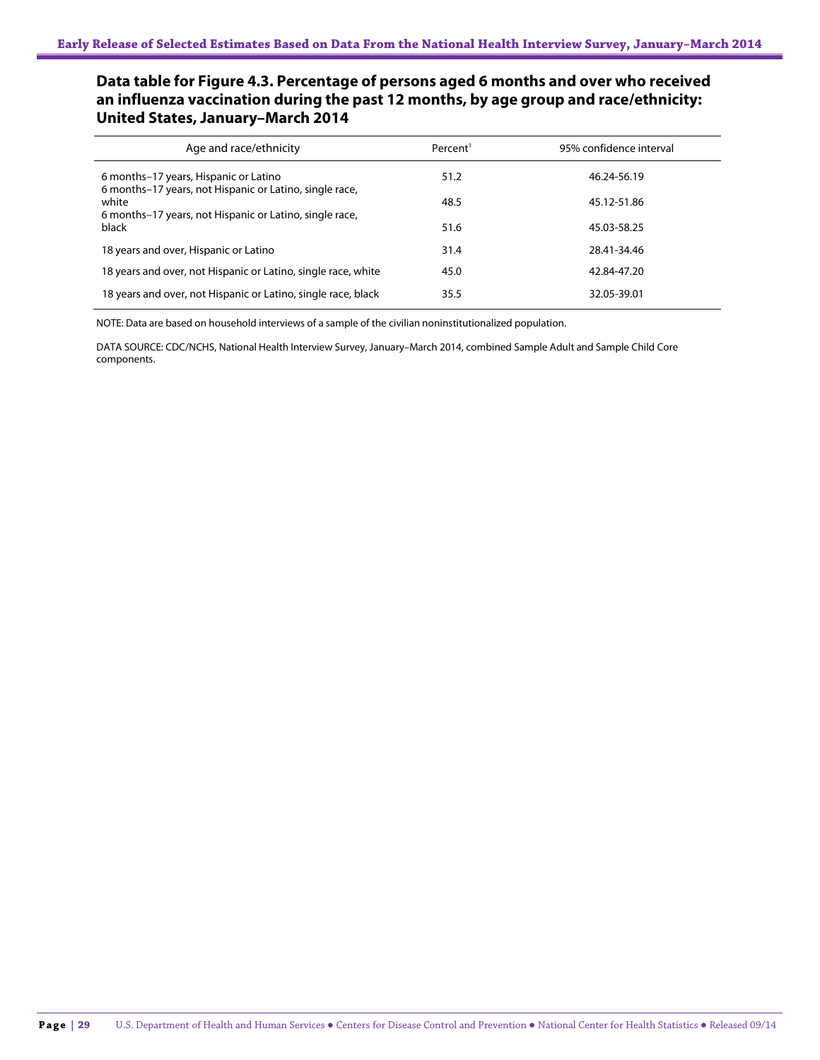## Data table for Figure 4.3. Percentage of persons aged 6 months and over who received an influenza vaccination during the past 12 months, by age group and race/ethnicity: United States, January–March 2014

| Age and race/ethnicity | Percent[1] | 95% confidence interval |
|---|---|---|
| 6 months–17 years, Hispanic or Latino | 51.2 | 46.24-56.19 |
| 6 months–17 years, not Hispanic or Latino, single race, white | 48.5 | 45.12-51.86 |
| 6 months–17 years, not Hispanic or Latino, single race, black | 51.6 | 45.03-58.25 |
| 18 years and over, Hispanic or Latino | 31.4 | 28.41-34.46 |
| 18 years and over, not Hispanic or Latino, single race, white | 45.0 | 42.84-47.20 |
| 18 years and over, not Hispanic or Latino, single race, black | 35.5 | 32.05-39.01 |

NOTE: Data are based on household interviews of a sample of the civilian noninstitutionalized population.

DATA SOURCE: CDC/NCHS, National Health Interview Survey, January–March 2014, combined Sample Adult and Sample Child Core components.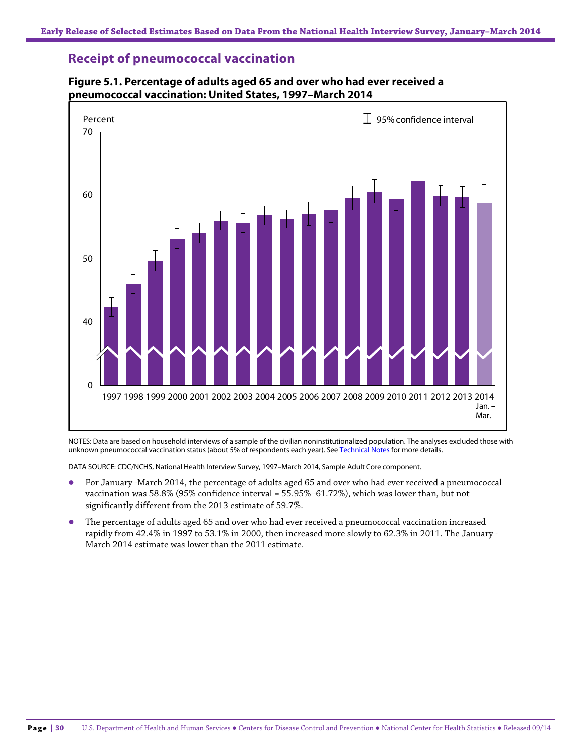## Receipt of pneumococcal vaccination

**Figure 5.1. Percentage of adults aged 65 and over who had ever received a pneumococcal vaccination: United States, 1997–March 2014**

NOTES: Data are based on household interviews of a sample of the civilian noninstitutionalized population. The analyses excluded those with unknown pneumococcal vaccination status (about 5% of respondents each year). See Technical Notes for more details.

DATA SOURCE: CDC/NCHS, National Health Interview Survey, 1997–March 2014, Sample Adult Core component.

- For January–March 2014, the percentage of adults aged 65 and over who had ever received a pneumococcal vaccination was 58.8% (95% confidence interval = 55.95%–61.72%), which was lower than, but not significantly different from the 2013 estimate of 59.7%.
- The percentage of adults aged 65 and over who had ever received a pneumococcal vaccination increased rapidly from 42.4% in 1997 to 53.1% in 2000, then increased more slowly to 62.3% in 2011. The January–March 2014 estimate was lower than the 2011 estimate.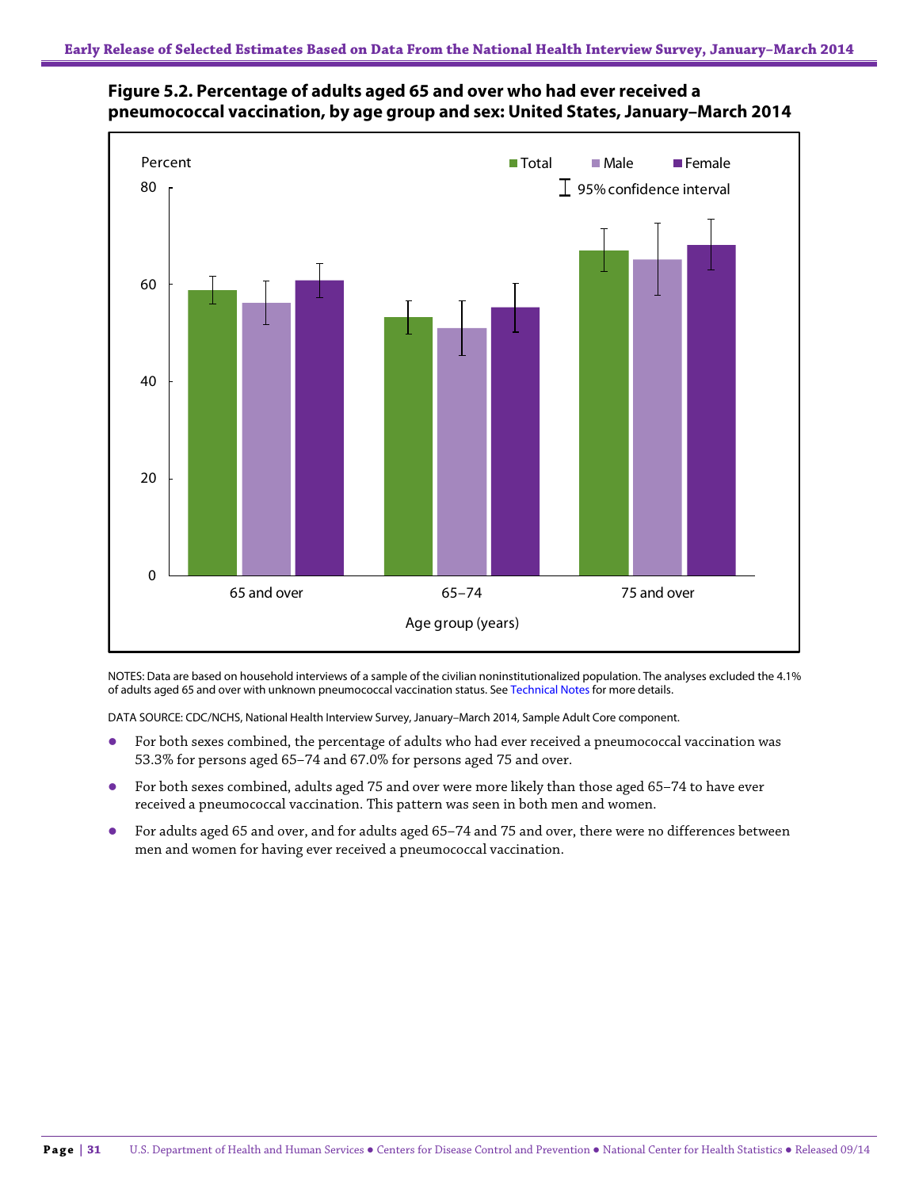**Figure 5.2. Percentage of adults aged 65 and over who had ever received a pneumococcal vaccination, by age group and sex: United States, January–March 2014**

NOTES: Data are based on household interviews of a sample of the civilian noninstitutionalized population. The analyses excluded the 4.1% of adults aged 65 and over with unknown pneumococcal vaccination status. See Technical Notes for more details.

DATA SOURCE: CDC/NCHS, National Health Interview Survey, January–March 2014, Sample Adult Core component.

- For both sexes combined, the percentage of adults who had ever received a pneumococcal vaccination was 53.3% for persons aged 65–74 and 67.0% for persons aged 75 and over.
- For both sexes combined, adults aged 75 and over were more likely than those aged 65–74 to have ever received a pneumococcal vaccination. This pattern was seen in both men and women.
- For adults aged 65 and over, and for adults aged 65–74 and 75 and over, there were no differences between men and women for having ever received a pneumococcal vaccination.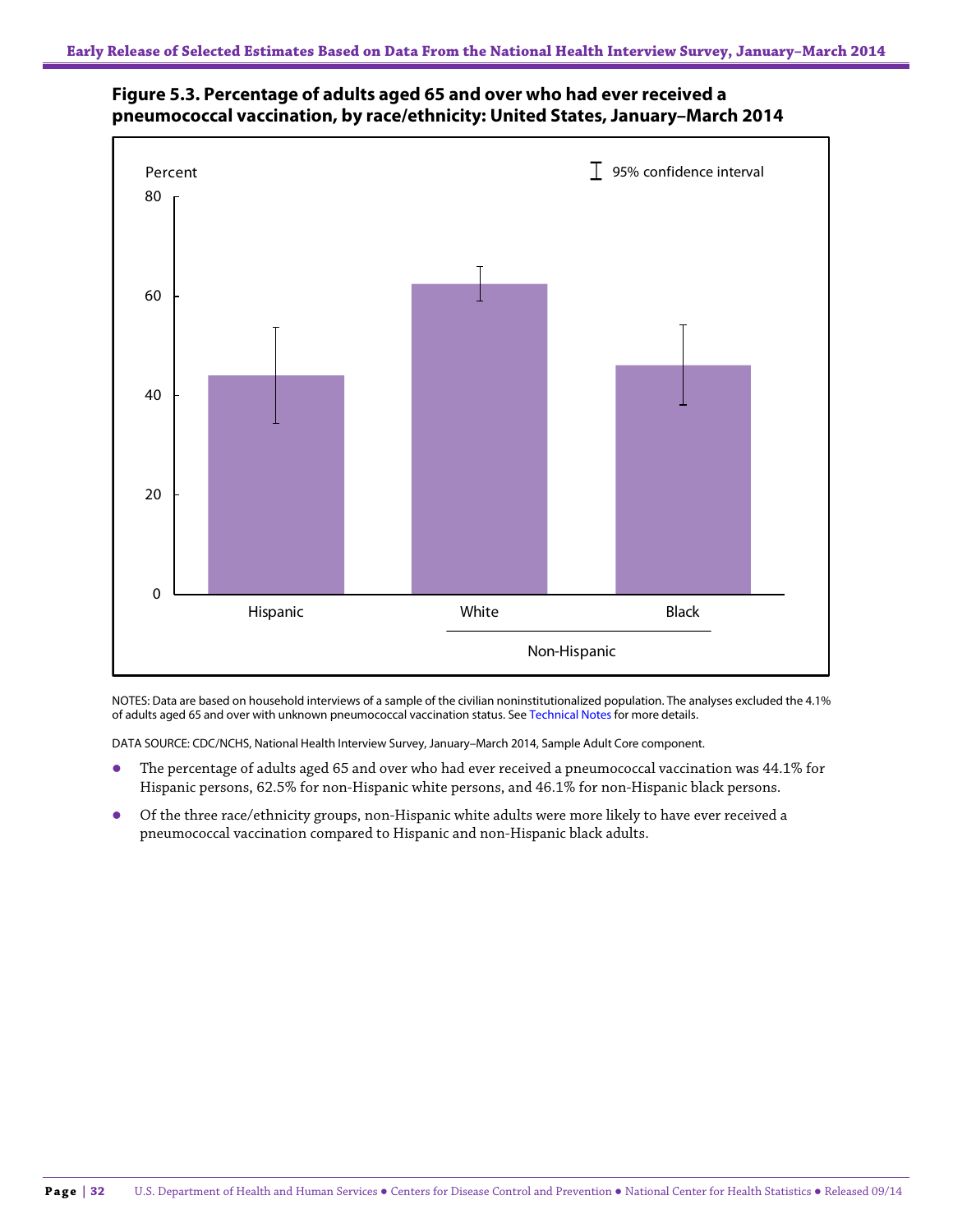## Figure 5.3. Percentage of adults aged 65 and over who had ever received a pneumococcal vaccination, by race/ethnicity: United States, January–March 2014

NOTES: Data are based on household interviews of a sample of the civilian noninstitutionalized population. The analyses excluded the 4.1% of adults aged 65 and over with unknown pneumococcal vaccination status. See Technical Notes for more details.

DATA SOURCE: CDC/NCHS, National Health Interview Survey, January–March 2014, Sample Adult Core component.

- The percentage of adults aged 65 and over who had ever received a pneumococcal vaccination was 44.1% for Hispanic persons, 62.5% for non-Hispanic white persons, and 46.1% for non-Hispanic black persons.
- Of the three race/ethnicity groups, non-Hispanic white adults were more likely to have ever received a pneumococcal vaccination compared to Hispanic and non-Hispanic black adults.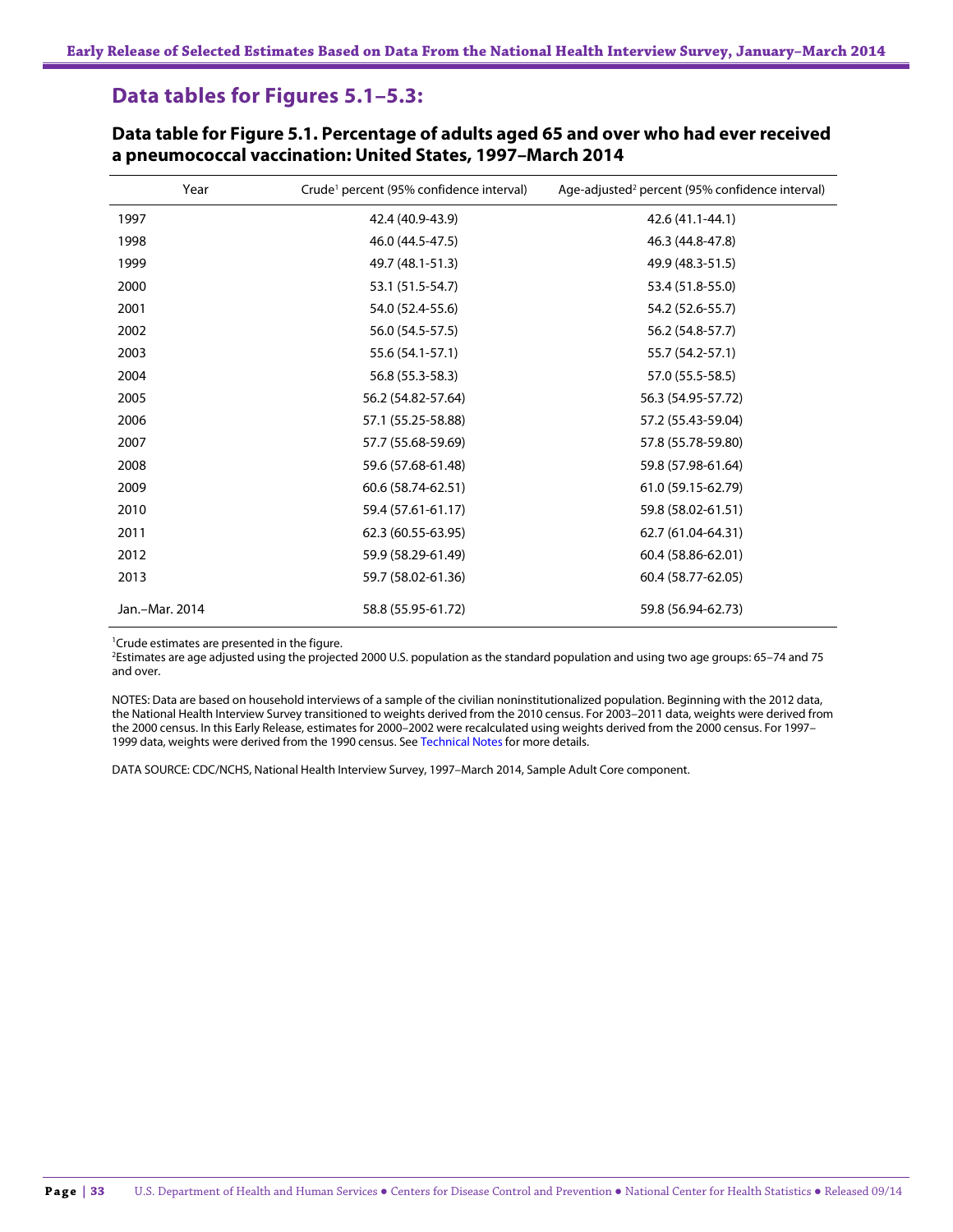## Data tables for Figures 5.1–5.3:

### Data table for Figure 5.1. Percentage of adults aged 65 and over who had ever received a pneumococcal vaccination: United States, 1997–March 2014

| Year | Crude[1] percent (95% confidence interval) | Age-adjusted[2] percent (95% confidence interval) |
|---|---|---|
| 1997 | 42.4 (40.9-43.9) | 42.6 (41.1-44.1) |
| 1998 | 46.0 (44.5-47.5) | 46.3 (44.8-47.8) |
| 1999 | 49.7 (48.1-51.3) | 49.9 (48.3-51.5) |
| 2000 | 53.1 (51.5-54.7) | 53.4 (51.8-55.0) |
| 2001 | 54.0 (52.4-55.6) | 54.2 (52.6-55.7) |
| 2002 | 56.0 (54.5-57.5) | 56.2 (54.8-57.7) |
| 2003 | 55.6 (54.1-57.1) | 55.7 (54.2-57.1) |
| 2004 | 56.8 (55.3-58.3) | 57.0 (55.5-58.5) |
| 2005 | 56.2 (54.82-57.64) | 56.3 (54.95-57.72) |
| 2006 | 57.1 (55.25-58.88) | 57.2 (55.43-59.04) |
| 2007 | 57.7 (55.68-59.69) | 57.8 (55.78-59.80) |
| 2008 | 59.6 (57.68-61.48) | 59.8 (57.98-61.64) |
| 2009 | 60.6 (58.74-62.51) | 61.0 (59.15-62.79) |
| 2010 | 59.4 (57.61-61.17) | 59.8 (58.02-61.51) |
| 2011 | 62.3 (60.55-63.95) | 62.7 (61.04-64.31) |
| 2012 | 59.9 (58.29-61.49) | 60.4 (58.86-62.01) |
| 2013 | 59.7 (58.02-61.36) | 60.4 (58.77-62.05) |
| Jan.–Mar. 2014 | 58.8 (55.95-61.72) | 59.8 (56.94-62.73) |

[1]Crude estimates are presented in the figure.
[2]Estimates are age adjusted using the projected 2000 U.S. population as the standard population and using two age groups: 65–74 and 75 and over.

NOTES: Data are based on household interviews of a sample of the civilian noninstitutionalized population. Beginning with the 2012 data, the National Health Interview Survey transitioned to weights derived from the 2010 census. For 2003–2011 data, weights were derived from the 2000 census. In this Early Release, estimates for 2000–2002 were recalculated using weights derived from the 2000 census. For 1997–1999 data, weights were derived from the 1990 census. See Technical Notes for more details.

DATA SOURCE: CDC/NCHS, National Health Interview Survey, 1997–March 2014, Sample Adult Core component.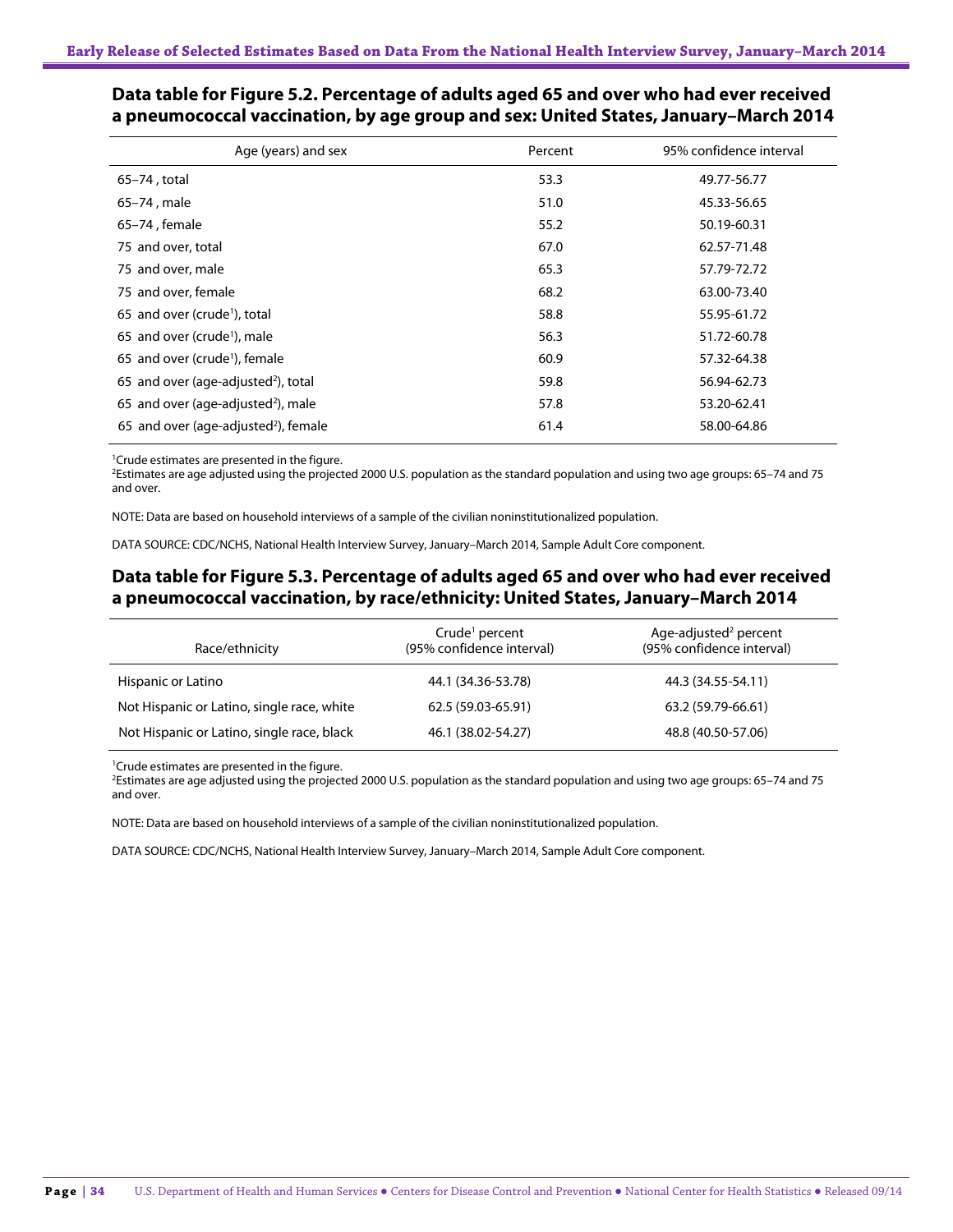## Data table for Figure 5.2. Percentage of adults aged 65 and over who had ever received a pneumococcal vaccination, by age group and sex: United States, January–March 2014

| Age (years) and sex | Percent | 95% confidence interval |
|---|---|---|
| 65–74 , total | 53.3 | 49.77-56.77 |
| 65–74 , male | 51.0 | 45.33-56.65 |
| 65–74 , female | 55.2 | 50.19-60.31 |
| 75 and over, total | 67.0 | 62.57-71.48 |
| 75 and over, male | 65.3 | 57.79-72.72 |
| 75 and over, female | 68.2 | 63.00-73.40 |
| 65 and over (crude[1]), total | 58.8 | 55.95-61.72 |
| 65 and over (crude[1]), male | 56.3 | 51.72-60.78 |
| 65 and over (crude[1]), female | 60.9 | 57.32-64.38 |
| 65 and over (age-adjusted[2]), total | 59.8 | 56.94-62.73 |
| 65 and over (age-adjusted[2]), male | 57.8 | 53.20-62.41 |
| 65 and over (age-adjusted[2]), female | 61.4 | 58.00-64.86 |

[1]Crude estimates are presented in the figure.
[2]Estimates are age adjusted using the projected 2000 U.S. population as the standard population and using two age groups: 65–74 and 75 and over.

NOTE: Data are based on household interviews of a sample of the civilian noninstitutionalized population.

DATA SOURCE: CDC/NCHS, National Health Interview Survey, January–March 2014, Sample Adult Core component.

## Data table for Figure 5.3. Percentage of adults aged 65 and over who had ever received a pneumococcal vaccination, by race/ethnicity: United States, January–March 2014

| Race/ethnicity | Crude[1] percent (95% confidence interval) | Age-adjusted[2] percent (95% confidence interval) |
|---|---|---|
| Hispanic or Latino | 44.1 (34.36-53.78) | 44.3 (34.55-54.11) |
| Not Hispanic or Latino, single race, white | 62.5 (59.03-65.91) | 63.2 (59.79-66.61) |
| Not Hispanic or Latino, single race, black | 46.1 (38.02-54.27) | 48.8 (40.50-57.06) |

[1]Crude estimates are presented in the figure.
[2]Estimates are age adjusted using the projected 2000 U.S. population as the standard population and using two age groups: 65–74 and 75 and over.

NOTE: Data are based on household interviews of a sample of the civilian noninstitutionalized population.

DATA SOURCE: CDC/NCHS, National Health Interview Survey, January–March 2014, Sample Adult Core component.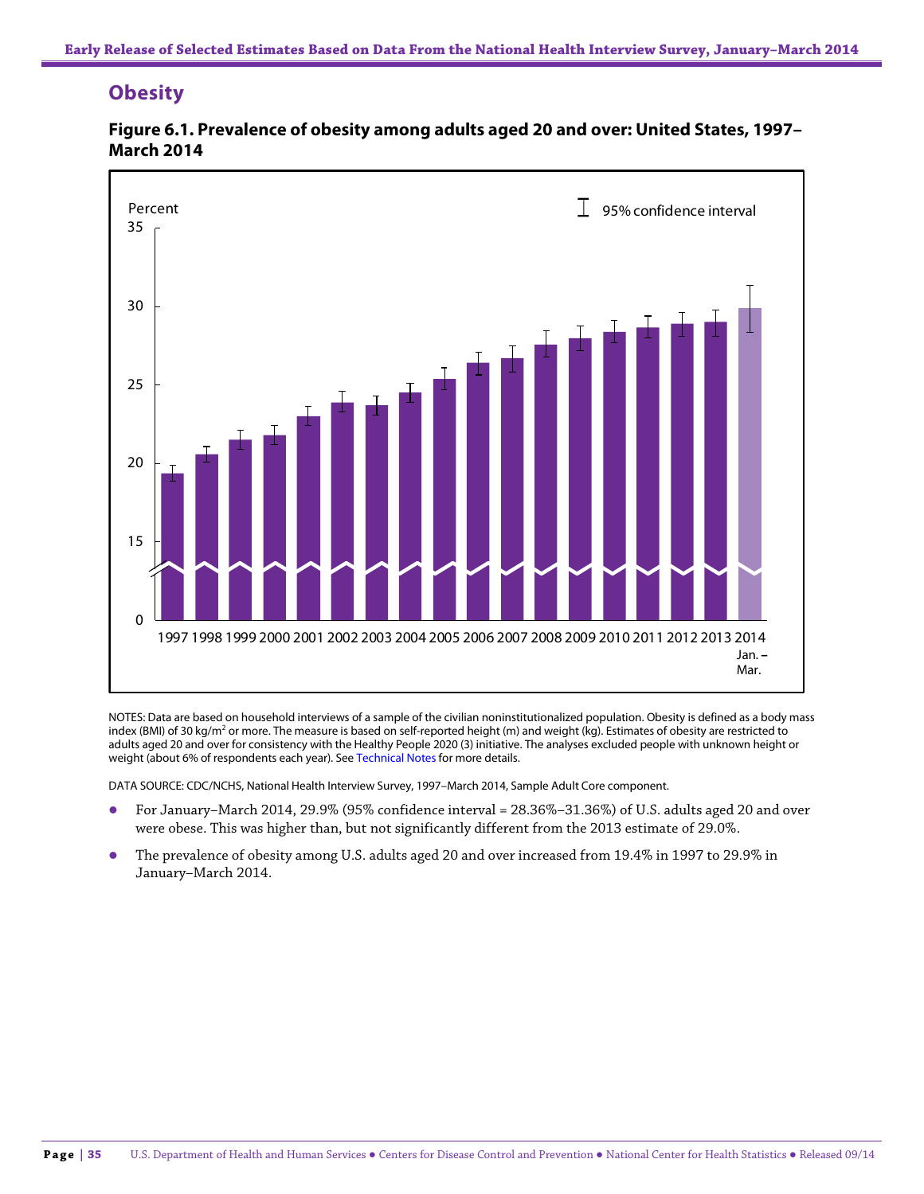## Obesity

**Figure 6.1. Prevalence of obesity among adults aged 20 and over: United States, 1997–March 2014**

NOTES: Data are based on household interviews of a sample of the civilian noninstitutionalized population. Obesity is defined as a body mass index (BMI) of 30 kg/m$^2$ or more. The measure is based on self-reported height (m) and weight (kg). Estimates of obesity are restricted to adults aged 20 and over for consistency with the Healthy People 2020 (3) initiative. The analyses excluded people with unknown height or weight (about 6% of respondents each year). See Technical Notes for more details.

DATA SOURCE: CDC/NCHS, National Health Interview Survey, 1997–March 2014, Sample Adult Core component.

- For January–March 2014, 29.9% (95% confidence interval = 28.36%–31.36%) of U.S. adults aged 20 and over were obese. This was higher than, but not significantly different from the 2013 estimate of 29.0%.
- The prevalence of obesity among U.S. adults aged 20 and over increased from 19.4% in 1997 to 29.9% in January–March 2014.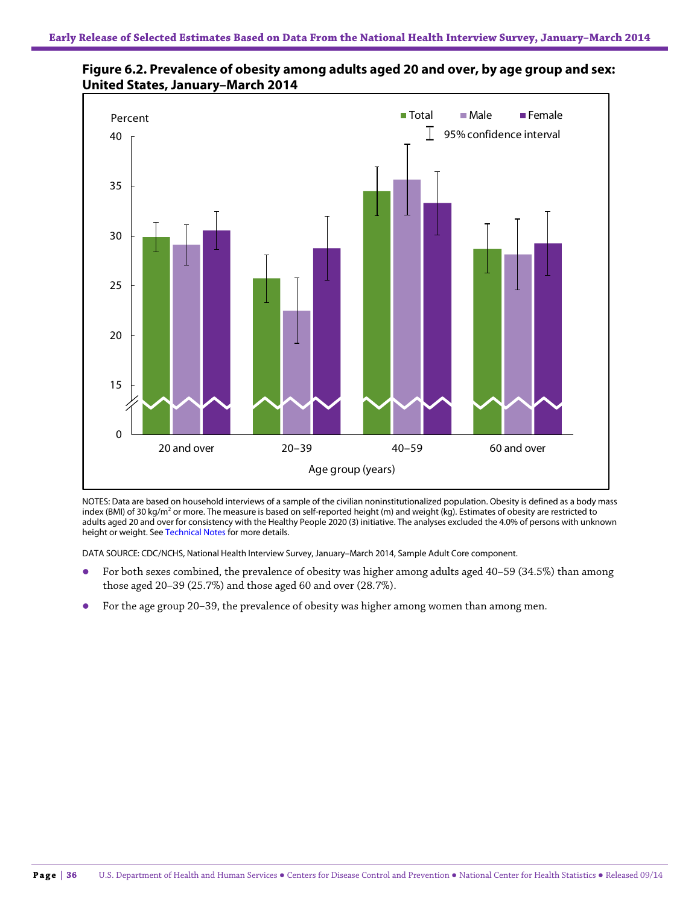**Figure 6.2. Prevalence of obesity among adults aged 20 and over, by age group and sex: United States, January–March 2014**

NOTES: Data are based on household interviews of a sample of the civilian noninstitutionalized population. Obesity is defined as a body mass index (BMI) of 30 kg/m[2] or more. The measure is based on self-reported height (m) and weight (kg). Estimates of obesity are restricted to adults aged 20 and over for consistency with the Healthy People 2020 (3) initiative. The analyses excluded the 4.0% of persons with unknown height or weight. See Technical Notes for more details.

DATA SOURCE: CDC/NCHS, National Health Interview Survey, January–March 2014, Sample Adult Core component.

- For both sexes combined, the prevalence of obesity was higher among adults aged 40–59 (34.5%) than among those aged 20–39 (25.7%) and those aged 60 and over (28.7%).
- For the age group 20–39, the prevalence of obesity was higher among women than among men.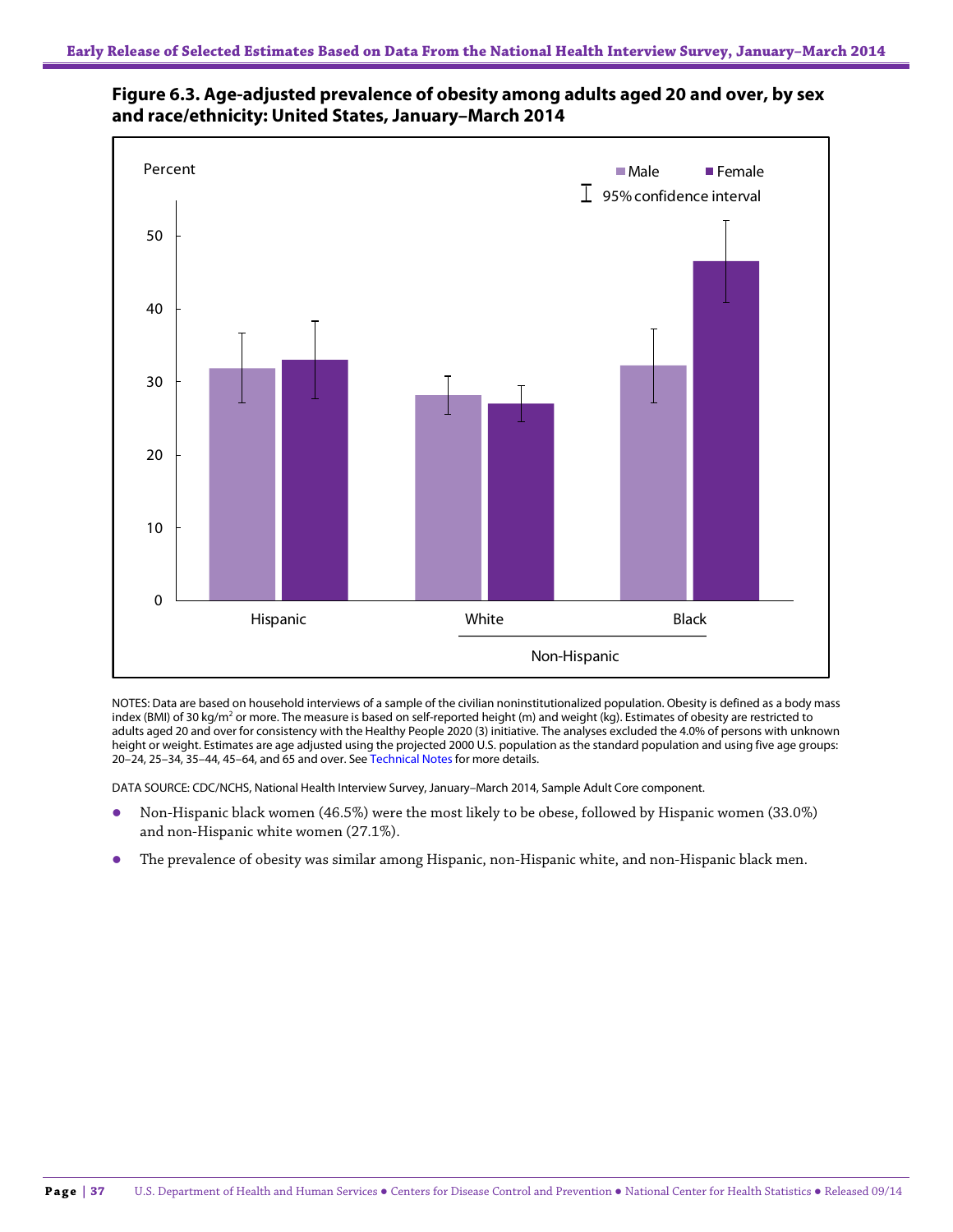**Figure 6.3. Age-adjusted prevalence of obesity among adults aged 20 and over, by sex and race/ethnicity: United States, January–March 2014**

NOTES: Data are based on household interviews of a sample of the civilian noninstitutionalized population. Obesity is defined as a body mass index (BMI) of 30 kg/m$^2$ or more. The measure is based on self-reported height (m) and weight (kg). Estimates of obesity are restricted to adults aged 20 and over for consistency with the Healthy People 2020 (3) initiative. The analyses excluded the 4.0% of persons with unknown height or weight. Estimates are age adjusted using the projected 2000 U.S. population as the standard population and using five age groups: 20–24, 25–34, 35–44, 45–64, and 65 and over. See Technical Notes for more details.

DATA SOURCE: CDC/NCHS, National Health Interview Survey, January–March 2014, Sample Adult Core component.

- Non-Hispanic black women (46.5%) were the most likely to be obese, followed by Hispanic women (33.0%) and non-Hispanic white women (27.1%).
- The prevalence of obesity was similar among Hispanic, non-Hispanic white, and non-Hispanic black men.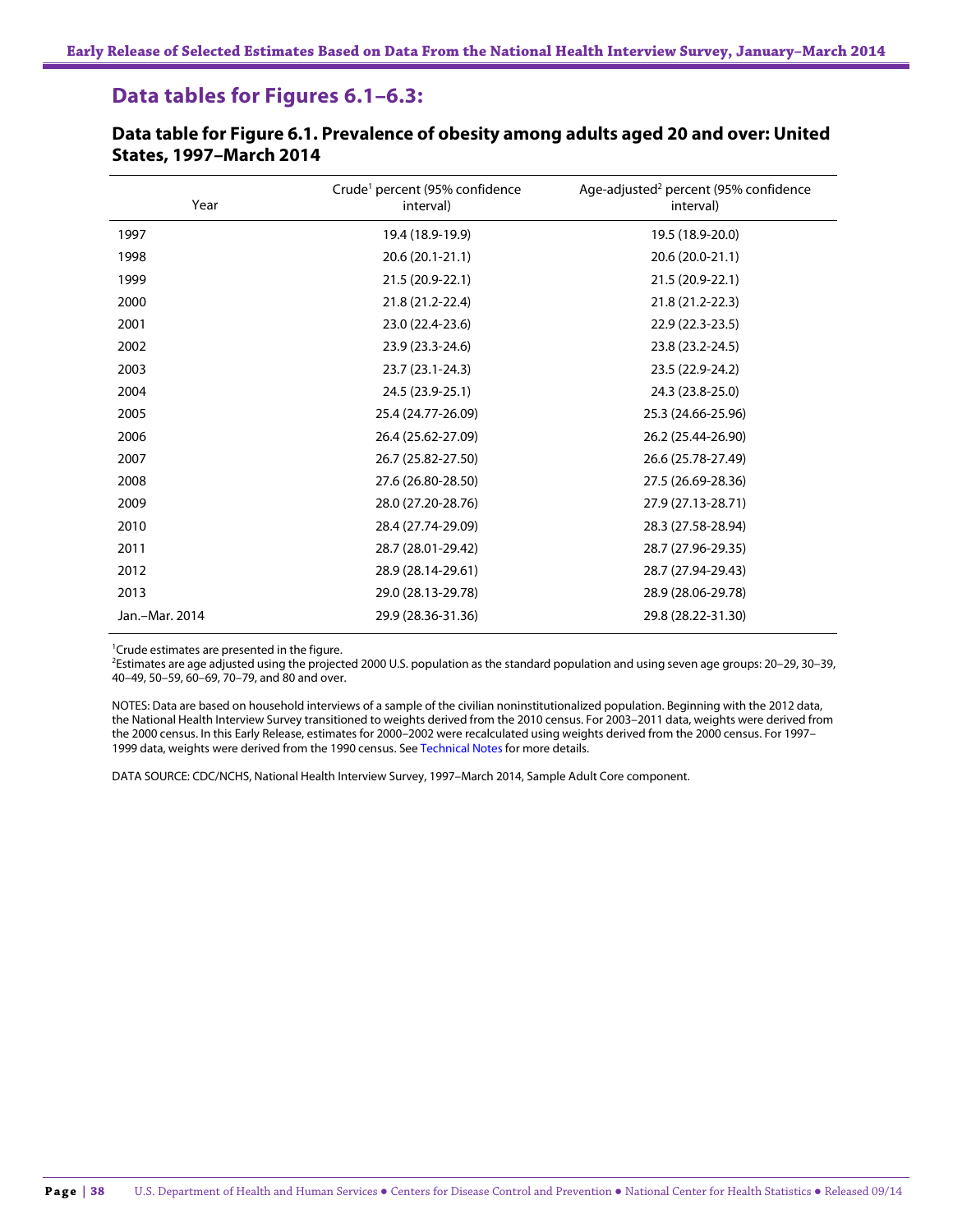## Data tables for Figures 6.1–6.3:

### Data table for Figure 6.1. Prevalence of obesity among adults aged 20 and over: United States, 1997–March 2014

| Year | Crude[1] percent (95% confidence interval) | Age-adjusted[2] percent (95% confidence interval) |
|---|---|---|
| 1997 | 19.4 (18.9-19.9) | 19.5 (18.9-20.0) |
| 1998 | 20.6 (20.1-21.1) | 20.6 (20.0-21.1) |
| 1999 | 21.5 (20.9-22.1) | 21.5 (20.9-22.1) |
| 2000 | 21.8 (21.2-22.4) | 21.8 (21.2-22.3) |
| 2001 | 23.0 (22.4-23.6) | 22.9 (22.3-23.5) |
| 2002 | 23.9 (23.3-24.6) | 23.8 (23.2-24.5) |
| 2003 | 23.7 (23.1-24.3) | 23.5 (22.9-24.2) |
| 2004 | 24.5 (23.9-25.1) | 24.3 (23.8-25.0) |
| 2005 | 25.4 (24.77-26.09) | 25.3 (24.66-25.96) |
| 2006 | 26.4 (25.62-27.09) | 26.2 (25.44-26.90) |
| 2007 | 26.7 (25.82-27.50) | 26.6 (25.78-27.49) |
| 2008 | 27.6 (26.80-28.50) | 27.5 (26.69-28.36) |
| 2009 | 28.0 (27.20-28.76) | 27.9 (27.13-28.71) |
| 2010 | 28.4 (27.74-29.09) | 28.3 (27.58-28.94) |
| 2011 | 28.7 (28.01-29.42) | 28.7 (27.96-29.35) |
| 2012 | 28.9 (28.14-29.61) | 28.7 (27.94-29.43) |
| 2013 | 29.0 (28.13-29.78) | 28.9 (28.06-29.78) |
| Jan.–Mar. 2014 | 29.9 (28.36-31.36) | 29.8 (28.22-31.30) |

[1]Crude estimates are presented in the figure.
[2]Estimates are age adjusted using the projected 2000 U.S. population as the standard population and using seven age groups: 20–29, 30–39, 40–49, 50–59, 60–69, 70–79, and 80 and over.

NOTES: Data are based on household interviews of a sample of the civilian noninstitutionalized population. Beginning with the 2012 data, the National Health Interview Survey transitioned to weights derived from the 2010 census. For 2003–2011 data, weights were derived from the 2000 census. In this Early Release, estimates for 2000–2002 were recalculated using weights derived from the 2000 census. For 1997–1999 data, weights were derived from the 1990 census. See Technical Notes for more details.

DATA SOURCE: CDC/NCHS, National Health Interview Survey, 1997–March 2014, Sample Adult Core component.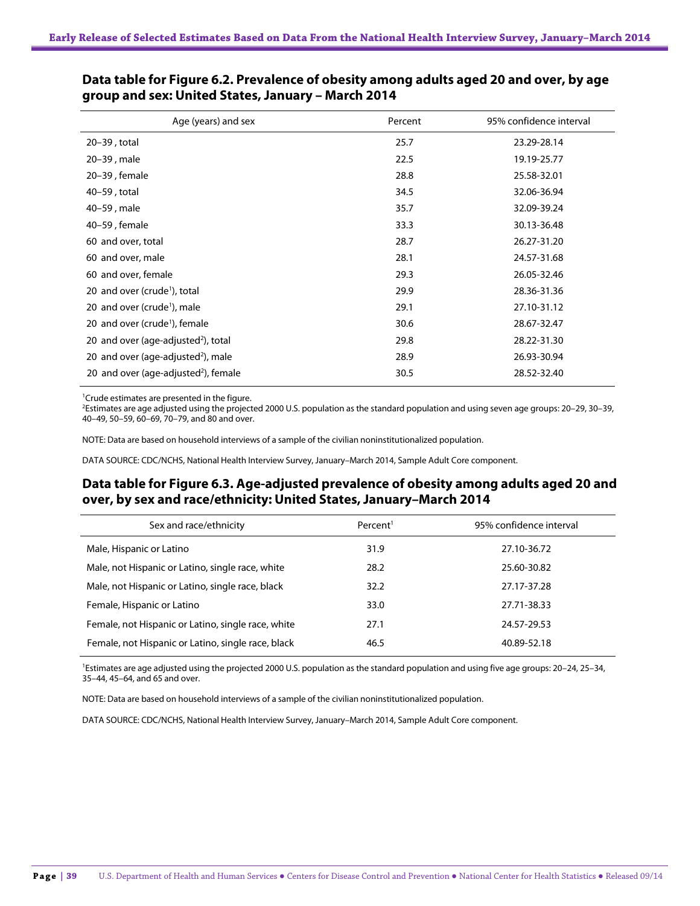## Data table for Figure 6.2. Prevalence of obesity among adults aged 20 and over, by age group and sex: United States, January – March 2014

| Age (years) and sex | Percent | 95% confidence interval |
|---|---|---|
| 20–39 , total | 25.7 | 23.29-28.14 |
| 20–39 , male | 22.5 | 19.19-25.77 |
| 20–39 , female | 28.8 | 25.58-32.01 |
| 40–59 , total | 34.5 | 32.06-36.94 |
| 40–59 , male | 35.7 | 32.09-39.24 |
| 40–59 , female | 33.3 | 30.13-36.48 |
| 60 and over, total | 28.7 | 26.27-31.20 |
| 60 and over, male | 28.1 | 24.57-31.68 |
| 60 and over, female | 29.3 | 26.05-32.46 |
| 20 and over (crude[1]), total | 29.9 | 28.36-31.36 |
| 20 and over (crude[1]), male | 29.1 | 27.10-31.12 |
| 20 and over (crude[1]), female | 30.6 | 28.67-32.47 |
| 20 and over (age-adjusted[2]), total | 29.8 | 28.22-31.30 |
| 20 and over (age-adjusted[2]), male | 28.9 | 26.93-30.94 |
| 20 and over (age-adjusted[2]), female | 30.5 | 28.52-32.40 |

[1]Crude estimates are presented in the figure.
[2]Estimates are age adjusted using the projected 2000 U.S. population as the standard population and using seven age groups: 20–29, 30–39, 40–49, 50–59, 60–69, 70–79, and 80 and over.

NOTE: Data are based on household interviews of a sample of the civilian noninstitutionalized population.

DATA SOURCE: CDC/NCHS, National Health Interview Survey, January–March 2014, Sample Adult Core component.

## Data table for Figure 6.3. Age-adjusted prevalence of obesity among adults aged 20 and over, by sex and race/ethnicity: United States, January–March 2014

| Sex and race/ethnicity | Percent[1] | 95% confidence interval |
|---|---|---|
| Male, Hispanic or Latino | 31.9 | 27.10-36.72 |
| Male, not Hispanic or Latino, single race, white | 28.2 | 25.60-30.82 |
| Male, not Hispanic or Latino, single race, black | 32.2 | 27.17-37.28 |
| Female, Hispanic or Latino | 33.0 | 27.71-38.33 |
| Female, not Hispanic or Latino, single race, white | 27.1 | 24.57-29.53 |
| Female, not Hispanic or Latino, single race, black | 46.5 | 40.89-52.18 |

[1]Estimates are age adjusted using the projected 2000 U.S. population as the standard population and using five age groups: 20–24, 25–34, 35–44, 45–64, and 65 and over.

NOTE: Data are based on household interviews of a sample of the civilian noninstitutionalized population.

DATA SOURCE: CDC/NCHS, National Health Interview Survey, January–March 2014, Sample Adult Core component.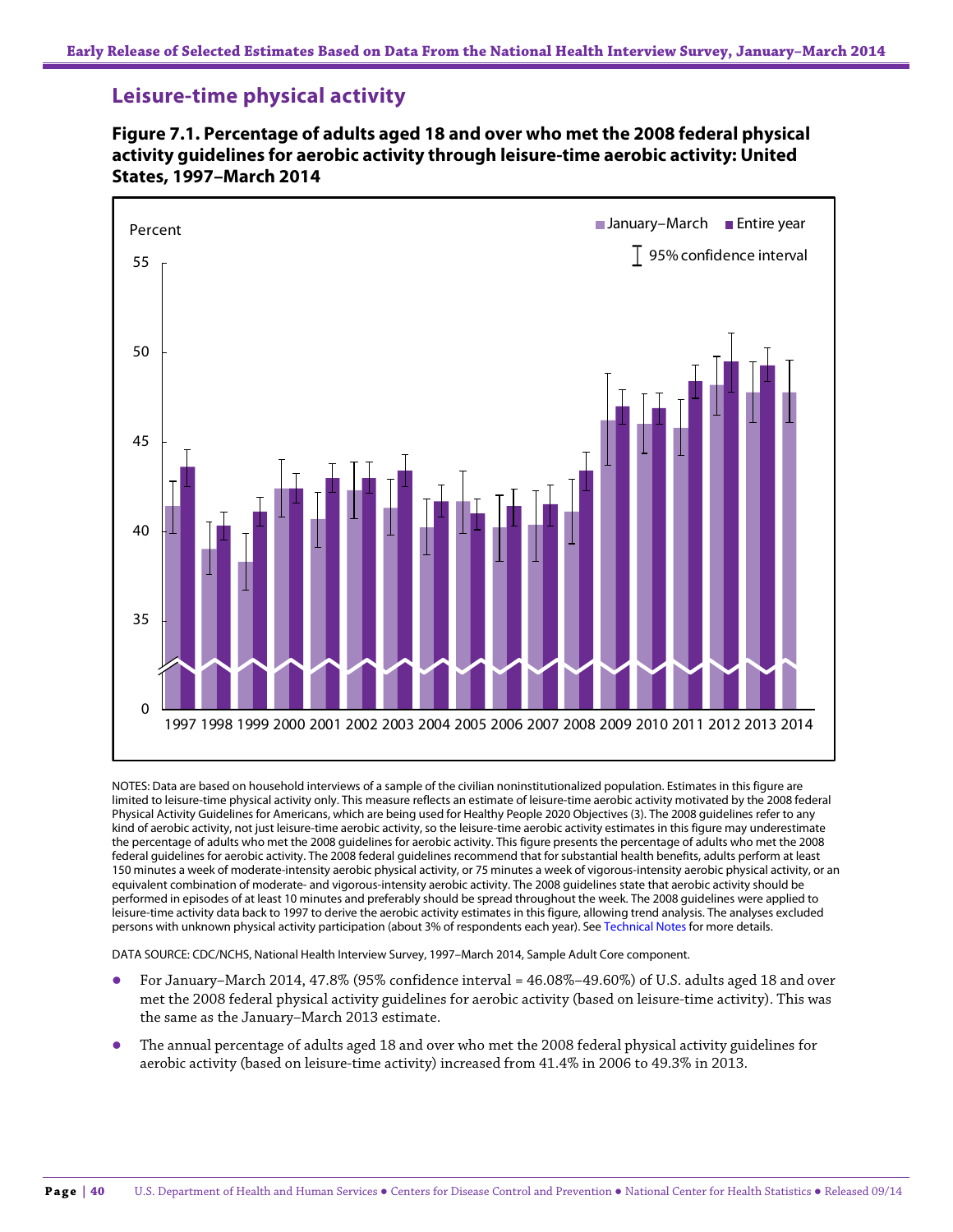## Leisure-time physical activity

**Figure 7.1. Percentage of adults aged 18 and over who met the 2008 federal physical activity guidelines for aerobic activity through leisure-time aerobic activity: United States, 1997–March 2014**

NOTES: Data are based on household interviews of a sample of the civilian noninstitutionalized population. Estimates in this figure are limited to leisure-time physical activity only. This measure reflects an estimate of leisure-time aerobic activity motivated by the 2008 federal Physical Activity Guidelines for Americans, which are being used for Healthy People 2020 Objectives (3). The 2008 guidelines refer to any kind of aerobic activity, not just leisure-time aerobic activity, so the leisure-time aerobic activity estimates in this figure may underestimate the percentage of adults who met the 2008 guidelines for aerobic activity. This figure presents the percentage of adults who met the 2008 federal guidelines for aerobic activity. The 2008 federal guidelines recommend that for substantial health benefits, adults perform at least 150 minutes a week of moderate-intensity aerobic physical activity, or 75 minutes a week of vigorous-intensity aerobic physical activity, or an equivalent combination of moderate- and vigorous-intensity aerobic activity. The 2008 guidelines state that aerobic activity should be performed in episodes of at least 10 minutes and preferably should be spread throughout the week. The 2008 guidelines were applied to leisure-time activity data back to 1997 to derive the aerobic activity estimates in this figure, allowing trend analysis. The analyses excluded persons with unknown physical activity participation (about 3% of respondents each year). See Technical Notes for more details.

DATA SOURCE: CDC/NCHS, National Health Interview Survey, 1997–March 2014, Sample Adult Core component.

- For January–March 2014, 47.8% (95% confidence interval = 46.08%–49.60%) of U.S. adults aged 18 and over met the 2008 federal physical activity guidelines for aerobic activity (based on leisure-time activity). This was the same as the January–March 2013 estimate.
- The annual percentage of adults aged 18 and over who met the 2008 federal physical activity guidelines for aerobic activity (based on leisure-time activity) increased from 41.4% in 2006 to 49.3% in 2013.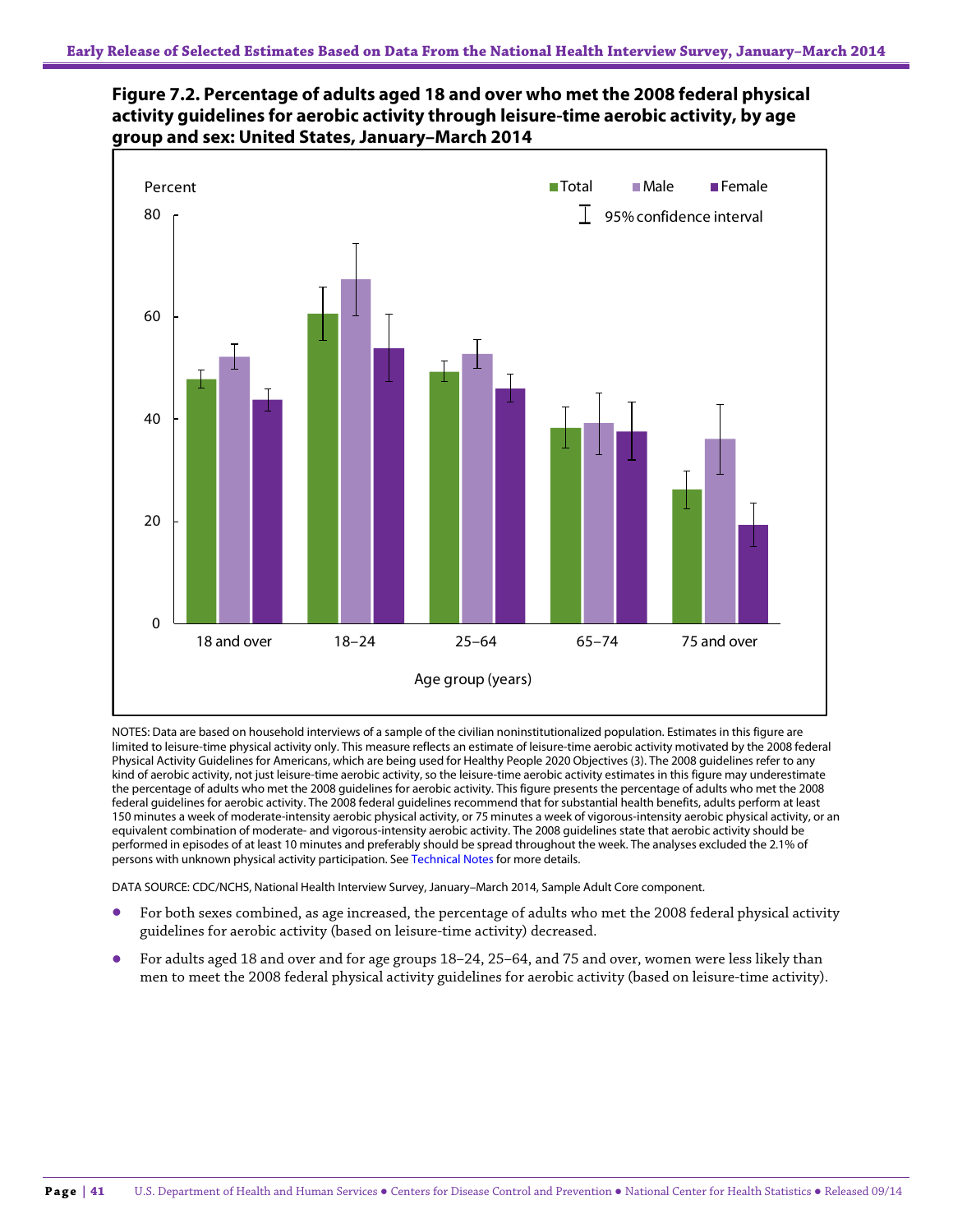**Figure 7.2. Percentage of adults aged 18 and over who met the 2008 federal physical activity guidelines for aerobic activity through leisure-time aerobic activity, by age group and sex: United States, January–March 2014**

NOTES: Data are based on household interviews of a sample of the civilian noninstitutionalized population. Estimates in this figure are limited to leisure-time physical activity only. This measure reflects an estimate of leisure-time aerobic activity motivated by the 2008 federal Physical Activity Guidelines for Americans, which are being used for Healthy People 2020 Objectives (3). The 2008 guidelines refer to any kind of aerobic activity, not just leisure-time aerobic activity, so the leisure-time aerobic activity estimates in this figure may underestimate the percentage of adults who met the 2008 guidelines for aerobic activity. This figure presents the percentage of adults who met the 2008 federal guidelines for aerobic activity. The 2008 federal guidelines recommend that for substantial health benefits, adults perform at least 150 minutes a week of moderate-intensity aerobic physical activity, or 75 minutes a week of vigorous-intensity aerobic physical activity, or an equivalent combination of moderate- and vigorous-intensity aerobic activity. The 2008 guidelines state that aerobic activity should be performed in episodes of at least 10 minutes and preferably should be spread throughout the week. The analyses excluded the 2.1% of persons with unknown physical activity participation. See Technical Notes for more details.

DATA SOURCE: CDC/NCHS, National Health Interview Survey, January–March 2014, Sample Adult Core component.

- For both sexes combined, as age increased, the percentage of adults who met the 2008 federal physical activity guidelines for aerobic activity (based on leisure-time activity) decreased.
- For adults aged 18 and over and for age groups 18–24, 25–64, and 75 and over, women were less likely than men to meet the 2008 federal physical activity guidelines for aerobic activity (based on leisure-time activity).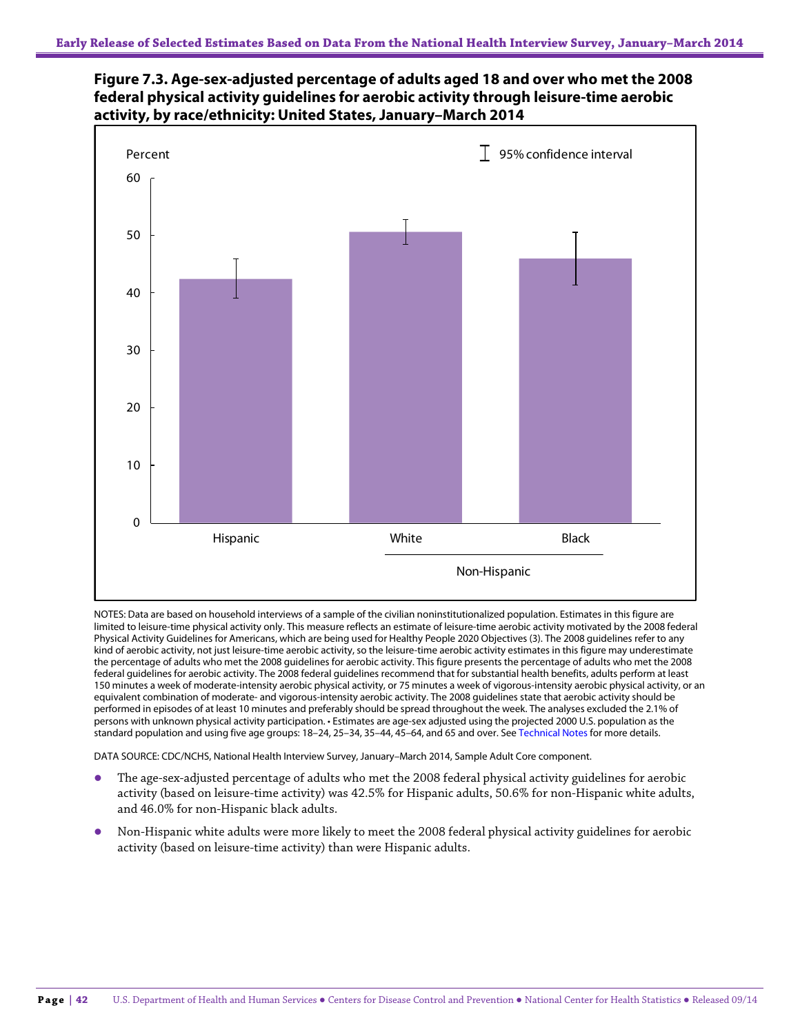**Figure 7.3. Age-sex-adjusted percentage of adults aged 18 and over who met the 2008 federal physical activity guidelines for aerobic activity through leisure-time aerobic activity, by race/ethnicity: United States, January–March 2014**

NOTES: Data are based on household interviews of a sample of the civilian noninstitutionalized population. Estimates in this figure are limited to leisure-time physical activity only. This measure reflects an estimate of leisure-time aerobic activity motivated by the 2008 federal Physical Activity Guidelines for Americans, which are being used for Healthy People 2020 Objectives (3). The 2008 guidelines refer to any kind of aerobic activity, not just leisure-time aerobic activity, so the leisure-time aerobic activity estimates in this figure may underestimate the percentage of adults who met the 2008 guidelines for aerobic activity. This figure presents the percentage of adults who met the 2008 federal guidelines for aerobic activity. The 2008 federal guidelines recommend that for substantial health benefits, adults perform at least 150 minutes a week of moderate-intensity aerobic physical activity, or 75 minutes a week of vigorous-intensity aerobic physical activity, or an equivalent combination of moderate- and vigorous-intensity aerobic activity. The 2008 guidelines state that aerobic activity should be performed in episodes of at least 10 minutes and preferably should be spread throughout the week. The analyses excluded the 2.1% of persons with unknown physical activity participation. • Estimates are age-sex adjusted using the projected 2000 U.S. population as the standard population and using five age groups: 18–24, 25–34, 35–44, 45–64, and 65 and over. See Technical Notes for more details.

DATA SOURCE: CDC/NCHS, National Health Interview Survey, January–March 2014, Sample Adult Core component.

- The age-sex-adjusted percentage of adults who met the 2008 federal physical activity guidelines for aerobic activity (based on leisure-time activity) was 42.5% for Hispanic adults, 50.6% for non-Hispanic white adults, and 46.0% for non-Hispanic black adults.
- Non-Hispanic white adults were more likely to meet the 2008 federal physical activity guidelines for aerobic activity (based on leisure-time activity) than were Hispanic adults.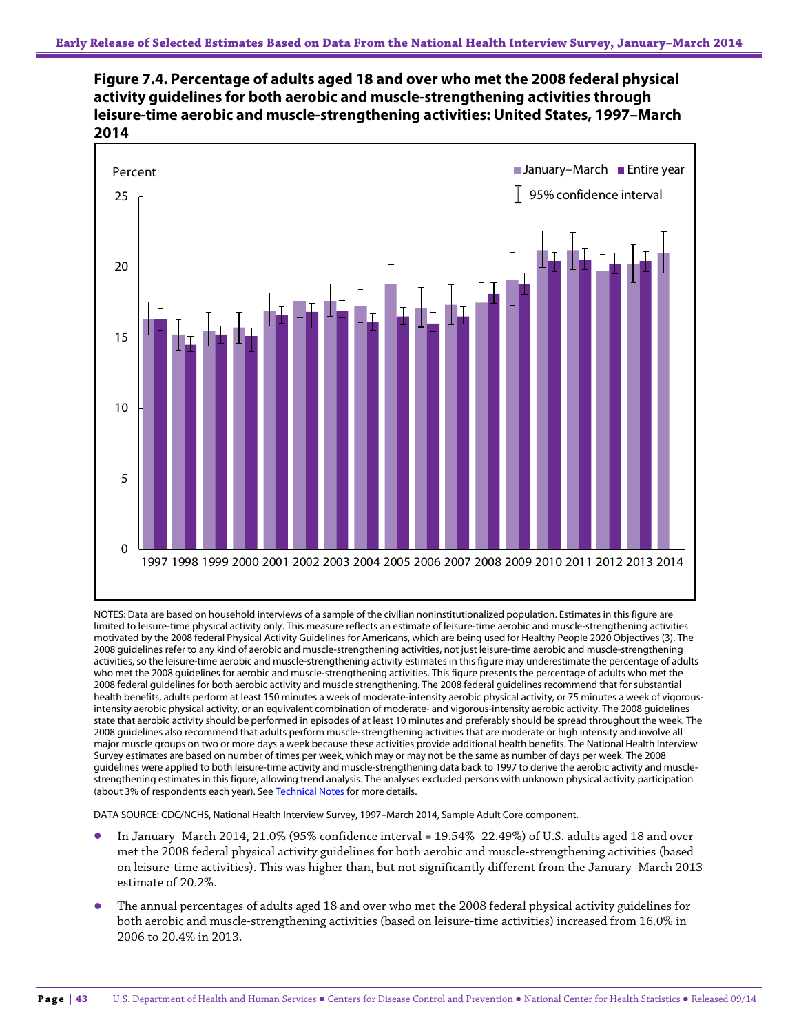**Figure 7.4. Percentage of adults aged 18 and over who met the 2008 federal physical activity guidelines for both aerobic and muscle-strengthening activities through leisure-time aerobic and muscle-strengthening activities: United States, 1997–March 2014**

NOTES: Data are based on household interviews of a sample of the civilian noninstitutionalized population. Estimates in this figure are limited to leisure-time physical activity only. This measure reflects an estimate of leisure-time aerobic and muscle-strengthening activities motivated by the 2008 federal Physical Activity Guidelines for Americans, which are being used for Healthy People 2020 Objectives (3). The 2008 guidelines refer to any kind of aerobic and muscle-strengthening activities, not just leisure-time aerobic and muscle-strengthening activities, so the leisure-time aerobic and muscle-strengthening activity estimates in this figure may underestimate the percentage of adults who met the 2008 guidelines for aerobic and muscle-strengthening activities. This figure presents the percentage of adults who met the 2008 federal guidelines for both aerobic activity and muscle strengthening. The 2008 federal guidelines recommend that for substantial health benefits, adults perform at least 150 minutes a week of moderate-intensity aerobic physical activity, or 75 minutes a week of vigorous-intensity aerobic physical activity, or an equivalent combination of moderate- and vigorous-intensity aerobic activity. The 2008 guidelines state that aerobic activity should be performed in episodes of at least 10 minutes and preferably should be spread throughout the week. The 2008 guidelines also recommend that adults perform muscle-strengthening activities that are moderate or high intensity and involve all major muscle groups on two or more days a week because these activities provide additional health benefits. The National Health Interview Survey estimates are based on number of times per week, which may or may not be the same as number of days per week. The 2008 guidelines were applied to both leisure-time activity and muscle-strengthening data back to 1997 to derive the aerobic activity and muscle-strengthening estimates in this figure, allowing trend analysis. The analyses excluded persons with unknown physical activity participation (about 3% of respondents each year). See Technical Notes for more details.

DATA SOURCE: CDC/NCHS, National Health Interview Survey, 1997–March 2014, Sample Adult Core component.

- In January–March 2014, 21.0% (95% confidence interval = 19.54%–22.49%) of U.S. adults aged 18 and over met the 2008 federal physical activity guidelines for both aerobic and muscle-strengthening activities (based on leisure-time activities). This was higher than, but not significantly different from the January–March 2013 estimate of 20.2%.
- The annual percentages of adults aged 18 and over who met the 2008 federal physical activity guidelines for both aerobic and muscle-strengthening activities (based on leisure-time activities) increased from 16.0% in 2006 to 20.4% in 2013.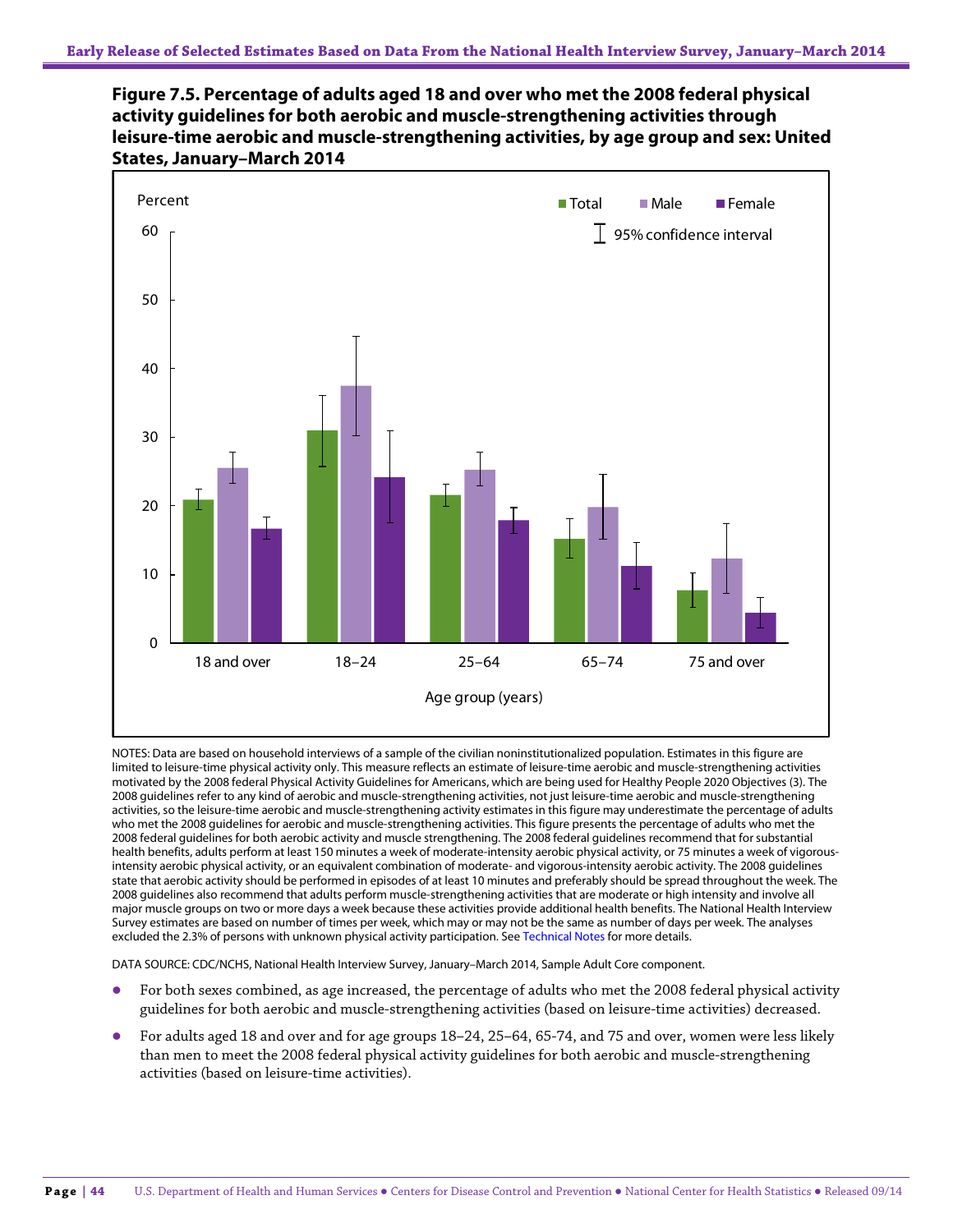# Figure 7.5. Percentage of adults aged 18 and over who met the 2008 federal physical activity guidelines for both aerobic and muscle-strengthening activities through leisure-time aerobic and muscle-strengthening activities, by age group and sex: United States, January–March 2014

NOTES: Data are based on household interviews of a sample of the civilian noninstitutionalized population. Estimates in this figure are limited to leisure-time physical activity only. This measure reflects an estimate of leisure-time aerobic and muscle-strengthening activities motivated by the 2008 federal Physical Activity Guidelines for Americans, which are being used for Healthy People 2020 Objectives (3). The 2008 guidelines refer to any kind of aerobic and muscle-strengthening activities, not just leisure-time aerobic and muscle-strengthening activities, so the leisure-time aerobic and muscle-strengthening activity estimates in this figure may underestimate the percentage of adults who met the 2008 guidelines for aerobic and muscle-strengthening activities. This figure presents the percentage of adults who met the 2008 federal guidelines for both aerobic activity and muscle strengthening. The 2008 federal guidelines recommend that for substantial health benefits, adults perform at least 150 minutes a week of moderate-intensity aerobic physical activity, or 75 minutes a week of vigorous-intensity aerobic physical activity, or an equivalent combination of moderate- and vigorous-intensity aerobic activity. The 2008 guidelines state that aerobic activity should be performed in episodes of at least 10 minutes and preferably should be spread throughout the week. The 2008 guidelines also recommend that adults perform muscle-strengthening activities that are moderate or high intensity and involve all major muscle groups on two or more days a week because these activities provide additional health benefits. The National Health Interview Survey estimates are based on number of times per week, which may or may not be the same as number of days per week. The analyses excluded the 2.3% of persons with unknown physical activity participation. See Technical Notes for more details.

DATA SOURCE: CDC/NCHS, National Health Interview Survey, January–March 2014, Sample Adult Core component.

- For both sexes combined, as age increased, the percentage of adults who met the 2008 federal physical activity guidelines for both aerobic and muscle-strengthening activities (based on leisure-time activities) decreased.
- For adults aged 18 and over and for age groups 18–24, 25–64, 65-74, and 75 and over, women were less likely than men to meet the 2008 federal physical activity guidelines for both aerobic and muscle-strengthening activities (based on leisure-time activities).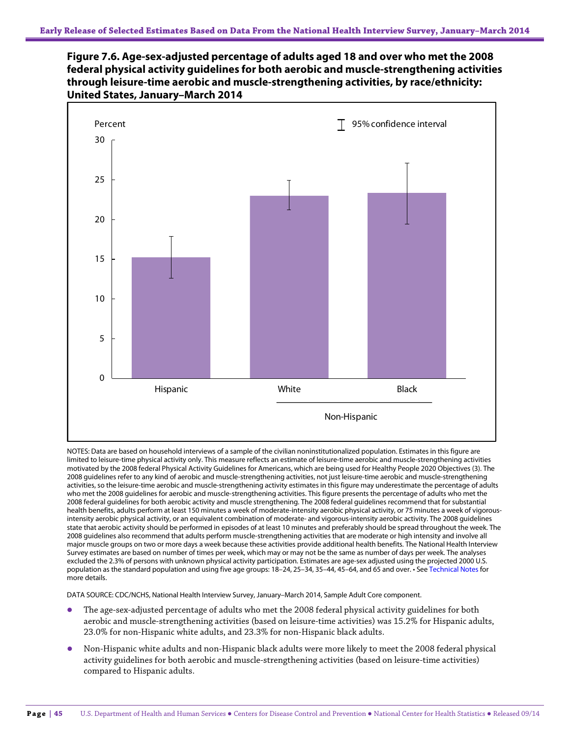**Figure 7.6. Age-sex-adjusted percentage of adults aged 18 and over who met the 2008 federal physical activity guidelines for both aerobic and muscle-strengthening activities through leisure-time aerobic and muscle-strengthening activities, by race/ethnicity: United States, January–March 2014**

NOTES: Data are based on household interviews of a sample of the civilian noninstitutionalized population. Estimates in this figure are limited to leisure-time physical activity only. This measure reflects an estimate of leisure-time aerobic and muscle-strengthening activities motivated by the 2008 federal Physical Activity Guidelines for Americans, which are being used for Healthy People 2020 Objectives (3). The 2008 guidelines refer to any kind of aerobic and muscle-strengthening activities, not just leisure-time aerobic and muscle-strengthening activities, so the leisure-time aerobic and muscle-strengthening activity estimates in this figure may underestimate the percentage of adults who met the 2008 guidelines for aerobic and muscle-strengthening activities. This figure presents the percentage of adults who met the 2008 federal guidelines for both aerobic activity and muscle strengthening. The 2008 federal guidelines recommend that for substantial health benefits, adults perform at least 150 minutes a week of moderate-intensity aerobic physical activity, or 75 minutes a week of vigorous-intensity aerobic physical activity, or an equivalent combination of moderate- and vigorous-intensity aerobic activity. The 2008 guidelines state that aerobic activity should be performed in episodes of at least 10 minutes and preferably should be spread throughout the week. The 2008 guidelines also recommend that adults perform muscle-strengthening activities that are moderate or high intensity and involve all major muscle groups on two or more days a week because these activities provide additional health benefits. The National Health Interview Survey estimates are based on number of times per week, which may or may not be the same as number of days per week. The analyses excluded the 2.3% of persons with unknown physical activity participation. Estimates are age-sex adjusted using the projected 2000 U.S. population as the standard population and using five age groups: 18–24, 25–34, 35–44, 45–64, and 65 and over. • See Technical Notes for more details.

DATA SOURCE: CDC/NCHS, National Health Interview Survey, January–March 2014, Sample Adult Core component.

- The age-sex-adjusted percentage of adults who met the 2008 federal physical activity guidelines for both aerobic and muscle-strengthening activities (based on leisure-time activities) was 15.2% for Hispanic adults, 23.0% for non-Hispanic white adults, and 23.3% for non-Hispanic black adults.
- Non-Hispanic white adults and non-Hispanic black adults were more likely to meet the 2008 federal physical activity guidelines for both aerobic and muscle-strengthening activities (based on leisure-time activities) compared to Hispanic adults.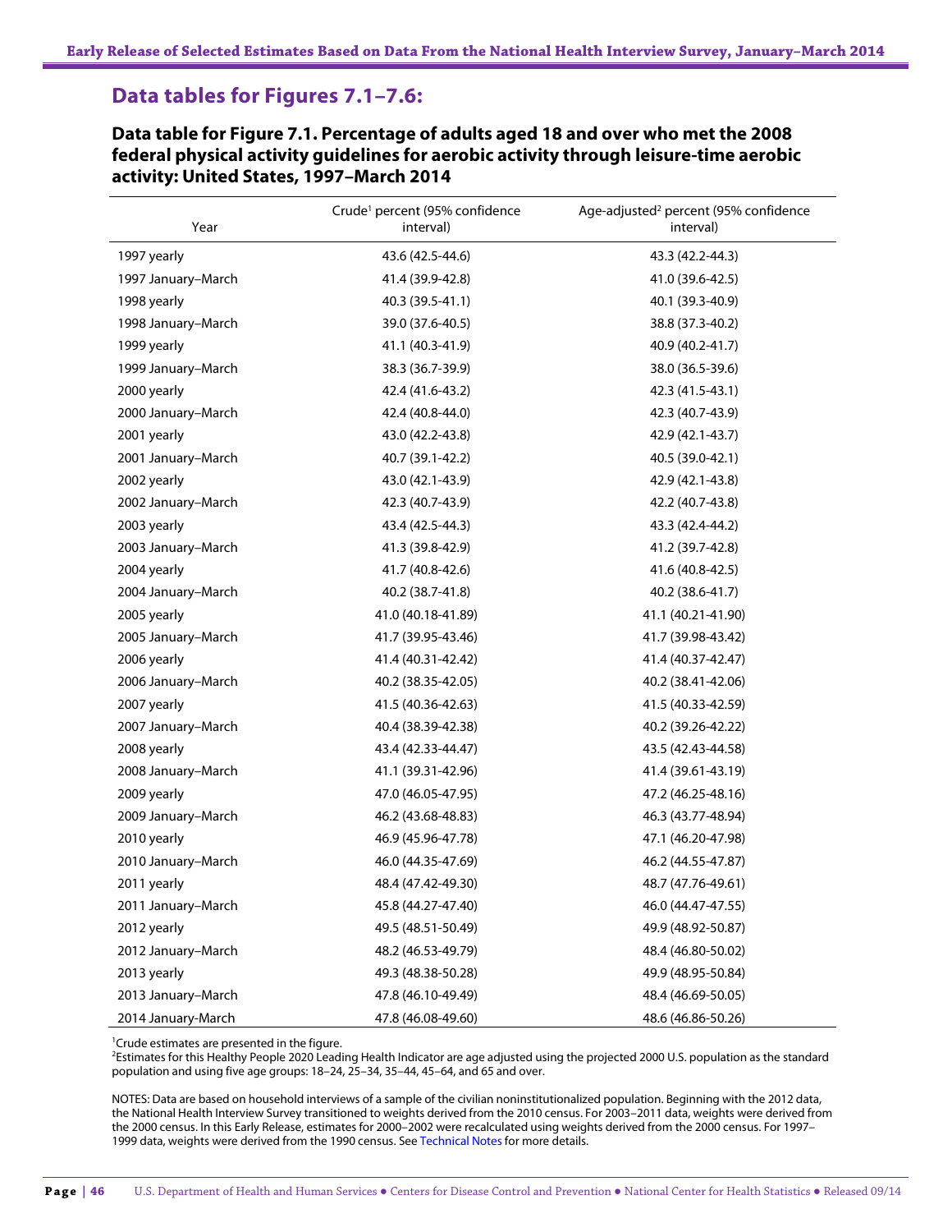## Data tables for Figures 7.1–7.6:

### Data table for Figure 7.1. Percentage of adults aged 18 and over who met the 2008 federal physical activity guidelines for aerobic activity through leisure-time aerobic activity: United States, 1997–March 2014

| Year | Crude[1] percent (95% confidence interval) | Age-adjusted[2] percent (95% confidence interval) |
|---|---|---|
| 1997 yearly | 43.6 (42.5-44.6) | 43.3 (42.2-44.3) |
| 1997 January–March | 41.4 (39.9-42.8) | 41.0 (39.6-42.5) |
| 1998 yearly | 40.3 (39.5-41.1) | 40.1 (39.3-40.9) |
| 1998 January–March | 39.0 (37.6-40.5) | 38.8 (37.3-40.2) |
| 1999 yearly | 41.1 (40.3-41.9) | 40.9 (40.2-41.7) |
| 1999 January–March | 38.3 (36.7-39.9) | 38.0 (36.5-39.6) |
| 2000 yearly | 42.4 (41.6-43.2) | 42.3 (41.5-43.1) |
| 2000 January–March | 42.4 (40.8-44.0) | 42.3 (40.7-43.9) |
| 2001 yearly | 43.0 (42.2-43.8) | 42.9 (42.1-43.7) |
| 2001 January–March | 40.7 (39.1-42.2) | 40.5 (39.0-42.1) |
| 2002 yearly | 43.0 (42.1-43.9) | 42.9 (42.1-43.8) |
| 2002 January–March | 42.3 (40.7-43.9) | 42.2 (40.7-43.8) |
| 2003 yearly | 43.4 (42.5-44.3) | 43.3 (42.4-44.2) |
| 2003 January–March | 41.3 (39.8-42.9) | 41.2 (39.7-42.8) |
| 2004 yearly | 41.7 (40.8-42.6) | 41.6 (40.8-42.5) |
| 2004 January–March | 40.2 (38.7-41.8) | 40.2 (38.6-41.7) |
| 2005 yearly | 41.0 (40.18-41.89) | 41.1 (40.21-41.90) |
| 2005 January–March | 41.7 (39.95-43.46) | 41.7 (39.98-43.42) |
| 2006 yearly | 41.4 (40.31-42.42) | 41.4 (40.37-42.47) |
| 2006 January–March | 40.2 (38.35-42.05) | 40.2 (38.41-42.06) |
| 2007 yearly | 41.5 (40.36-42.63) | 41.5 (40.33-42.59) |
| 2007 January–March | 40.4 (38.39-42.38) | 40.2 (39.26-42.22) |
| 2008 yearly | 43.4 (42.33-44.47) | 43.5 (42.43-44.58) |
| 2008 January–March | 41.1 (39.31-42.96) | 41.4 (39.61-43.19) |
| 2009 yearly | 47.0 (46.05-47.95) | 47.2 (46.25-48.16) |
| 2009 January–March | 46.2 (43.68-48.83) | 46.3 (43.77-48.94) |
| 2010 yearly | 46.9 (45.96-47.78) | 47.1 (46.20-47.98) |
| 2010 January–March | 46.0 (44.35-47.69) | 46.2 (44.55-47.87) |
| 2011 yearly | 48.4 (47.42-49.30) | 48.7 (47.76-49.61) |
| 2011 January–March | 45.8 (44.27-47.40) | 46.0 (44.47-47.55) |
| 2012 yearly | 49.5 (48.51-50.49) | 49.9 (48.92-50.87) |
| 2012 January–March | 48.2 (46.53-49.79) | 48.4 (46.80-50.02) |
| 2013 yearly | 49.3 (48.38-50.28) | 49.9 (48.95-50.84) |
| 2013 January–March | 47.8 (46.10-49.49) | 48.4 (46.69-50.05) |
| 2014 January-March | 47.8 (46.08-49.60) | 48.6 (46.86-50.26) |

[1]Crude estimates are presented in the figure.
[2]Estimates for this Healthy People 2020 Leading Health Indicator are age adjusted using the projected 2000 U.S. population as the standard population and using five age groups: 18–24, 25–34, 35–44, 45–64, and 65 and over.

NOTES: Data are based on household interviews of a sample of the civilian noninstitutionalized population. Beginning with the 2012 data, the National Health Interview Survey transitioned to weights derived from the 2010 census. For 2003–2011 data, weights were derived from the 2000 census. In this Early Release, estimates for 2000–2002 were recalculated using weights derived from the 2000 census. For 1997–1999 data, weights were derived from the 1990 census. See Technical Notes for more details.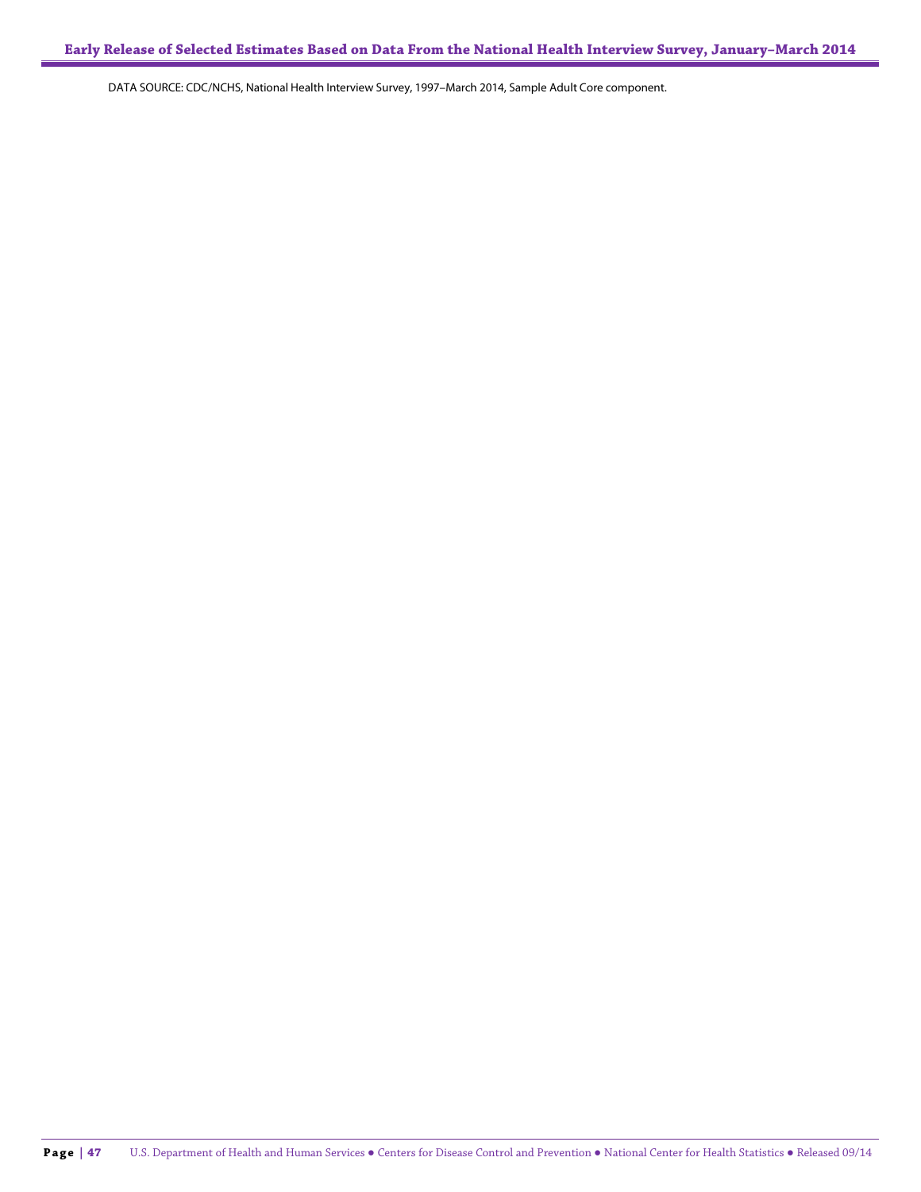DATA SOURCE: CDC/NCHS, National Health Interview Survey, 1997–March 2014, Sample Adult Core component.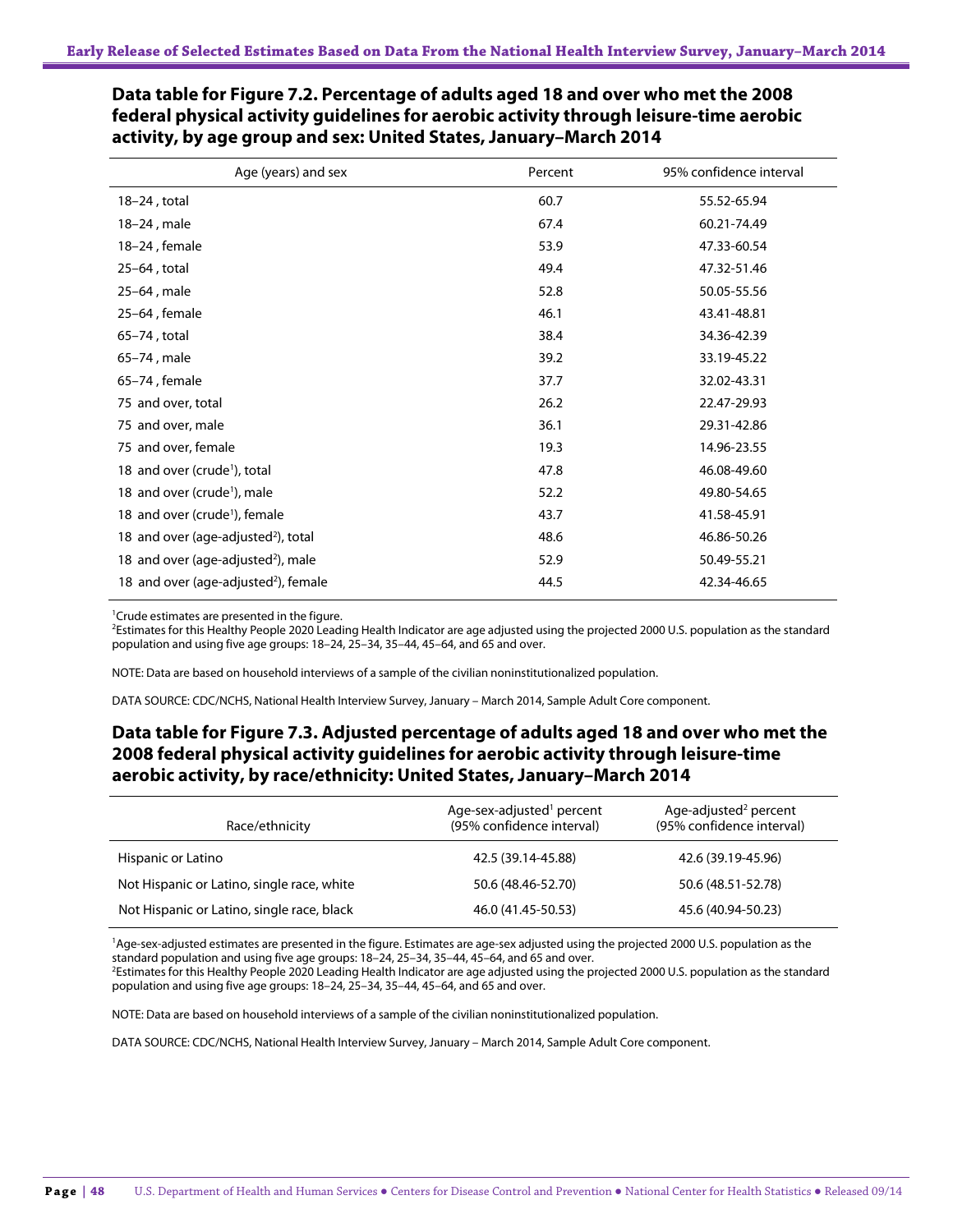## Data table for Figure 7.2. Percentage of adults aged 18 and over who met the 2008 federal physical activity guidelines for aerobic activity through leisure-time aerobic activity, by age group and sex: United States, January–March 2014

| Age (years) and sex | Percent | 95% confidence interval |
|---|---|---|
| 18–24 , total | 60.7 | 55.52-65.94 |
| 18–24 , male | 67.4 | 60.21-74.49 |
| 18–24 , female | 53.9 | 47.33-60.54 |
| 25–64 , total | 49.4 | 47.32-51.46 |
| 25–64 , male | 52.8 | 50.05-55.56 |
| 25–64 , female | 46.1 | 43.41-48.81 |
| 65–74 , total | 38.4 | 34.36-42.39 |
| 65–74 , male | 39.2 | 33.19-45.22 |
| 65–74 , female | 37.7 | 32.02-43.31 |
| 75 and over, total | 26.2 | 22.47-29.93 |
| 75 and over, male | 36.1 | 29.31-42.86 |
| 75 and over, female | 19.3 | 14.96-23.55 |
| 18 and over (crude[1]), total | 47.8 | 46.08-49.60 |
| 18 and over (crude[1]), male | 52.2 | 49.80-54.65 |
| 18 and over (crude[1]), female | 43.7 | 41.58-45.91 |
| 18 and over (age-adjusted[2]), total | 48.6 | 46.86-50.26 |
| 18 and over (age-adjusted[2]), male | 52.9 | 50.49-55.21 |
| 18 and over (age-adjusted[2]), female | 44.5 | 42.34-46.65 |

[1]Crude estimates are presented in the figure.
[2]Estimates for this Healthy People 2020 Leading Health Indicator are age adjusted using the projected 2000 U.S. population as the standard population and using five age groups: 18–24, 25–34, 35–44, 45–64, and 65 and over.

NOTE: Data are based on household interviews of a sample of the civilian noninstitutionalized population.

DATA SOURCE: CDC/NCHS, National Health Interview Survey, January – March 2014, Sample Adult Core component.

## Data table for Figure 7.3. Adjusted percentage of adults aged 18 and over who met the 2008 federal physical activity guidelines for aerobic activity through leisure-time aerobic activity, by race/ethnicity: United States, January–March 2014

| Race/ethnicity | Age-sex-adjusted[1] percent (95% confidence interval) | Age-adjusted[2] percent (95% confidence interval) |
|---|---|---|
| Hispanic or Latino | 42.5 (39.14-45.88) | 42.6 (39.19-45.96) |
| Not Hispanic or Latino, single race, white | 50.6 (48.46-52.70) | 50.6 (48.51-52.78) |
| Not Hispanic or Latino, single race, black | 46.0 (41.45-50.53) | 45.6 (40.94-50.23) |

[1]Age-sex-adjusted estimates are presented in the figure. Estimates are age-sex adjusted using the projected 2000 U.S. population as the standard population and using five age groups: 18–24, 25–34, 35–44, 45–64, and 65 and over.
[2]Estimates for this Healthy People 2020 Leading Health Indicator are age adjusted using the projected 2000 U.S. population as the standard population and using five age groups: 18–24, 25–34, 35–44, 45–64, and 65 and over.

NOTE: Data are based on household interviews of a sample of the civilian noninstitutionalized population.

DATA SOURCE: CDC/NCHS, National Health Interview Survey, January – March 2014, Sample Adult Core component.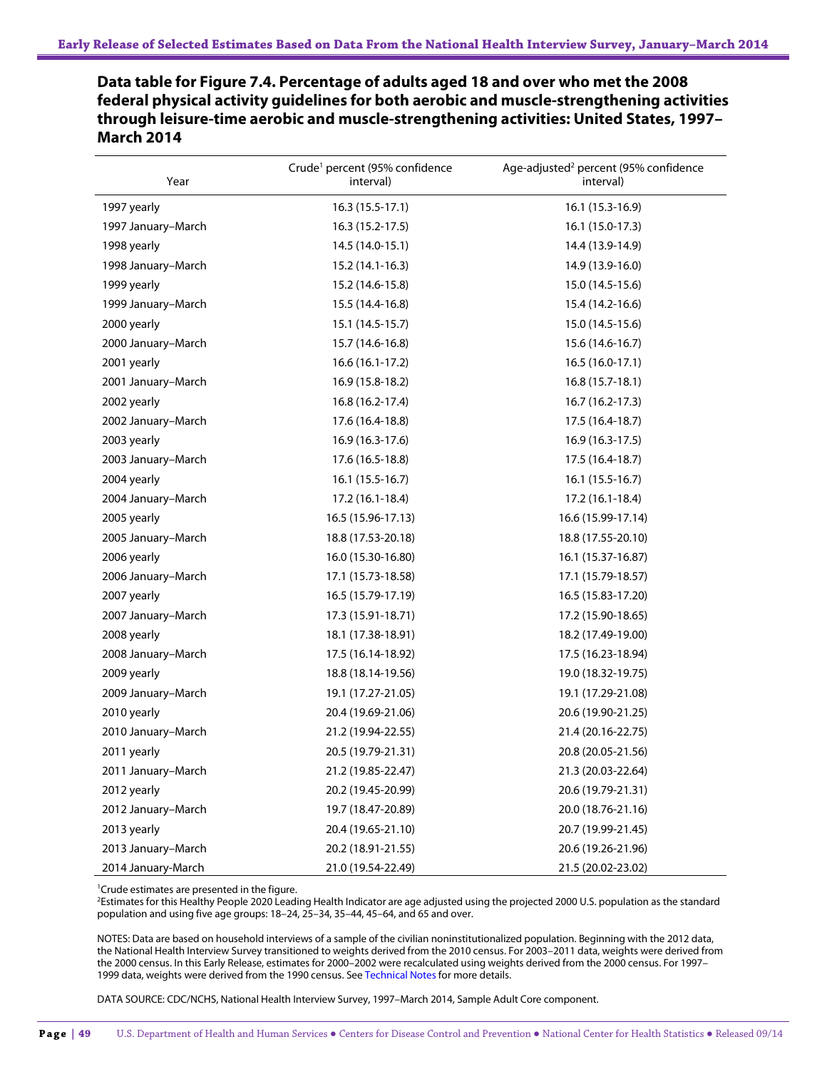## Data table for Figure 7.4. Percentage of adults aged 18 and over who met the 2008 federal physical activity guidelines for both aerobic and muscle-strengthening activities through leisure-time aerobic and muscle-strengthening activities: United States, 1997–March 2014

| Year | Crude[1] percent (95% confidence interval) | Age-adjusted[2] percent (95% confidence interval) |
|---|---|---|
| 1997 yearly | 16.3 (15.5-17.1) | 16.1 (15.3-16.9) |
| 1997 January–March | 16.3 (15.2-17.5) | 16.1 (15.0-17.3) |
| 1998 yearly | 14.5 (14.0-15.1) | 14.4 (13.9-14.9) |
| 1998 January–March | 15.2 (14.1-16.3) | 14.9 (13.9-16.0) |
| 1999 yearly | 15.2 (14.6-15.8) | 15.0 (14.5-15.6) |
| 1999 January–March | 15.5 (14.4-16.8) | 15.4 (14.2-16.6) |
| 2000 yearly | 15.1 (14.5-15.7) | 15.0 (14.5-15.6) |
| 2000 January–March | 15.7 (14.6-16.8) | 15.6 (14.6-16.7) |
| 2001 yearly | 16.6 (16.1-17.2) | 16.5 (16.0-17.1) |
| 2001 January–March | 16.9 (15.8-18.2) | 16.8 (15.7-18.1) |
| 2002 yearly | 16.8 (16.2-17.4) | 16.7 (16.2-17.3) |
| 2002 January–March | 17.6 (16.4-18.8) | 17.5 (16.4-18.7) |
| 2003 yearly | 16.9 (16.3-17.6) | 16.9 (16.3-17.5) |
| 2003 January–March | 17.6 (16.5-18.8) | 17.5 (16.4-18.7) |
| 2004 yearly | 16.1 (15.5-16.7) | 16.1 (15.5-16.7) |
| 2004 January–March | 17.2 (16.1-18.4) | 17.2 (16.1-18.4) |
| 2005 yearly | 16.5 (15.96-17.13) | 16.6 (15.99-17.14) |
| 2005 January–March | 18.8 (17.53-20.18) | 18.8 (17.55-20.10) |
| 2006 yearly | 16.0 (15.30-16.80) | 16.1 (15.37-16.87) |
| 2006 January–March | 17.1 (15.73-18.58) | 17.1 (15.79-18.57) |
| 2007 yearly | 16.5 (15.79-17.19) | 16.5 (15.83-17.20) |
| 2007 January–March | 17.3 (15.91-18.71) | 17.2 (15.90-18.65) |
| 2008 yearly | 18.1 (17.38-18.91) | 18.2 (17.49-19.00) |
| 2008 January–March | 17.5 (16.14-18.92) | 17.5 (16.23-18.94) |
| 2009 yearly | 18.8 (18.14-19.56) | 19.0 (18.32-19.75) |
| 2009 January–March | 19.1 (17.27-21.05) | 19.1 (17.29-21.08) |
| 2010 yearly | 20.4 (19.69-21.06) | 20.6 (19.90-21.25) |
| 2010 January–March | 21.2 (19.94-22.55) | 21.4 (20.16-22.75) |
| 2011 yearly | 20.5 (19.79-21.31) | 20.8 (20.05-21.56) |
| 2011 January–March | 21.2 (19.85-22.47) | 21.3 (20.03-22.64) |
| 2012 yearly | 20.2 (19.45-20.99) | 20.6 (19.79-21.31) |
| 2012 January–March | 19.7 (18.47-20.89) | 20.0 (18.76-21.16) |
| 2013 yearly | 20.4 (19.65-21.10) | 20.7 (19.99-21.45) |
| 2013 January–March | 20.2 (18.91-21.55) | 20.6 (19.26-21.96) |
| 2014 January-March | 21.0 (19.54-22.49) | 21.5 (20.02-23.02) |

[1]Crude estimates are presented in the figure.
[2]Estimates for this Healthy People 2020 Leading Health Indicator are age adjusted using the projected 2000 U.S. population as the standard population and using five age groups: 18–24, 25–34, 35–44, 45–64, and 65 and over.

NOTES: Data are based on household interviews of a sample of the civilian noninstitutionalized population. Beginning with the 2012 data, the National Health Interview Survey transitioned to weights derived from the 2010 census. For 2003–2011 data, weights were derived from the 2000 census. In this Early Release, estimates for 2000–2002 were recalculated using weights derived from the 2000 census. For 1997–1999 data, weights were derived from the 1990 census. See Technical Notes for more details.

DATA SOURCE: CDC/NCHS, National Health Interview Survey, 1997–March 2014, Sample Adult Core component.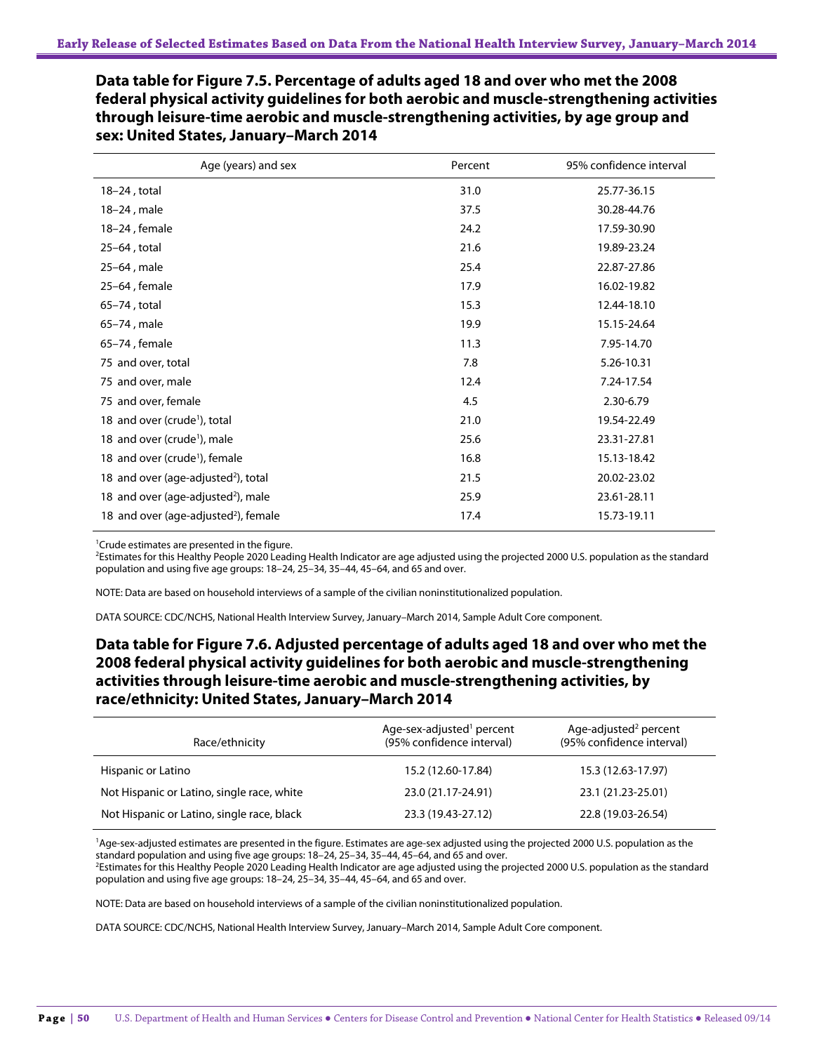## Data table for Figure 7.5. Percentage of adults aged 18 and over who met the 2008 federal physical activity guidelines for both aerobic and muscle-strengthening activities through leisure-time aerobic and muscle-strengthening activities, by age group and sex: United States, January–March 2014

| Age (years) and sex | Percent | 95% confidence interval |
|---|---|---|
| 18–24 , total | 31.0 | 25.77-36.15 |
| 18–24 , male | 37.5 | 30.28-44.76 |
| 18–24 , female | 24.2 | 17.59-30.90 |
| 25–64 , total | 21.6 | 19.89-23.24 |
| 25–64 , male | 25.4 | 22.87-27.86 |
| 25–64 , female | 17.9 | 16.02-19.82 |
| 65–74 , total | 15.3 | 12.44-18.10 |
| 65–74 , male | 19.9 | 15.15-24.64 |
| 65–74 , female | 11.3 | 7.95-14.70 |
| 75 and over, total | 7.8 | 5.26-10.31 |
| 75 and over, male | 12.4 | 7.24-17.54 |
| 75 and over, female | 4.5 | 2.30-6.79 |
| 18 and over (crude[1]), total | 21.0 | 19.54-22.49 |
| 18 and over (crude[1]), male | 25.6 | 23.31-27.81 |
| 18 and over (crude[1]), female | 16.8 | 15.13-18.42 |
| 18 and over (age-adjusted[2]), total | 21.5 | 20.02-23.02 |
| 18 and over (age-adjusted[2]), male | 25.9 | 23.61-28.11 |
| 18 and over (age-adjusted[2]), female | 17.4 | 15.73-19.11 |

[1]Crude estimates are presented in the figure.
[2]Estimates for this Healthy People 2020 Leading Health Indicator are age adjusted using the projected 2000 U.S. population as the standard population and using five age groups: 18–24, 25–34, 35–44, 45–64, and 65 and over.

NOTE: Data are based on household interviews of a sample of the civilian noninstitutionalized population.

DATA SOURCE: CDC/NCHS, National Health Interview Survey, January–March 2014, Sample Adult Core component.

## Data table for Figure 7.6. Adjusted percentage of adults aged 18 and over who met the 2008 federal physical activity guidelines for both aerobic and muscle-strengthening activities through leisure-time aerobic and muscle-strengthening activities, by race/ethnicity: United States, January–March 2014

| Race/ethnicity | Age-sex-adjusted[1] percent (95% confidence interval) | Age-adjusted[2] percent (95% confidence interval) |
|---|---|---|
| Hispanic or Latino | 15.2 (12.60-17.84) | 15.3 (12.63-17.97) |
| Not Hispanic or Latino, single race, white | 23.0 (21.17-24.91) | 23.1 (21.23-25.01) |
| Not Hispanic or Latino, single race, black | 23.3 (19.43-27.12) | 22.8 (19.03-26.54) |

[1]Age-sex-adjusted estimates are presented in the figure. Estimates are age-sex adjusted using the projected 2000 U.S. population as the standard population and using five age groups: 18–24, 25–34, 35–44, 45–64, and 65 and over.
[2]Estimates for this Healthy People 2020 Leading Health Indicator are age adjusted using the projected 2000 U.S. population as the standard population and using five age groups: 18–24, 25–34, 35–44, 45–64, and 65 and over.

NOTE: Data are based on household interviews of a sample of the civilian noninstitutionalized population.

DATA SOURCE: CDC/NCHS, National Health Interview Survey, January–March 2014, Sample Adult Core component.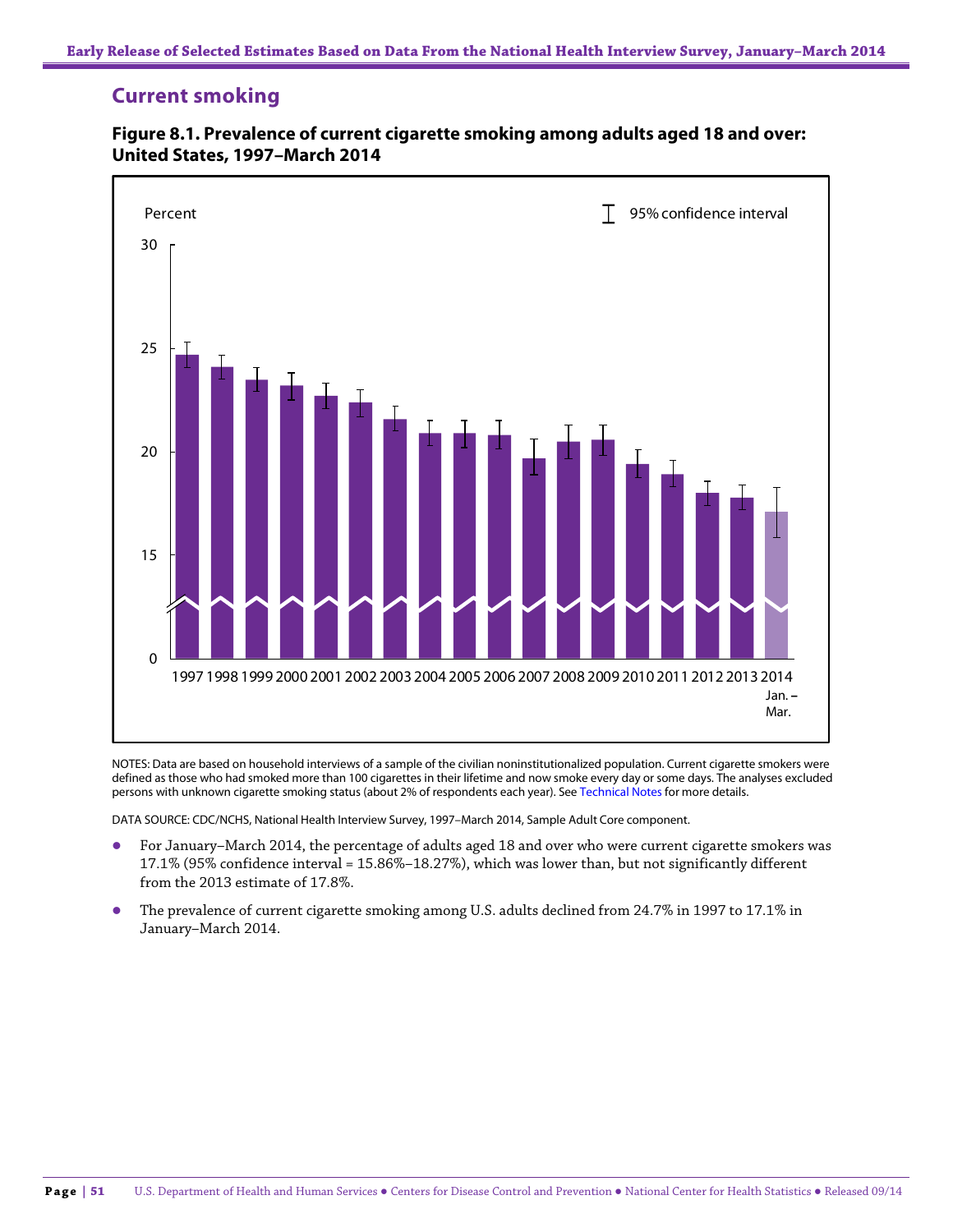## Current smoking

**Figure 8.1. Prevalence of current cigarette smoking among adults aged 18 and over: United States, 1997–March 2014**

NOTES: Data are based on household interviews of a sample of the civilian noninstitutionalized population. Current cigarette smokers were defined as those who had smoked more than 100 cigarettes in their lifetime and now smoke every day or some days. The analyses excluded persons with unknown cigarette smoking status (about 2% of respondents each year). See Technical Notes for more details.

DATA SOURCE: CDC/NCHS, National Health Interview Survey, 1997–March 2014, Sample Adult Core component.

- For January–March 2014, the percentage of adults aged 18 and over who were current cigarette smokers was 17.1% (95% confidence interval = 15.86%–18.27%), which was lower than, but not significantly different from the 2013 estimate of 17.8%.
- The prevalence of current cigarette smoking among U.S. adults declined from 24.7% in 1997 to 17.1% in January–March 2014.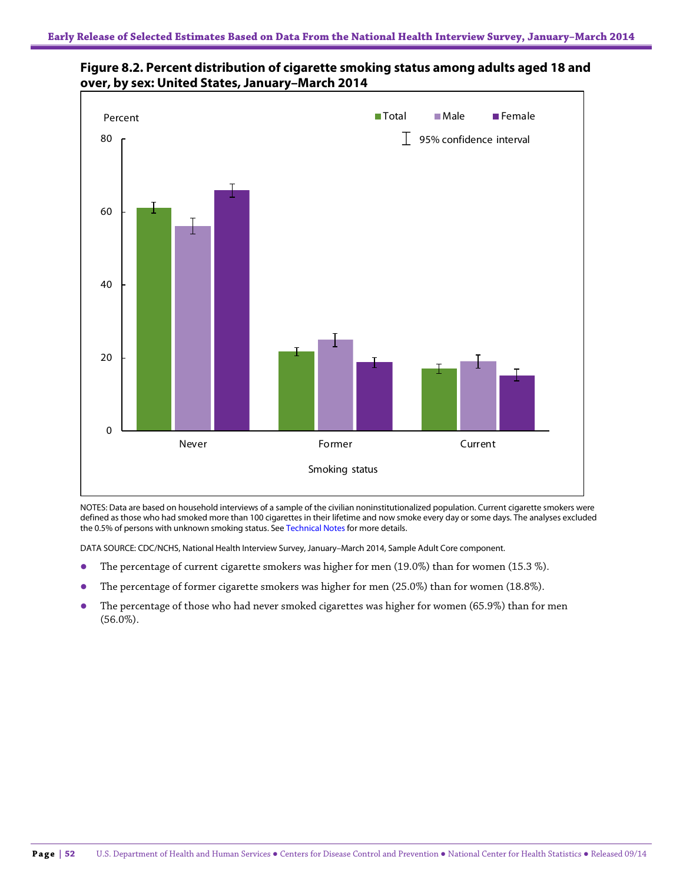**Figure 8.2. Percent distribution of cigarette smoking status among adults aged 18 and over, by sex: United States, January–March 2014**

NOTES: Data are based on household interviews of a sample of the civilian noninstitutionalized population. Current cigarette smokers were defined as those who had smoked more than 100 cigarettes in their lifetime and now smoke every day or some days. The analyses excluded the 0.5% of persons with unknown smoking status. See Technical Notes for more details.

DATA SOURCE: CDC/NCHS, National Health Interview Survey, January–March 2014, Sample Adult Core component.

- The percentage of current cigarette smokers was higher for men (19.0%) than for women (15.3 %).
- The percentage of former cigarette smokers was higher for men (25.0%) than for women (18.8%).
- The percentage of those who had never smoked cigarettes was higher for women (65.9%) than for men (56.0%).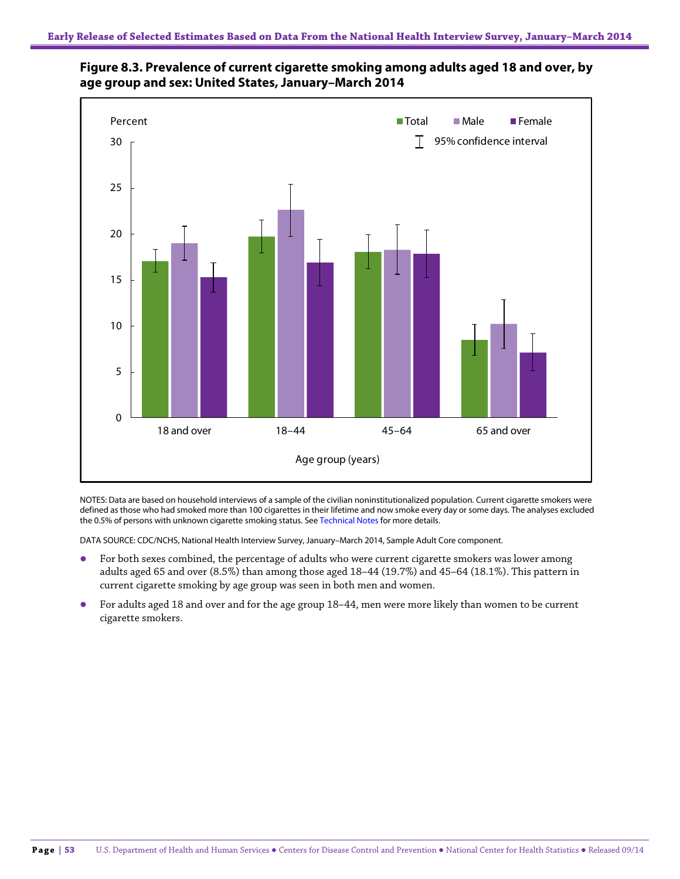**Figure 8.3. Prevalence of current cigarette smoking among adults aged 18 and over, by age group and sex: United States, January–March 2014**

NOTES: Data are based on household interviews of a sample of the civilian noninstitutionalized population. Current cigarette smokers were defined as those who had smoked more than 100 cigarettes in their lifetime and now smoke every day or some days. The analyses excluded the 0.5% of persons with unknown cigarette smoking status. See Technical Notes for more details.

DATA SOURCE: CDC/NCHS, National Health Interview Survey, January–March 2014, Sample Adult Core component.

- For both sexes combined, the percentage of adults who were current cigarette smokers was lower among adults aged 65 and over (8.5%) than among those aged 18–44 (19.7%) and 45–64 (18.1%). This pattern in current cigarette smoking by age group was seen in both men and women.
- For adults aged 18 and over and for the age group 18–44, men were more likely than women to be current cigarette smokers.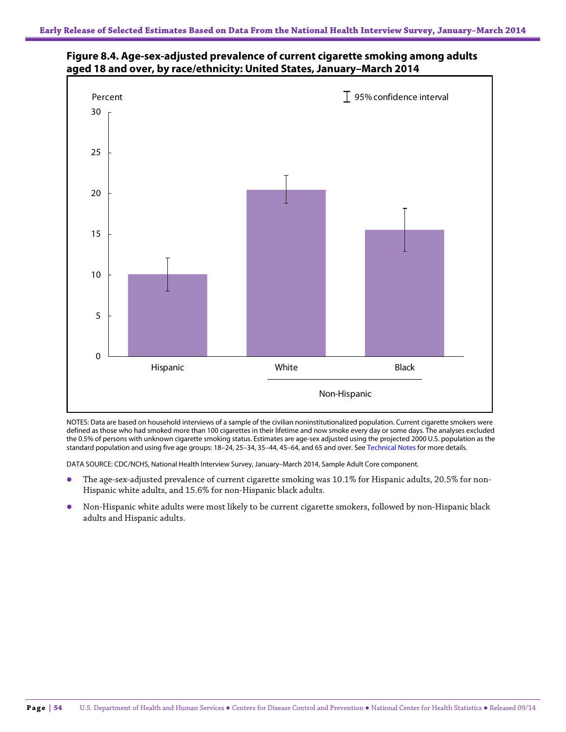**Figure 8.4. Age-sex-adjusted prevalence of current cigarette smoking among adults aged 18 and over, by race/ethnicity: United States, January–March 2014**

NOTES: Data are based on household interviews of a sample of the civilian noninstitutionalized population. Current cigarette smokers were defined as those who had smoked more than 100 cigarettes in their lifetime and now smoke every day or some days. The analyses excluded the 0.5% of persons with unknown cigarette smoking status. Estimates are age-sex adjusted using the projected 2000 U.S. population as the standard population and using five age groups: 18–24, 25–34, 35–44, 45–64, and 65 and over. See Technical Notes for more details.

DATA SOURCE: CDC/NCHS, National Health Interview Survey, January–March 2014, Sample Adult Core component.

- The age-sex-adjusted prevalence of current cigarette smoking was 10.1% for Hispanic adults, 20.5% for non-Hispanic white adults, and 15.6% for non-Hispanic black adults.
- Non-Hispanic white adults were most likely to be current cigarette smokers, followed by non-Hispanic black adults and Hispanic adults.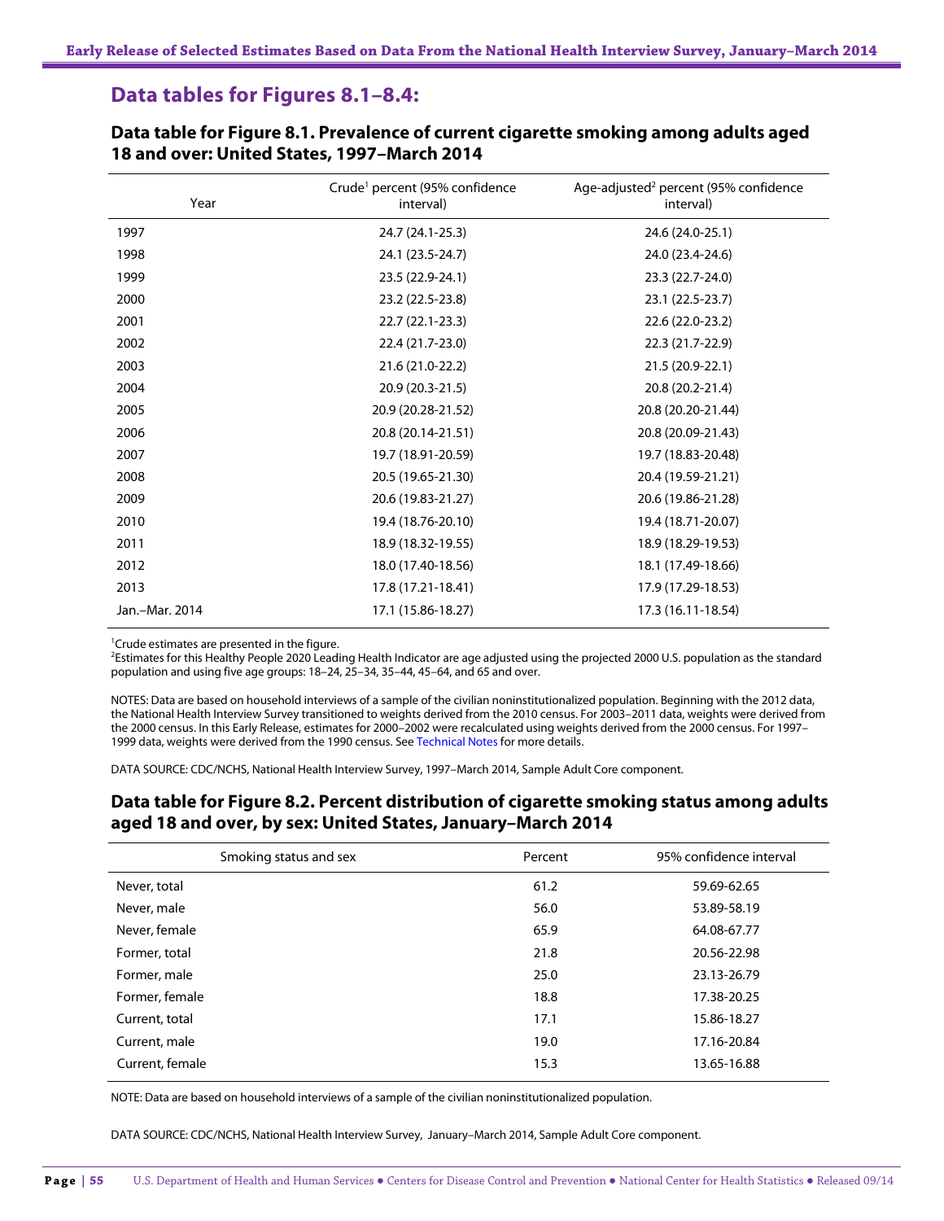## Data tables for Figures 8.1–8.4:

### Data table for Figure 8.1. Prevalence of current cigarette smoking among adults aged 18 and over: United States, 1997–March 2014

| Year | Crude[1] percent (95% confidence interval) | Age-adjusted[2] percent (95% confidence interval) |
|---|---|---|
| 1997 | 24.7 (24.1-25.3) | 24.6 (24.0-25.1) |
| 1998 | 24.1 (23.5-24.7) | 24.0 (23.4-24.6) |
| 1999 | 23.5 (22.9-24.1) | 23.3 (22.7-24.0) |
| 2000 | 23.2 (22.5-23.8) | 23.1 (22.5-23.7) |
| 2001 | 22.7 (22.1-23.3) | 22.6 (22.0-23.2) |
| 2002 | 22.4 (21.7-23.0) | 22.3 (21.7-22.9) |
| 2003 | 21.6 (21.0-22.2) | 21.5 (20.9-22.1) |
| 2004 | 20.9 (20.3-21.5) | 20.8 (20.2-21.4) |
| 2005 | 20.9 (20.28-21.52) | 20.8 (20.20-21.44) |
| 2006 | 20.8 (20.14-21.51) | 20.8 (20.09-21.43) |
| 2007 | 19.7 (18.91-20.59) | 19.7 (18.83-20.48) |
| 2008 | 20.5 (19.65-21.30) | 20.4 (19.59-21.21) |
| 2009 | 20.6 (19.83-21.27) | 20.6 (19.86-21.28) |
| 2010 | 19.4 (18.76-20.10) | 19.4 (18.71-20.07) |
| 2011 | 18.9 (18.32-19.55) | 18.9 (18.29-19.53) |
| 2012 | 18.0 (17.40-18.56) | 18.1 (17.49-18.66) |
| 2013 | 17.8 (17.21-18.41) | 17.9 (17.29-18.53) |
| Jan.–Mar. 2014 | 17.1 (15.86-18.27) | 17.3 (16.11-18.54) |

[1]Crude estimates are presented in the figure.
[2]Estimates for this Healthy People 2020 Leading Health Indicator are age adjusted using the projected 2000 U.S. population as the standard population and using five age groups: 18–24, 25–34, 35–44, 45–64, and 65 and over.

NOTES: Data are based on household interviews of a sample of the civilian noninstitutionalized population. Beginning with the 2012 data, the National Health Interview Survey transitioned to weights derived from the 2010 census. For 2003–2011 data, weights were derived from the 2000 census. In this Early Release, estimates for 2000–2002 were recalculated using weights derived from the 2000 census. For 1997–1999 data, weights were derived from the 1990 census. See Technical Notes for more details.

DATA SOURCE: CDC/NCHS, National Health Interview Survey, 1997–March 2014, Sample Adult Core component.

### Data table for Figure 8.2. Percent distribution of cigarette smoking status among adults aged 18 and over, by sex: United States, January–March 2014

| Smoking status and sex | Percent | 95% confidence interval |
|---|---|---|
| Never, total | 61.2 | 59.69-62.65 |
| Never, male | 56.0 | 53.89-58.19 |
| Never, female | 65.9 | 64.08-67.77 |
| Former, total | 21.8 | 20.56-22.98 |
| Former, male | 25.0 | 23.13-26.79 |
| Former, female | 18.8 | 17.38-20.25 |
| Current, total | 17.1 | 15.86-18.27 |
| Current, male | 19.0 | 17.16-20.84 |
| Current, female | 15.3 | 13.65-16.88 |

NOTE: Data are based on household interviews of a sample of the civilian noninstitutionalized population.

DATA SOURCE: CDC/NCHS, National Health Interview Survey, January–March 2014, Sample Adult Core component.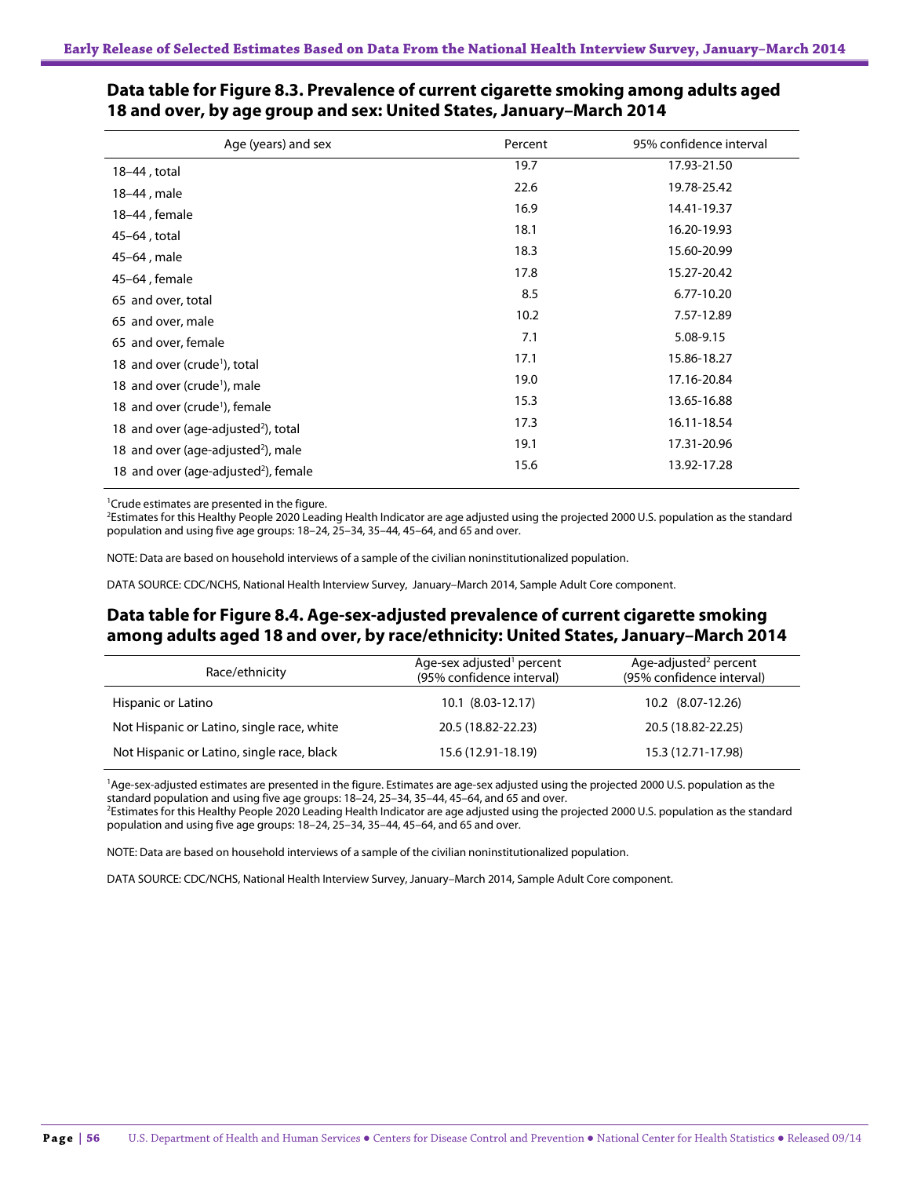## Data table for Figure 8.3. Prevalence of current cigarette smoking among adults aged 18 and over, by age group and sex: United States, January–March 2014

| Age (years) and sex | Percent | 95% confidence interval |
|---|---|---|
| 18–44 , total | 19.7 | 17.93-21.50 |
| 18–44 , male | 22.6 | 19.78-25.42 |
| 18–44 , female | 16.9 | 14.41-19.37 |
| 45–64 , total | 18.1 | 16.20-19.93 |
| 45–64 , male | 18.3 | 15.60-20.99 |
| 45–64 , female | 17.8 | 15.27-20.42 |
| 65 and over, total | 8.5 | 6.77-10.20 |
| 65 and over, male | 10.2 | 7.57-12.89 |
| 65 and over, female | 7.1 | 5.08-9.15 |
| 18 and over (crude[1]), total | 17.1 | 15.86-18.27 |
| 18 and over (crude[1]), male | 19.0 | 17.16-20.84 |
| 18 and over (crude[1]), female | 15.3 | 13.65-16.88 |
| 18 and over (age-adjusted[2]), total | 17.3 | 16.11-18.54 |
| 18 and over (age-adjusted[2]), male | 19.1 | 17.31-20.96 |
| 18 and over (age-adjusted[2]), female | 15.6 | 13.92-17.28 |

[1]Crude estimates are presented in the figure.
[2]Estimates for this Healthy People 2020 Leading Health Indicator are age adjusted using the projected 2000 U.S. population as the standard population and using five age groups: 18–24, 25–34, 35–44, 45–64, and 65 and over.

NOTE: Data are based on household interviews of a sample of the civilian noninstitutionalized population.

DATA SOURCE: CDC/NCHS, National Health Interview Survey, January–March 2014, Sample Adult Core component.

## Data table for Figure 8.4. Age-sex-adjusted prevalence of current cigarette smoking among adults aged 18 and over, by race/ethnicity: United States, January–March 2014

| Race/ethnicity | Age-sex adjusted[1] percent (95% confidence interval) | Age-adjusted[2] percent (95% confidence interval) |
|---|---|---|
| Hispanic or Latino | 10.1 (8.03-12.17) | 10.2 (8.07-12.26) |
| Not Hispanic or Latino, single race, white | 20.5 (18.82-22.23) | 20.5 (18.82-22.25) |
| Not Hispanic or Latino, single race, black | 15.6 (12.91-18.19) | 15.3 (12.71-17.98) |

[1]Age-sex-adjusted estimates are presented in the figure. Estimates are age-sex adjusted using the projected 2000 U.S. population as the standard population and using five age groups: 18–24, 25–34, 35–44, 45–64, and 65 and over.
[2]Estimates for this Healthy People 2020 Leading Health Indicator are age adjusted using the projected 2000 U.S. population as the standard population and using five age groups: 18–24, 25–34, 35–44, 45–64, and 65 and over.

NOTE: Data are based on household interviews of a sample of the civilian noninstitutionalized population.

DATA SOURCE: CDC/NCHS, National Health Interview Survey, January–March 2014, Sample Adult Core component.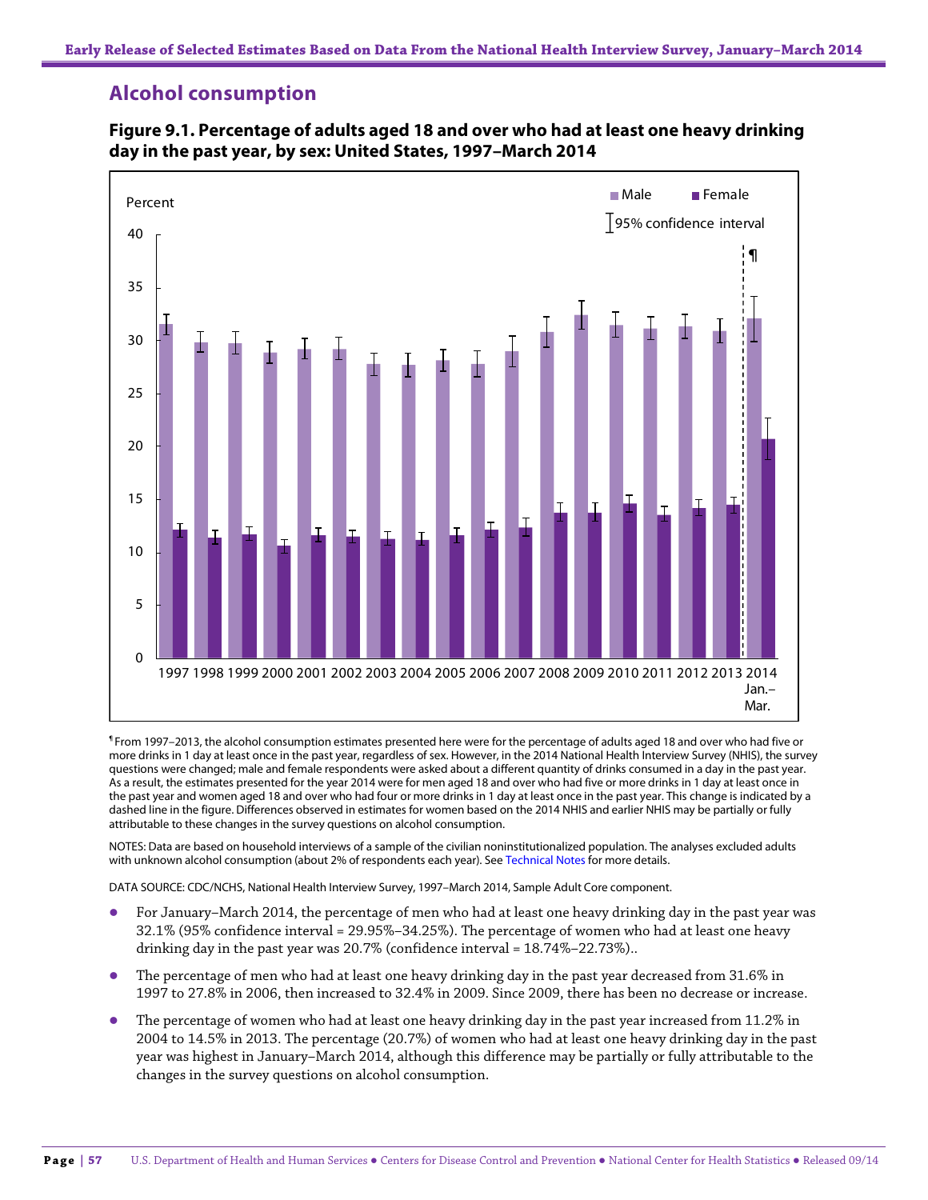## Alcohol consumption

**Figure 9.1. Percentage of adults aged 18 and over who had at least one heavy drinking day in the past year, by sex: United States, 1997–March 2014**

[¶] From 1997–2013, the alcohol consumption estimates presented here were for the percentage of adults aged 18 and over who had five or more drinks in 1 day at least once in the past year, regardless of sex. However, in the 2014 National Health Interview Survey (NHIS), the survey questions were changed; male and female respondents were asked about a different quantity of drinks consumed in a day in the past year. As a result, the estimates presented for the year 2014 were for men aged 18 and over who had five or more drinks in 1 day at least once in the past year and women aged 18 and over who had four or more drinks in 1 day at least once in the past year. This change is indicated by a dashed line in the figure. Differences observed in estimates for women based on the 2014 NHIS and earlier NHIS may be partially or fully attributable to these changes in the survey questions on alcohol consumption.

NOTES: Data are based on household interviews of a sample of the civilian noninstitutionalized population. The analyses excluded adults with unknown alcohol consumption (about 2% of respondents each year). See Technical Notes for more details.

DATA SOURCE: CDC/NCHS, National Health Interview Survey, 1997–March 2014, Sample Adult Core component.

- For January–March 2014, the percentage of men who had at least one heavy drinking day in the past year was 32.1% (95% confidence interval = 29.95%–34.25%). The percentage of women who had at least one heavy drinking day in the past year was 20.7% (confidence interval = 18.74%–22.73%)..
- The percentage of men who had at least one heavy drinking day in the past year decreased from 31.6% in 1997 to 27.8% in 2006, then increased to 32.4% in 2009. Since 2009, there has been no decrease or increase.
- The percentage of women who had at least one heavy drinking day in the past year increased from 11.2% in 2004 to 14.5% in 2013. The percentage (20.7%) of women who had at least one heavy drinking day in the past year was highest in January–March 2014, although this difference may be partially or fully attributable to the changes in the survey questions on alcohol consumption.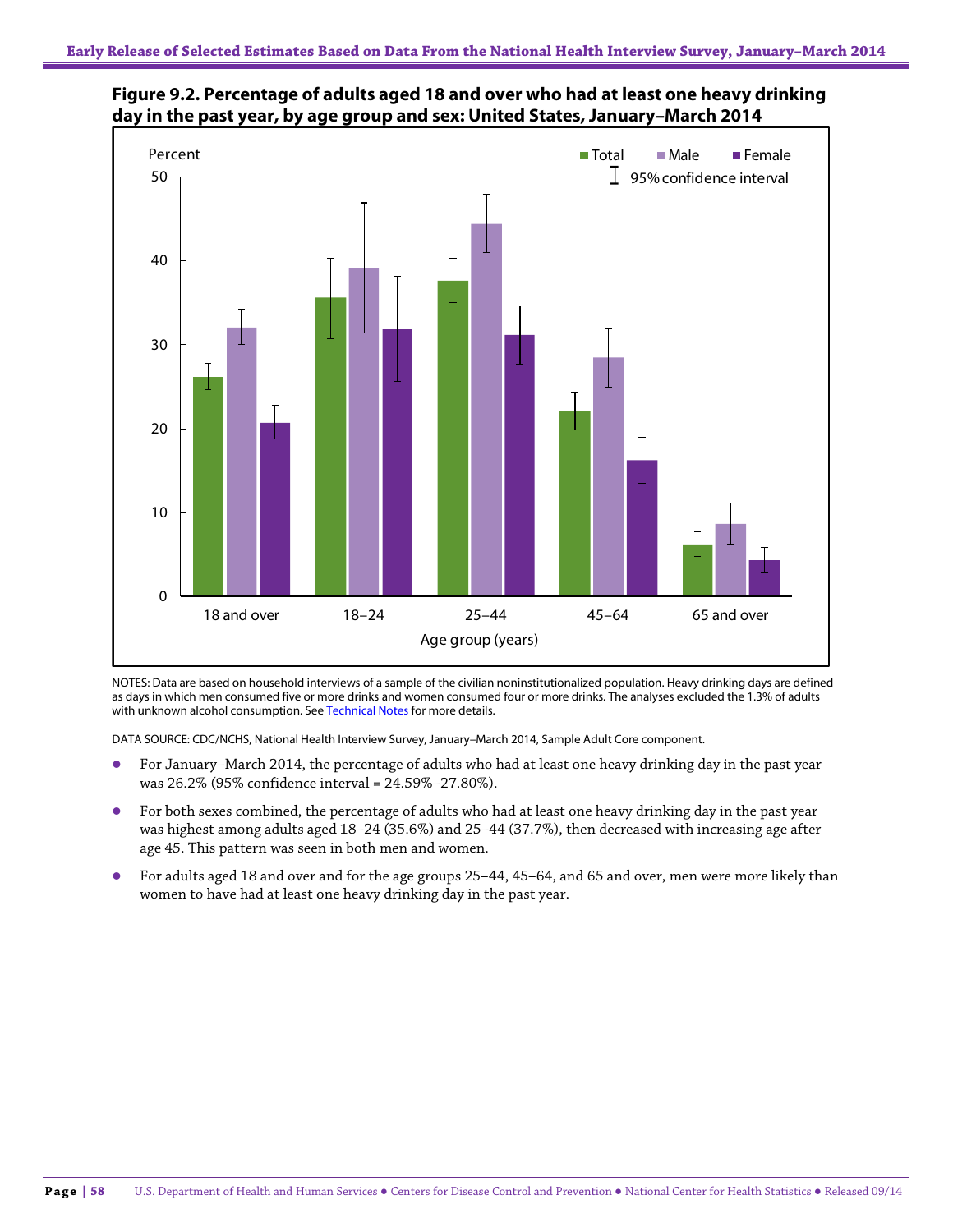## Figure 9.2. Percentage of adults aged 18 and over who had at least one heavy drinking day in the past year, by age group and sex: United States, January–March 2014

NOTES: Data are based on household interviews of a sample of the civilian noninstitutionalized population. Heavy drinking days are defined as days in which men consumed five or more drinks and women consumed four or more drinks. The analyses excluded the 1.3% of adults with unknown alcohol consumption. See Technical Notes for more details.

DATA SOURCE: CDC/NCHS, National Health Interview Survey, January–March 2014, Sample Adult Core component.

- For January–March 2014, the percentage of adults who had at least one heavy drinking day in the past year was 26.2% (95% confidence interval = 24.59%–27.80%).
- For both sexes combined, the percentage of adults who had at least one heavy drinking day in the past year was highest among adults aged 18–24 (35.6%) and 25–44 (37.7%), then decreased with increasing age after age 45. This pattern was seen in both men and women.
- For adults aged 18 and over and for the age groups 25–44, 45–64, and 65 and over, men were more likely than women to have had at least one heavy drinking day in the past year.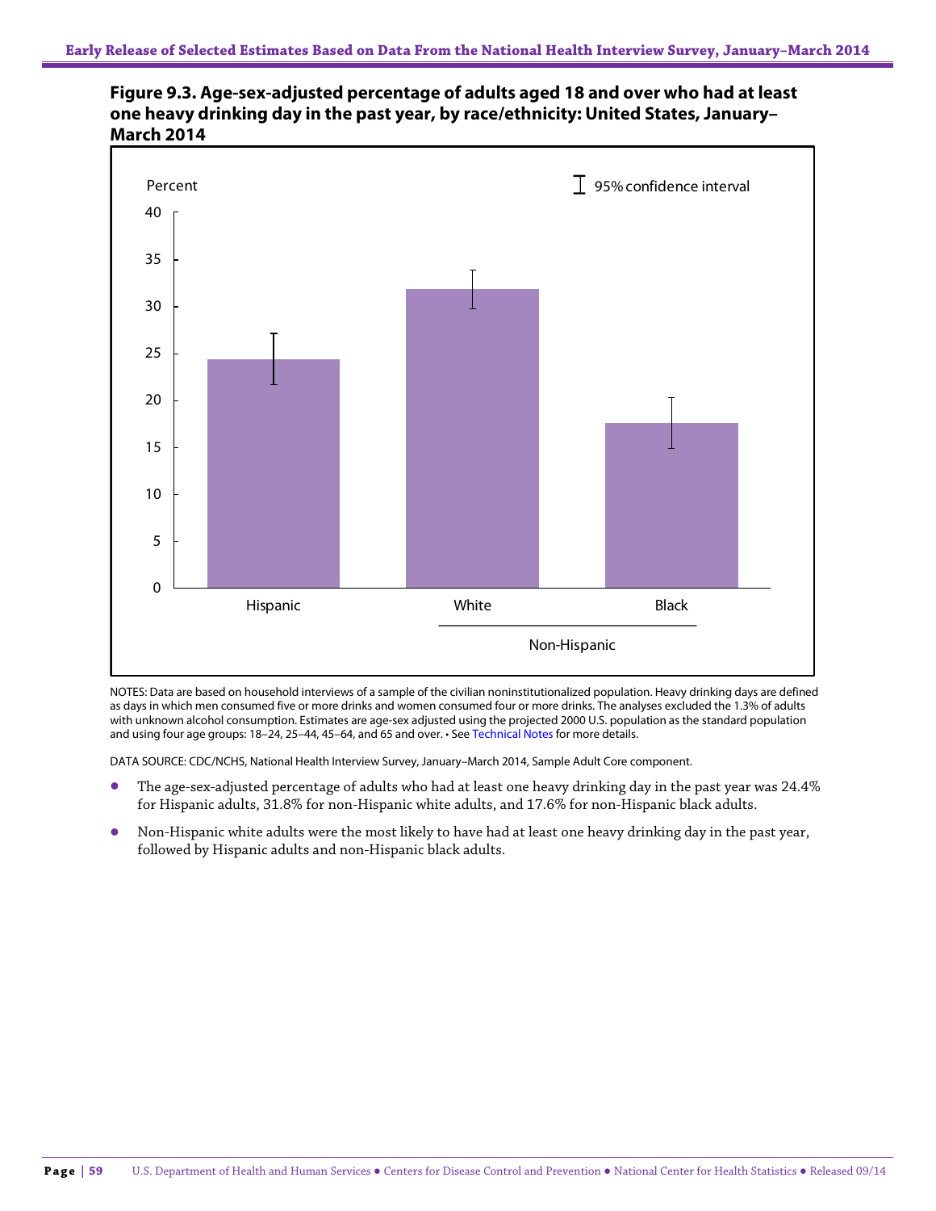**Figure 9.3. Age-sex-adjusted percentage of adults aged 18 and over who had at least one heavy drinking day in the past year, by race/ethnicity: United States, January–March 2014**

NOTES: Data are based on household interviews of a sample of the civilian noninstitutionalized population. Heavy drinking days are defined as days in which men consumed five or more drinks and women consumed four or more drinks. The analyses excluded the 1.3% of adults with unknown alcohol consumption. Estimates are age-sex adjusted using the projected 2000 U.S. population as the standard population and using four age groups: 18–24, 25–44, 45–64, and 65 and over. • See Technical Notes for more details.

DATA SOURCE: CDC/NCHS, National Health Interview Survey, January–March 2014, Sample Adult Core component.

- The age-sex-adjusted percentage of adults who had at least one heavy drinking day in the past year was 24.4% for Hispanic adults, 31.8% for non-Hispanic white adults, and 17.6% for non-Hispanic black adults.
- Non-Hispanic white adults were the most likely to have had at least one heavy drinking day in the past year, followed by Hispanic adults and non-Hispanic black adults.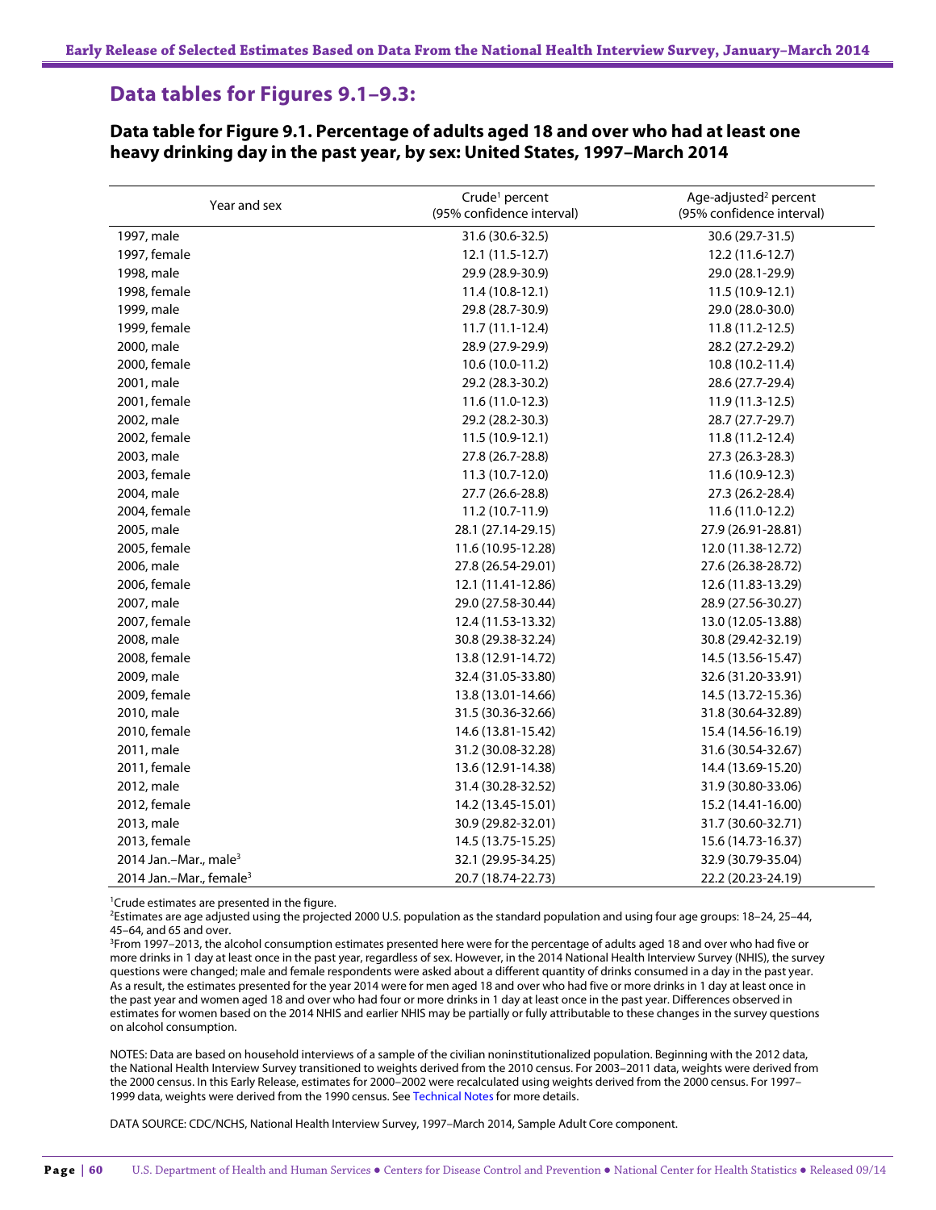## Data tables for Figures 9.1–9.3:

### Data table for Figure 9.1. Percentage of adults aged 18 and over who had at least one heavy drinking day in the past year, by sex: United States, 1997–March 2014

| Year and sex | Crude[1] percent (95% confidence interval) | Age-adjusted[2] percent (95% confidence interval) |
|---|---|---|
| 1997, male | 31.6 (30.6-32.5) | 30.6 (29.7-31.5) |
| 1997, female | 12.1 (11.5-12.7) | 12.2 (11.6-12.7) |
| 1998, male | 29.9 (28.9-30.9) | 29.0 (28.1-29.9) |
| 1998, female | 11.4 (10.8-12.1) | 11.5 (10.9-12.1) |
| 1999, male | 29.8 (28.7-30.9) | 29.0 (28.0-30.0) |
| 1999, female | 11.7 (11.1-12.4) | 11.8 (11.2-12.5) |
| 2000, male | 28.9 (27.9-29.9) | 28.2 (27.2-29.2) |
| 2000, female | 10.6 (10.0-11.2) | 10.8 (10.2-11.4) |
| 2001, male | 29.2 (28.3-30.2) | 28.6 (27.7-29.4) |
| 2001, female | 11.6 (11.0-12.3) | 11.9 (11.3-12.5) |
| 2002, male | 29.2 (28.2-30.3) | 28.7 (27.7-29.7) |
| 2002, female | 11.5 (10.9-12.1) | 11.8 (11.2-12.4) |
| 2003, male | 27.8 (26.7-28.8) | 27.3 (26.3-28.3) |
| 2003, female | 11.3 (10.7-12.0) | 11.6 (10.9-12.3) |
| 2004, male | 27.7 (26.6-28.8) | 27.3 (26.2-28.4) |
| 2004, female | 11.2 (10.7-11.9) | 11.6 (11.0-12.2) |
| 2005, male | 28.1 (27.14-29.15) | 27.9 (26.91-28.81) |
| 2005, female | 11.6 (10.95-12.28) | 12.0 (11.38-12.72) |
| 2006, male | 27.8 (26.54-29.01) | 27.6 (26.38-28.72) |
| 2006, female | 12.1 (11.41-12.86) | 12.6 (11.83-13.29) |
| 2007, male | 29.0 (27.58-30.44) | 28.9 (27.56-30.27) |
| 2007, female | 12.4 (11.53-13.32) | 13.0 (12.05-13.88) |
| 2008, male | 30.8 (29.38-32.24) | 30.8 (29.42-32.19) |
| 2008, female | 13.8 (12.91-14.72) | 14.5 (13.56-15.47) |
| 2009, male | 32.4 (31.05-33.80) | 32.6 (31.20-33.91) |
| 2009, female | 13.8 (13.01-14.66) | 14.5 (13.72-15.36) |
| 2010, male | 31.5 (30.36-32.66) | 31.8 (30.64-32.89) |
| 2010, female | 14.6 (13.81-15.42) | 15.4 (14.56-16.19) |
| 2011, male | 31.2 (30.08-32.28) | 31.6 (30.54-32.67) |
| 2011, female | 13.6 (12.91-14.38) | 14.4 (13.69-15.20) |
| 2012, male | 31.4 (30.28-32.52) | 31.9 (30.80-33.06) |
| 2012, female | 14.2 (13.45-15.01) | 15.2 (14.41-16.00) |
| 2013, male | 30.9 (29.82-32.01) | 31.7 (30.60-32.71) |
| 2013, female | 14.5 (13.75-15.25) | 15.6 (14.73-16.37) |
| 2014 Jan.–Mar., male[3] | 32.1 (29.95-34.25) | 32.9 (30.79-35.04) |
| 2014 Jan.–Mar., female[3] | 20.7 (18.74-22.73) | 22.2 (20.23-24.19) |

[1]Crude estimates are presented in the figure.

[2]Estimates are age adjusted using the projected 2000 U.S. population as the standard population and using four age groups: 18–24, 25–44, 45–64, and 65 and over.

[3]From 1997–2013, the alcohol consumption estimates presented here were for the percentage of adults aged 18 and over who had five or more drinks in 1 day at least once in the past year, regardless of sex. However, in the 2014 National Health Interview Survey (NHIS), the survey questions were changed; male and female respondents were asked about a different quantity of drinks consumed in a day in the past year. As a result, the estimates presented for the year 2014 were for men aged 18 and over who had five or more drinks in 1 day at least once in the past year and women aged 18 and over who had four or more drinks in 1 day at least once in the past year. Differences observed in estimates for women based on the 2014 NHIS and earlier NHIS may be partially or fully attributable to these changes in the survey questions on alcohol consumption.

NOTES: Data are based on household interviews of a sample of the civilian noninstitutionalized population. Beginning with the 2012 data, the National Health Interview Survey transitioned to weights derived from the 2010 census. For 2003–2011 data, weights were derived from the 2000 census. In this Early Release, estimates for 2000–2002 were recalculated using weights derived from the 2000 census. For 1997–1999 data, weights were derived from the 1990 census. See Technical Notes for more details.

DATA SOURCE: CDC/NCHS, National Health Interview Survey, 1997–March 2014, Sample Adult Core component.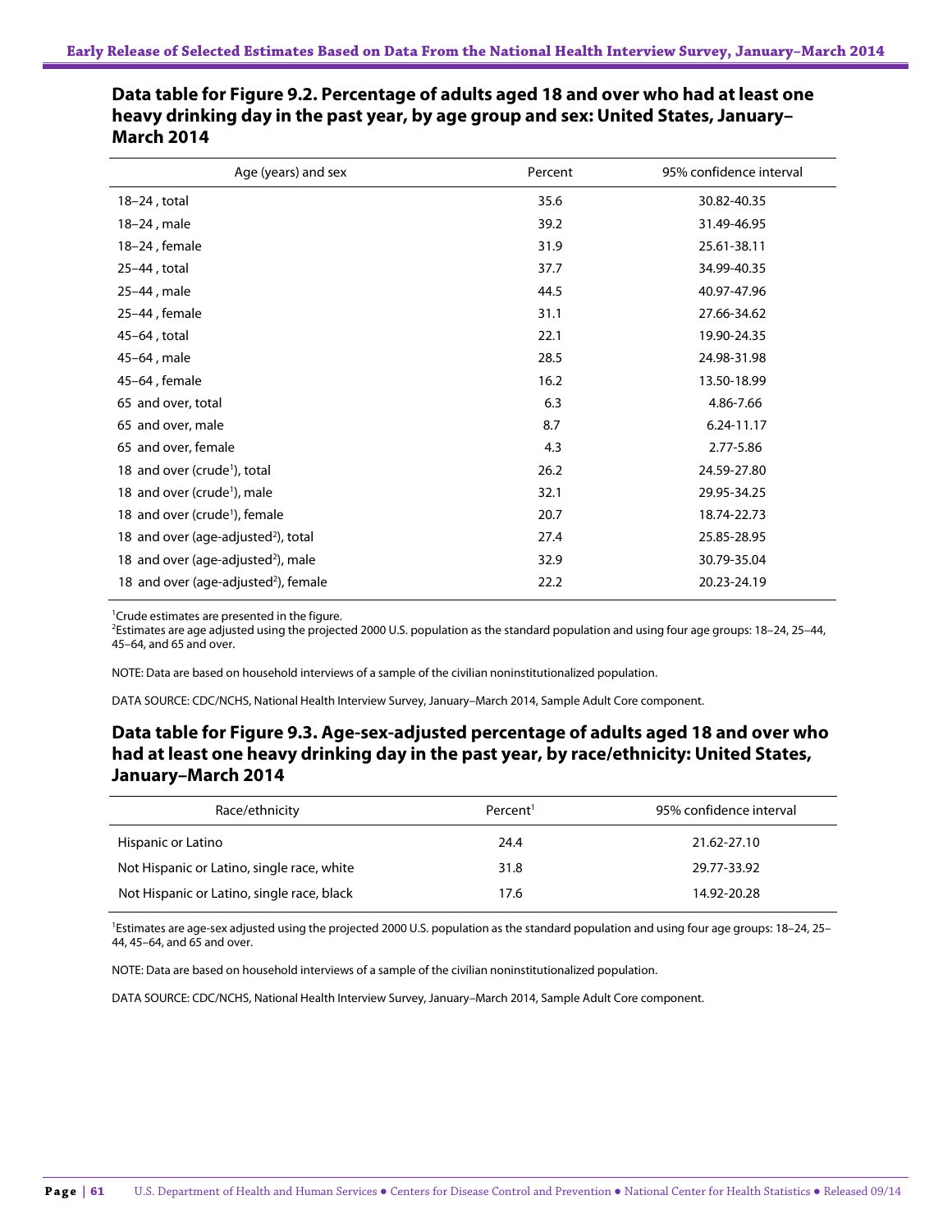## Data table for Figure 9.2. Percentage of adults aged 18 and over who had at least one heavy drinking day in the past year, by age group and sex: United States, January–March 2014

| Age (years) and sex | Percent | 95% confidence interval |
|---|---|---|
| 18–24 , total | 35.6 | 30.82-40.35 |
| 18–24 , male | 39.2 | 31.49-46.95 |
| 18–24 , female | 31.9 | 25.61-38.11 |
| 25–44 , total | 37.7 | 34.99-40.35 |
| 25–44 , male | 44.5 | 40.97-47.96 |
| 25–44 , female | 31.1 | 27.66-34.62 |
| 45–64 , total | 22.1 | 19.90-24.35 |
| 45–64 , male | 28.5 | 24.98-31.98 |
| 45–64 , female | 16.2 | 13.50-18.99 |
| 65 and over, total | 6.3 | 4.86-7.66 |
| 65 and over, male | 8.7 | 6.24-11.17 |
| 65 and over, female | 4.3 | 2.77-5.86 |
| 18 and over (crude[1]), total | 26.2 | 24.59-27.80 |
| 18 and over (crude[1]), male | 32.1 | 29.95-34.25 |
| 18 and over (crude[1]), female | 20.7 | 18.74-22.73 |
| 18 and over (age-adjusted[2]), total | 27.4 | 25.85-28.95 |
| 18 and over (age-adjusted[2]), male | 32.9 | 30.79-35.04 |
| 18 and over (age-adjusted[2]), female | 22.2 | 20.23-24.19 |

[1]Crude estimates are presented in the figure.
[2]Estimates are age adjusted using the projected 2000 U.S. population as the standard population and using four age groups: 18–24, 25–44, 45–64, and 65 and over.

NOTE: Data are based on household interviews of a sample of the civilian noninstitutionalized population.

DATA SOURCE: CDC/NCHS, National Health Interview Survey, January–March 2014, Sample Adult Core component.

## Data table for Figure 9.3. Age-sex-adjusted percentage of adults aged 18 and over who had at least one heavy drinking day in the past year, by race/ethnicity: United States, January–March 2014

| Race/ethnicity | Percent[1] | 95% confidence interval |
|---|---|---|
| Hispanic or Latino | 24.4 | 21.62-27.10 |
| Not Hispanic or Latino, single race, white | 31.8 | 29.77-33.92 |
| Not Hispanic or Latino, single race, black | 17.6 | 14.92-20.28 |

[1]Estimates are age-sex adjusted using the projected 2000 U.S. population as the standard population and using four age groups: 18–24, 25–44, 45–64, and 65 and over.

NOTE: Data are based on household interviews of a sample of the civilian noninstitutionalized population.

DATA SOURCE: CDC/NCHS, National Health Interview Survey, January–March 2014, Sample Adult Core component.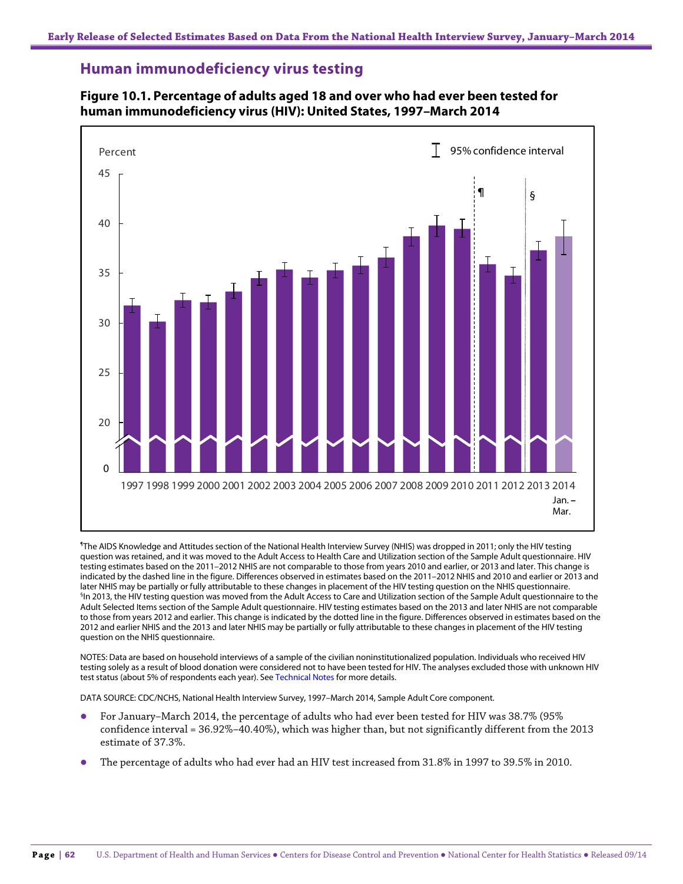## Human immunodeficiency virus testing

**Figure 10.1. Percentage of adults aged 18 and over who had ever been tested for human immunodeficiency virus (HIV): United States, 1997–March 2014**

¶The AIDS Knowledge and Attitudes section of the National Health Interview Survey (NHIS) was dropped in 2011; only the HIV testing question was retained, and it was moved to the Adult Access to Health Care and Utilization section of the Sample Adult questionnaire. HIV testing estimates based on the 2011–2012 NHIS are not comparable to those from years 2010 and earlier, or 2013 and later. This change is indicated by the dashed line in the figure. Differences observed in estimates based on the 2011–2012 NHIS and 2010 and earlier or 2013 and later NHIS may be partially or fully attributable to these changes in placement of the HIV testing question on the NHIS questionnaire.

§In 2013, the HIV testing question was moved from the Adult Access to Care and Utilization section of the Sample Adult questionnaire to the Adult Selected Items section of the Sample Adult questionnaire. HIV testing estimates based on the 2013 and later NHIS are not comparable to those from years 2012 and earlier. This change is indicated by the dotted line in the figure. Differences observed in estimates based on the 2012 and earlier NHIS and the 2013 and later NHIS may be partially or fully attributable to these changes in placement of the HIV testing question on the NHIS questionnaire.

NOTES: Data are based on household interviews of a sample of the civilian noninstitutionalized population. Individuals who received HIV testing solely as a result of blood donation were considered not to have been tested for HIV. The analyses excluded those with unknown HIV test status (about 5% of respondents each year). See Technical Notes for more details.

DATA SOURCE: CDC/NCHS, National Health Interview Survey, 1997–March 2014, Sample Adult Core component.

- For January–March 2014, the percentage of adults who had ever been tested for HIV was 38.7% (95% confidence interval = 36.92%–40.40%), which was higher than, but not significantly different from the 2013 estimate of 37.3%.
- The percentage of adults who had ever had an HIV test increased from 31.8% in 1997 to 39.5% in 2010.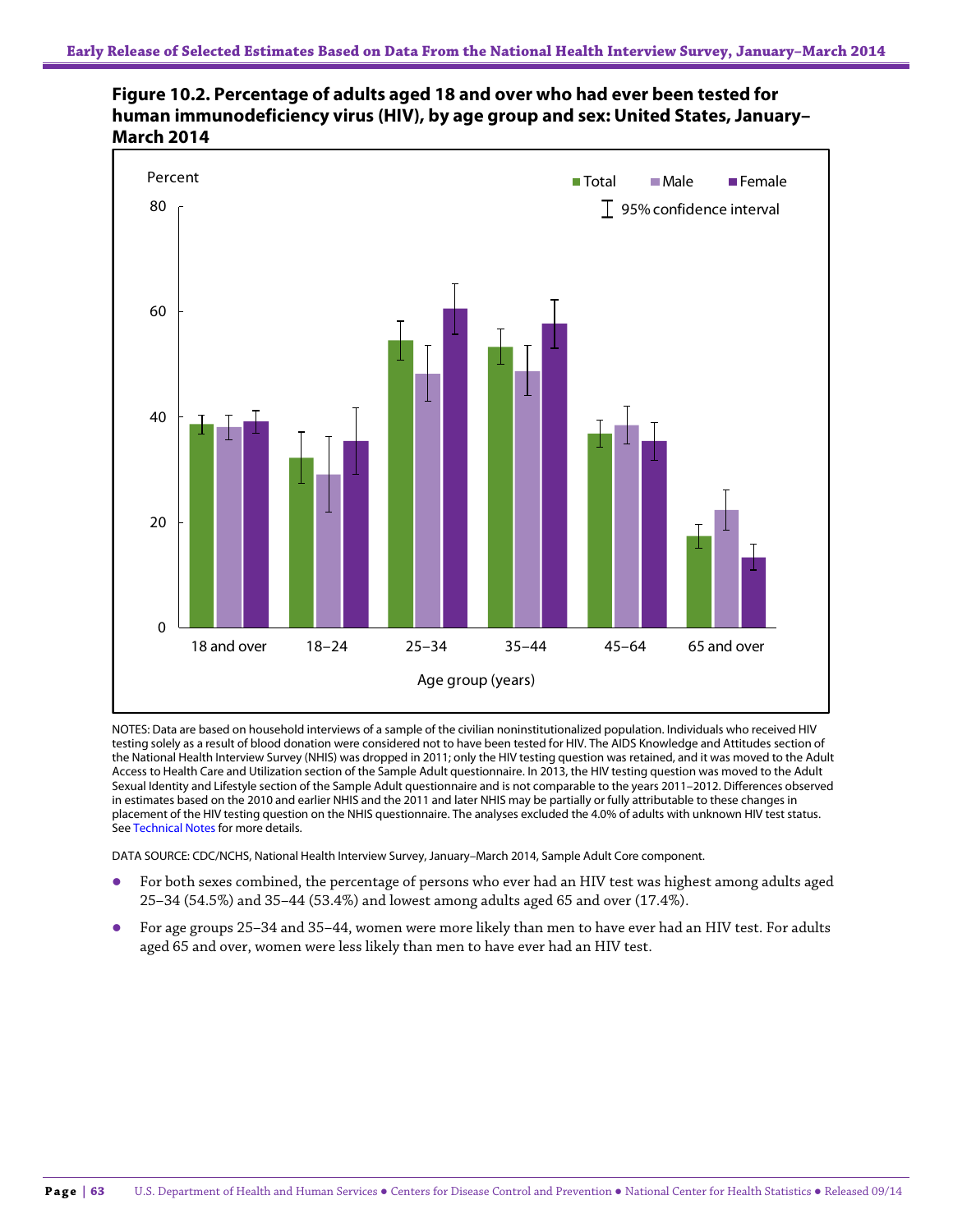**Figure 10.2. Percentage of adults aged 18 and over who had ever been tested for human immunodeficiency virus (HIV), by age group and sex: United States, January–March 2014**

NOTES: Data are based on household interviews of a sample of the civilian noninstitutionalized population. Individuals who received HIV testing solely as a result of blood donation were considered not to have been tested for HIV. The AIDS Knowledge and Attitudes section of the National Health Interview Survey (NHIS) was dropped in 2011; only the HIV testing question was retained, and it was moved to the Adult Access to Health Care and Utilization section of the Sample Adult questionnaire. In 2013, the HIV testing question was moved to the Adult Sexual Identity and Lifestyle section of the Sample Adult questionnaire and is not comparable to the years 2011–2012. Differences observed in estimates based on the 2010 and earlier NHIS and the 2011 and later NHIS may be partially or fully attributable to these changes in placement of the HIV testing question on the NHIS questionnaire. The analyses excluded the 4.0% of adults with unknown HIV test status. See Technical Notes for more details.

DATA SOURCE: CDC/NCHS, National Health Interview Survey, January–March 2014, Sample Adult Core component.

- For both sexes combined, the percentage of persons who ever had an HIV test was highest among adults aged 25–34 (54.5%) and 35–44 (53.4%) and lowest among adults aged 65 and over (17.4%).
- For age groups 25–34 and 35–44, women were more likely than men to have ever had an HIV test. For adults aged 65 and over, women were less likely than men to have ever had an HIV test.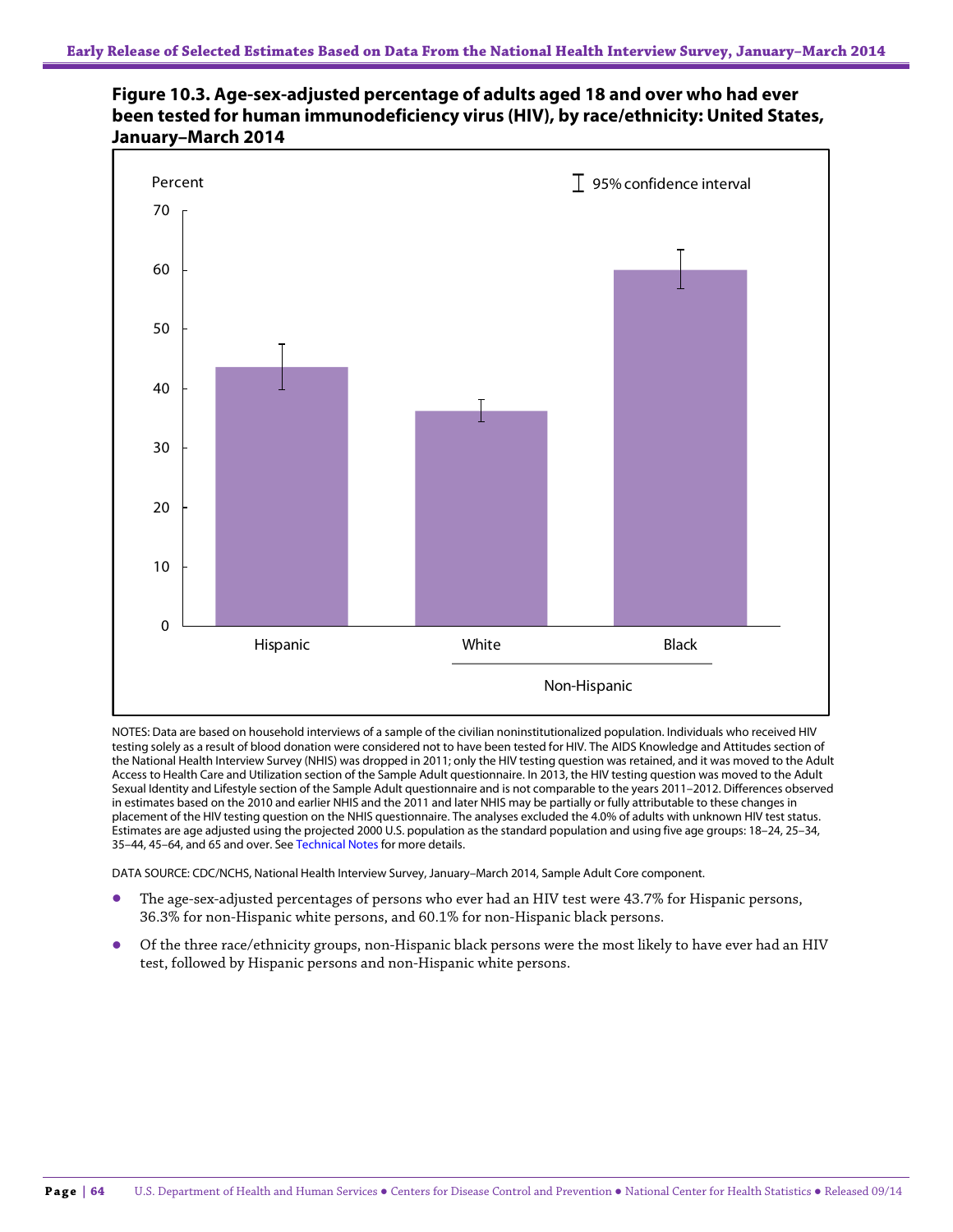**Figure 10.3. Age-sex-adjusted percentage of adults aged 18 and over who had ever been tested for human immunodeficiency virus (HIV), by race/ethnicity: United States, January–March 2014**

NOTES: Data are based on household interviews of a sample of the civilian noninstitutionalized population. Individuals who received HIV testing solely as a result of blood donation were considered not to have been tested for HIV. The AIDS Knowledge and Attitudes section of the National Health Interview Survey (NHIS) was dropped in 2011; only the HIV testing question was retained, and it was moved to the Adult Access to Health Care and Utilization section of the Sample Adult questionnaire. In 2013, the HIV testing question was moved to the Adult Sexual Identity and Lifestyle section of the Sample Adult questionnaire and is not comparable to the years 2011–2012. Differences observed in estimates based on the 2010 and earlier NHIS and the 2011 and later NHIS may be partially or fully attributable to these changes in placement of the HIV testing question on the NHIS questionnaire. The analyses excluded the 4.0% of adults with unknown HIV test status. Estimates are age adjusted using the projected 2000 U.S. population as the standard population and using five age groups: 18–24, 25–34, 35–44, 45–64, and 65 and over. See Technical Notes for more details.

DATA SOURCE: CDC/NCHS, National Health Interview Survey, January–March 2014, Sample Adult Core component.

- The age-sex-adjusted percentages of persons who ever had an HIV test were 43.7% for Hispanic persons, 36.3% for non-Hispanic white persons, and 60.1% for non-Hispanic black persons.
- Of the three race/ethnicity groups, non-Hispanic black persons were the most likely to have ever had an HIV test, followed by Hispanic persons and non-Hispanic white persons.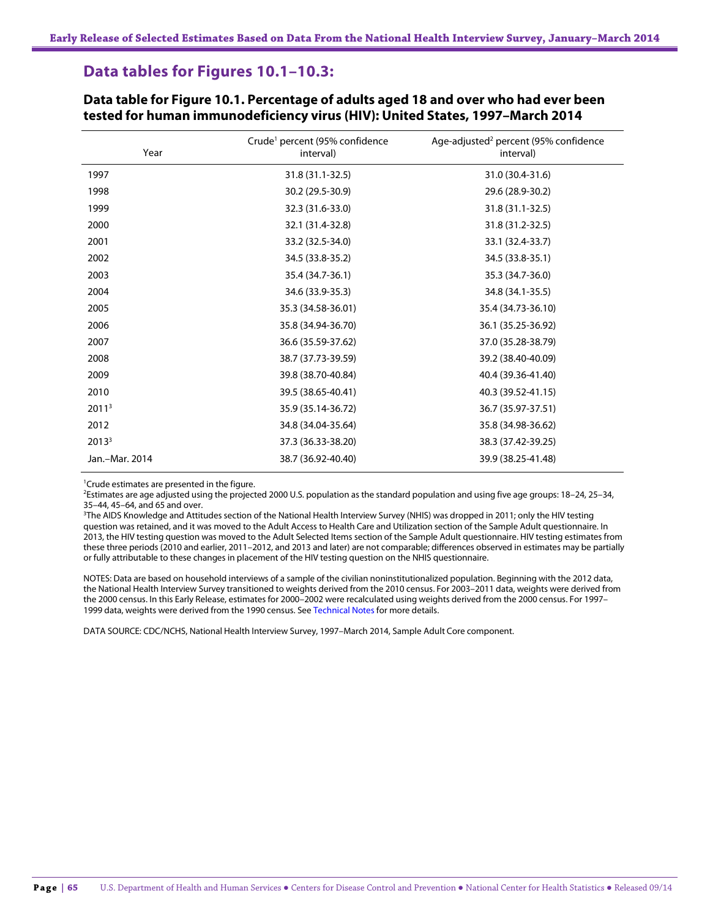## Data tables for Figures 10.1–10.3:

### Data table for Figure 10.1. Percentage of adults aged 18 and over who had ever been tested for human immunodeficiency virus (HIV): United States, 1997–March 2014

| Year | Crude[1] percent (95% confidence interval) | Age-adjusted[2] percent (95% confidence interval) |
|---|---|---|
| 1997 | 31.8 (31.1-32.5) | 31.0 (30.4-31.6) |
| 1998 | 30.2 (29.5-30.9) | 29.6 (28.9-30.2) |
| 1999 | 32.3 (31.6-33.0) | 31.8 (31.1-32.5) |
| 2000 | 32.1 (31.4-32.8) | 31.8 (31.2-32.5) |
| 2001 | 33.2 (32.5-34.0) | 33.1 (32.4-33.7) |
| 2002 | 34.5 (33.8-35.2) | 34.5 (33.8-35.1) |
| 2003 | 35.4 (34.7-36.1) | 35.3 (34.7-36.0) |
| 2004 | 34.6 (33.9-35.3) | 34.8 (34.1-35.5) |
| 2005 | 35.3 (34.58-36.01) | 35.4 (34.73-36.10) |
| 2006 | 35.8 (34.94-36.70) | 36.1 (35.25-36.92) |
| 2007 | 36.6 (35.59-37.62) | 37.0 (35.28-38.79) |
| 2008 | 38.7 (37.73-39.59) | 39.2 (38.40-40.09) |
| 2009 | 39.8 (38.70-40.84) | 40.4 (39.36-41.40) |
| 2010 | 39.5 (38.65-40.41) | 40.3 (39.52-41.15) |
| 2011[3] | 35.9 (35.14-36.72) | 36.7 (35.97-37.51) |
| 2012 | 34.8 (34.04-35.64) | 35.8 (34.98-36.62) |
| 2013[3] | 37.3 (36.33-38.20) | 38.3 (37.42-39.25) |
| Jan.–Mar. 2014 | 38.7 (36.92-40.40) | 39.9 (38.25-41.48) |

[1]Crude estimates are presented in the figure.
[2]Estimates are age adjusted using the projected 2000 U.S. population as the standard population and using five age groups: 18–24, 25–34, 35–44, 45–64, and 65 and over.
[3]The AIDS Knowledge and Attitudes section of the National Health Interview Survey (NHIS) was dropped in 2011; only the HIV testing question was retained, and it was moved to the Adult Access to Health Care and Utilization section of the Sample Adult questionnaire. In 2013, the HIV testing question was moved to the Adult Selected Items section of the Sample Adult questionnaire. HIV testing estimates from these three periods (2010 and earlier, 2011–2012, and 2013 and later) are not comparable; differences observed in estimates may be partially or fully attributable to these changes in placement of the HIV testing question on the NHIS questionnaire.

NOTES: Data are based on household interviews of a sample of the civilian noninstitutionalized population. Beginning with the 2012 data, the National Health Interview Survey transitioned to weights derived from the 2010 census. For 2003–2011 data, weights were derived from the 2000 census. In this Early Release, estimates for 2000–2002 were recalculated using weights derived from the 2000 census. For 1997–1999 data, weights were derived from the 1990 census. See Technical Notes for more details.

DATA SOURCE: CDC/NCHS, National Health Interview Survey, 1997–March 2014, Sample Adult Core component.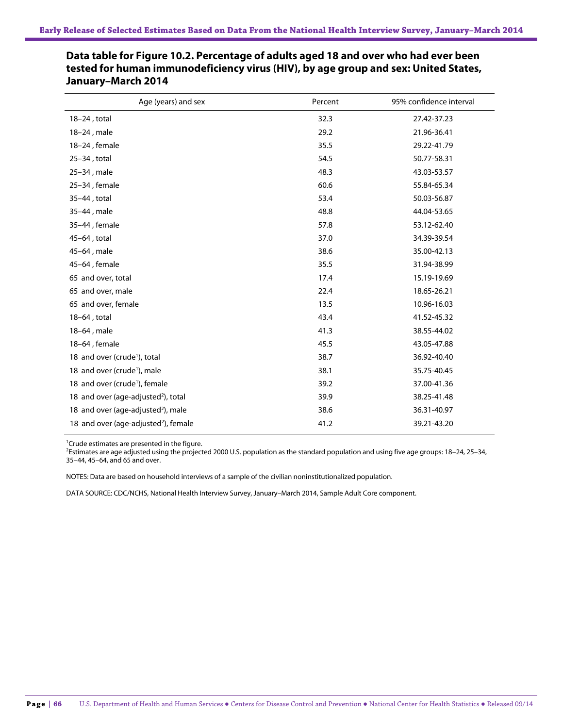## Data table for Figure 10.2. Percentage of adults aged 18 and over who had ever been tested for human immunodeficiency virus (HIV), by age group and sex: United States, January–March 2014

| Age (years) and sex | Percent | 95% confidence interval |
|---|---|---|
| 18–24 , total | 32.3 | 27.42-37.23 |
| 18–24 , male | 29.2 | 21.96-36.41 |
| 18–24 , female | 35.5 | 29.22-41.79 |
| 25–34 , total | 54.5 | 50.77-58.31 |
| 25–34 , male | 48.3 | 43.03-53.57 |
| 25–34 , female | 60.6 | 55.84-65.34 |
| 35–44 , total | 53.4 | 50.03-56.87 |
| 35–44 , male | 48.8 | 44.04-53.65 |
| 35–44 , female | 57.8 | 53.12-62.40 |
| 45–64 , total | 37.0 | 34.39-39.54 |
| 45–64 , male | 38.6 | 35.00-42.13 |
| 45–64 , female | 35.5 | 31.94-38.99 |
| 65 and over, total | 17.4 | 15.19-19.69 |
| 65 and over, male | 22.4 | 18.65-26.21 |
| 65 and over, female | 13.5 | 10.96-16.03 |
| 18–64 , total | 43.4 | 41.52-45.32 |
| 18–64 , male | 41.3 | 38.55-44.02 |
| 18–64 , female | 45.5 | 43.05-47.88 |
| 18 and over (crude[1]), total | 38.7 | 36.92-40.40 |
| 18 and over (crude[1]), male | 38.1 | 35.75-40.45 |
| 18 and over (crude[1]), female | 39.2 | 37.00-41.36 |
| 18 and over (age-adjusted[2]), total | 39.9 | 38.25-41.48 |
| 18 and over (age-adjusted[2]), male | 38.6 | 36.31-40.97 |
| 18 and over (age-adjusted[2]), female | 41.2 | 39.21-43.20 |

[1]Crude estimates are presented in the figure.
[2]Estimates are age adjusted using the projected 2000 U.S. population as the standard population and using five age groups: 18–24, 25–34, 35–44, 45–64, and 65 and over.

NOTES: Data are based on household interviews of a sample of the civilian noninstitutionalized population.

DATA SOURCE: CDC/NCHS, National Health Interview Survey, January–March 2014, Sample Adult Core component.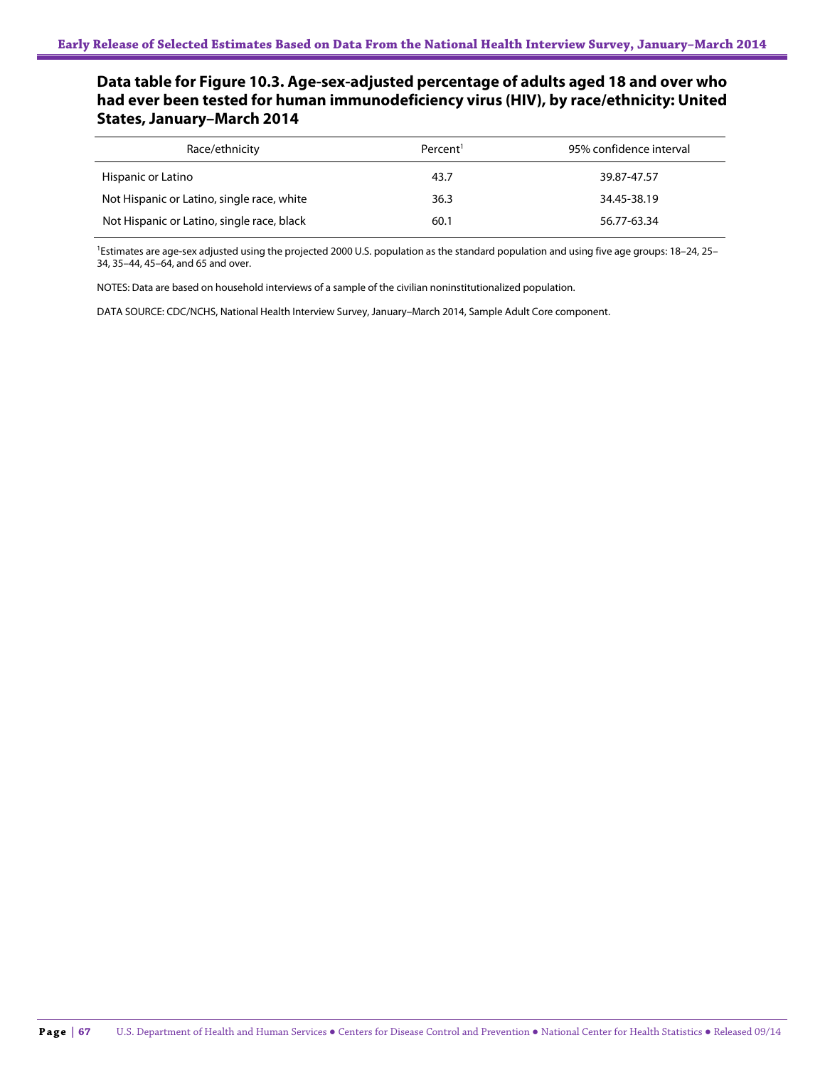## Data table for Figure 10.3. Age-sex-adjusted percentage of adults aged 18 and over who had ever been tested for human immunodeficiency virus (HIV), by race/ethnicity: United States, January–March 2014

| Race/ethnicity | Percent[1] | 95% confidence interval |
|---|---|---|
| Hispanic or Latino | 43.7 | 39.87-47.57 |
| Not Hispanic or Latino, single race, white | 36.3 | 34.45-38.19 |
| Not Hispanic or Latino, single race, black | 60.1 | 56.77-63.34 |

[1]Estimates are age-sex adjusted using the projected 2000 U.S. population as the standard population and using five age groups: 18–24, 25–34, 35–44, 45–64, and 65 and over.

NOTES: Data are based on household interviews of a sample of the civilian noninstitutionalized population.

DATA SOURCE: CDC/NCHS, National Health Interview Survey, January–March 2014, Sample Adult Core component.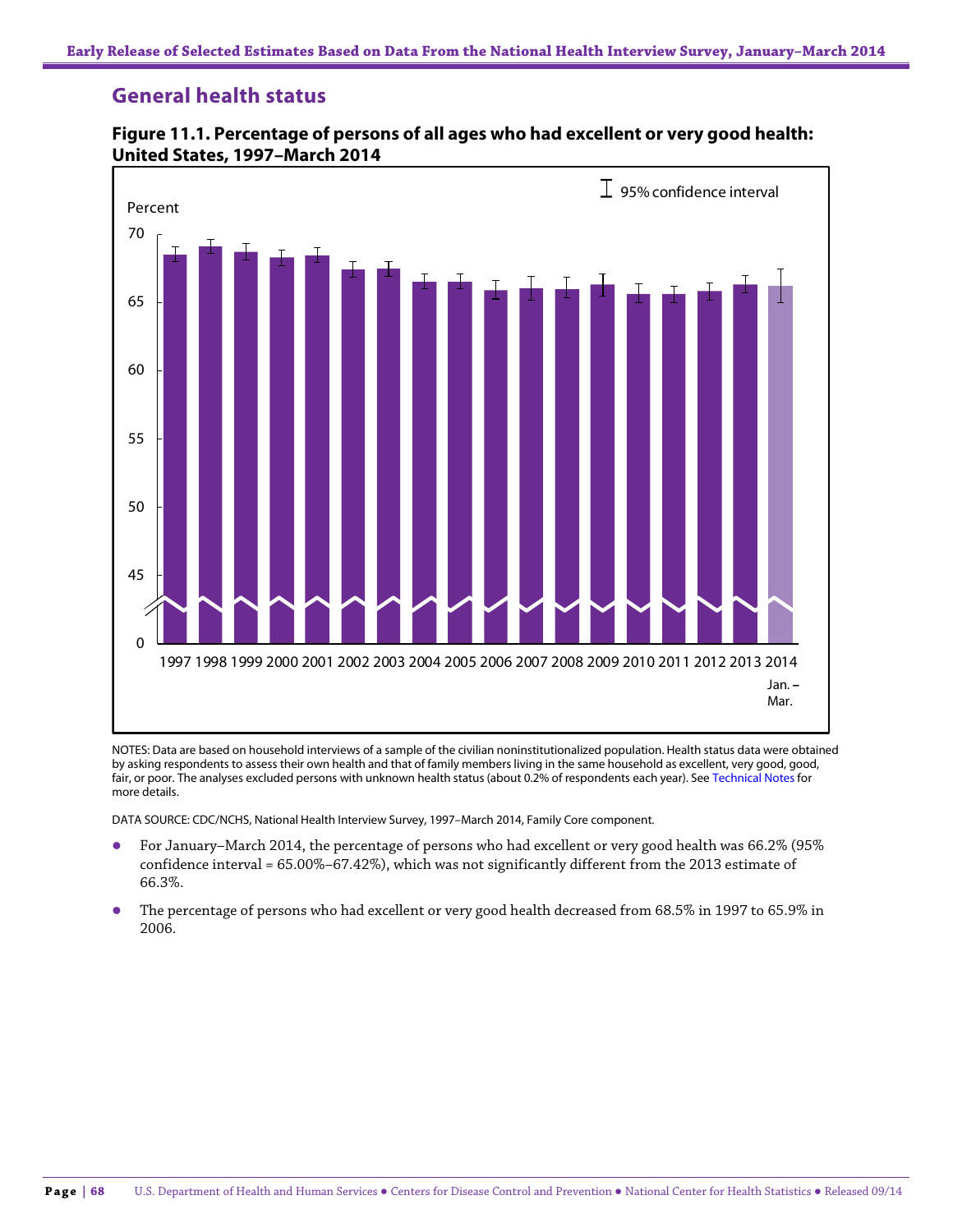## General health status

**Figure 11.1. Percentage of persons of all ages who had excellent or very good health: United States, 1997–March 2014**

NOTES: Data are based on household interviews of a sample of the civilian noninstitutionalized population. Health status data were obtained by asking respondents to assess their own health and that of family members living in the same household as excellent, very good, good, fair, or poor. The analyses excluded persons with unknown health status (about 0.2% of respondents each year). See Technical Notes for more details.

DATA SOURCE: CDC/NCHS, National Health Interview Survey, 1997–March 2014, Family Core component.

- For January–March 2014, the percentage of persons who had excellent or very good health was 66.2% (95% confidence interval = 65.00%–67.42%), which was not significantly different from the 2013 estimate of 66.3%.
- The percentage of persons who had excellent or very good health decreased from 68.5% in 1997 to 65.9% in 2006.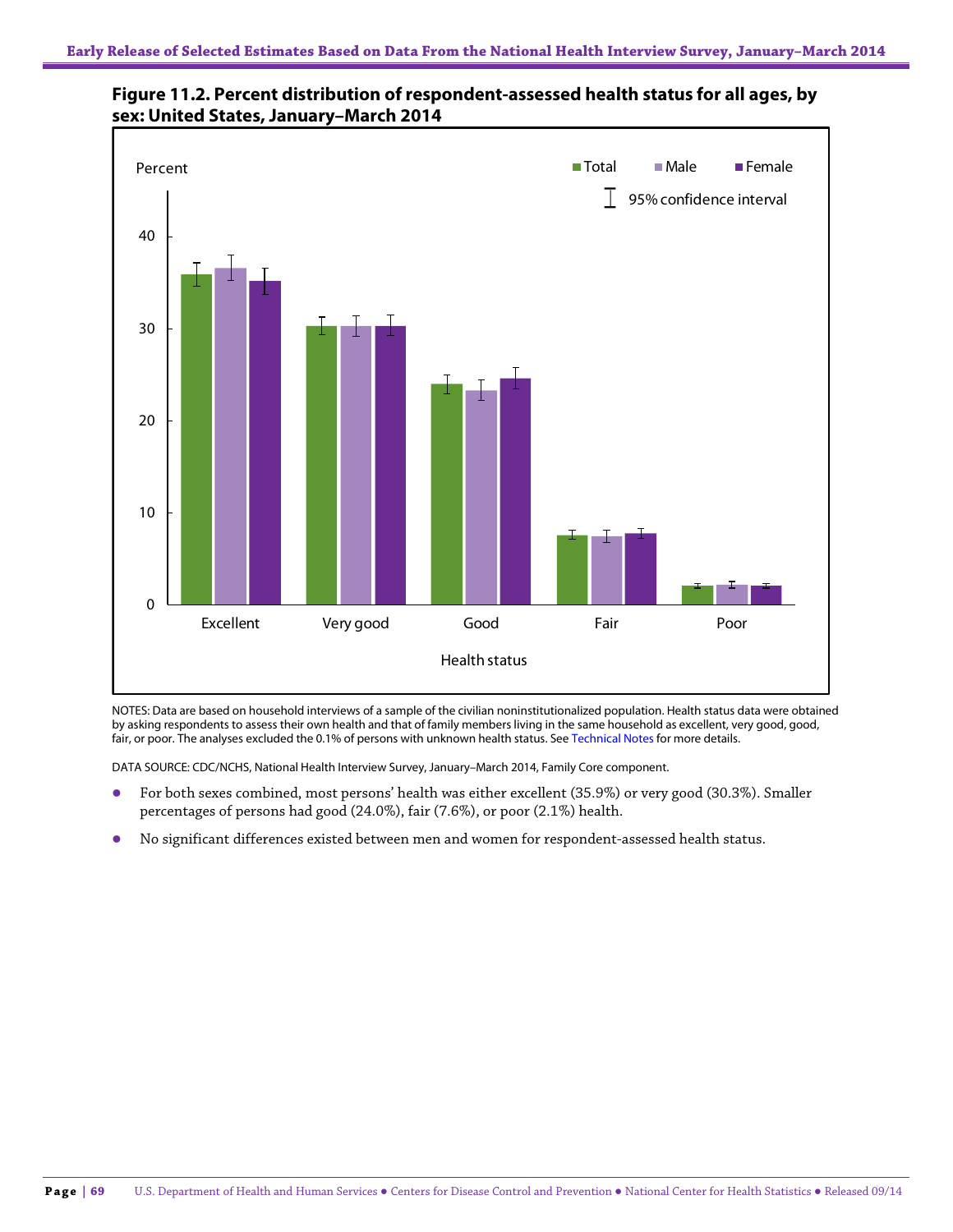**Figure 11.2. Percent distribution of respondent-assessed health status for all ages, by sex: United States, January–March 2014**

NOTES: Data are based on household interviews of a sample of the civilian noninstitutionalized population. Health status data were obtained by asking respondents to assess their own health and that of family members living in the same household as excellent, very good, good, fair, or poor. The analyses excluded the 0.1% of persons with unknown health status. See Technical Notes for more details.

DATA SOURCE: CDC/NCHS, National Health Interview Survey, January–March 2014, Family Core component.

- For both sexes combined, most persons' health was either excellent (35.9%) or very good (30.3%). Smaller percentages of persons had good (24.0%), fair (7.6%), or poor (2.1%) health.
- No significant differences existed between men and women for respondent-assessed health status.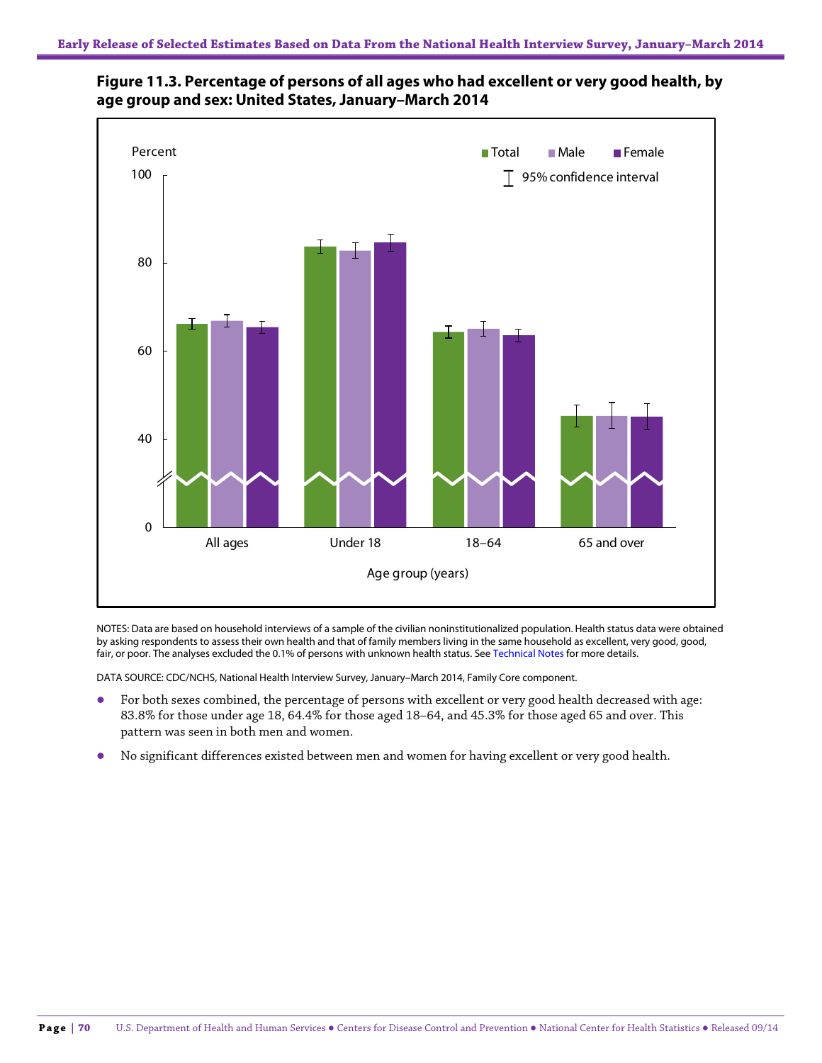**Figure 11.3. Percentage of persons of all ages who had excellent or very good health, by age group and sex: United States, January–March 2014**

NOTES: Data are based on household interviews of a sample of the civilian noninstitutionalized population. Health status data were obtained by asking respondents to assess their own health and that of family members living in the same household as excellent, very good, good, fair, or poor. The analyses excluded the 0.1% of persons with unknown health status. See Technical Notes for more details.

DATA SOURCE: CDC/NCHS, National Health Interview Survey, January–March 2014, Family Core component.

- For both sexes combined, the percentage of persons with excellent or very good health decreased with age: 83.8% for those under age 18, 64.4% for those aged 18–64, and 45.3% for those aged 65 and over. This pattern was seen in both men and women.
- No significant differences existed between men and women for having excellent or very good health.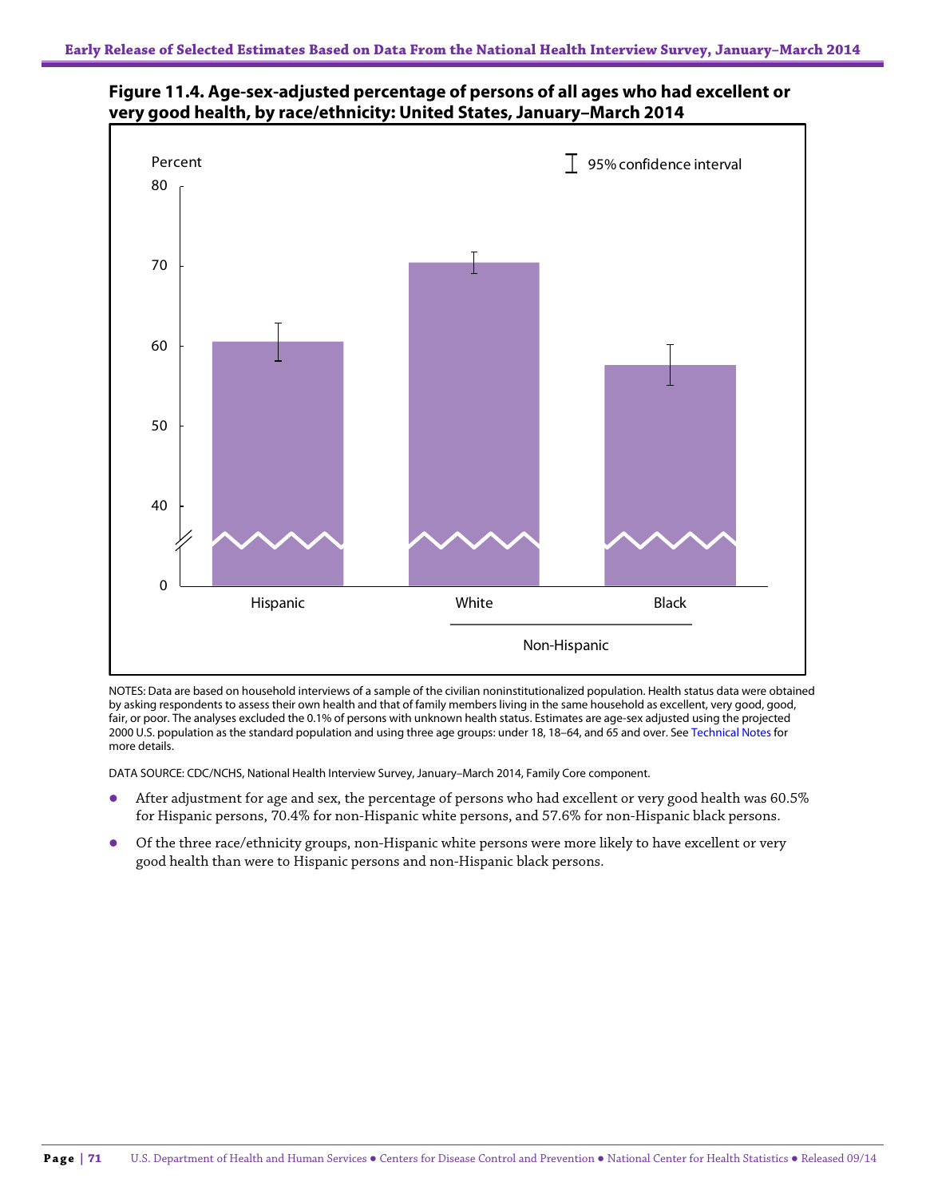**Figure 11.4. Age-sex-adjusted percentage of persons of all ages who had excellent or very good health, by race/ethnicity: United States, January–March 2014**

NOTES: Data are based on household interviews of a sample of the civilian noninstitutionalized population. Health status data were obtained by asking respondents to assess their own health and that of family members living in the same household as excellent, very good, good, fair, or poor. The analyses excluded the 0.1% of persons with unknown health status. Estimates are age-sex adjusted using the projected 2000 U.S. population as the standard population and using three age groups: under 18, 18–64, and 65 and over. See Technical Notes for more details.

DATA SOURCE: CDC/NCHS, National Health Interview Survey, January–March 2014, Family Core component.

- After adjustment for age and sex, the percentage of persons who had excellent or very good health was 60.5% for Hispanic persons, 70.4% for non-Hispanic white persons, and 57.6% for non-Hispanic black persons.
- Of the three race/ethnicity groups, non-Hispanic white persons were more likely to have excellent or very good health than were to Hispanic persons and non-Hispanic black persons.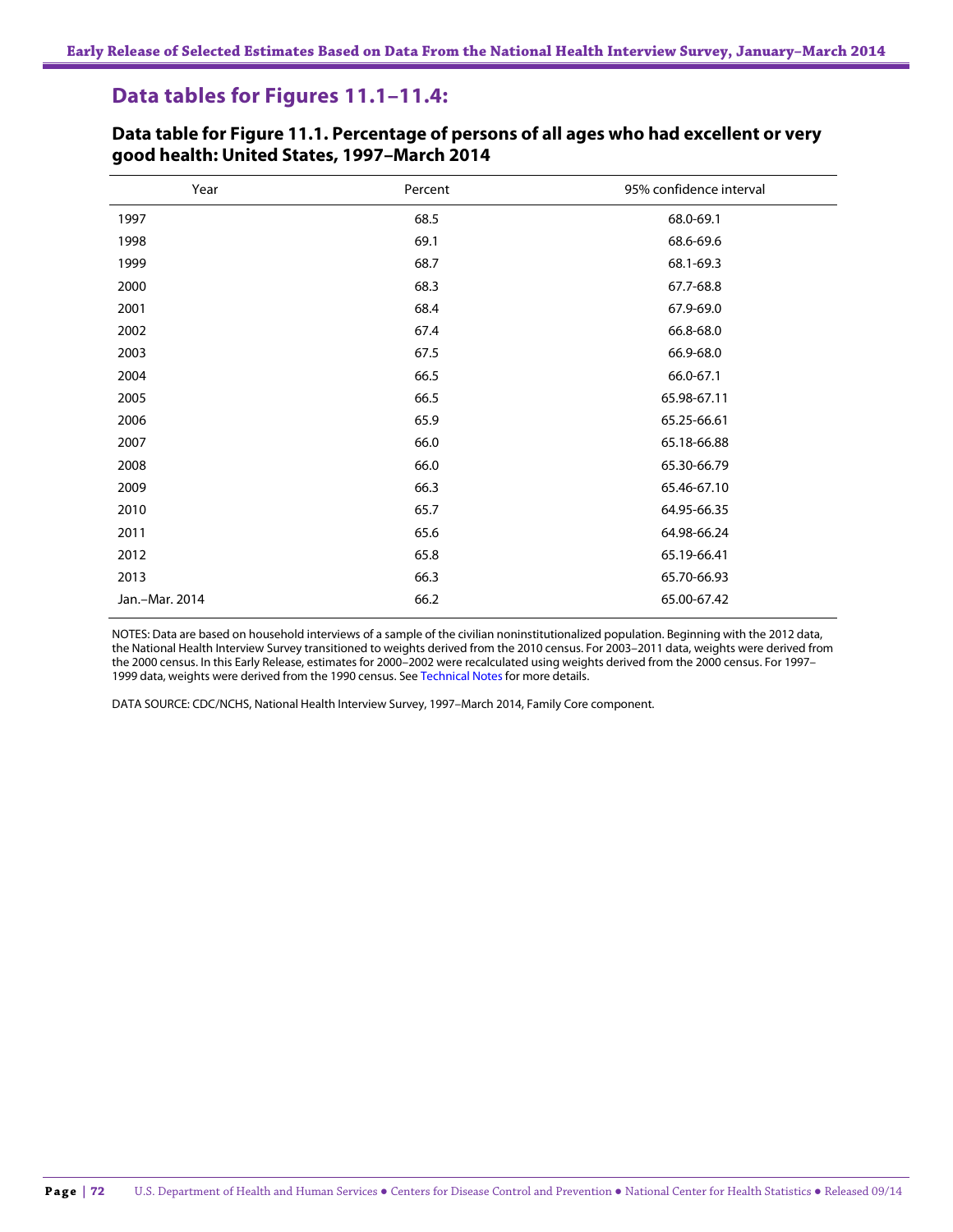## Data tables for Figures 11.1–11.4:

### Data table for Figure 11.1. Percentage of persons of all ages who had excellent or very good health: United States, 1997–March 2014

| Year | Percent | 95% confidence interval |
|---|---|---|
| 1997 | 68.5 | 68.0-69.1 |
| 1998 | 69.1 | 68.6-69.6 |
| 1999 | 68.7 | 68.1-69.3 |
| 2000 | 68.3 | 67.7-68.8 |
| 2001 | 68.4 | 67.9-69.0 |
| 2002 | 67.4 | 66.8-68.0 |
| 2003 | 67.5 | 66.9-68.0 |
| 2004 | 66.5 | 66.0-67.1 |
| 2005 | 66.5 | 65.98-67.11 |
| 2006 | 65.9 | 65.25-66.61 |
| 2007 | 66.0 | 65.18-66.88 |
| 2008 | 66.0 | 65.30-66.79 |
| 2009 | 66.3 | 65.46-67.10 |
| 2010 | 65.7 | 64.95-66.35 |
| 2011 | 65.6 | 64.98-66.24 |
| 2012 | 65.8 | 65.19-66.41 |
| 2013 | 66.3 | 65.70-66.93 |
| Jan.–Mar. 2014 | 66.2 | 65.00-67.42 |

NOTES: Data are based on household interviews of a sample of the civilian noninstitutionalized population. Beginning with the 2012 data, the National Health Interview Survey transitioned to weights derived from the 2010 census. For 2003–2011 data, weights were derived from the 2000 census. In this Early Release, estimates for 2000–2002 were recalculated using weights derived from the 2000 census. For 1997–1999 data, weights were derived from the 1990 census. See Technical Notes for more details.

DATA SOURCE: CDC/NCHS, National Health Interview Survey, 1997–March 2014, Family Core component.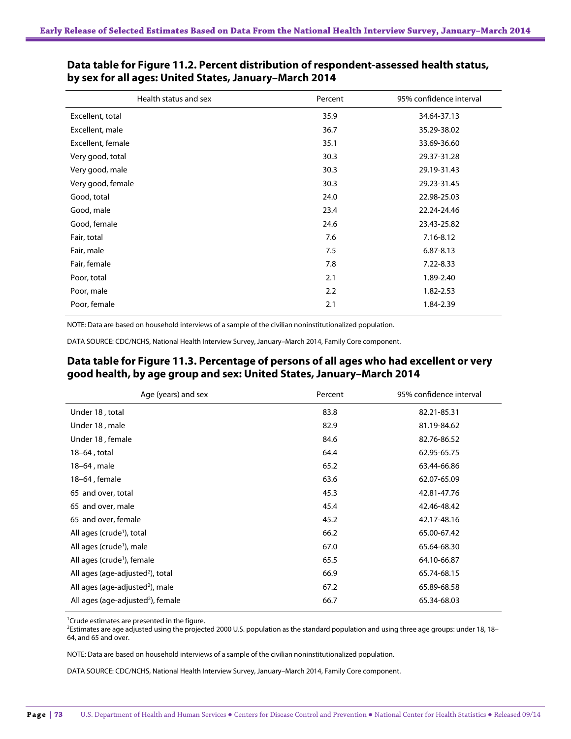## Data table for Figure 11.2. Percent distribution of respondent-assessed health status, by sex for all ages: United States, January–March 2014

| Health status and sex | Percent | 95% confidence interval |
|---|---|---|
| Excellent, total | 35.9 | 34.64-37.13 |
| Excellent, male | 36.7 | 35.29-38.02 |
| Excellent, female | 35.1 | 33.69-36.60 |
| Very good, total | 30.3 | 29.37-31.28 |
| Very good, male | 30.3 | 29.19-31.43 |
| Very good, female | 30.3 | 29.23-31.45 |
| Good, total | 24.0 | 22.98-25.03 |
| Good, male | 23.4 | 22.24-24.46 |
| Good, female | 24.6 | 23.43-25.82 |
| Fair, total | 7.6 | 7.16-8.12 |
| Fair, male | 7.5 | 6.87-8.13 |
| Fair, female | 7.8 | 7.22-8.33 |
| Poor, total | 2.1 | 1.89-2.40 |
| Poor, male | 2.2 | 1.82-2.53 |
| Poor, female | 2.1 | 1.84-2.39 |

NOTE: Data are based on household interviews of a sample of the civilian noninstitutionalized population.

DATA SOURCE: CDC/NCHS, National Health Interview Survey, January–March 2014, Family Core component.

## Data table for Figure 11.3. Percentage of persons of all ages who had excellent or very good health, by age group and sex: United States, January–March 2014

| Age (years) and sex | Percent | 95% confidence interval |
|---|---|---|
| Under 18 , total | 83.8 | 82.21-85.31 |
| Under 18 , male | 82.9 | 81.19-84.62 |
| Under 18 , female | 84.6 | 82.76-86.52 |
| 18–64 , total | 64.4 | 62.95-65.75 |
| 18–64 , male | 65.2 | 63.44-66.86 |
| 18–64 , female | 63.6 | 62.07-65.09 |
| 65 and over, total | 45.3 | 42.81-47.76 |
| 65 and over, male | 45.4 | 42.46-48.42 |
| 65 and over, female | 45.2 | 42.17-48.16 |
| All ages (crude[1]), total | 66.2 | 65.00-67.42 |
| All ages (crude[1]), male | 67.0 | 65.64-68.30 |
| All ages (crude[1]), female | 65.5 | 64.10-66.87 |
| All ages (age-adjusted[2]), total | 66.9 | 65.74-68.15 |
| All ages (age-adjusted[2]), male | 67.2 | 65.89-68.58 |
| All ages (age-adjusted[2]), female | 66.7 | 65.34-68.03 |

[1]Crude estimates are presented in the figure.
[2]Estimates are age adjusted using the projected 2000 U.S. population as the standard population and using three age groups: under 18, 18–64, and 65 and over.

NOTE: Data are based on household interviews of a sample of the civilian noninstitutionalized population.

DATA SOURCE: CDC/NCHS, National Health Interview Survey, January–March 2014, Family Core component.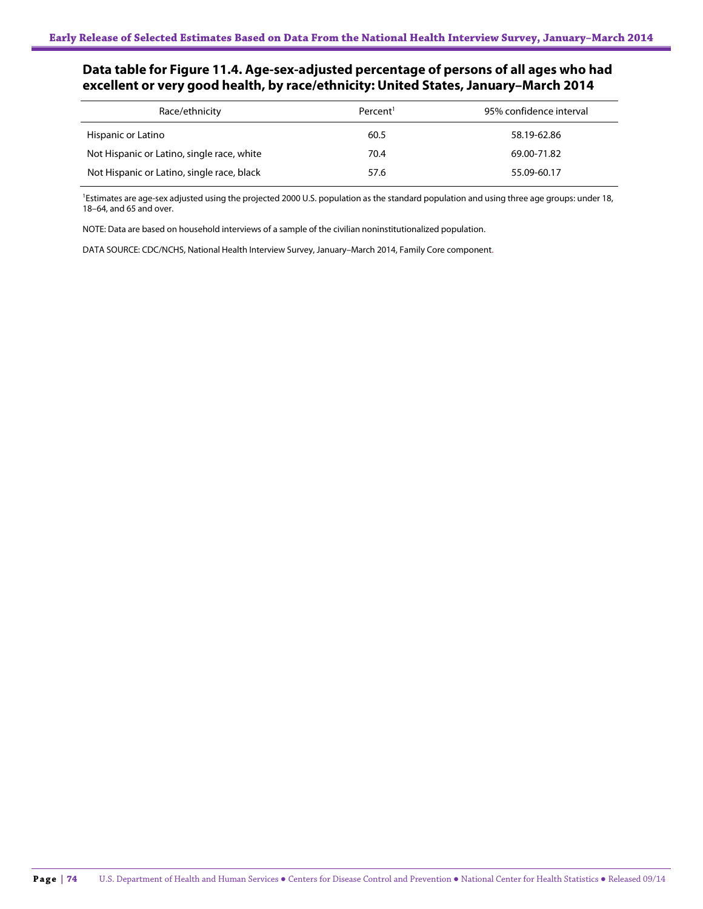## Data table for Figure 11.4. Age-sex-adjusted percentage of persons of all ages who had excellent or very good health, by race/ethnicity: United States, January–March 2014

| Race/ethnicity | Percent[1] | 95% confidence interval |
|---|---|---|
| Hispanic or Latino | 60.5 | 58.19-62.86 |
| Not Hispanic or Latino, single race, white | 70.4 | 69.00-71.82 |
| Not Hispanic or Latino, single race, black | 57.6 | 55.09-60.17 |

[1]Estimates are age-sex adjusted using the projected 2000 U.S. population as the standard population and using three age groups: under 18, 18–64, and 65 and over.

NOTE: Data are based on household interviews of a sample of the civilian noninstitutionalized population.

DATA SOURCE: CDC/NCHS, National Health Interview Survey, January–March 2014, Family Core component.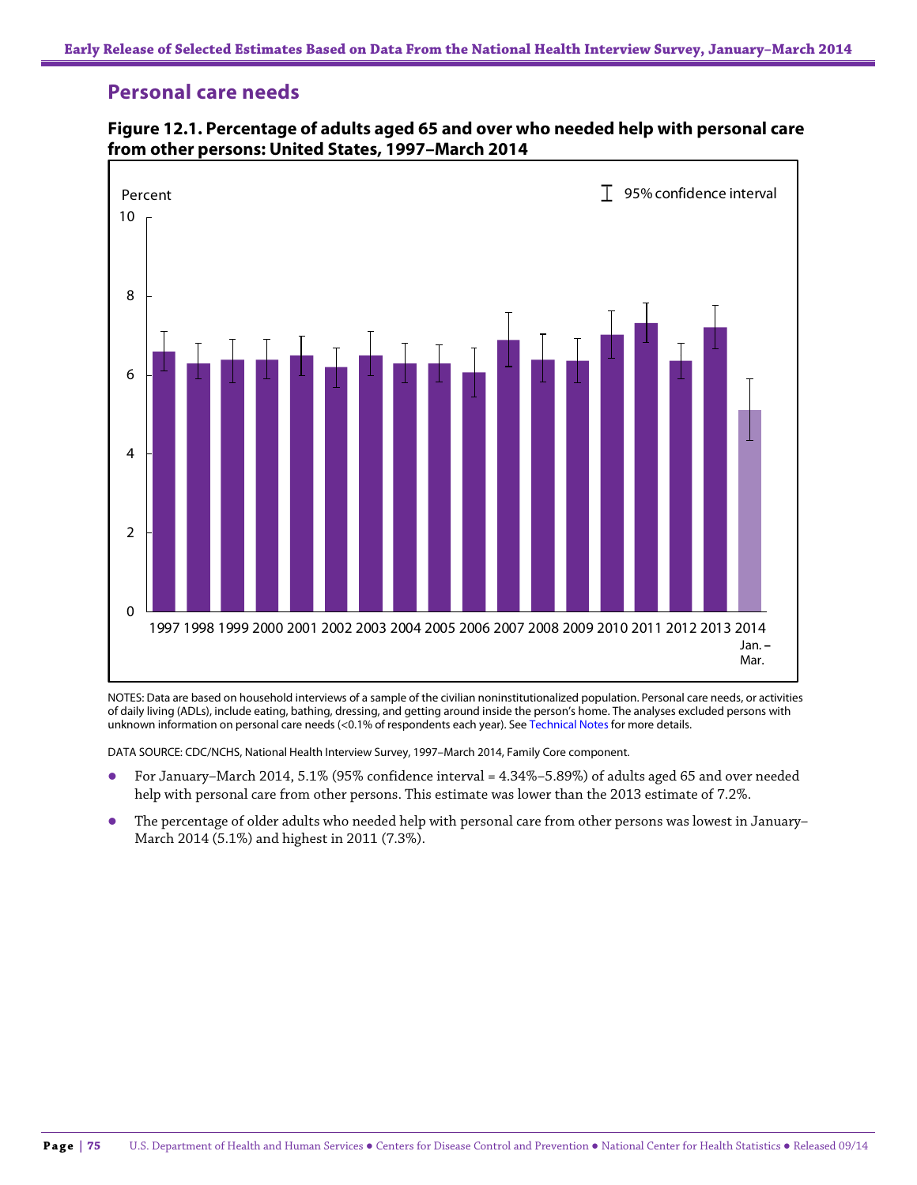## Personal care needs

**Figure 12.1. Percentage of adults aged 65 and over who needed help with personal care from other persons: United States, 1997–March 2014**

NOTES: Data are based on household interviews of a sample of the civilian noninstitutionalized population. Personal care needs, or activities of daily living (ADLs), include eating, bathing, dressing, and getting around inside the person's home. The analyses excluded persons with unknown information on personal care needs (<0.1% of respondents each year). See Technical Notes for more details.

DATA SOURCE: CDC/NCHS, National Health Interview Survey, 1997–March 2014, Family Core component.

- For January–March 2014, 5.1% (95% confidence interval = 4.34%–5.89%) of adults aged 65 and over needed help with personal care from other persons. This estimate was lower than the 2013 estimate of 7.2%.
- The percentage of older adults who needed help with personal care from other persons was lowest in January–March 2014 (5.1%) and highest in 2011 (7.3%).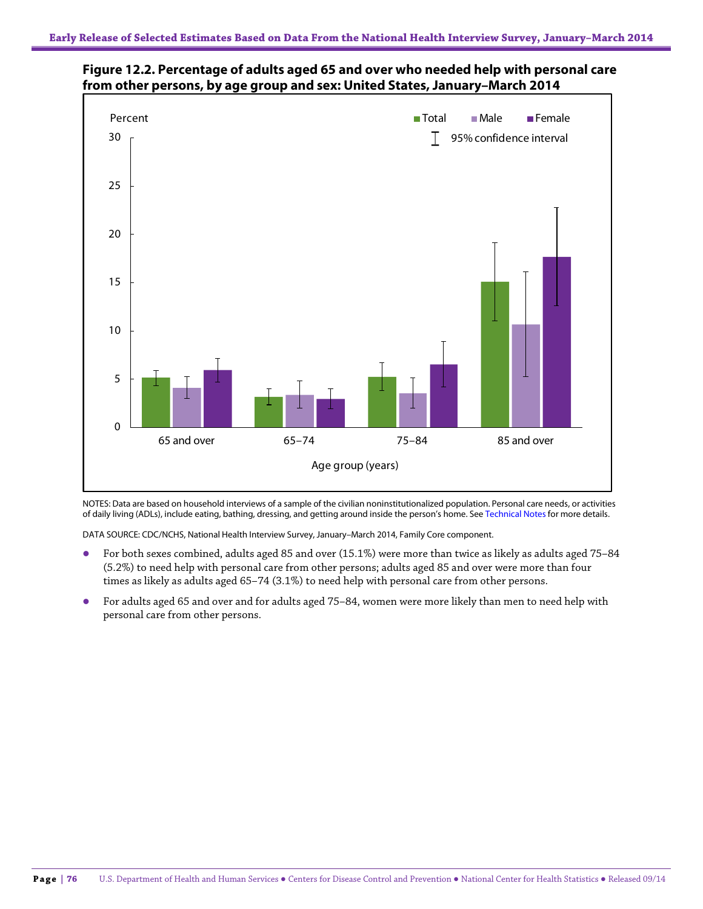**Figure 12.2. Percentage of adults aged 65 and over who needed help with personal care from other persons, by age group and sex: United States, January–March 2014**

NOTES: Data are based on household interviews of a sample of the civilian noninstitutionalized population. Personal care needs, or activities of daily living (ADLs), include eating, bathing, dressing, and getting around inside the person's home. See Technical Notes for more details.

DATA SOURCE: CDC/NCHS, National Health Interview Survey, January–March 2014, Family Core component.

- For both sexes combined, adults aged 85 and over (15.1%) were more than twice as likely as adults aged 75–84 (5.2%) to need help with personal care from other persons; adults aged 85 and over were more than four times as likely as adults aged 65–74 (3.1%) to need help with personal care from other persons.
- For adults aged 65 and over and for adults aged 75–84, women were more likely than men to need help with personal care from other persons.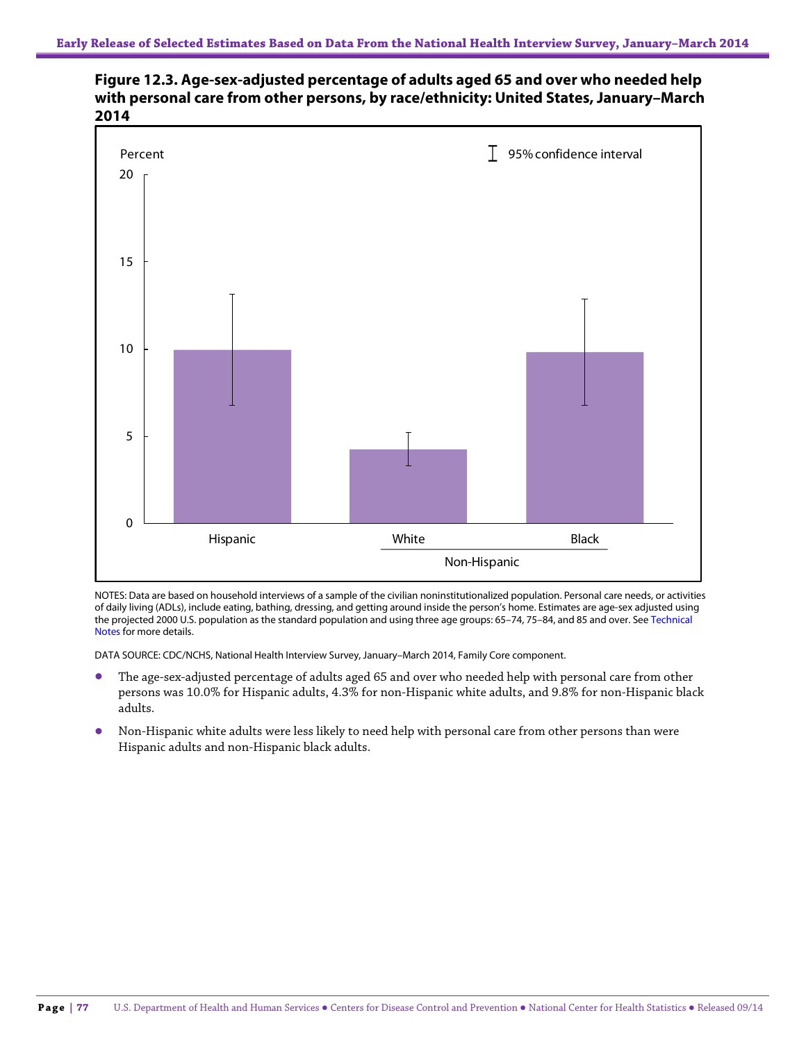**Figure 12.3. Age-sex-adjusted percentage of adults aged 65 and over who needed help with personal care from other persons, by race/ethnicity: United States, January–March 2014**

NOTES: Data are based on household interviews of a sample of the civilian noninstitutionalized population. Personal care needs, or activities of daily living (ADLs), include eating, bathing, dressing, and getting around inside the person's home. Estimates are age-sex adjusted using the projected 2000 U.S. population as the standard population and using three age groups: 65–74, 75–84, and 85 and over. See Technical Notes for more details.

DATA SOURCE: CDC/NCHS, National Health Interview Survey, January–March 2014, Family Core component.

- The age-sex-adjusted percentage of adults aged 65 and over who needed help with personal care from other persons was 10.0% for Hispanic adults, 4.3% for non-Hispanic white adults, and 9.8% for non-Hispanic black adults.
- Non-Hispanic white adults were less likely to need help with personal care from other persons than were Hispanic adults and non-Hispanic black adults.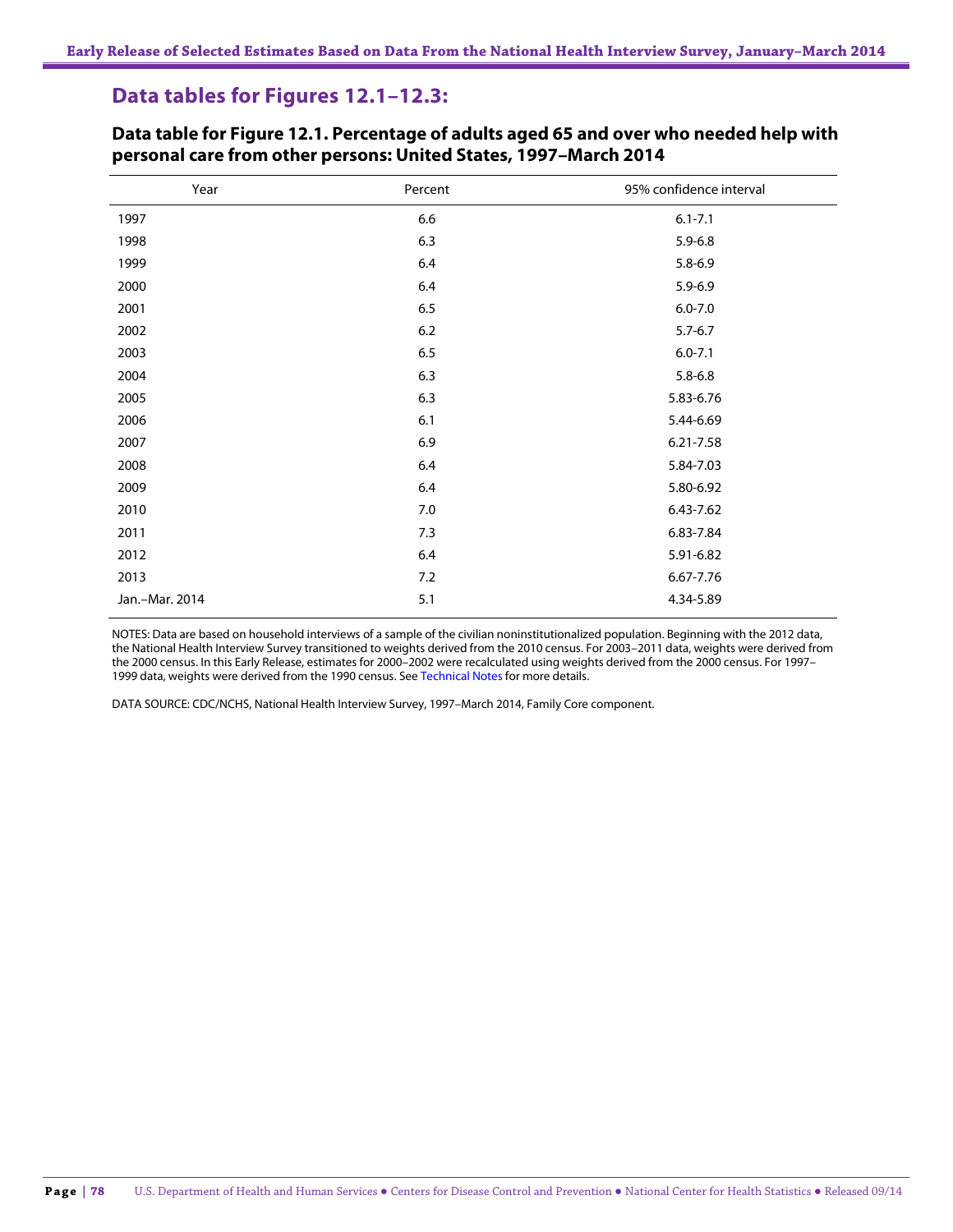## Data tables for Figures 12.1–12.3:

### Data table for Figure 12.1. Percentage of adults aged 65 and over who needed help with personal care from other persons: United States, 1997–March 2014

| Year | Percent | 95% confidence interval |
|---|---|---|
| 1997 | 6.6 | 6.1-7.1 |
| 1998 | 6.3 | 5.9-6.8 |
| 1999 | 6.4 | 5.8-6.9 |
| 2000 | 6.4 | 5.9-6.9 |
| 2001 | 6.5 | 6.0-7.0 |
| 2002 | 6.2 | 5.7-6.7 |
| 2003 | 6.5 | 6.0-7.1 |
| 2004 | 6.3 | 5.8-6.8 |
| 2005 | 6.3 | 5.83-6.76 |
| 2006 | 6.1 | 5.44-6.69 |
| 2007 | 6.9 | 6.21-7.58 |
| 2008 | 6.4 | 5.84-7.03 |
| 2009 | 6.4 | 5.80-6.92 |
| 2010 | 7.0 | 6.43-7.62 |
| 2011 | 7.3 | 6.83-7.84 |
| 2012 | 6.4 | 5.91-6.82 |
| 2013 | 7.2 | 6.67-7.76 |
| Jan.–Mar. 2014 | 5.1 | 4.34-5.89 |

NOTES: Data are based on household interviews of a sample of the civilian noninstitutionalized population. Beginning with the 2012 data, the National Health Interview Survey transitioned to weights derived from the 2010 census. For 2003–2011 data, weights were derived from the 2000 census. In this Early Release, estimates for 2000–2002 were recalculated using weights derived from the 2000 census. For 1997–1999 data, weights were derived from the 1990 census. See Technical Notes for more details.

DATA SOURCE: CDC/NCHS, National Health Interview Survey, 1997–March 2014, Family Core component.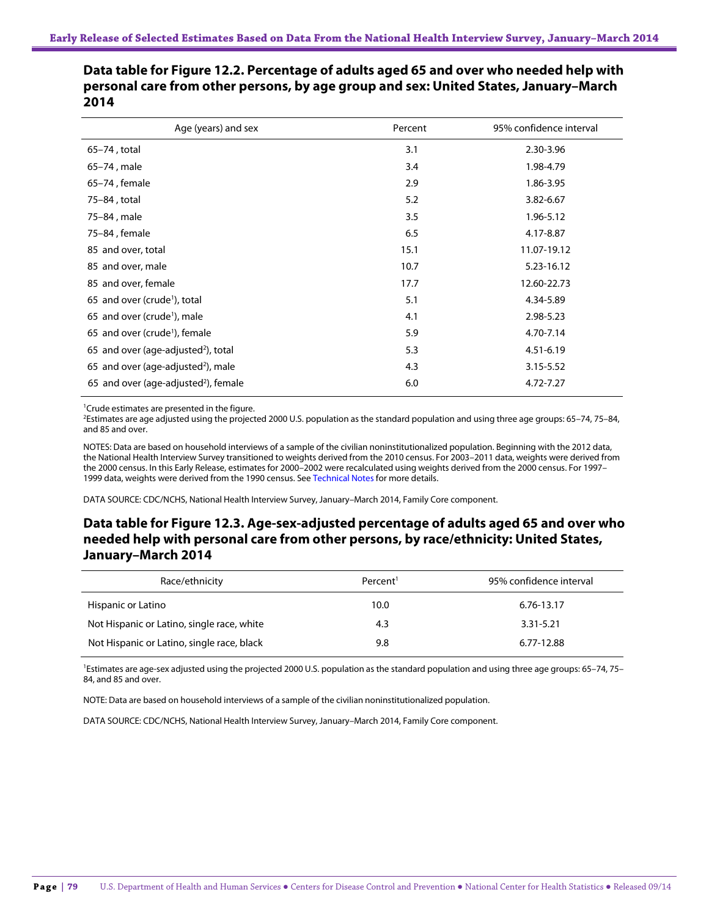## Data table for Figure 12.2. Percentage of adults aged 65 and over who needed help with personal care from other persons, by age group and sex: United States, January–March 2014

| Age (years) and sex | Percent | 95% confidence interval |
|---|---|---|
| 65–74 , total | 3.1 | 2.30-3.96 |
| 65–74 , male | 3.4 | 1.98-4.79 |
| 65–74 , female | 2.9 | 1.86-3.95 |
| 75–84 , total | 5.2 | 3.82-6.67 |
| 75–84 , male | 3.5 | 1.96-5.12 |
| 75–84 , female | 6.5 | 4.17-8.87 |
| 85 and over, total | 15.1 | 11.07-19.12 |
| 85 and over, male | 10.7 | 5.23-16.12 |
| 85 and over, female | 17.7 | 12.60-22.73 |
| 65 and over (crude[1]), total | 5.1 | 4.34-5.89 |
| 65 and over (crude[1]), male | 4.1 | 2.98-5.23 |
| 65 and over (crude[1]), female | 5.9 | 4.70-7.14 |
| 65 and over (age-adjusted[2]), total | 5.3 | 4.51-6.19 |
| 65 and over (age-adjusted[2]), male | 4.3 | 3.15-5.52 |
| 65 and over (age-adjusted[2]), female | 6.0 | 4.72-7.27 |

[1]Crude estimates are presented in the figure.
[2]Estimates are age adjusted using the projected 2000 U.S. population as the standard population and using three age groups: 65–74, 75–84, and 85 and over.

NOTES: Data are based on household interviews of a sample of the civilian noninstitutionalized population. Beginning with the 2012 data, the National Health Interview Survey transitioned to weights derived from the 2010 census. For 2003–2011 data, weights were derived from the 2000 census. In this Early Release, estimates for 2000–2002 were recalculated using weights derived from the 2000 census. For 1997–1999 data, weights were derived from the 1990 census. See Technical Notes for more details.

DATA SOURCE: CDC/NCHS, National Health Interview Survey, January–March 2014, Family Core component.

## Data table for Figure 12.3. Age-sex-adjusted percentage of adults aged 65 and over who needed help with personal care from other persons, by race/ethnicity: United States, January–March 2014

| Race/ethnicity | Percent[1] | 95% confidence interval |
|---|---|---|
| Hispanic or Latino | 10.0 | 6.76-13.17 |
| Not Hispanic or Latino, single race, white | 4.3 | 3.31-5.21 |
| Not Hispanic or Latino, single race, black | 9.8 | 6.77-12.88 |

[1]Estimates are age-sex adjusted using the projected 2000 U.S. population as the standard population and using three age groups: 65–74, 75–84, and 85 and over.

NOTE: Data are based on household interviews of a sample of the civilian noninstitutionalized population.

DATA SOURCE: CDC/NCHS, National Health Interview Survey, January–March 2014, Family Core component.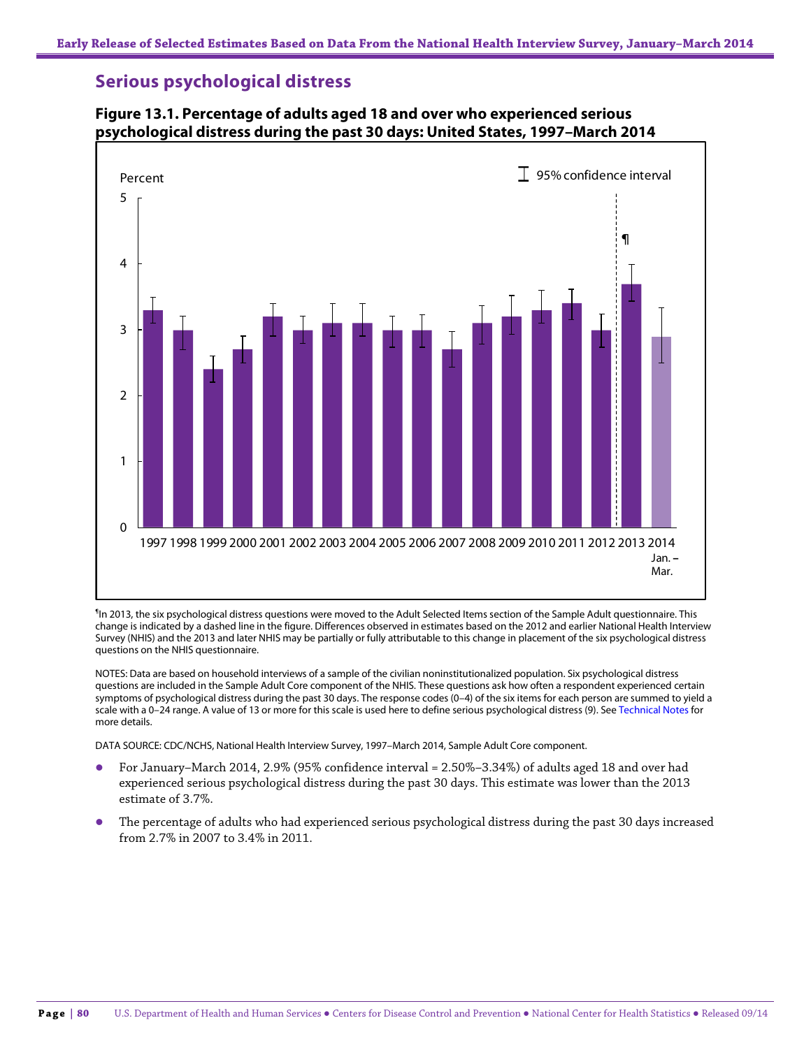## Serious psychological distress

**Figure 13.1. Percentage of adults aged 18 and over who experienced serious psychological distress during the past 30 days: United States, 1997–March 2014**

[¶]In 2013, the six psychological distress questions were moved to the Adult Selected Items section of the Sample Adult questionnaire. This change is indicated by a dashed line in the figure. Differences observed in estimates based on the 2012 and earlier National Health Interview Survey (NHIS) and the 2013 and later NHIS may be partially or fully attributable to this change in placement of the six psychological distress questions on the NHIS questionnaire.

NOTES: Data are based on household interviews of a sample of the civilian noninstitutionalized population. Six psychological distress questions are included in the Sample Adult Core component of the NHIS. These questions ask how often a respondent experienced certain symptoms of psychological distress during the past 30 days. The response codes (0–4) of the six items for each person are summed to yield a scale with a 0–24 range. A value of 13 or more for this scale is used here to define serious psychological distress (9). See Technical Notes for more details.

DATA SOURCE: CDC/NCHS, National Health Interview Survey, 1997–March 2014, Sample Adult Core component.

- For January–March 2014, 2.9% (95% confidence interval = 2.50%–3.34%) of adults aged 18 and over had experienced serious psychological distress during the past 30 days. This estimate was lower than the 2013 estimate of 3.7%.
- The percentage of adults who had experienced serious psychological distress during the past 30 days increased from 2.7% in 2007 to 3.4% in 2011.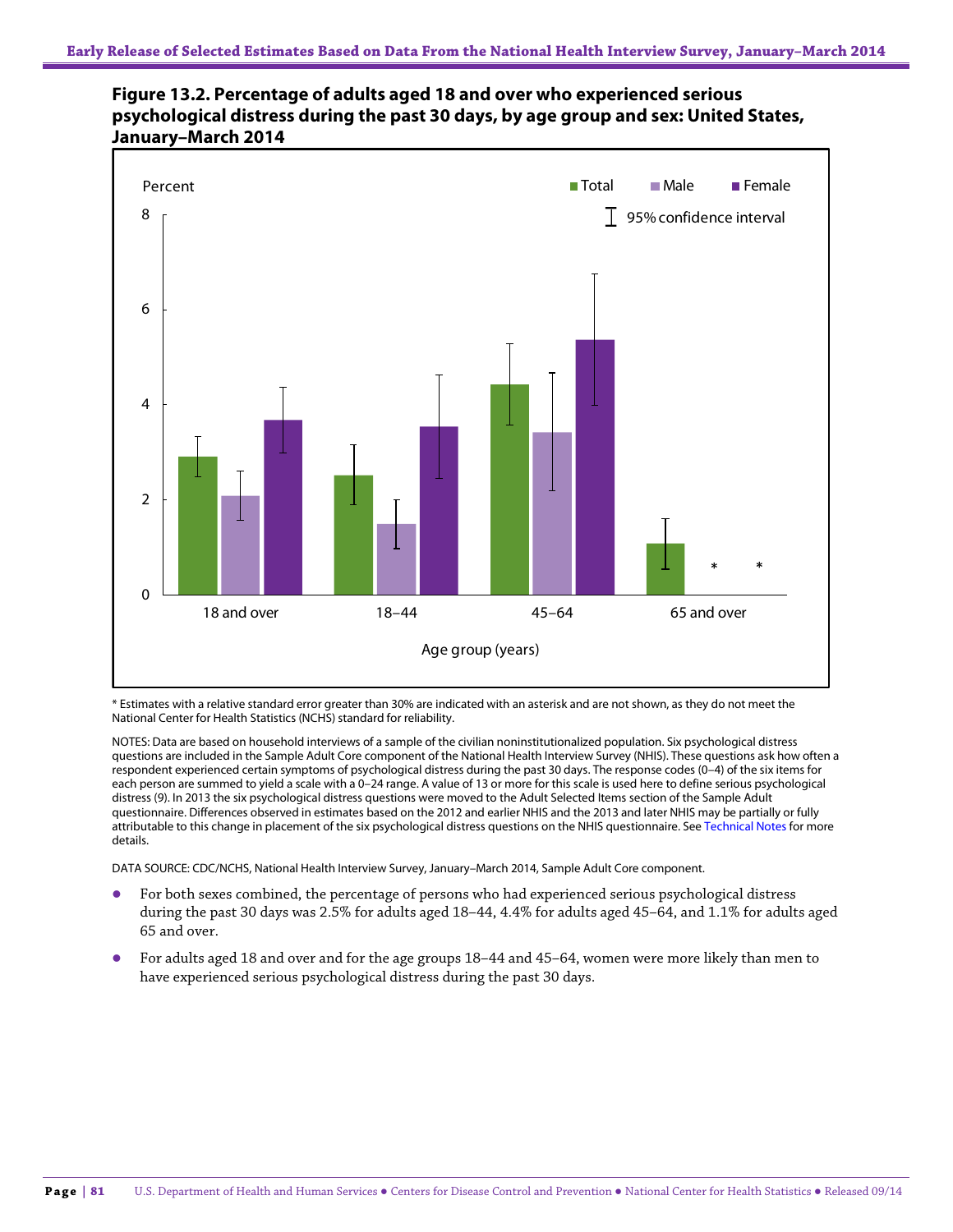**Figure 13.2. Percentage of adults aged 18 and over who experienced serious psychological distress during the past 30 days, by age group and sex: United States, January–March 2014**

* Estimates with a relative standard error greater than 30% are indicated with an asterisk and are not shown, as they do not meet the National Center for Health Statistics (NCHS) standard for reliability.

NOTES: Data are based on household interviews of a sample of the civilian noninstitutionalized population. Six psychological distress questions are included in the Sample Adult Core component of the National Health Interview Survey (NHIS). These questions ask how often a respondent experienced certain symptoms of psychological distress during the past 30 days. The response codes (0–4) of the six items for each person are summed to yield a scale with a 0–24 range. A value of 13 or more for this scale is used here to define serious psychological distress (9). In 2013 the six psychological distress questions were moved to the Adult Selected Items section of the Sample Adult questionnaire. Differences observed in estimates based on the 2012 and earlier NHIS and the 2013 and later NHIS may be partially or fully attributable to this change in placement of the six psychological distress questions on the NHIS questionnaire. See Technical Notes for more details.

DATA SOURCE: CDC/NCHS, National Health Interview Survey, January–March 2014, Sample Adult Core component.

- For both sexes combined, the percentage of persons who had experienced serious psychological distress during the past 30 days was 2.5% for adults aged 18–44, 4.4% for adults aged 45–64, and 1.1% for adults aged 65 and over.
- For adults aged 18 and over and for the age groups 18–44 and 45–64, women were more likely than men to have experienced serious psychological distress during the past 30 days.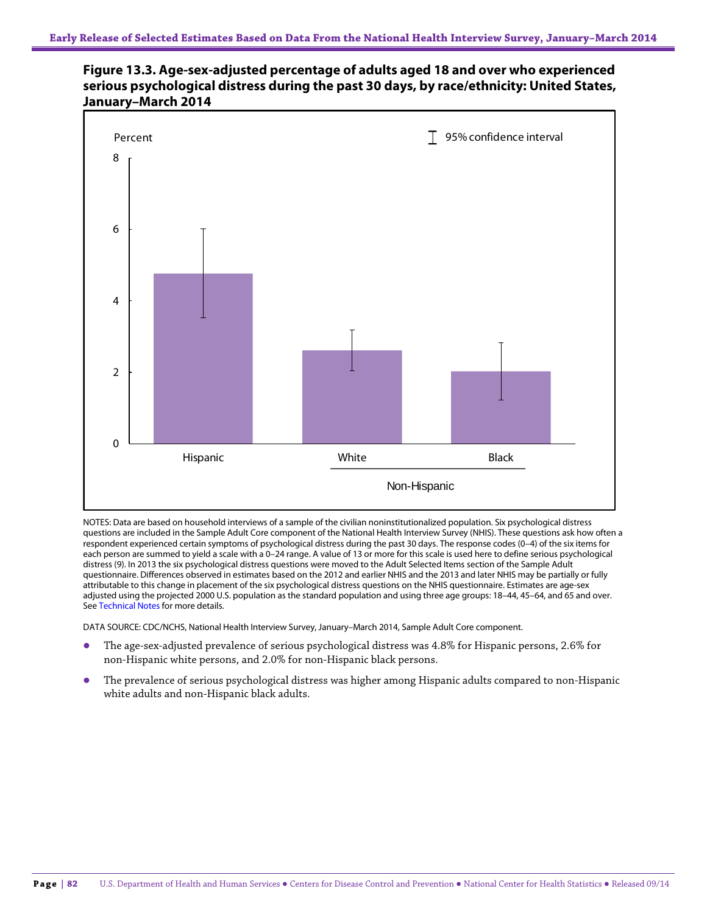**Figure 13.3. Age-sex-adjusted percentage of adults aged 18 and over who experienced serious psychological distress during the past 30 days, by race/ethnicity: United States, January–March 2014**

NOTES: Data are based on household interviews of a sample of the civilian noninstitutionalized population. Six psychological distress questions are included in the Sample Adult Core component of the National Health Interview Survey (NHIS). These questions ask how often a respondent experienced certain symptoms of psychological distress during the past 30 days. The response codes (0–4) of the six items for each person are summed to yield a scale with a 0–24 range. A value of 13 or more for this scale is used here to define serious psychological distress (9). In 2013 the six psychological distress questions were moved to the Adult Selected Items section of the Sample Adult questionnaire. Differences observed in estimates based on the 2012 and earlier NHIS and the 2013 and later NHIS may be partially or fully attributable to this change in placement of the six psychological distress questions on the NHIS questionnaire. Estimates are age-sex adjusted using the projected 2000 U.S. population as the standard population and using three age groups: 18–44, 45–64, and 65 and over. See Technical Notes for more details.

DATA SOURCE: CDC/NCHS, National Health Interview Survey, January–March 2014, Sample Adult Core component.

- The age-sex-adjusted prevalence of serious psychological distress was 4.8% for Hispanic persons, 2.6% for non-Hispanic white persons, and 2.0% for non-Hispanic black persons.
- The prevalence of serious psychological distress was higher among Hispanic adults compared to non-Hispanic white adults and non-Hispanic black adults.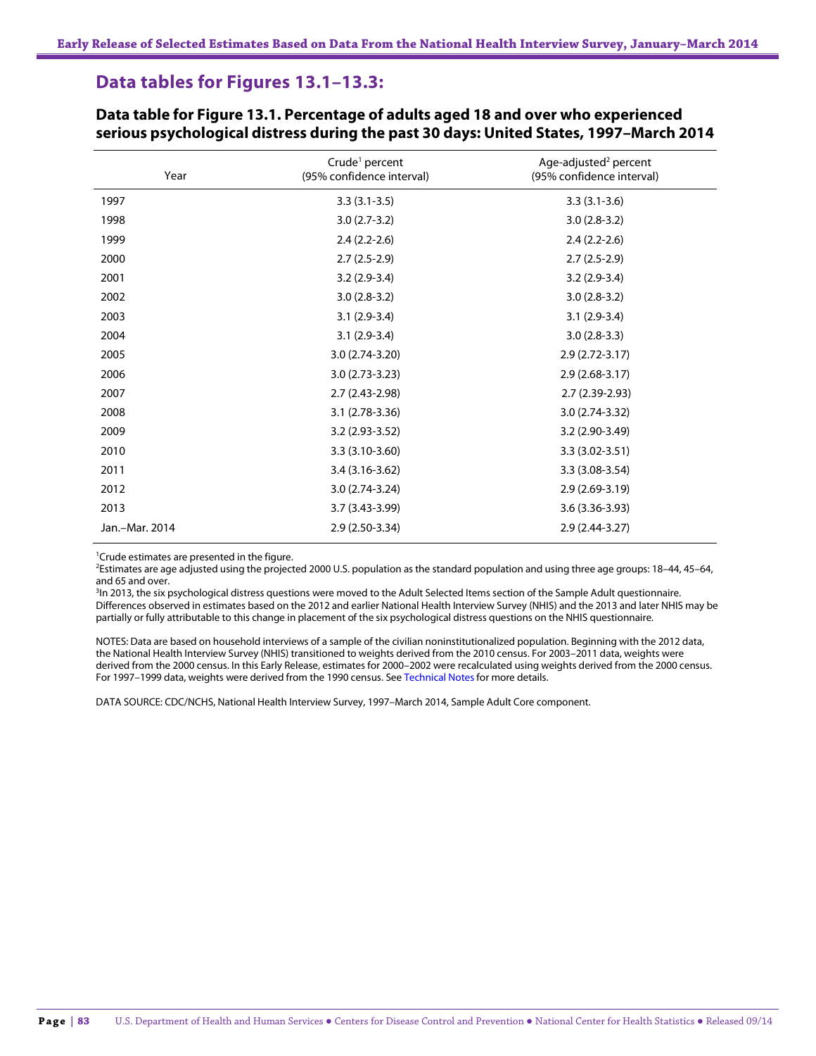## Data tables for Figures 13.1–13.3:

### Data table for Figure 13.1. Percentage of adults aged 18 and over who experienced serious psychological distress during the past 30 days: United States, 1997–March 2014

| Year | Crude[1] percent (95% confidence interval) | Age-adjusted[2] percent (95% confidence interval) |
|---|---|---|
| 1997 | 3.3 (3.1-3.5) | 3.3 (3.1-3.6) |
| 1998 | 3.0 (2.7-3.2) | 3.0 (2.8-3.2) |
| 1999 | 2.4 (2.2-2.6) | 2.4 (2.2-2.6) |
| 2000 | 2.7 (2.5-2.9) | 2.7 (2.5-2.9) |
| 2001 | 3.2 (2.9-3.4) | 3.2 (2.9-3.4) |
| 2002 | 3.0 (2.8-3.2) | 3.0 (2.8-3.2) |
| 2003 | 3.1 (2.9-3.4) | 3.1 (2.9-3.4) |
| 2004 | 3.1 (2.9-3.4) | 3.0 (2.8-3.3) |
| 2005 | 3.0 (2.74-3.20) | 2.9 (2.72-3.17) |
| 2006 | 3.0 (2.73-3.23) | 2.9 (2.68-3.17) |
| 2007 | 2.7 (2.43-2.98) | 2.7 (2.39-2.93) |
| 2008 | 3.1 (2.78-3.36) | 3.0 (2.74-3.32) |
| 2009 | 3.2 (2.93-3.52) | 3.2 (2.90-3.49) |
| 2010 | 3.3 (3.10-3.60) | 3.3 (3.02-3.51) |
| 2011 | 3.4 (3.16-3.62) | 3.3 (3.08-3.54) |
| 2012 | 3.0 (2.74-3.24) | 2.9 (2.69-3.19) |
| 2013 | 3.7 (3.43-3.99) | 3.6 (3.36-3.93) |
| Jan.–Mar. 2014 | 2.9 (2.50-3.34) | 2.9 (2.44-3.27) |

[1]Crude estimates are presented in the figure.

[2]Estimates are age adjusted using the projected 2000 U.S. population as the standard population and using three age groups: 18–44, 45–64, and 65 and over.

[3]In 2013, the six psychological distress questions were moved to the Adult Selected Items section of the Sample Adult questionnaire. Differences observed in estimates based on the 2012 and earlier National Health Interview Survey (NHIS) and the 2013 and later NHIS may be partially or fully attributable to this change in placement of the six psychological distress questions on the NHIS questionnaire.

NOTES: Data are based on household interviews of a sample of the civilian noninstitutionalized population. Beginning with the 2012 data, the National Health Interview Survey (NHIS) transitioned to weights derived from the 2010 census. For 2003–2011 data, weights were derived from the 2000 census. In this Early Release, estimates for 2000–2002 were recalculated using weights derived from the 2000 census. For 1997–1999 data, weights were derived from the 1990 census. See Technical Notes for more details.

DATA SOURCE: CDC/NCHS, National Health Interview Survey, 1997–March 2014, Sample Adult Core component.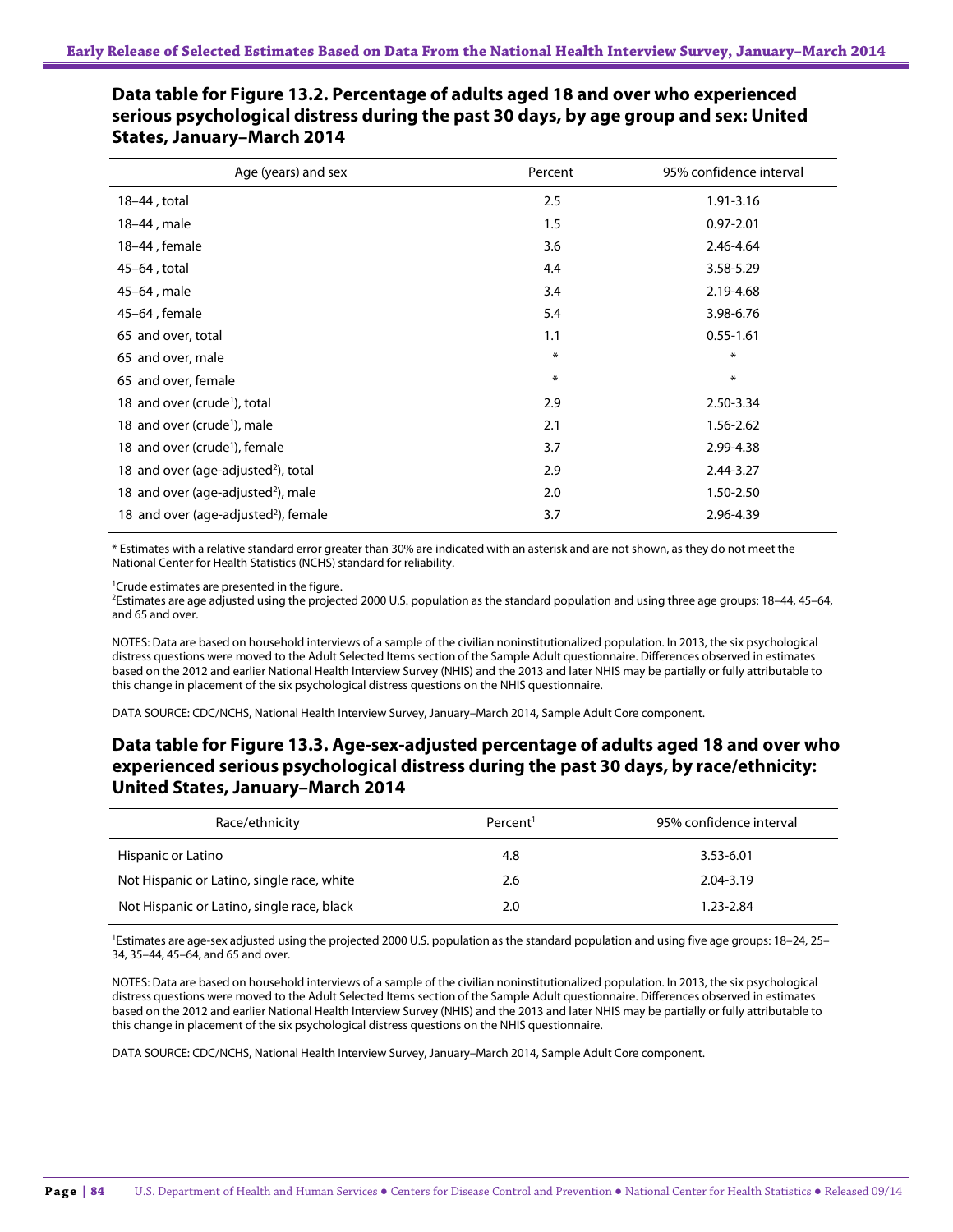## Data table for Figure 13.2. Percentage of adults aged 18 and over who experienced serious psychological distress during the past 30 days, by age group and sex: United States, January–March 2014

| Age (years) and sex | Percent | 95% confidence interval |
|---|---|---|
| 18–44 , total | 2.5 | 1.91-3.16 |
| 18–44 , male | 1.5 | 0.97-2.01 |
| 18–44 , female | 3.6 | 2.46-4.64 |
| 45–64 , total | 4.4 | 3.58-5.29 |
| 45–64 , male | 3.4 | 2.19-4.68 |
| 45–64 , female | 5.4 | 3.98-6.76 |
| 65 and over, total | 1.1 | 0.55-1.61 |
| 65 and over, male | * | * |
| 65 and over, female | * | * |
| 18 and over (crude[1]), total | 2.9 | 2.50-3.34 |
| 18 and over (crude[1]), male | 2.1 | 1.56-2.62 |
| 18 and over (crude[1]), female | 3.7 | 2.99-4.38 |
| 18 and over (age-adjusted[2]), total | 2.9 | 2.44-3.27 |
| 18 and over (age-adjusted[2]), male | 2.0 | 1.50-2.50 |
| 18 and over (age-adjusted[2]), female | 3.7 | 2.96-4.39 |

* Estimates with a relative standard error greater than 30% are indicated with an asterisk and are not shown, as they do not meet the National Center for Health Statistics (NCHS) standard for reliability.

[1]Crude estimates are presented in the figure.
[2]Estimates are age adjusted using the projected 2000 U.S. population as the standard population and using three age groups: 18–44, 45–64, and 65 and over.

NOTES: Data are based on household interviews of a sample of the civilian noninstitutionalized population. In 2013, the six psychological distress questions were moved to the Adult Selected Items section of the Sample Adult questionnaire. Differences observed in estimates based on the 2012 and earlier National Health Interview Survey (NHIS) and the 2013 and later NHIS may be partially or fully attributable to this change in placement of the six psychological distress questions on the NHIS questionnaire.

DATA SOURCE: CDC/NCHS, National Health Interview Survey, January–March 2014, Sample Adult Core component.

## Data table for Figure 13.3. Age-sex-adjusted percentage of adults aged 18 and over who experienced serious psychological distress during the past 30 days, by race/ethnicity: United States, January–March 2014

| Race/ethnicity | Percent[1] | 95% confidence interval |
|---|---|---|
| Hispanic or Latino | 4.8 | 3.53-6.01 |
| Not Hispanic or Latino, single race, white | 2.6 | 2.04-3.19 |
| Not Hispanic or Latino, single race, black | 2.0 | 1.23-2.84 |

[1]Estimates are age-sex adjusted using the projected 2000 U.S. population as the standard population and using five age groups: 18–24, 25–34, 35–44, 45–64, and 65 and over.

NOTES: Data are based on household interviews of a sample of the civilian noninstitutionalized population. In 2013, the six psychological distress questions were moved to the Adult Selected Items section of the Sample Adult questionnaire. Differences observed in estimates based on the 2012 and earlier National Health Interview Survey (NHIS) and the 2013 and later NHIS may be partially or fully attributable to this change in placement of the six psychological distress questions on the NHIS questionnaire.

DATA SOURCE: CDC/NCHS, National Health Interview Survey, January–March 2014, Sample Adult Core component.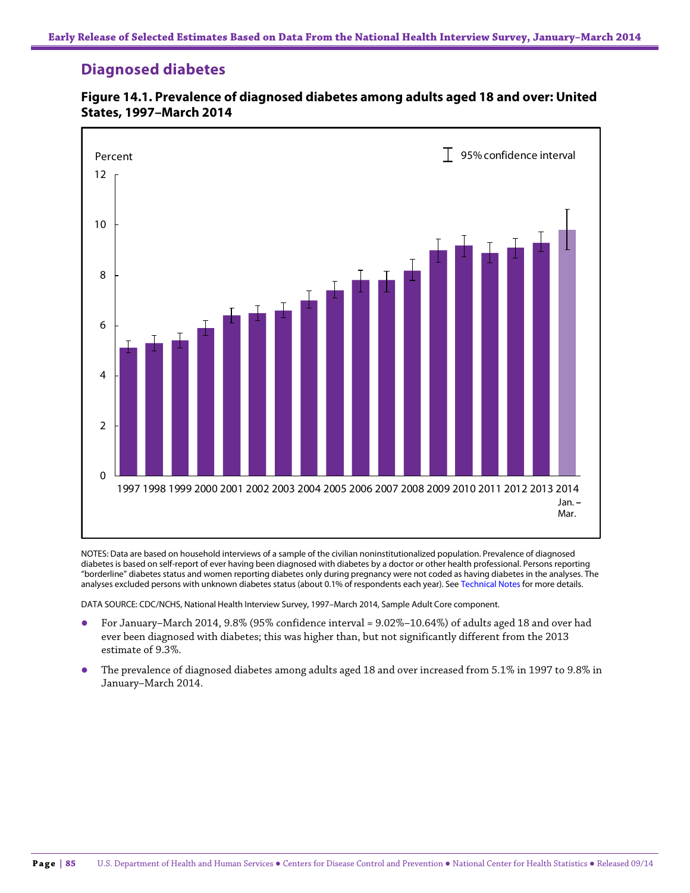## Diagnosed diabetes

**Figure 14.1. Prevalence of diagnosed diabetes among adults aged 18 and over: United States, 1997–March 2014**

NOTES: Data are based on household interviews of a sample of the civilian noninstitutionalized population. Prevalence of diagnosed diabetes is based on self-report of ever having been diagnosed with diabetes by a doctor or other health professional. Persons reporting "borderline" diabetes status and women reporting diabetes only during pregnancy were not coded as having diabetes in the analyses. The analyses excluded persons with unknown diabetes status (about 0.1% of respondents each year). See Technical Notes for more details.

DATA SOURCE: CDC/NCHS, National Health Interview Survey, 1997–March 2014, Sample Adult Core component.

- For January–March 2014, 9.8% (95% confidence interval = 9.02%–10.64%) of adults aged 18 and over had ever been diagnosed with diabetes; this was higher than, but not significantly different from the 2013 estimate of 9.3%.
- The prevalence of diagnosed diabetes among adults aged 18 and over increased from 5.1% in 1997 to 9.8% in January–March 2014.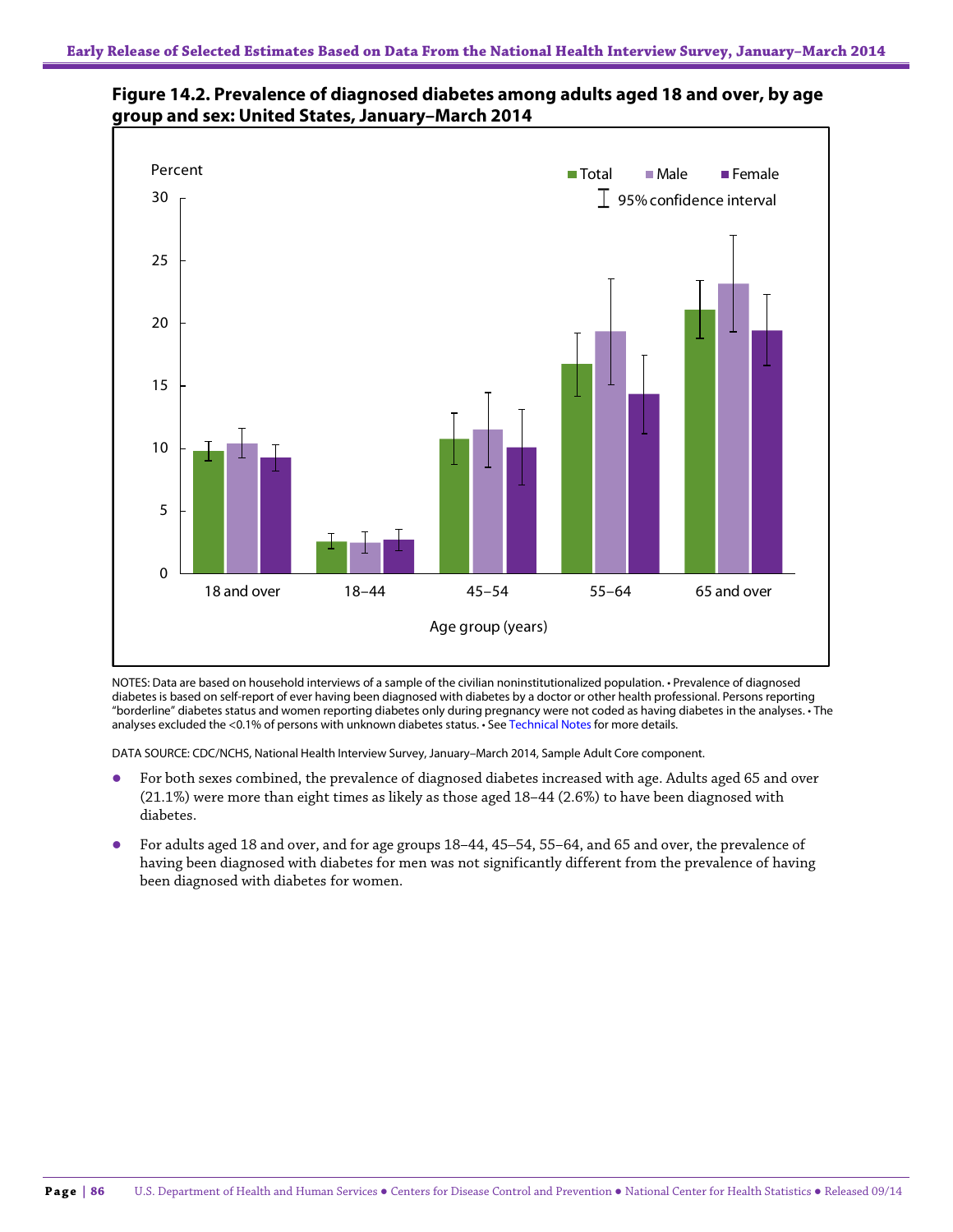**Figure 14.2. Prevalence of diagnosed diabetes among adults aged 18 and over, by age group and sex: United States, January–March 2014**

NOTES: Data are based on household interviews of a sample of the civilian noninstitutionalized population. • Prevalence of diagnosed diabetes is based on self-report of ever having been diagnosed with diabetes by a doctor or other health professional. Persons reporting "borderline" diabetes status and women reporting diabetes only during pregnancy were not coded as having diabetes in the analyses. • The analyses excluded the <0.1% of persons with unknown diabetes status. • See Technical Notes for more details.

DATA SOURCE: CDC/NCHS, National Health Interview Survey, January–March 2014, Sample Adult Core component.

- For both sexes combined, the prevalence of diagnosed diabetes increased with age. Adults aged 65 and over (21.1%) were more than eight times as likely as those aged 18–44 (2.6%) to have been diagnosed with diabetes.
- For adults aged 18 and over, and for age groups 18–44, 45–54, 55–64, and 65 and over, the prevalence of having been diagnosed with diabetes for men was not significantly different from the prevalence of having been diagnosed with diabetes for women.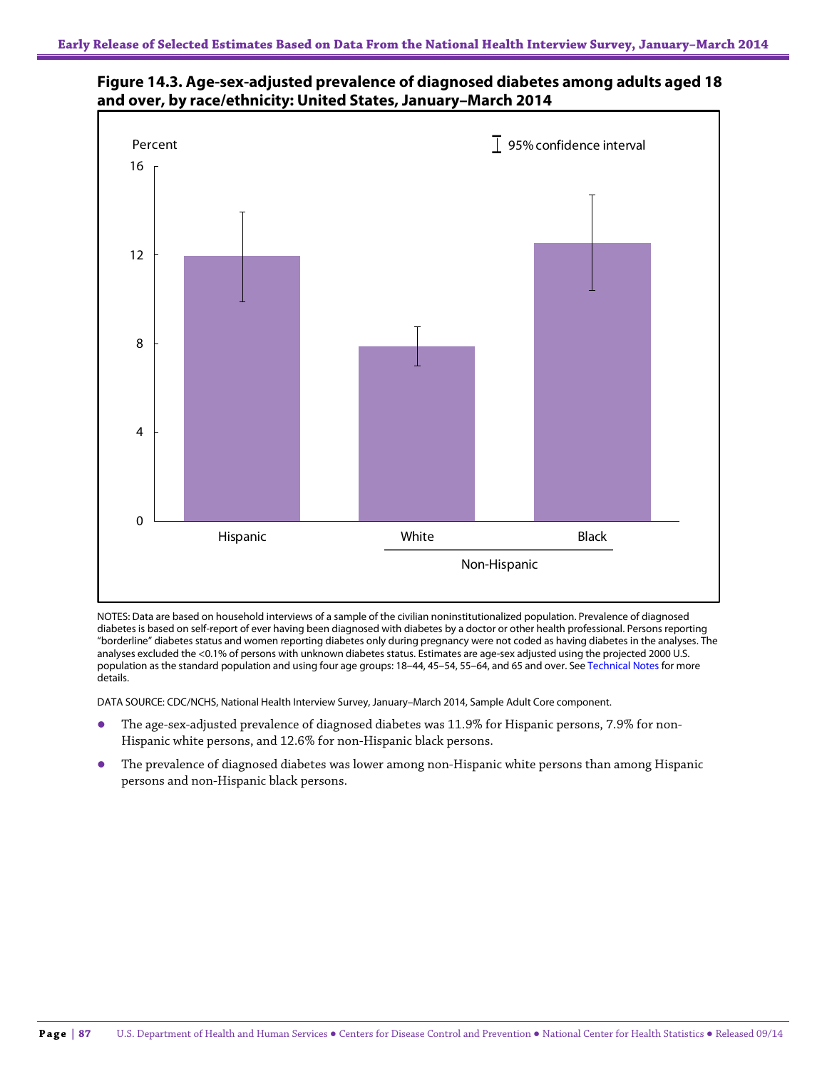**Figure 14.3. Age-sex-adjusted prevalence of diagnosed diabetes among adults aged 18 and over, by race/ethnicity: United States, January–March 2014**

NOTES: Data are based on household interviews of a sample of the civilian noninstitutionalized population. Prevalence of diagnosed diabetes is based on self-report of ever having been diagnosed with diabetes by a doctor or other health professional. Persons reporting "borderline" diabetes status and women reporting diabetes only during pregnancy were not coded as having diabetes in the analyses. The analyses excluded the <0.1% of persons with unknown diabetes status. Estimates are age-sex adjusted using the projected 2000 U.S. population as the standard population and using four age groups: 18–44, 45–54, 55–64, and 65 and over. See Technical Notes for more details.

DATA SOURCE: CDC/NCHS, National Health Interview Survey, January–March 2014, Sample Adult Core component.

- The age-sex-adjusted prevalence of diagnosed diabetes was 11.9% for Hispanic persons, 7.9% for non-Hispanic white persons, and 12.6% for non-Hispanic black persons.
- The prevalence of diagnosed diabetes was lower among non-Hispanic white persons than among Hispanic persons and non-Hispanic black persons.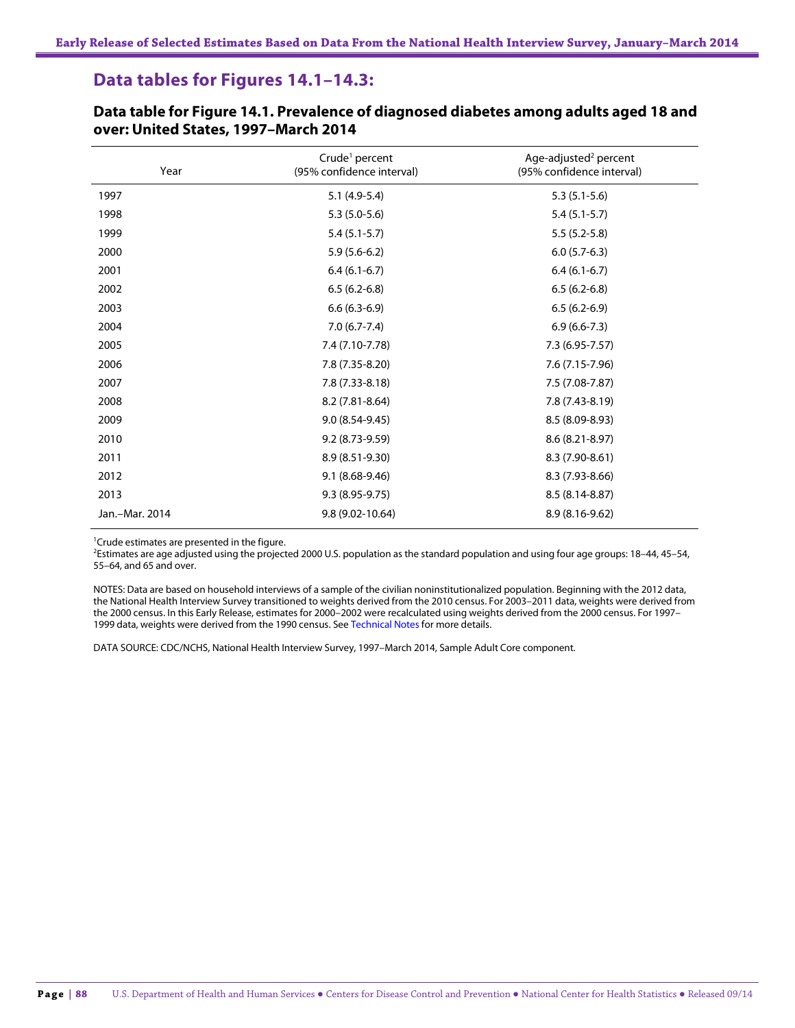## Data tables for Figures 14.1–14.3:

### Data table for Figure 14.1. Prevalence of diagnosed diabetes among adults aged 18 and over: United States, 1997–March 2014

| Year | Crude[1] percent (95% confidence interval) | Age-adjusted[2] percent (95% confidence interval) |
|---|---|---|
| 1997 | 5.1 (4.9-5.4) | 5.3 (5.1-5.6) |
| 1998 | 5.3 (5.0-5.6) | 5.4 (5.1-5.7) |
| 1999 | 5.4 (5.1-5.7) | 5.5 (5.2-5.8) |
| 2000 | 5.9 (5.6-6.2) | 6.0 (5.7-6.3) |
| 2001 | 6.4 (6.1-6.7) | 6.4 (6.1-6.7) |
| 2002 | 6.5 (6.2-6.8) | 6.5 (6.2-6.8) |
| 2003 | 6.6 (6.3-6.9) | 6.5 (6.2-6.9) |
| 2004 | 7.0 (6.7-7.4) | 6.9 (6.6-7.3) |
| 2005 | 7.4 (7.10-7.78) | 7.3 (6.95-7.57) |
| 2006 | 7.8 (7.35-8.20) | 7.6 (7.15-7.96) |
| 2007 | 7.8 (7.33-8.18) | 7.5 (7.08-7.87) |
| 2008 | 8.2 (7.81-8.64) | 7.8 (7.43-8.19) |
| 2009 | 9.0 (8.54-9.45) | 8.5 (8.09-8.93) |
| 2010 | 9.2 (8.73-9.59) | 8.6 (8.21-8.97) |
| 2011 | 8.9 (8.51-9.30) | 8.3 (7.90-8.61) |
| 2012 | 9.1 (8.68-9.46) | 8.3 (7.93-8.66) |
| 2013 | 9.3 (8.95-9.75) | 8.5 (8.14-8.87) |
| Jan.–Mar. 2014 | 9.8 (9.02-10.64) | 8.9 (8.16-9.62) |

[1]Crude estimates are presented in the figure.
[2]Estimates are age adjusted using the projected 2000 U.S. population as the standard population and using four age groups: 18–44, 45–54, 55–64, and 65 and over.

NOTES: Data are based on household interviews of a sample of the civilian noninstitutionalized population. Beginning with the 2012 data, the National Health Interview Survey transitioned to weights derived from the 2010 census. For 2003–2011 data, weights were derived from the 2000 census. In this Early Release, estimates for 2000–2002 were recalculated using weights derived from the 2000 census. For 1997–1999 data, weights were derived from the 1990 census. See Technical Notes for more details.

DATA SOURCE: CDC/NCHS, National Health Interview Survey, 1997–March 2014, Sample Adult Core component.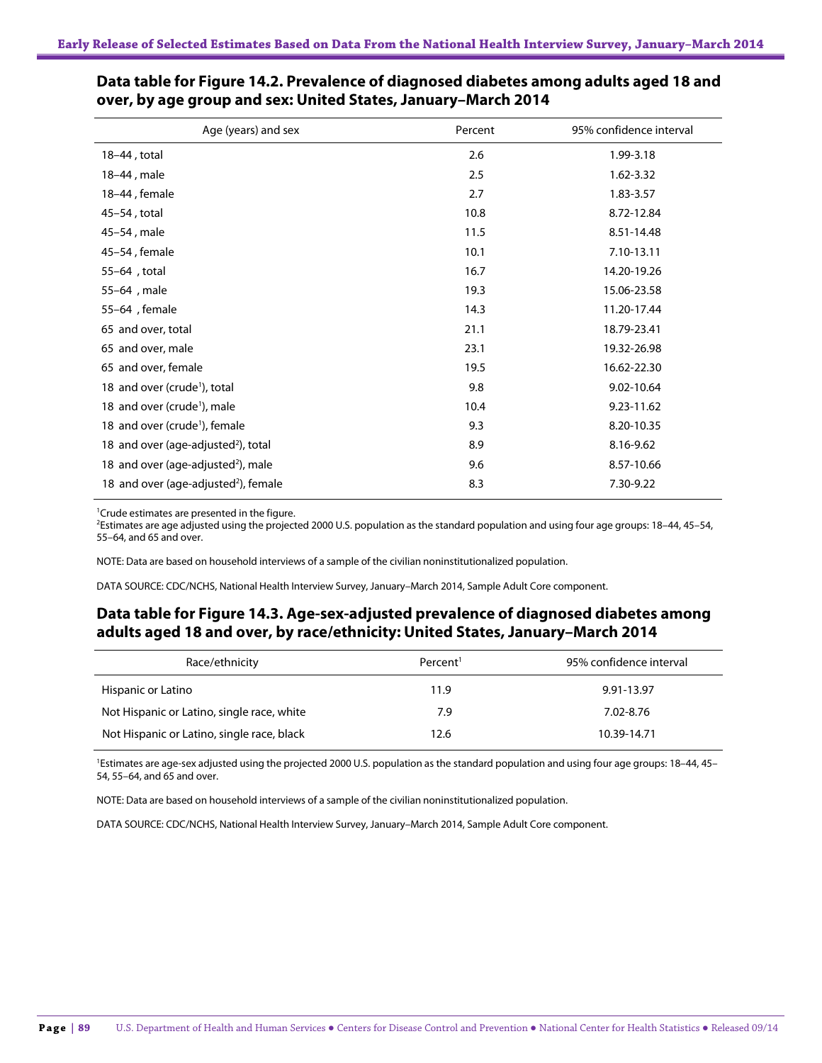## Data table for Figure 14.2. Prevalence of diagnosed diabetes among adults aged 18 and over, by age group and sex: United States, January–March 2014

| Age (years) and sex | Percent | 95% confidence interval |
|---|---|---|
| 18–44 , total | 2.6 | 1.99-3.18 |
| 18–44 , male | 2.5 | 1.62-3.32 |
| 18–44 , female | 2.7 | 1.83-3.57 |
| 45–54 , total | 10.8 | 8.72-12.84 |
| 45–54 , male | 11.5 | 8.51-14.48 |
| 45–54 , female | 10.1 | 7.10-13.11 |
| 55–64 , total | 16.7 | 14.20-19.26 |
| 55–64 , male | 19.3 | 15.06-23.58 |
| 55–64 , female | 14.3 | 11.20-17.44 |
| 65 and over, total | 21.1 | 18.79-23.41 |
| 65 and over, male | 23.1 | 19.32-26.98 |
| 65 and over, female | 19.5 | 16.62-22.30 |
| 18 and over (crude[1]), total | 9.8 | 9.02-10.64 |
| 18 and over (crude[1]), male | 10.4 | 9.23-11.62 |
| 18 and over (crude[1]), female | 9.3 | 8.20-10.35 |
| 18 and over (age-adjusted[2]), total | 8.9 | 8.16-9.62 |
| 18 and over (age-adjusted[2]), male | 9.6 | 8.57-10.66 |
| 18 and over (age-adjusted[2]), female | 8.3 | 7.30-9.22 |

[1]Crude estimates are presented in the figure.
[2]Estimates are age adjusted using the projected 2000 U.S. population as the standard population and using four age groups: 18–44, 45–54, 55–64, and 65 and over.

NOTE: Data are based on household interviews of a sample of the civilian noninstitutionalized population.

DATA SOURCE: CDC/NCHS, National Health Interview Survey, January–March 2014, Sample Adult Core component.

## Data table for Figure 14.3. Age-sex-adjusted prevalence of diagnosed diabetes among adults aged 18 and over, by race/ethnicity: United States, January–March 2014

| Race/ethnicity | Percent[1] | 95% confidence interval |
|---|---|---|
| Hispanic or Latino | 11.9 | 9.91-13.97 |
| Not Hispanic or Latino, single race, white | 7.9 | 7.02-8.76 |
| Not Hispanic or Latino, single race, black | 12.6 | 10.39-14.71 |

[1]Estimates are age-sex adjusted using the projected 2000 U.S. population as the standard population and using four age groups: 18–44, 45–54, 55–64, and 65 and over.

NOTE: Data are based on household interviews of a sample of the civilian noninstitutionalized population.

DATA SOURCE: CDC/NCHS, National Health Interview Survey, January–March 2014, Sample Adult Core component.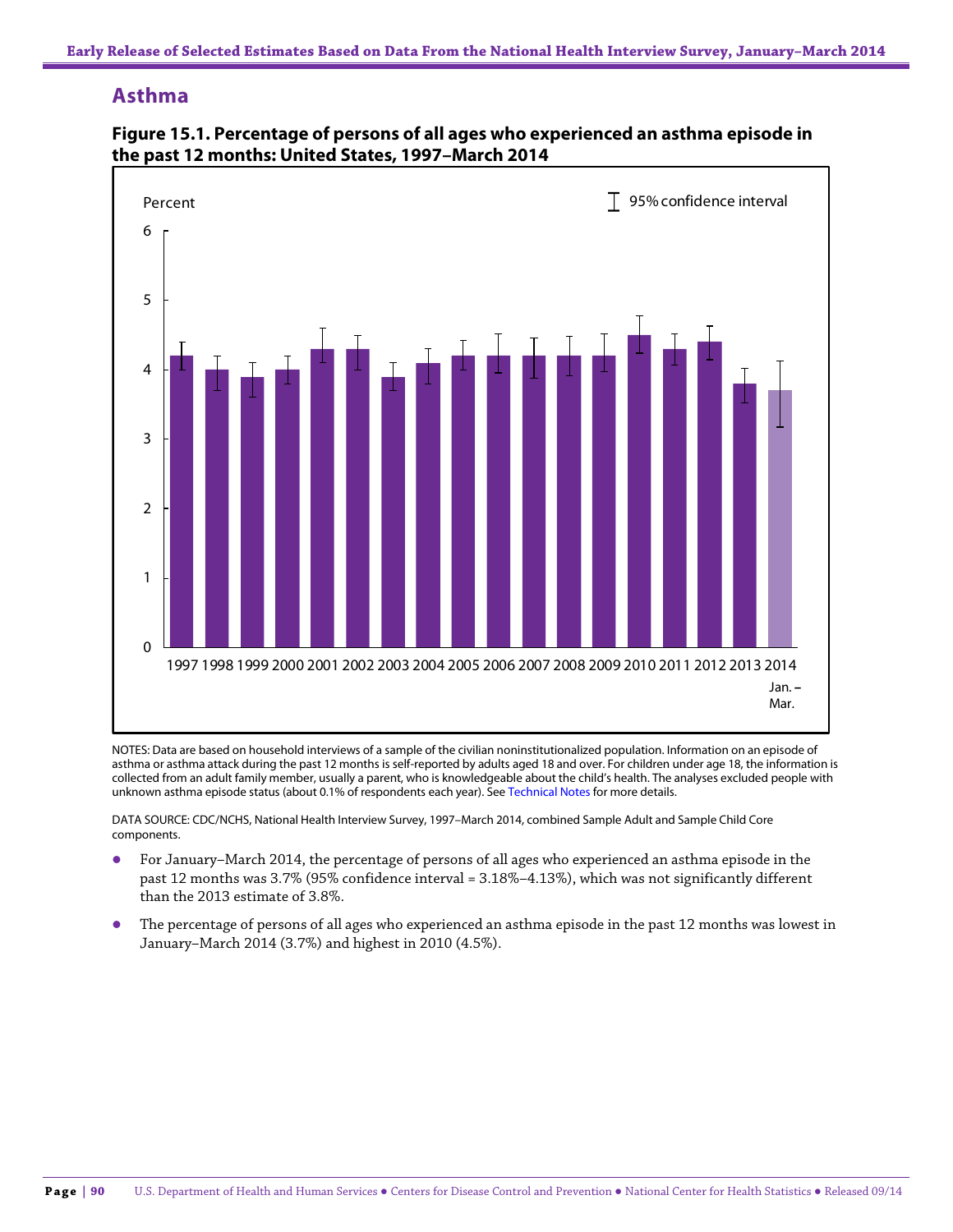## Asthma

**Figure 15.1. Percentage of persons of all ages who experienced an asthma episode in the past 12 months: United States, 1997–March 2014**

NOTES: Data are based on household interviews of a sample of the civilian noninstitutionalized population. Information on an episode of asthma or asthma attack during the past 12 months is self-reported by adults aged 18 and over. For children under age 18, the information is collected from an adult family member, usually a parent, who is knowledgeable about the child's health. The analyses excluded people with unknown asthma episode status (about 0.1% of respondents each year). See Technical Notes for more details.

DATA SOURCE: CDC/NCHS, National Health Interview Survey, 1997–March 2014, combined Sample Adult and Sample Child Core components.

- For January–March 2014, the percentage of persons of all ages who experienced an asthma episode in the past 12 months was 3.7% (95% confidence interval = 3.18%–4.13%), which was not significantly different than the 2013 estimate of 3.8%.
- The percentage of persons of all ages who experienced an asthma episode in the past 12 months was lowest in January–March 2014 (3.7%) and highest in 2010 (4.5%).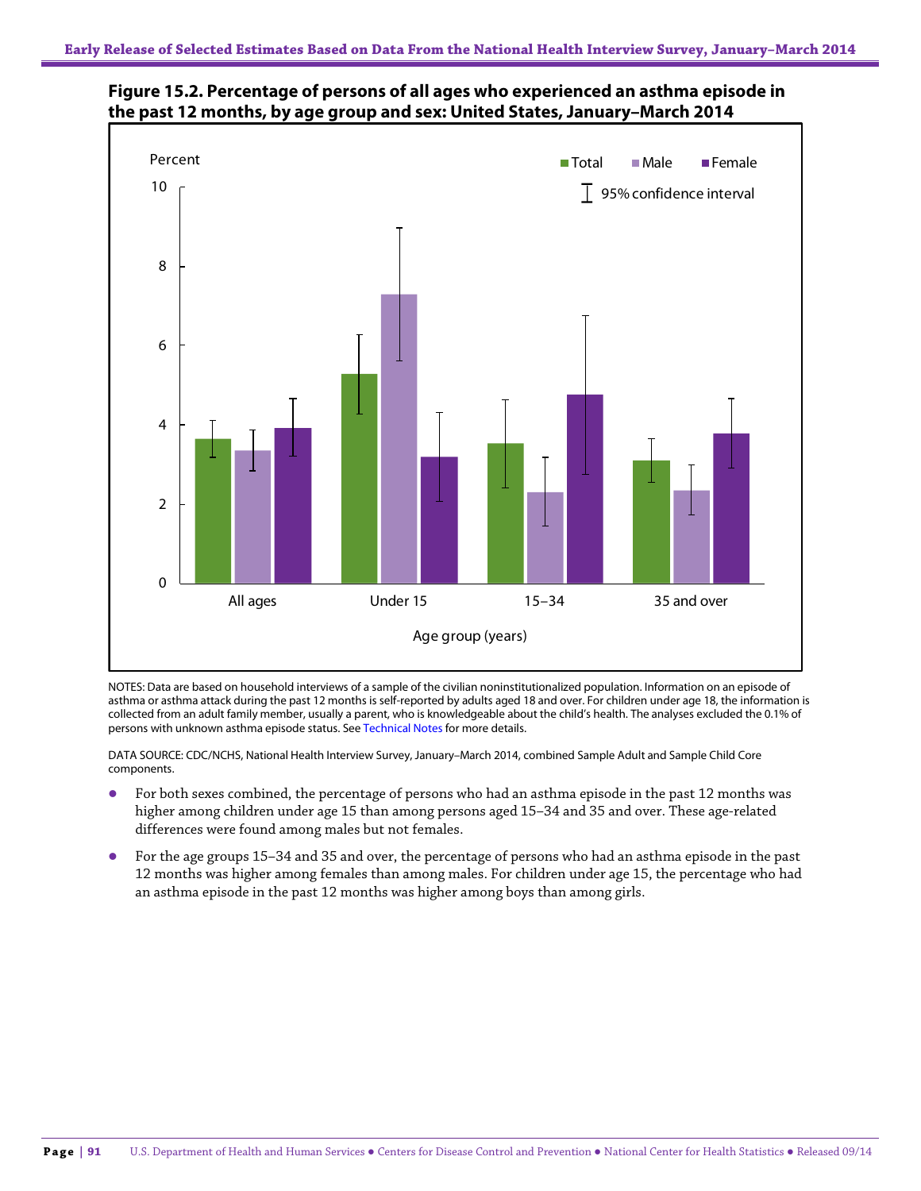**Figure 15.2. Percentage of persons of all ages who experienced an asthma episode in the past 12 months, by age group and sex: United States, January–March 2014**

NOTES: Data are based on household interviews of a sample of the civilian noninstitutionalized population. Information on an episode of asthma or asthma attack during the past 12 months is self-reported by adults aged 18 and over. For children under age 18, the information is collected from an adult family member, usually a parent, who is knowledgeable about the child's health. The analyses excluded the 0.1% of persons with unknown asthma episode status. See Technical Notes for more details.

DATA SOURCE: CDC/NCHS, National Health Interview Survey, January–March 2014, combined Sample Adult and Sample Child Core components.

- For both sexes combined, the percentage of persons who had an asthma episode in the past 12 months was higher among children under age 15 than among persons aged 15–34 and 35 and over. These age-related differences were found among males but not females.
- For the age groups 15–34 and 35 and over, the percentage of persons who had an asthma episode in the past 12 months was higher among females than among males. For children under age 15, the percentage who had an asthma episode in the past 12 months was higher among boys than among girls.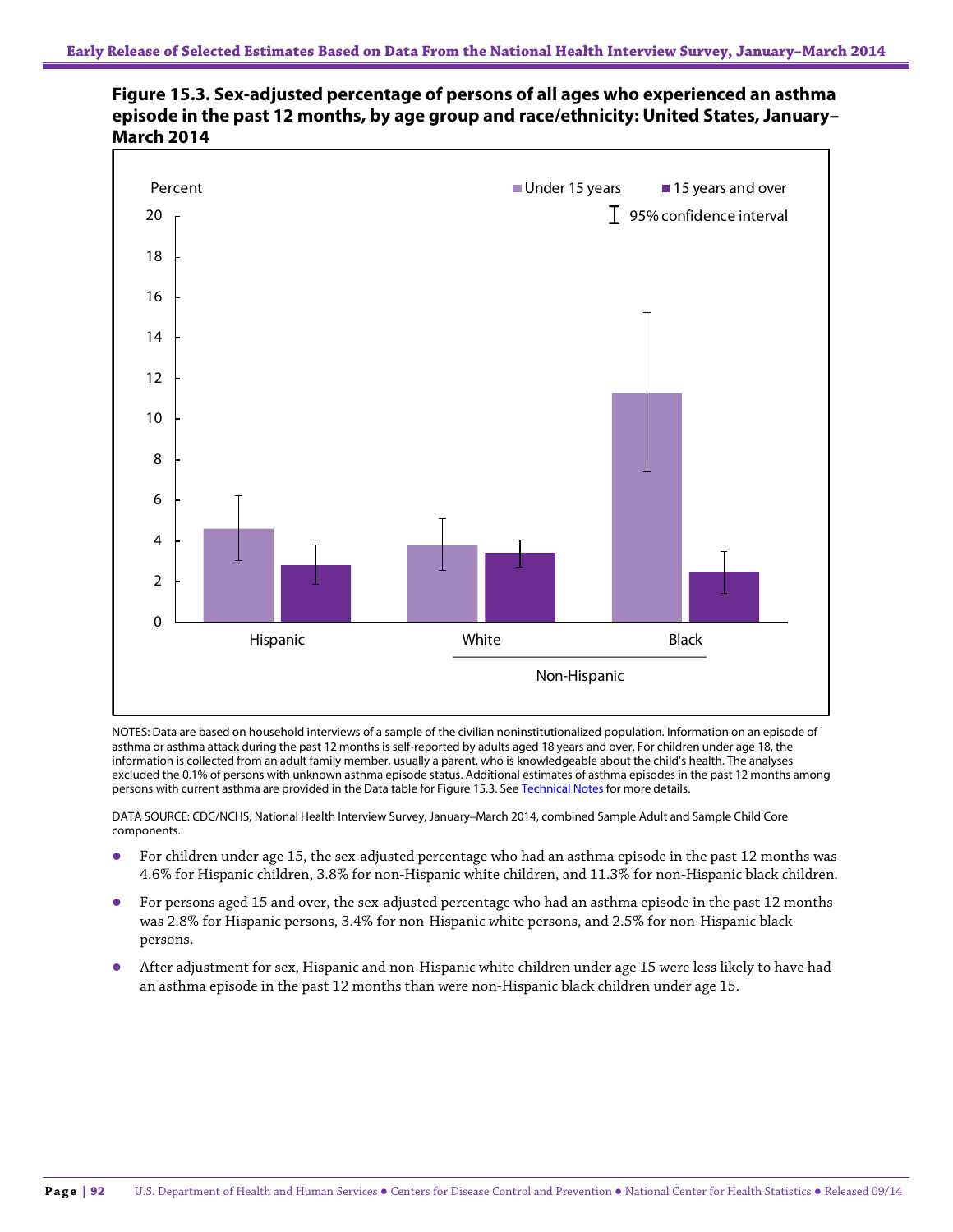**Figure 15.3. Sex-adjusted percentage of persons of all ages who experienced an asthma episode in the past 12 months, by age group and race/ethnicity: United States, January–March 2014**

NOTES: Data are based on household interviews of a sample of the civilian noninstitutionalized population. Information on an episode of asthma or asthma attack during the past 12 months is self-reported by adults aged 18 years and over. For children under age 18, the information is collected from an adult family member, usually a parent, who is knowledgeable about the child's health. The analyses excluded the 0.1% of persons with unknown asthma episode status. Additional estimates of asthma episodes in the past 12 months among persons with current asthma are provided in the Data table for Figure 15.3. See Technical Notes for more details.

DATA SOURCE: CDC/NCHS, National Health Interview Survey, January–March 2014, combined Sample Adult and Sample Child Core components.

- For children under age 15, the sex-adjusted percentage who had an asthma episode in the past 12 months was 4.6% for Hispanic children, 3.8% for non-Hispanic white children, and 11.3% for non-Hispanic black children.
- For persons aged 15 and over, the sex-adjusted percentage who had an asthma episode in the past 12 months was 2.8% for Hispanic persons, 3.4% for non-Hispanic white persons, and 2.5% for non-Hispanic black persons.
- After adjustment for sex, Hispanic and non-Hispanic white children under age 15 were less likely to have had an asthma episode in the past 12 months than were non-Hispanic black children under age 15.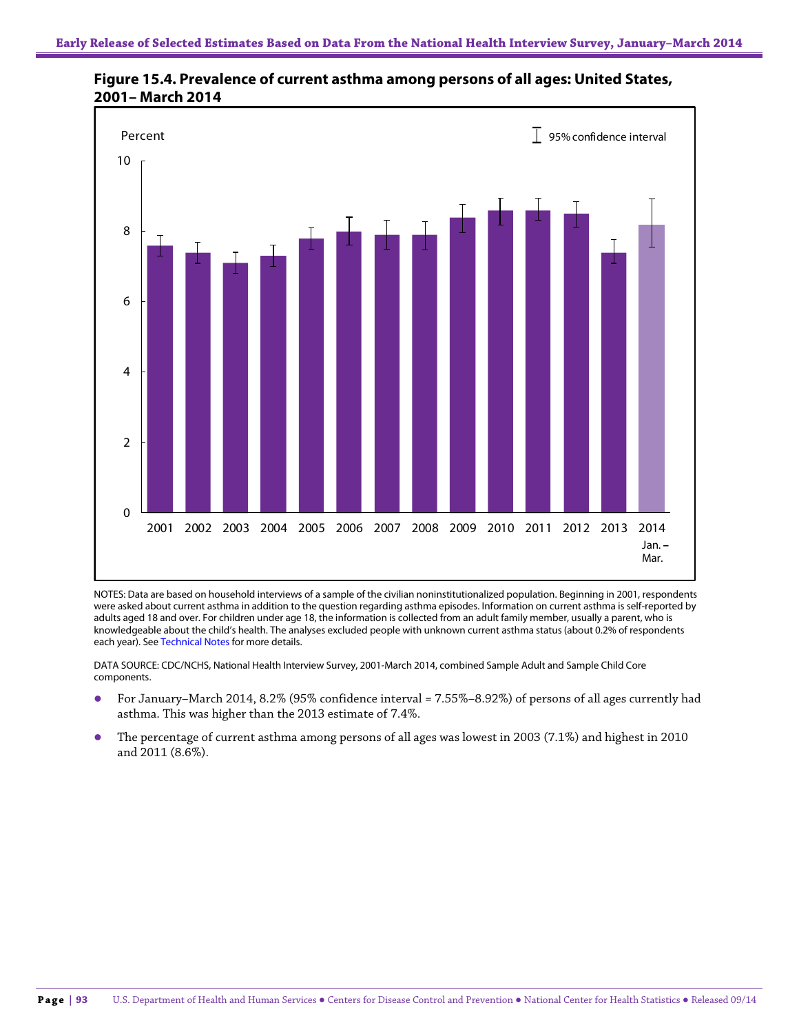## Figure 15.4. Prevalence of current asthma among persons of all ages: United States, 2001– March 2014

NOTES: Data are based on household interviews of a sample of the civilian noninstitutionalized population. Beginning in 2001, respondents were asked about current asthma in addition to the question regarding asthma episodes. Information on current asthma is self-reported by adults aged 18 and over. For children under age 18, the information is collected from an adult family member, usually a parent, who is knowledgeable about the child's health. The analyses excluded people with unknown current asthma status (about 0.2% of respondents each year). See Technical Notes for more details.

DATA SOURCE: CDC/NCHS, National Health Interview Survey, 2001-March 2014, combined Sample Adult and Sample Child Core components.

- For January–March 2014, 8.2% (95% confidence interval = 7.55%–8.92%) of persons of all ages currently had asthma. This was higher than the 2013 estimate of 7.4%.
- The percentage of current asthma among persons of all ages was lowest in 2003 (7.1%) and highest in 2010 and 2011 (8.6%).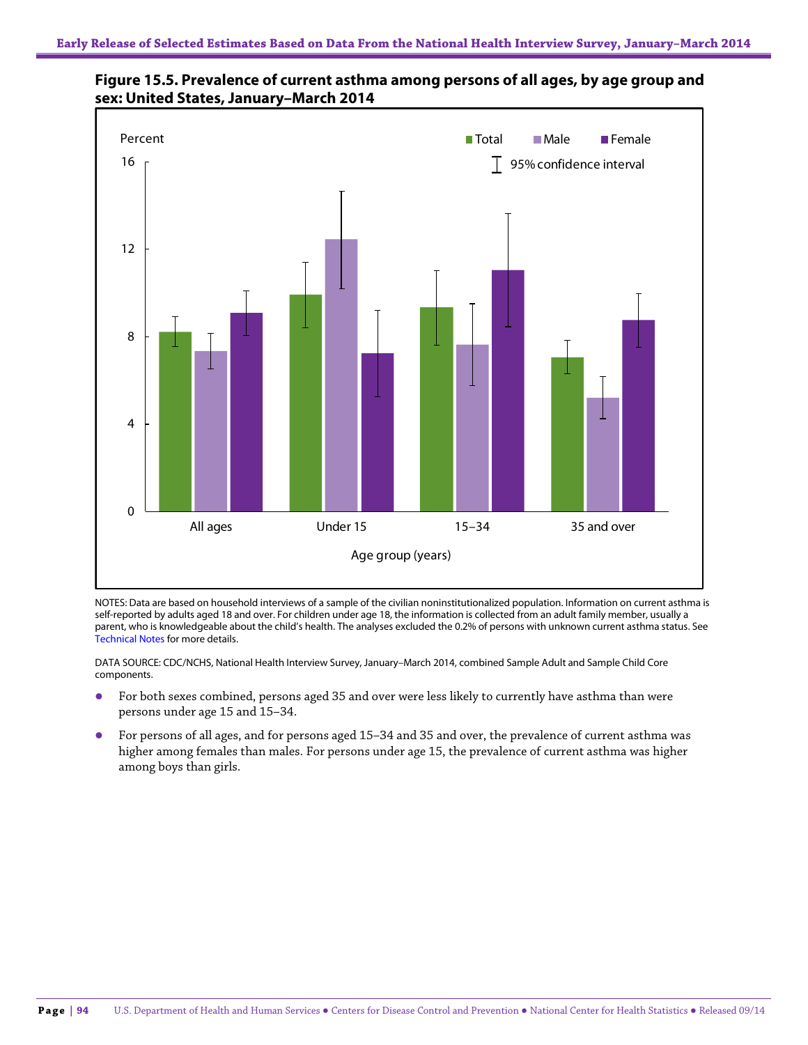## Figure 15.5. Prevalence of current asthma among persons of all ages, by age group and sex: United States, January–March 2014

NOTES: Data are based on household interviews of a sample of the civilian noninstitutionalized population. Information on current asthma is self-reported by adults aged 18 and over. For children under age 18, the information is collected from an adult family member, usually a parent, who is knowledgeable about the child's health. The analyses excluded the 0.2% of persons with unknown current asthma status. See Technical Notes for more details.

DATA SOURCE: CDC/NCHS, National Health Interview Survey, January–March 2014, combined Sample Adult and Sample Child Core components.

- For both sexes combined, persons aged 35 and over were less likely to currently have asthma than were persons under age 15 and 15–34.
- For persons of all ages, and for persons aged 15–34 and 35 and over, the prevalence of current asthma was higher among females than males. For persons under age 15, the prevalence of current asthma was higher among boys than girls.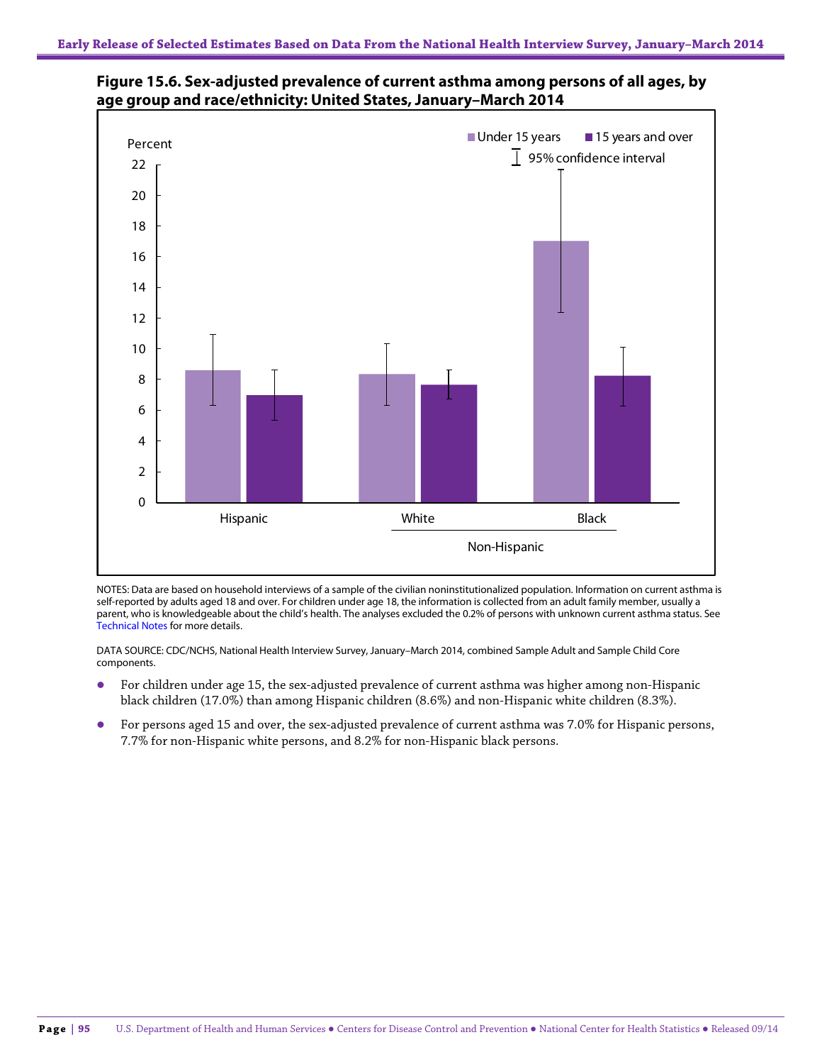**Figure 15.6. Sex-adjusted prevalence of current asthma among persons of all ages, by age group and race/ethnicity: United States, January–March 2014**

NOTES: Data are based on household interviews of a sample of the civilian noninstitutionalized population. Information on current asthma is self-reported by adults aged 18 and over. For children under age 18, the information is collected from an adult family member, usually a parent, who is knowledgeable about the child's health. The analyses excluded the 0.2% of persons with unknown current asthma status. See Technical Notes for more details.

DATA SOURCE: CDC/NCHS, National Health Interview Survey, January–March 2014, combined Sample Adult and Sample Child Core components.

- For children under age 15, the sex-adjusted prevalence of current asthma was higher among non-Hispanic black children (17.0%) than among Hispanic children (8.6%) and non-Hispanic white children (8.3%).
- For persons aged 15 and over, the sex-adjusted prevalence of current asthma was 7.0% for Hispanic persons, 7.7% for non-Hispanic white persons, and 8.2% for non-Hispanic black persons.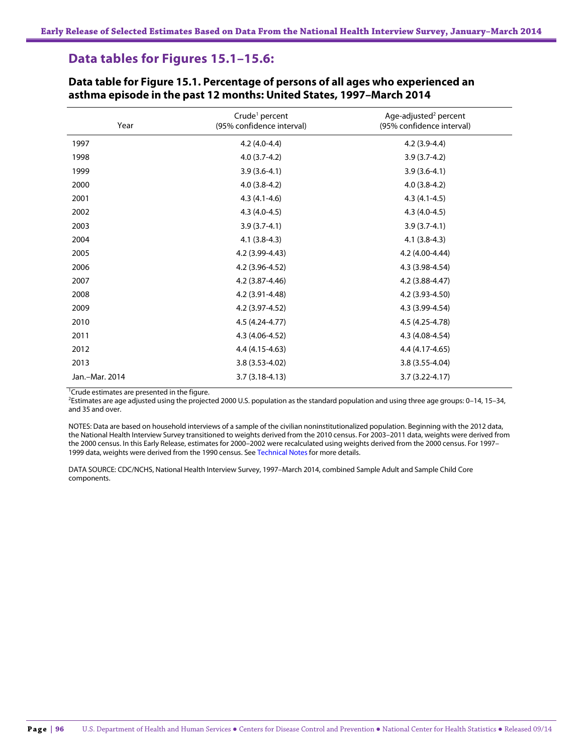## Data tables for Figures 15.1–15.6:

### Data table for Figure 15.1. Percentage of persons of all ages who experienced an asthma episode in the past 12 months: United States, 1997–March 2014

| Year | Crude[1] percent (95% confidence interval) | Age-adjusted[2] percent (95% confidence interval) |
|---|---|---|
| 1997 | 4.2 (4.0-4.4) | 4.2 (3.9-4.4) |
| 1998 | 4.0 (3.7-4.2) | 3.9 (3.7-4.2) |
| 1999 | 3.9 (3.6-4.1) | 3.9 (3.6-4.1) |
| 2000 | 4.0 (3.8-4.2) | 4.0 (3.8-4.2) |
| 2001 | 4.3 (4.1-4.6) | 4.3 (4.1-4.5) |
| 2002 | 4.3 (4.0-4.5) | 4.3 (4.0-4.5) |
| 2003 | 3.9 (3.7-4.1) | 3.9 (3.7-4.1) |
| 2004 | 4.1 (3.8-4.3) | 4.1 (3.8-4.3) |
| 2005 | 4.2 (3.99-4.43) | 4.2 (4.00-4.44) |
| 2006 | 4.2 (3.96-4.52) | 4.3 (3.98-4.54) |
| 2007 | 4.2 (3.87-4.46) | 4.2 (3.88-4.47) |
| 2008 | 4.2 (3.91-4.48) | 4.2 (3.93-4.50) |
| 2009 | 4.2 (3.97-4.52) | 4.3 (3.99-4.54) |
| 2010 | 4.5 (4.24-4.77) | 4.5 (4.25-4.78) |
| 2011 | 4.3 (4.06-4.52) | 4.3 (4.08-4.54) |
| 2012 | 4.4 (4.15-4.63) | 4.4 (4.17-4.65) |
| 2013 | 3.8 (3.53-4.02) | 3.8 (3.55-4.04) |
| Jan.–Mar. 2014 | 3.7 (3.18-4.13) | 3.7 (3.22-4.17) |

[1]Crude estimates are presented in the figure.
[2]Estimates are age adjusted using the projected 2000 U.S. population as the standard population and using three age groups: 0–14, 15–34, and 35 and over.

NOTES: Data are based on household interviews of a sample of the civilian noninstitutionalized population. Beginning with the 2012 data, the National Health Interview Survey transitioned to weights derived from the 2010 census. For 2003–2011 data, weights were derived from the 2000 census. In this Early Release, estimates for 2000–2002 were recalculated using weights derived from the 2000 census. For 1997–1999 data, weights were derived from the 1990 census. See Technical Notes for more details.

DATA SOURCE: CDC/NCHS, National Health Interview Survey, 1997–March 2014, combined Sample Adult and Sample Child Core components.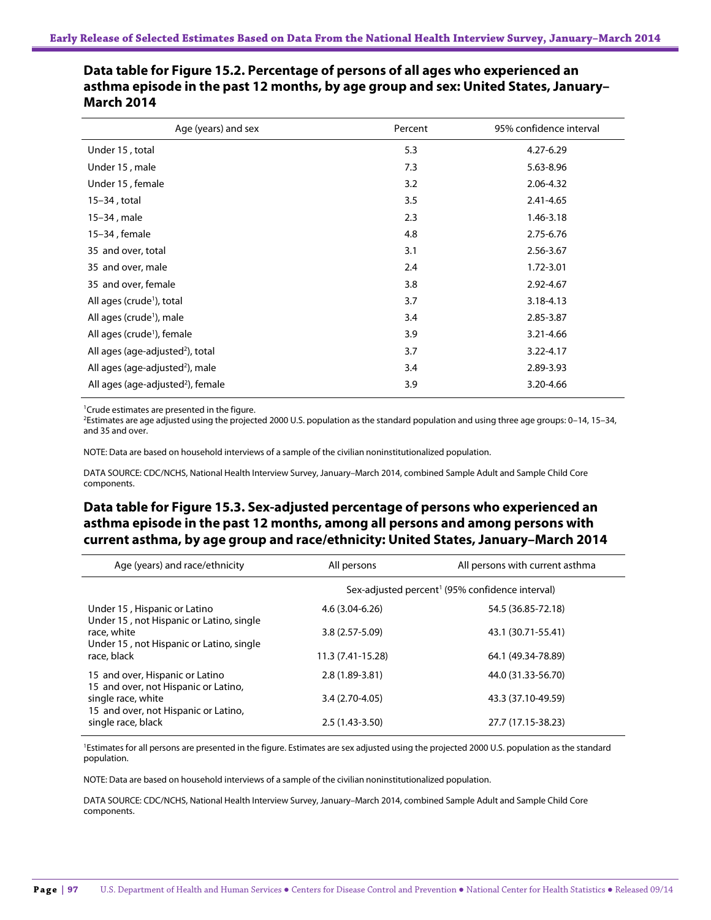## Data table for Figure 15.2. Percentage of persons of all ages who experienced an asthma episode in the past 12 months, by age group and sex: United States, January–March 2014

| Age (years) and sex | Percent | 95% confidence interval |
|---|---|---|
| Under 15 , total | 5.3 | 4.27-6.29 |
| Under 15 , male | 7.3 | 5.63-8.96 |
| Under 15 , female | 3.2 | 2.06-4.32 |
| 15–34 , total | 3.5 | 2.41-4.65 |
| 15–34 , male | 2.3 | 1.46-3.18 |
| 15–34 , female | 4.8 | 2.75-6.76 |
| 35 and over, total | 3.1 | 2.56-3.67 |
| 35 and over, male | 2.4 | 1.72-3.01 |
| 35 and over, female | 3.8 | 2.92-4.67 |
| All ages (crude[1]), total | 3.7 | 3.18-4.13 |
| All ages (crude[1]), male | 3.4 | 2.85-3.87 |
| All ages (crude[1]), female | 3.9 | 3.21-4.66 |
| All ages (age-adjusted[2]), total | 3.7 | 3.22-4.17 |
| All ages (age-adjusted[2]), male | 3.4 | 2.89-3.93 |
| All ages (age-adjusted[2]), female | 3.9 | 3.20-4.66 |

[1]Crude estimates are presented in the figure.
[2]Estimates are age adjusted using the projected 2000 U.S. population as the standard population and using three age groups: 0–14, 15–34, and 35 and over.

NOTE: Data are based on household interviews of a sample of the civilian noninstitutionalized population.

DATA SOURCE: CDC/NCHS, National Health Interview Survey, January–March 2014, combined Sample Adult and Sample Child Core components.

## Data table for Figure 15.3. Sex-adjusted percentage of persons who experienced an asthma episode in the past 12 months, among all persons and among persons with current asthma, by age group and race/ethnicity: United States, January–March 2014

| Age (years) and race/ethnicity | All persons | All persons with current asthma |
|---|---|---|
| | Sex-adjusted percent[1] (95% confidence interval) | |
| Under 15 , Hispanic or Latino | 4.6 (3.04-6.26) | 54.5 (36.85-72.18) |
| Under 15 , not Hispanic or Latino, single race, white | 3.8 (2.57-5.09) | 43.1 (30.71-55.41) |
| Under 15 , not Hispanic or Latino, single race, black | 11.3 (7.41-15.28) | 64.1 (49.34-78.89) |
| 15 and over, Hispanic or Latino | 2.8 (1.89-3.81) | 44.0 (31.33-56.70) |
| 15 and over, not Hispanic or Latino, single race, white | 3.4 (2.70-4.05) | 43.3 (37.10-49.59) |
| 15 and over, not Hispanic or Latino, single race, black | 2.5 (1.43-3.50) | 27.7 (17.15-38.23) |

[1]Estimates for all persons are presented in the figure. Estimates are sex adjusted using the projected 2000 U.S. population as the standard population.

NOTE: Data are based on household interviews of a sample of the civilian noninstitutionalized population.

DATA SOURCE: CDC/NCHS, National Health Interview Survey, January–March 2014, combined Sample Adult and Sample Child Core components.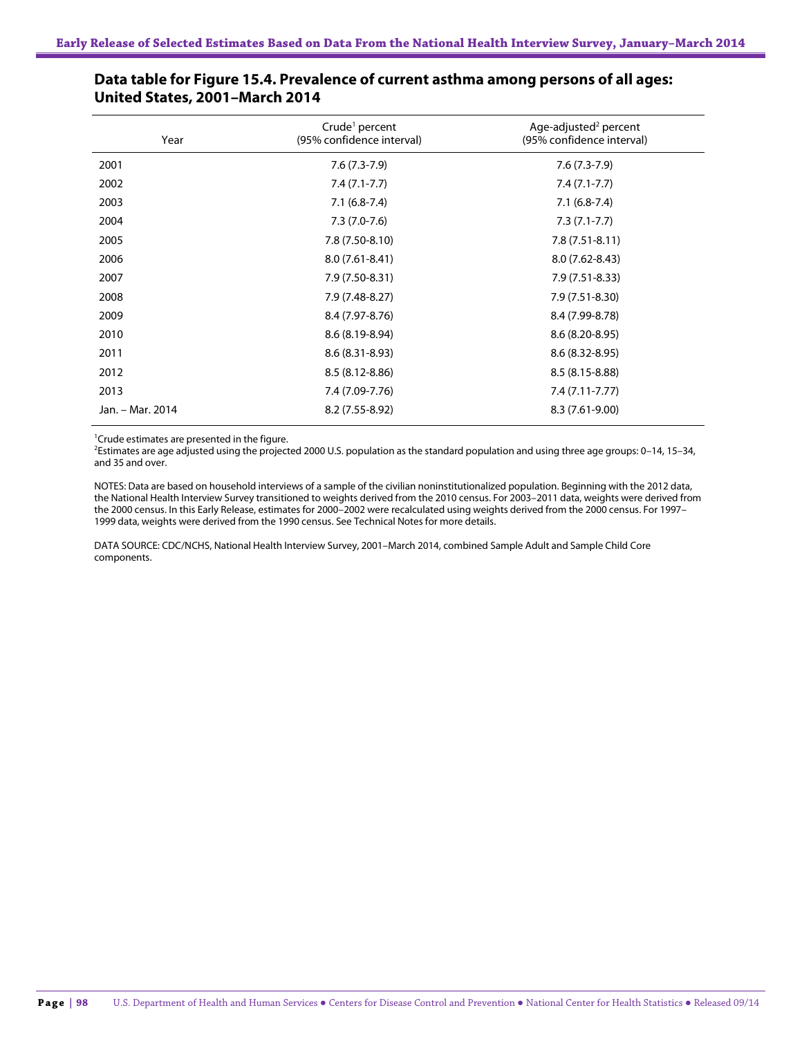## Data table for Figure 15.4. Prevalence of current asthma among persons of all ages: United States, 2001–March 2014

| Year | Crude[1] percent (95% confidence interval) | Age-adjusted[2] percent (95% confidence interval) |
|---|---|---|
| 2001 | 7.6 (7.3-7.9) | 7.6 (7.3-7.9) |
| 2002 | 7.4 (7.1-7.7) | 7.4 (7.1-7.7) |
| 2003 | 7.1 (6.8-7.4) | 7.1 (6.8-7.4) |
| 2004 | 7.3 (7.0-7.6) | 7.3 (7.1-7.7) |
| 2005 | 7.8 (7.50-8.10) | 7.8 (7.51-8.11) |
| 2006 | 8.0 (7.61-8.41) | 8.0 (7.62-8.43) |
| 2007 | 7.9 (7.50-8.31) | 7.9 (7.51-8.33) |
| 2008 | 7.9 (7.48-8.27) | 7.9 (7.51-8.30) |
| 2009 | 8.4 (7.97-8.76) | 8.4 (7.99-8.78) |
| 2010 | 8.6 (8.19-8.94) | 8.6 (8.20-8.95) |
| 2011 | 8.6 (8.31-8.93) | 8.6 (8.32-8.95) |
| 2012 | 8.5 (8.12-8.86) | 8.5 (8.15-8.88) |
| 2013 | 7.4 (7.09-7.76) | 7.4 (7.11-7.77) |
| Jan. – Mar. 2014 | 8.2 (7.55-8.92) | 8.3 (7.61-9.00) |

[1]Crude estimates are presented in the figure.
[2]Estimates are age adjusted using the projected 2000 U.S. population as the standard population and using three age groups: 0–14, 15–34, and 35 and over.

NOTES: Data are based on household interviews of a sample of the civilian noninstitutionalized population. Beginning with the 2012 data, the National Health Interview Survey transitioned to weights derived from the 2010 census. For 2003–2011 data, weights were derived from the 2000 census. In this Early Release, estimates for 2000–2002 were recalculated using weights derived from the 2000 census. For 1997–1999 data, weights were derived from the 1990 census. See Technical Notes for more details.

DATA SOURCE: CDC/NCHS, National Health Interview Survey, 2001–March 2014, combined Sample Adult and Sample Child Core components.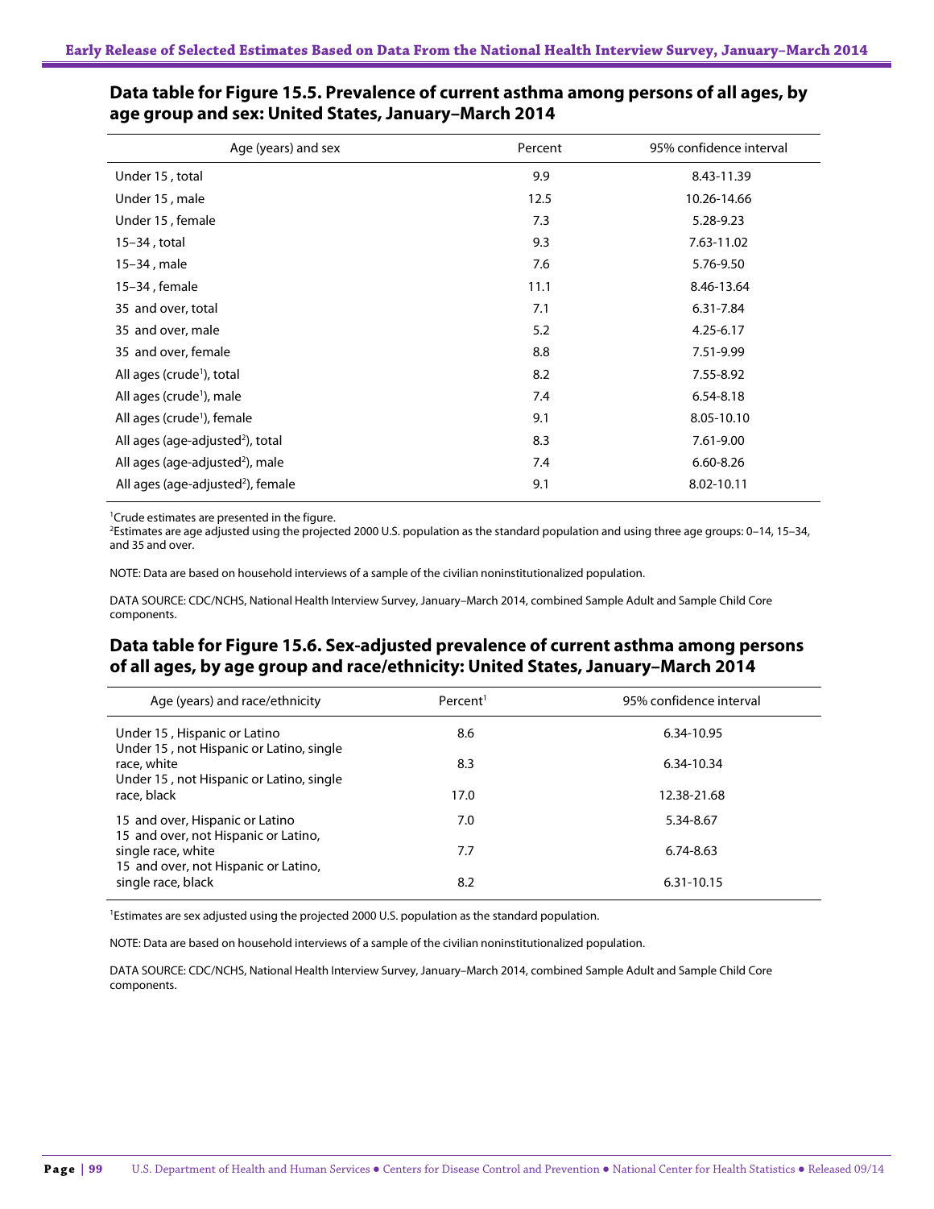## Data table for Figure 15.5. Prevalence of current asthma among persons of all ages, by age group and sex: United States, January–March 2014

| Age (years) and sex | Percent | 95% confidence interval |
|---|---|---|
| Under 15 , total | 9.9 | 8.43-11.39 |
| Under 15 , male | 12.5 | 10.26-14.66 |
| Under 15 , female | 7.3 | 5.28-9.23 |
| 15–34 , total | 9.3 | 7.63-11.02 |
| 15–34 , male | 7.6 | 5.76-9.50 |
| 15–34 , female | 11.1 | 8.46-13.64 |
| 35 and over, total | 7.1 | 6.31-7.84 |
| 35 and over, male | 5.2 | 4.25-6.17 |
| 35 and over, female | 8.8 | 7.51-9.99 |
| All ages (crude[1]), total | 8.2 | 7.55-8.92 |
| All ages (crude[1]), male | 7.4 | 6.54-8.18 |
| All ages (crude[1]), female | 9.1 | 8.05-10.10 |
| All ages (age-adjusted[2]), total | 8.3 | 7.61-9.00 |
| All ages (age-adjusted[2]), male | 7.4 | 6.60-8.26 |
| All ages (age-adjusted[2]), female | 9.1 | 8.02-10.11 |

[1]Crude estimates are presented in the figure.
[2]Estimates are age adjusted using the projected 2000 U.S. population as the standard population and using three age groups: 0–14, 15–34, and 35 and over.

NOTE: Data are based on household interviews of a sample of the civilian noninstitutionalized population.

DATA SOURCE: CDC/NCHS, National Health Interview Survey, January–March 2014, combined Sample Adult and Sample Child Core components.

## Data table for Figure 15.6. Sex-adjusted prevalence of current asthma among persons of all ages, by age group and race/ethnicity: United States, January–March 2014

| Age (years) and race/ethnicity | Percent[1] | 95% confidence interval |
|---|---|---|
| Under 15 , Hispanic or Latino | 8.6 | 6.34-10.95 |
| Under 15 , not Hispanic or Latino, single race, white | 8.3 | 6.34-10.34 |
| Under 15 , not Hispanic or Latino, single race, black | 17.0 | 12.38-21.68 |
| 15 and over, Hispanic or Latino | 7.0 | 5.34-8.67 |
| 15 and over, not Hispanic or Latino, single race, white | 7.7 | 6.74-8.63 |
| 15 and over, not Hispanic or Latino, single race, black | 8.2 | 6.31-10.15 |

[1]Estimates are sex adjusted using the projected 2000 U.S. population as the standard population.

NOTE: Data are based on household interviews of a sample of the civilian noninstitutionalized population.

DATA SOURCE: CDC/NCHS, National Health Interview Survey, January–March 2014, combined Sample Adult and Sample Child Core components.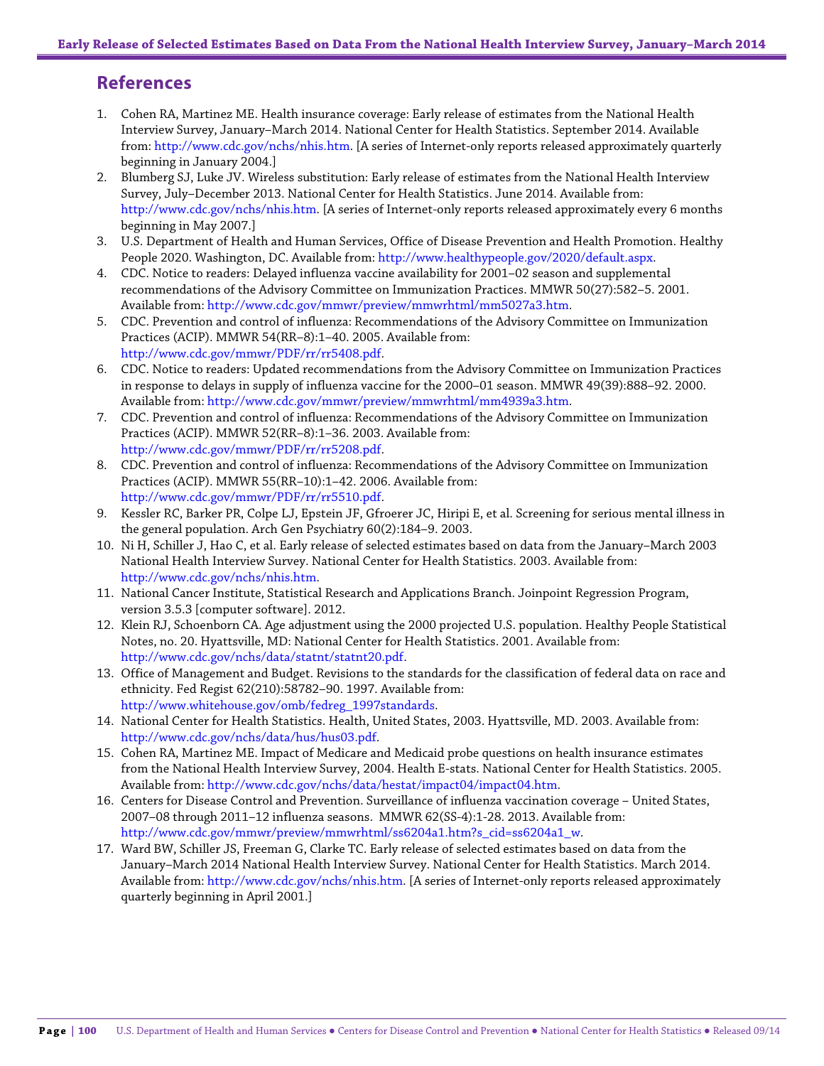## References

1. Cohen RA, Martinez ME. Health insurance coverage: Early release of estimates from the National Health Interview Survey, January–March 2014. National Center for Health Statistics. September 2014. Available from: http://www.cdc.gov/nchs/nhis.htm. [A series of Internet-only reports released approximately quarterly beginning in January 2004.]
2. Blumberg SJ, Luke JV. Wireless substitution: Early release of estimates from the National Health Interview Survey, July–December 2013. National Center for Health Statistics. June 2014. Available from: http://www.cdc.gov/nchs/nhis.htm. [A series of Internet-only reports released approximately every 6 months beginning in May 2007.]
3. U.S. Department of Health and Human Services, Office of Disease Prevention and Health Promotion. Healthy People 2020. Washington, DC. Available from: http://www.healthypeople.gov/2020/default.aspx.
4. CDC. Notice to readers: Delayed influenza vaccine availability for 2001–02 season and supplemental recommendations of the Advisory Committee on Immunization Practices. MMWR 50(27):582–5. 2001. Available from: http://www.cdc.gov/mmwr/preview/mmwrhtml/mm5027a3.htm.
5. CDC. Prevention and control of influenza: Recommendations of the Advisory Committee on Immunization Practices (ACIP). MMWR 54(RR–8):1–40. 2005. Available from: http://www.cdc.gov/mmwr/PDF/rr/rr5408.pdf.
6. CDC. Notice to readers: Updated recommendations from the Advisory Committee on Immunization Practices in response to delays in supply of influenza vaccine for the 2000–01 season. MMWR 49(39):888–92. 2000. Available from: http://www.cdc.gov/mmwr/preview/mmwrhtml/mm4939a3.htm.
7. CDC. Prevention and control of influenza: Recommendations of the Advisory Committee on Immunization Practices (ACIP). MMWR 52(RR–8):1–36. 2003. Available from: http://www.cdc.gov/mmwr/PDF/rr/rr5208.pdf.
8. CDC. Prevention and control of influenza: Recommendations of the Advisory Committee on Immunization Practices (ACIP). MMWR 55(RR–10):1–42. 2006. Available from: http://www.cdc.gov/mmwr/PDF/rr/rr5510.pdf.
9. Kessler RC, Barker PR, Colpe LJ, Epstein JF, Gfroerer JC, Hiripi E, et al. Screening for serious mental illness in the general population. Arch Gen Psychiatry 60(2):184–9. 2003.
10. Ni H, Schiller J, Hao C, et al. Early release of selected estimates based on data from the January–March 2003 National Health Interview Survey. National Center for Health Statistics. 2003. Available from: http://www.cdc.gov/nchs/nhis.htm.
11. National Cancer Institute, Statistical Research and Applications Branch. Joinpoint Regression Program, version 3.5.3 [computer software]. 2012.
12. Klein RJ, Schoenborn CA. Age adjustment using the 2000 projected U.S. population. Healthy People Statistical Notes, no. 20. Hyattsville, MD: National Center for Health Statistics. 2001. Available from: http://www.cdc.gov/nchs/data/statnt/statnt20.pdf.
13. Office of Management and Budget. Revisions to the standards for the classification of federal data on race and ethnicity. Fed Regist 62(210):58782–90. 1997. Available from: http://www.whitehouse.gov/omb/fedreg_1997standards.
14. National Center for Health Statistics. Health, United States, 2003. Hyattsville, MD. 2003. Available from: http://www.cdc.gov/nchs/data/hus/hus03.pdf.
15. Cohen RA, Martinez ME. Impact of Medicare and Medicaid probe questions on health insurance estimates from the National Health Interview Survey, 2004. Health E-stats. National Center for Health Statistics. 2005. Available from: http://www.cdc.gov/nchs/data/hestat/impact04/impact04.htm.
16. Centers for Disease Control and Prevention. Surveillance of influenza vaccination coverage – United States, 2007–08 through 2011–12 influenza seasons. MMWR 62(SS-4):1-28. 2013. Available from: http://www.cdc.gov/mmwr/preview/mmwrhtml/ss6204a1.htm?s_cid=ss6204a1_w.
17. Ward BW, Schiller JS, Freeman G, Clarke TC. Early release of selected estimates based on data from the January–March 2014 National Health Interview Survey. National Center for Health Statistics. March 2014. Available from: http://www.cdc.gov/nchs/nhis.htm. [A series of Internet-only reports released approximately quarterly beginning in April 2001.]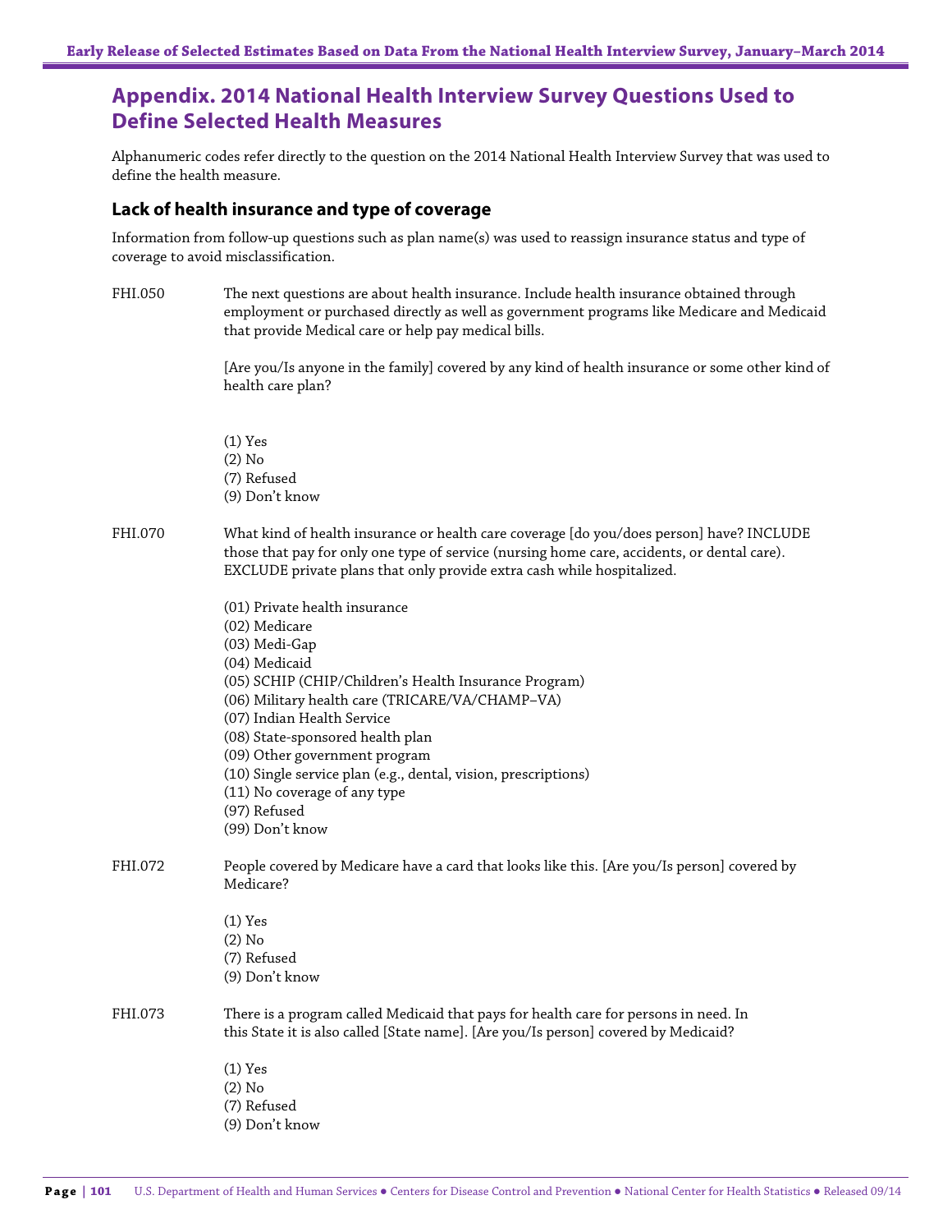# Appendix. 2014 National Health Interview Survey Questions Used to Define Selected Health Measures

Alphanumeric codes refer directly to the question on the 2014 National Health Interview Survey that was used to define the health measure.

## Lack of health insurance and type of coverage

Information from follow-up questions such as plan name(s) was used to reassign insurance status and type of coverage to avoid misclassification.

**FHI.050** The next questions are about health insurance. Include health insurance obtained through employment or purchased directly as well as government programs like Medicare and Medicaid that provide Medical care or help pay medical bills.

[Are you/Is anyone in the family] covered by any kind of health insurance or some other kind of health care plan?

(1) Yes
(2) No
(7) Refused
(9) Don't know

**FHI.070** What kind of health insurance or health care coverage [do you/does person] have? INCLUDE those that pay for only one type of service (nursing home care, accidents, or dental care). EXCLUDE private plans that only provide extra cash while hospitalized.

(01) Private health insurance
(02) Medicare
(03) Medi-Gap
(04) Medicaid
(05) SCHIP (CHIP/Children's Health Insurance Program)
(06) Military health care (TRICARE/VA/CHAMP–VA)
(07) Indian Health Service
(08) State-sponsored health plan
(09) Other government program
(10) Single service plan (e.g., dental, vision, prescriptions)
(11) No coverage of any type
(97) Refused
(99) Don't know

**FHI.072** People covered by Medicare have a card that looks like this. [Are you/Is person] covered by Medicare?

(1) Yes
(2) No
(7) Refused
(9) Don't know

**FHI.073** There is a program called Medicaid that pays for health care for persons in need. In this State it is also called [State name]. [Are you/Is person] covered by Medicaid?

(1) Yes
(2) No
(7) Refused
(9) Don't know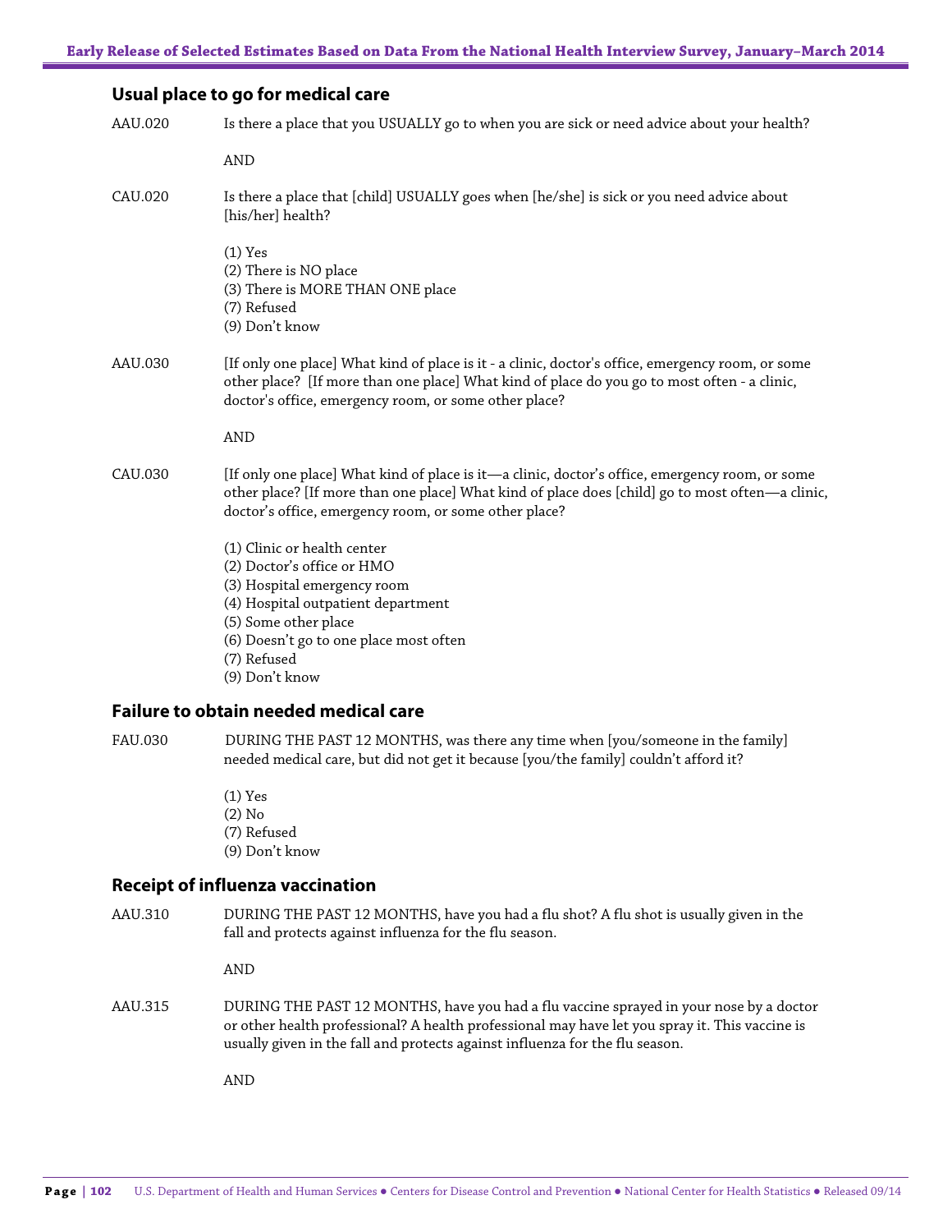## Usual place to go for medical care

AAU.020 Is there a place that you USUALLY go to when you are sick or need advice about your health?

AND

CAU.020 Is there a place that [child] USUALLY goes when [he/she] is sick or you need advice about [his/her] health?

(1) Yes
(2) There is NO place
(3) There is MORE THAN ONE place
(7) Refused
(9) Don't know

AAU.030 [If only one place] What kind of place is it - a clinic, doctor's office, emergency room, or some other place? [If more than one place] What kind of place do you go to most often - a clinic, doctor's office, emergency room, or some other place?

AND

CAU.030 [If only one place] What kind of place is it—a clinic, doctor's office, emergency room, or some other place? [If more than one place] What kind of place does [child] go to most often—a clinic, doctor's office, emergency room, or some other place?

(1) Clinic or health center
(2) Doctor's office or HMO
(3) Hospital emergency room
(4) Hospital outpatient department
(5) Some other place
(6) Doesn't go to one place most often
(7) Refused
(9) Don't know

## Failure to obtain needed medical care

FAU.030 DURING THE PAST 12 MONTHS, was there any time when [you/someone in the family] needed medical care, but did not get it because [you/the family] couldn't afford it?

(1) Yes
(2) No
(7) Refused
(9) Don't know

## Receipt of influenza vaccination

AAU.310 DURING THE PAST 12 MONTHS, have you had a flu shot? A flu shot is usually given in the fall and protects against influenza for the flu season.

AND

AAU.315 DURING THE PAST 12 MONTHS, have you had a flu vaccine sprayed in your nose by a doctor or other health professional? A health professional may have let you spray it. This vaccine is usually given in the fall and protects against influenza for the flu season.

AND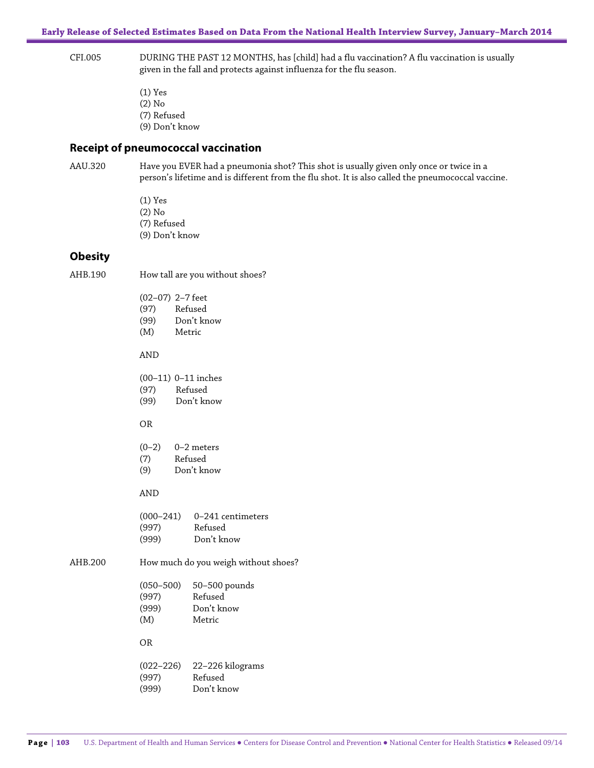CFI.005 DURING THE PAST 12 MONTHS, has [child] had a flu vaccination? A flu vaccination is usually given in the fall and protects against influenza for the flu season.

(1) Yes
(2) No
(7) Refused
(9) Don't know

## Receipt of pneumococcal vaccination

AAU.320 Have you EVER had a pneumonia shot? This shot is usually given only once or twice in a person's lifetime and is different from the flu shot. It is also called the pneumococcal vaccine.

(1) Yes
(2) No
(7) Refused
(9) Don't know

## Obesity

AHB.190 How tall are you without shoes?

(02–07) 2–7 feet
(97) Refused
(99) Don't know
(M) Metric

AND

(00–11) 0–11 inches
(97) Refused
(99) Don't know

OR

(0–2) 0–2 meters
(7) Refused
(9) Don't know

AND

(000–241) 0–241 centimeters
(997) Refused
(999) Don't know

AHB.200 How much do you weigh without shoes?

(050–500) 50–500 pounds
(997) Refused
(999) Don't know
(M) Metric

OR

(022–226) 22–226 kilograms
(997) Refused
(999) Don't know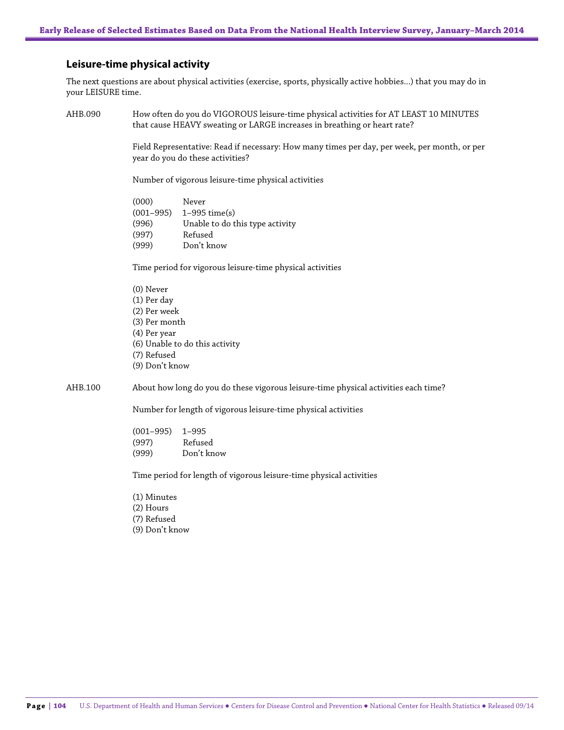## Leisure-time physical activity

The next questions are about physical activities (exercise, sports, physically active hobbies…) that you may do in your LEISURE time.

AHB.090 How often do you do VIGOROUS leisure-time physical activities for AT LEAST 10 MINUTES that cause HEAVY sweating or LARGE increases in breathing or heart rate?

Field Representative: Read if necessary: How many times per day, per week, per month, or per year do you do these activities?

Number of vigorous leisure-time physical activities

(000) Never
(001–995) 1–995 time(s)
(996) Unable to do this type activity
(997) Refused
(999) Don't know

Time period for vigorous leisure-time physical activities

(0) Never
(1) Per day
(2) Per week
(3) Per month
(4) Per year
(6) Unable to do this activity
(7) Refused
(9) Don't know

AHB.100 About how long do you do these vigorous leisure-time physical activities each time?

Number for length of vigorous leisure-time physical activities

(001–995) 1–995
(997) Refused
(999) Don't know

Time period for length of vigorous leisure-time physical activities

(1) Minutes
(2) Hours
(7) Refused
(9) Don't know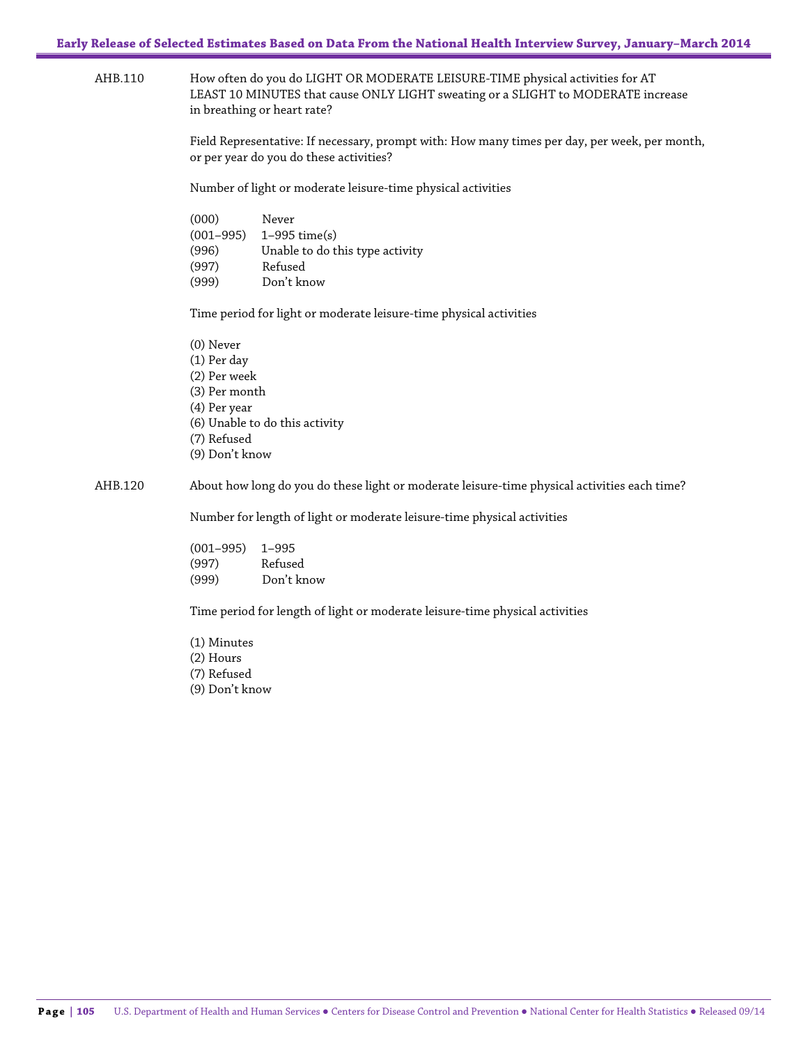AHB.110 How often do you do LIGHT OR MODERATE LEISURE-TIME physical activities for AT LEAST 10 MINUTES that cause ONLY LIGHT sweating or a SLIGHT to MODERATE increase in breathing or heart rate?

Field Representative: If necessary, prompt with: How many times per day, per week, per month, or per year do you do these activities?

Number of light or moderate leisure-time physical activities

(000) Never
(001–995) 1–995 time(s)
(996) Unable to do this type activity
(997) Refused
(999) Don't know

Time period for light or moderate leisure-time physical activities

(0) Never
(1) Per day
(2) Per week
(3) Per month
(4) Per year
(6) Unable to do this activity
(7) Refused
(9) Don't know

AHB.120 About how long do you do these light or moderate leisure-time physical activities each time?

Number for length of light or moderate leisure-time physical activities

(001–995) 1–995
(997) Refused
(999) Don't know

Time period for length of light or moderate leisure-time physical activities

(1) Minutes
(2) Hours
(7) Refused
(9) Don't know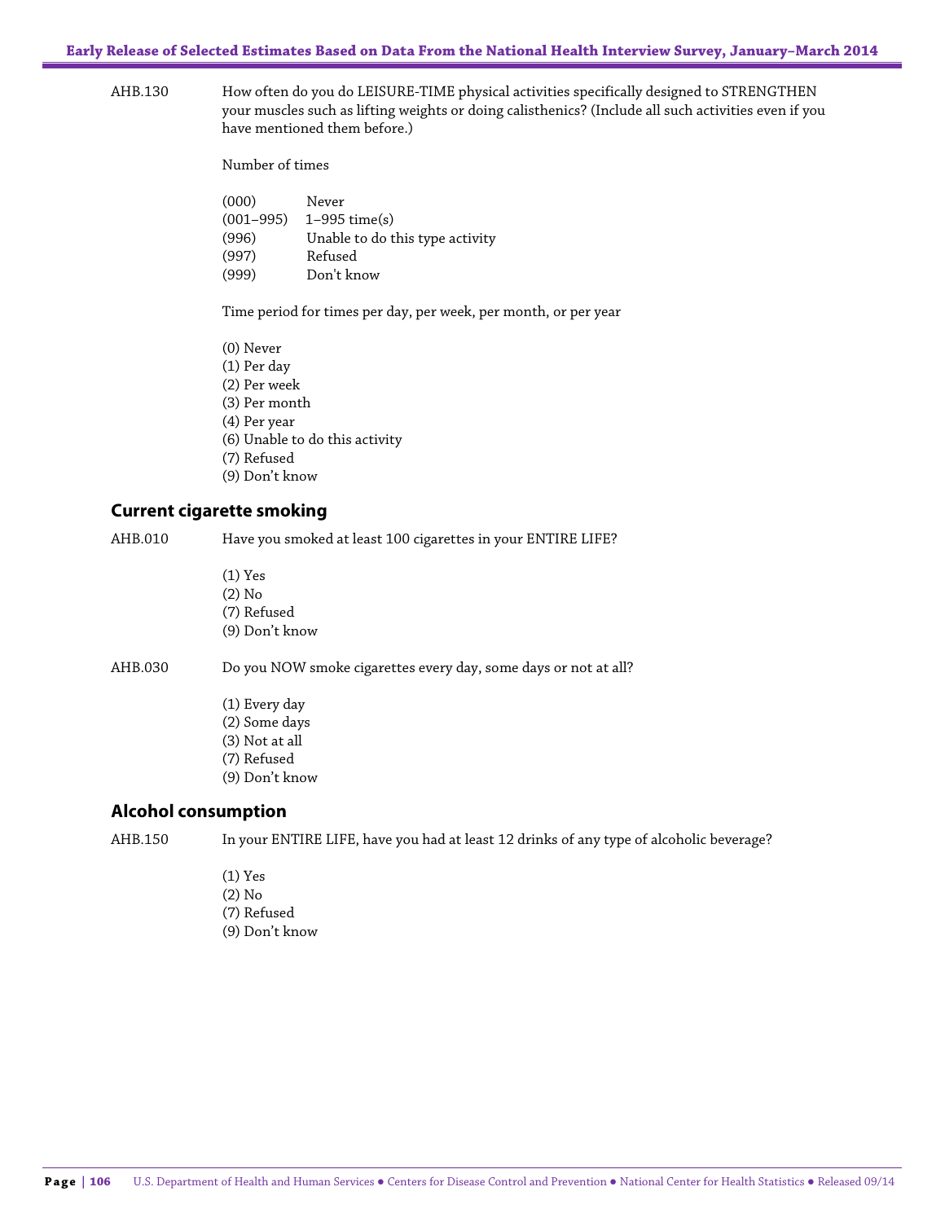AHB.130 How often do you do LEISURE-TIME physical activities specifically designed to STRENGTHEN your muscles such as lifting weights or doing calisthenics? (Include all such activities even if you have mentioned them before.)

Number of times

(000) Never
(001–995) 1–995 time(s)
(996) Unable to do this type activity
(997) Refused
(999) Don't know

Time period for times per day, per week, per month, or per year

(0) Never
(1) Per day
(2) Per week
(3) Per month
(4) Per year
(6) Unable to do this activity
(7) Refused
(9) Don't know

## Current cigarette smoking

AHB.010 Have you smoked at least 100 cigarettes in your ENTIRE LIFE?

(1) Yes
(2) No
(7) Refused
(9) Don't know

AHB.030 Do you NOW smoke cigarettes every day, some days or not at all?

(1) Every day
(2) Some days
(3) Not at all
(7) Refused
(9) Don't know

## Alcohol consumption

AHB.150 In your ENTIRE LIFE, have you had at least 12 drinks of any type of alcoholic beverage?

(1) Yes
(2) No
(7) Refused
(9) Don't know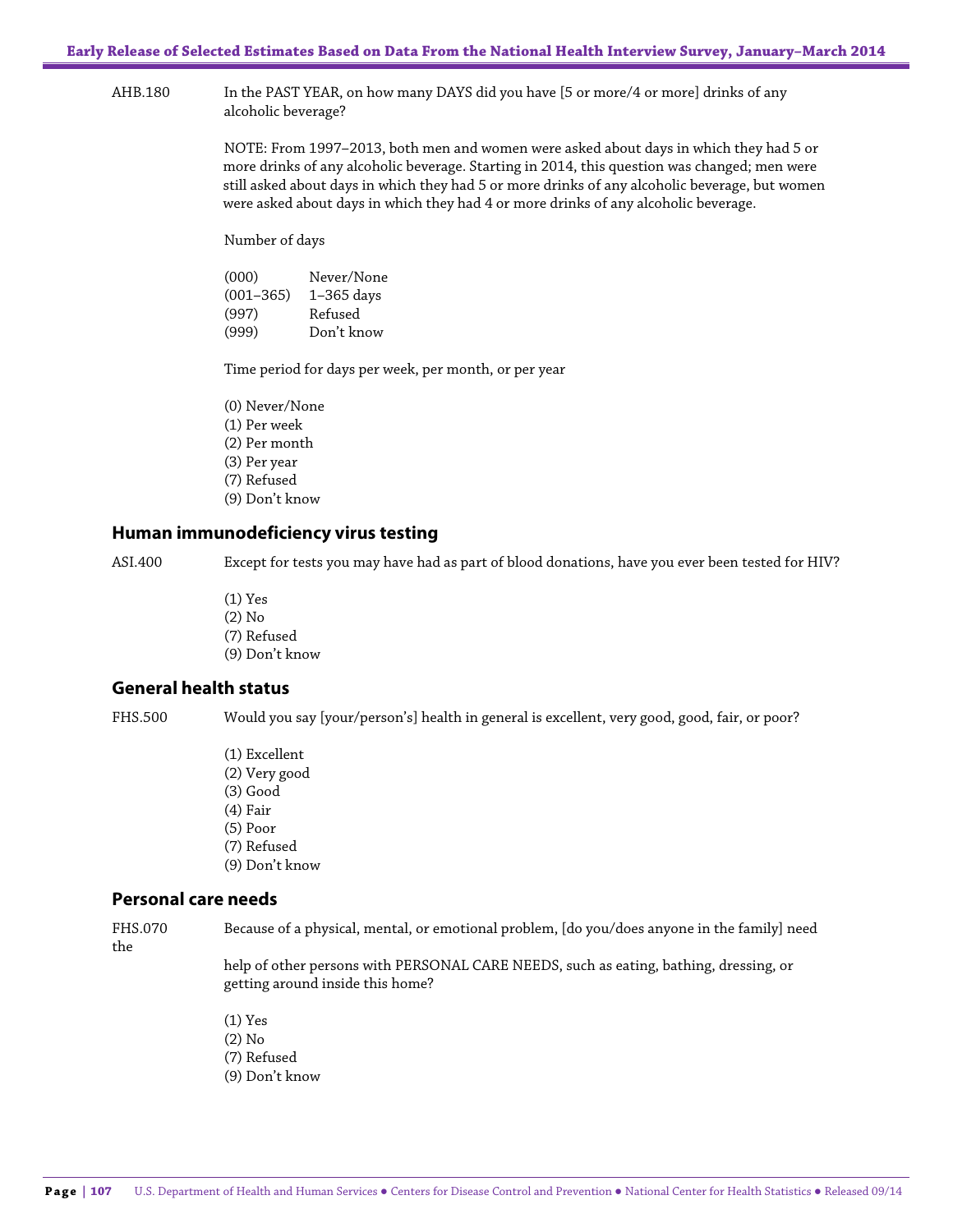AHB.180 In the PAST YEAR, on how many DAYS did you have [5 or more/4 or more] drinks of any alcoholic beverage?

NOTE: From 1997–2013, both men and women were asked about days in which they had 5 or more drinks of any alcoholic beverage. Starting in 2014, this question was changed; men were still asked about days in which they had 5 or more drinks of any alcoholic beverage, but women were asked about days in which they had 4 or more drinks of any alcoholic beverage.

Number of days

(000) Never/None
(001–365) 1–365 days
(997) Refused
(999) Don't know

Time period for days per week, per month, or per year

(0) Never/None
(1) Per week
(2) Per month
(3) Per year
(7) Refused
(9) Don't know

## Human immunodeficiency virus testing

ASI.400 Except for tests you may have had as part of blood donations, have you ever been tested for HIV?

(1) Yes
(2) No
(7) Refused
(9) Don't know

## General health status

FHS.500 Would you say [your/person's] health in general is excellent, very good, good, fair, or poor?

(1) Excellent
(2) Very good
(3) Good
(4) Fair
(5) Poor
(7) Refused
(9) Don't know

## Personal care needs

FHS.070 Because of a physical, mental, or emotional problem, [do you/does anyone in the family] need the

help of other persons with PERSONAL CARE NEEDS, such as eating, bathing, dressing, or getting around inside this home?

(1) Yes
(2) No
(7) Refused
(9) Don't know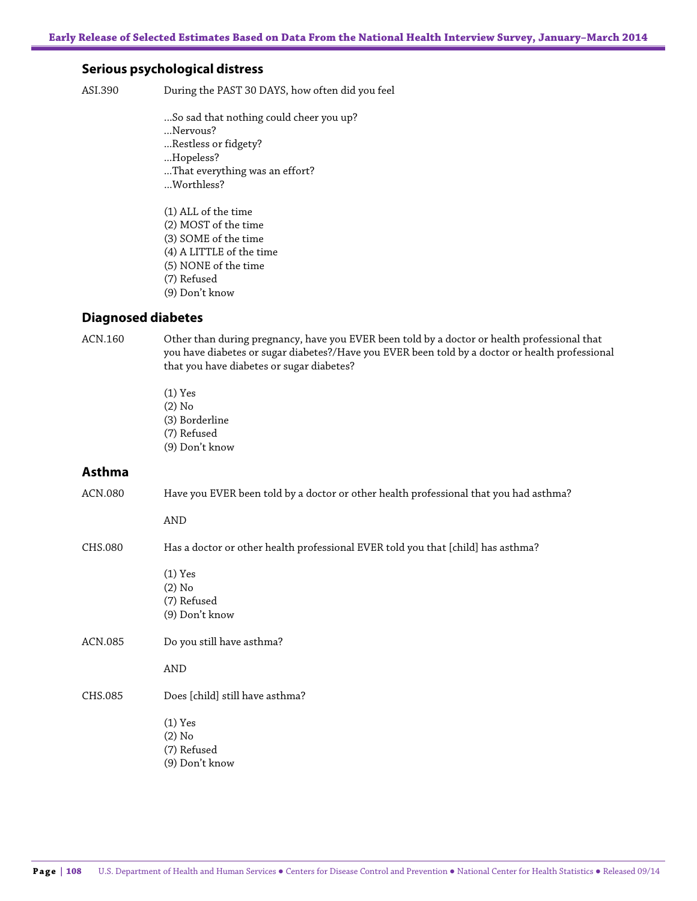## Serious psychological distress

ASI.390 During the PAST 30 DAYS, how often did you feel

…So sad that nothing could cheer you up?
…Nervous?
…Restless or fidgety?
…Hopeless?
…That everything was an effort?
…Worthless?

(1) ALL of the time
(2) MOST of the time
(3) SOME of the time
(4) A LITTLE of the time
(5) NONE of the time
(7) Refused
(9) Don't know

## Diagnosed diabetes

ACN.160 Other than during pregnancy, have you EVER been told by a doctor or health professional that you have diabetes or sugar diabetes?/Have you EVER been told by a doctor or health professional that you have diabetes or sugar diabetes?

(1) Yes
(2) No
(3) Borderline
(7) Refused
(9) Don't know

## Asthma

ACN.080 Have you EVER been told by a doctor or other health professional that you had asthma?

AND

CHS.080 Has a doctor or other health professional EVER told you that [child] has asthma?

(1) Yes
(2) No
(7) Refused
(9) Don't know

ACN.085 Do you still have asthma?

AND

CHS.085 Does [child] still have asthma?

(1) Yes
(2) No
(7) Refused
(9) Don't know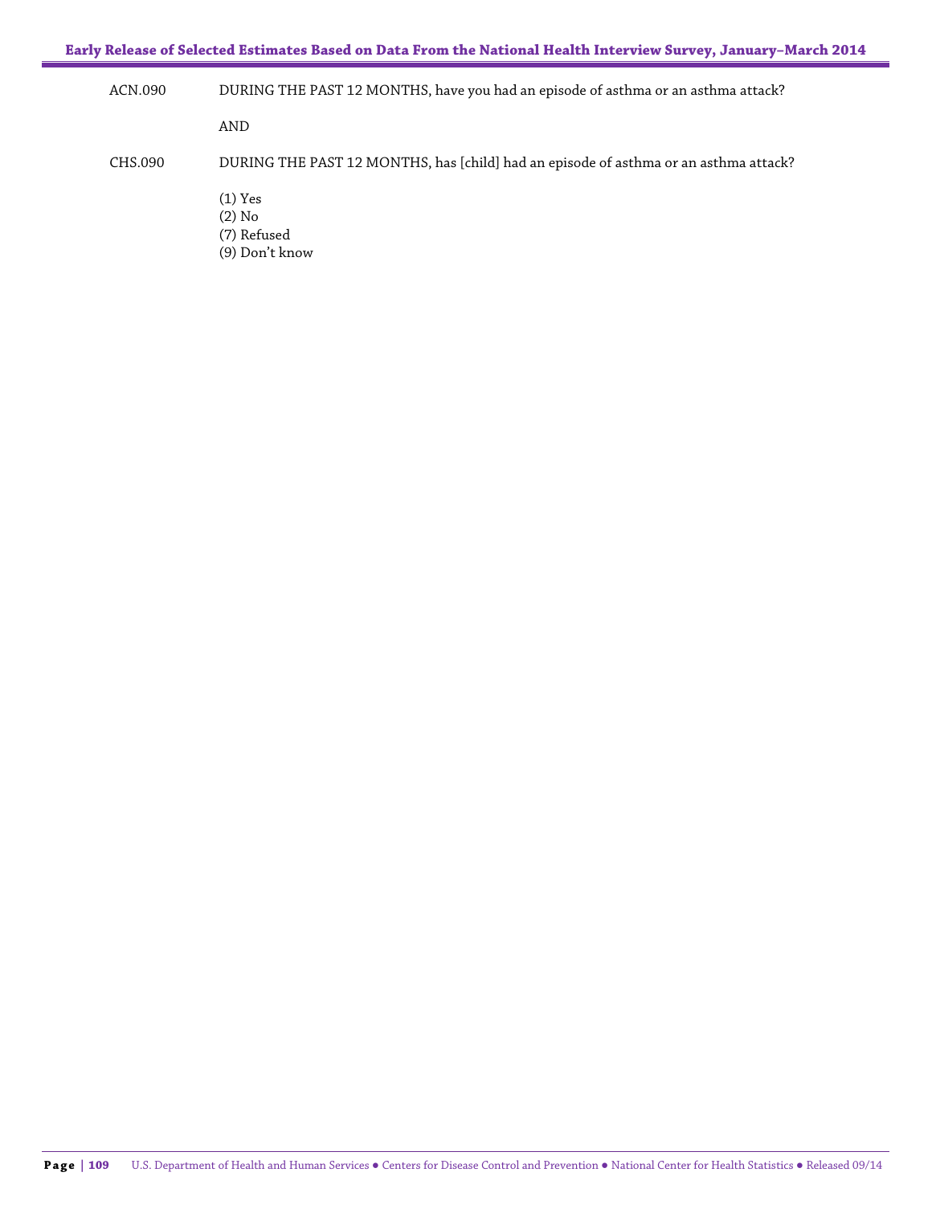ACN.090 DURING THE PAST 12 MONTHS, have you had an episode of asthma or an asthma attack?

AND

CHS.090 DURING THE PAST 12 MONTHS, has [child] had an episode of asthma or an asthma attack?

(1) Yes
(2) No
(7) Refused
(9) Don't know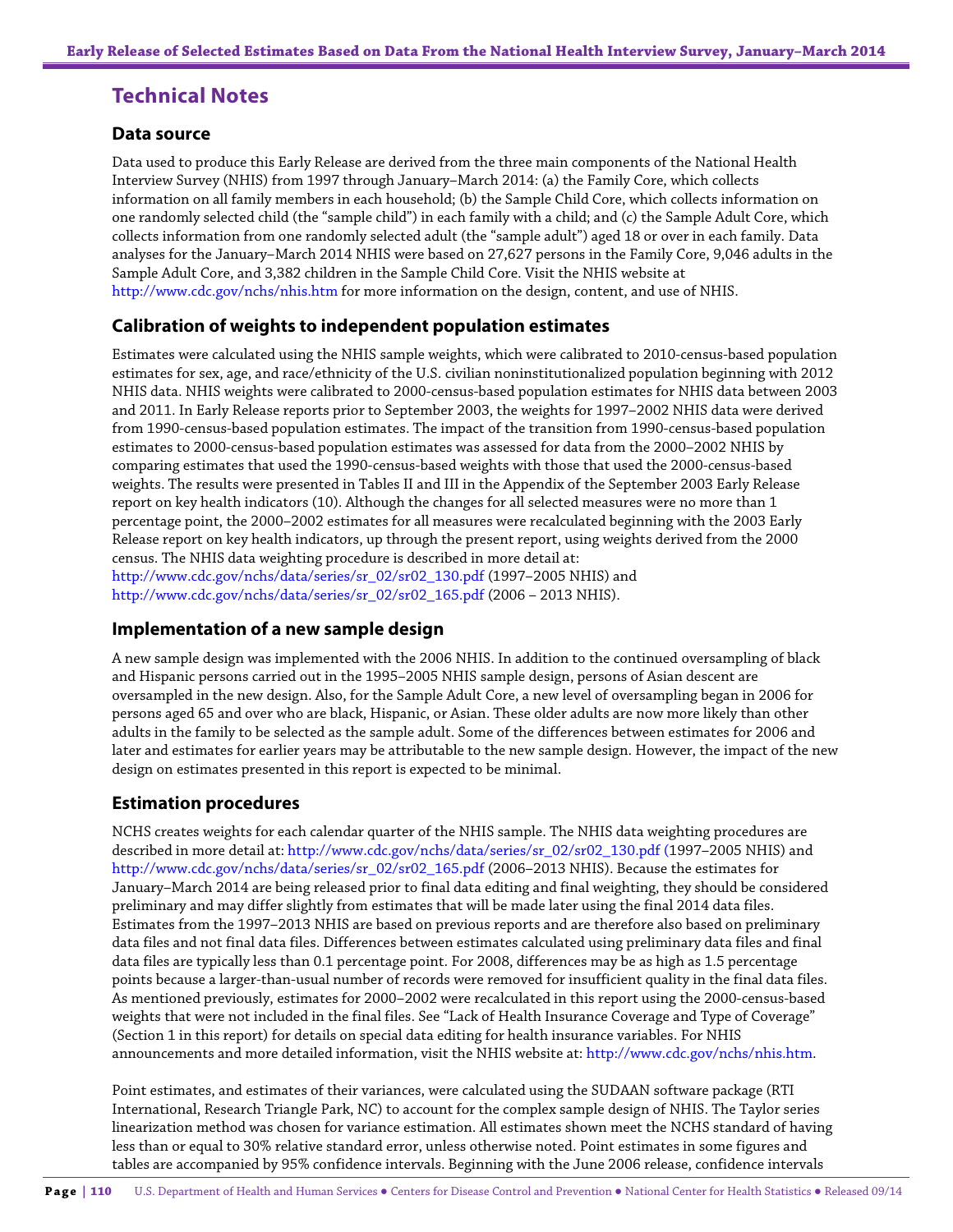# Technical Notes

## Data source

Data used to produce this Early Release are derived from the three main components of the National Health Interview Survey (NHIS) from 1997 through January–March 2014: (a) the Family Core, which collects information on all family members in each household; (b) the Sample Child Core, which collects information on one randomly selected child (the "sample child") in each family with a child; and (c) the Sample Adult Core, which collects information from one randomly selected adult (the "sample adult") aged 18 or over in each family. Data analyses for the January–March 2014 NHIS were based on 27,627 persons in the Family Core, 9,046 adults in the Sample Adult Core, and 3,382 children in the Sample Child Core. Visit the NHIS website at http://www.cdc.gov/nchs/nhis.htm for more information on the design, content, and use of NHIS.

## Calibration of weights to independent population estimates

Estimates were calculated using the NHIS sample weights, which were calibrated to 2010-census-based population estimates for sex, age, and race/ethnicity of the U.S. civilian noninstitutionalized population beginning with 2012 NHIS data. NHIS weights were calibrated to 2000-census-based population estimates for NHIS data between 2003 and 2011. In Early Release reports prior to September 2003, the weights for 1997–2002 NHIS data were derived from 1990-census-based population estimates. The impact of the transition from 1990-census-based population estimates to 2000-census-based population estimates was assessed for data from the 2000–2002 NHIS by comparing estimates that used the 1990-census-based weights with those that used the 2000-census-based weights. The results were presented in Tables II and III in the Appendix of the September 2003 Early Release report on key health indicators (10). Although the changes for all selected measures were no more than 1 percentage point, the 2000–2002 estimates for all measures were recalculated beginning with the 2003 Early Release report on key health indicators, up through the present report, using weights derived from the 2000 census. The NHIS data weighting procedure is described in more detail at:
http://www.cdc.gov/nchs/data/series/sr_02/sr02_130.pdf (1997–2005 NHIS) and
http://www.cdc.gov/nchs/data/series/sr_02/sr02_165.pdf (2006 – 2013 NHIS).

## Implementation of a new sample design

A new sample design was implemented with the 2006 NHIS. In addition to the continued oversampling of black and Hispanic persons carried out in the 1995–2005 NHIS sample design, persons of Asian descent are oversampled in the new design. Also, for the Sample Adult Core, a new level of oversampling began in 2006 for persons aged 65 and over who are black, Hispanic, or Asian. These older adults are now more likely than other adults in the family to be selected as the sample adult. Some of the differences between estimates for 2006 and later and estimates for earlier years may be attributable to the new sample design. However, the impact of the new design on estimates presented in this report is expected to be minimal.

## Estimation procedures

NCHS creates weights for each calendar quarter of the NHIS sample. The NHIS data weighting procedures are described in more detail at: http://www.cdc.gov/nchs/data/series/sr_02/sr02_130.pdf (1997–2005 NHIS) and http://www.cdc.gov/nchs/data/series/sr_02/sr02_165.pdf (2006–2013 NHIS). Because the estimates for January–March 2014 are being released prior to final data editing and final weighting, they should be considered preliminary and may differ slightly from estimates that will be made later using the final 2014 data files. Estimates from the 1997–2013 NHIS are based on previous reports and are therefore also based on preliminary data files and not final data files. Differences between estimates calculated using preliminary data files and final data files are typically less than 0.1 percentage point. For 2008, differences may be as high as 1.5 percentage points because a larger-than-usual number of records were removed for insufficient quality in the final data files. As mentioned previously, estimates for 2000–2002 were recalculated in this report using the 2000-census-based weights that were not included in the final files. See "Lack of Health Insurance Coverage and Type of Coverage" (Section 1 in this report) for details on special data editing for health insurance variables. For NHIS announcements and more detailed information, visit the NHIS website at: http://www.cdc.gov/nchs/nhis.htm.

Point estimates, and estimates of their variances, were calculated using the SUDAAN software package (RTI International, Research Triangle Park, NC) to account for the complex sample design of NHIS. The Taylor series linearization method was chosen for variance estimation. All estimates shown meet the NCHS standard of having less than or equal to 30% relative standard error, unless otherwise noted. Point estimates in some figures and tables are accompanied by 95% confidence intervals. Beginning with the June 2006 release, confidence intervals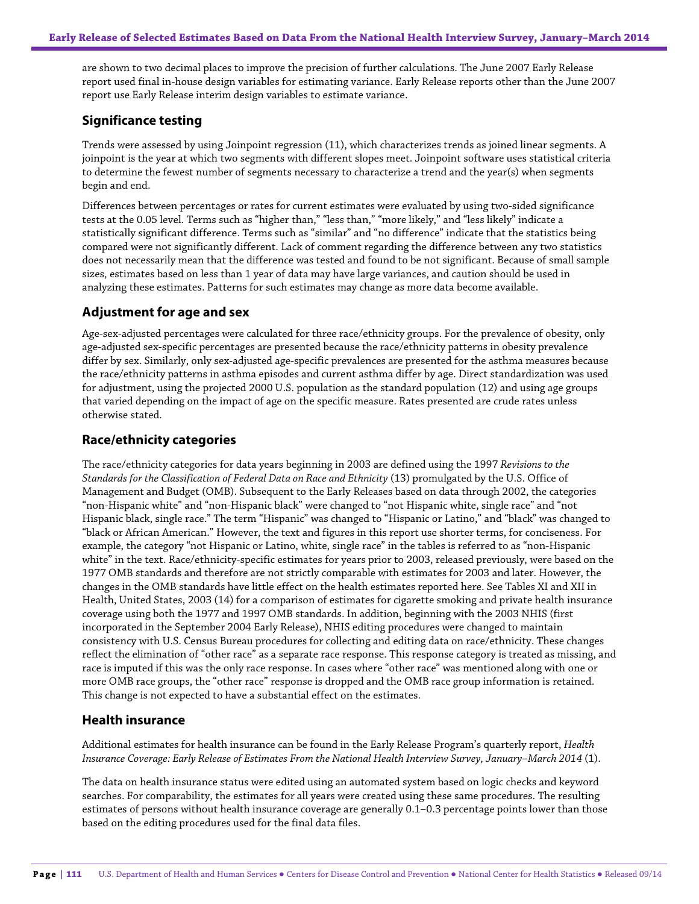are shown to two decimal places to improve the precision of further calculations. The June 2007 Early Release report used final in-house design variables for estimating variance. Early Release reports other than the June 2007 report use Early Release interim design variables to estimate variance.

## Significance testing

Trends were assessed by using Joinpoint regression (11), which characterizes trends as joined linear segments. A joinpoint is the year at which two segments with different slopes meet. Joinpoint software uses statistical criteria to determine the fewest number of segments necessary to characterize a trend and the year(s) when segments begin and end.

Differences between percentages or rates for current estimates were evaluated by using two-sided significance tests at the 0.05 level. Terms such as "higher than," "less than," "more likely," and "less likely" indicate a statistically significant difference. Terms such as "similar" and "no difference" indicate that the statistics being compared were not significantly different. Lack of comment regarding the difference between any two statistics does not necessarily mean that the difference was tested and found to be not significant. Because of small sample sizes, estimates based on less than 1 year of data may have large variances, and caution should be used in analyzing these estimates. Patterns for such estimates may change as more data become available.

## Adjustment for age and sex

Age-sex-adjusted percentages were calculated for three race/ethnicity groups. For the prevalence of obesity, only age-adjusted sex-specific percentages are presented because the race/ethnicity patterns in obesity prevalence differ by sex. Similarly, only sex-adjusted age-specific prevalences are presented for the asthma measures because the race/ethnicity patterns in asthma episodes and current asthma differ by age. Direct standardization was used for adjustment, using the projected 2000 U.S. population as the standard population (12) and using age groups that varied depending on the impact of age on the specific measure. Rates presented are crude rates unless otherwise stated.

## Race/ethnicity categories

The race/ethnicity categories for data years beginning in 2003 are defined using the 1997 *Revisions to the Standards for the Classification of Federal Data on Race and Ethnicity* (13) promulgated by the U.S. Office of Management and Budget (OMB). Subsequent to the Early Releases based on data through 2002, the categories "non-Hispanic white" and "non-Hispanic black" were changed to "not Hispanic white, single race" and "not Hispanic black, single race." The term "Hispanic" was changed to "Hispanic or Latino," and "black" was changed to "black or African American." However, the text and figures in this report use shorter terms, for conciseness. For example, the category "not Hispanic or Latino, white, single race" in the tables is referred to as "non-Hispanic white" in the text. Race/ethnicity-specific estimates for years prior to 2003, released previously, were based on the 1977 OMB standards and therefore are not strictly comparable with estimates for 2003 and later. However, the changes in the OMB standards have little effect on the health estimates reported here. See Tables XI and XII in Health, United States, 2003 (14) for a comparison of estimates for cigarette smoking and private health insurance coverage using both the 1977 and 1997 OMB standards. In addition, beginning with the 2003 NHIS (first incorporated in the September 2004 Early Release), NHIS editing procedures were changed to maintain consistency with U.S. Census Bureau procedures for collecting and editing data on race/ethnicity. These changes reflect the elimination of "other race" as a separate race response. This response category is treated as missing, and race is imputed if this was the only race response. In cases where "other race" was mentioned along with one or more OMB race groups, the "other race" response is dropped and the OMB race group information is retained. This change is not expected to have a substantial effect on the estimates.

## Health insurance

Additional estimates for health insurance can be found in the Early Release Program's quarterly report, *Health Insurance Coverage: Early Release of Estimates From the National Health Interview Survey, January–March 2014* (1).

The data on health insurance status were edited using an automated system based on logic checks and keyword searches. For comparability, the estimates for all years were created using these same procedures. The resulting estimates of persons without health insurance coverage are generally 0.1–0.3 percentage points lower than those based on the editing procedures used for the final data files.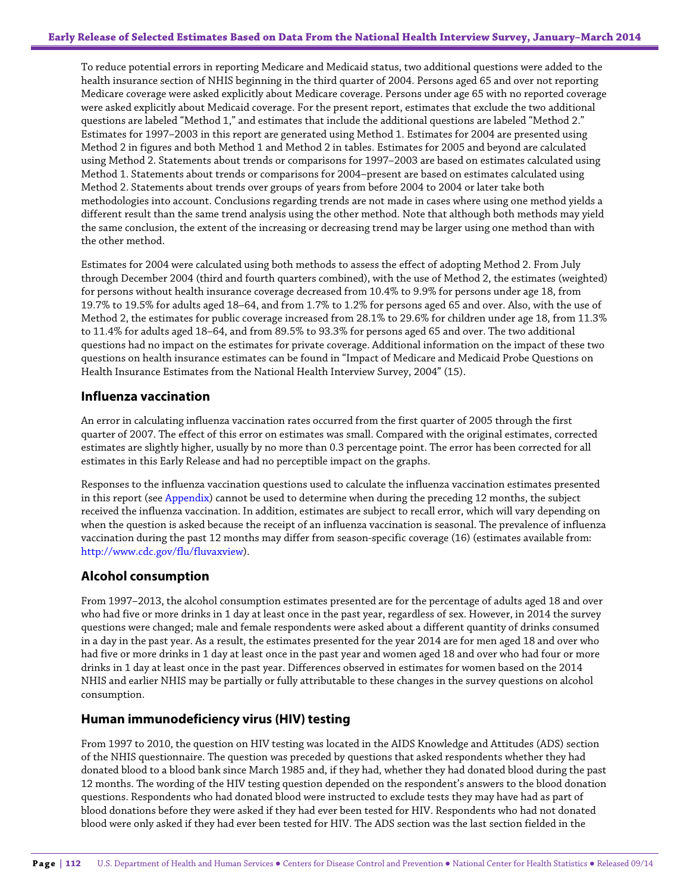To reduce potential errors in reporting Medicare and Medicaid status, two additional questions were added to the health insurance section of NHIS beginning in the third quarter of 2004. Persons aged 65 and over not reporting Medicare coverage were asked explicitly about Medicare coverage. Persons under age 65 with no reported coverage were asked explicitly about Medicaid coverage. For the present report, estimates that exclude the two additional questions are labeled "Method 1," and estimates that include the additional questions are labeled "Method 2." Estimates for 1997–2003 in this report are generated using Method 1. Estimates for 2004 are presented using Method 2 in figures and both Method 1 and Method 2 in tables. Estimates for 2005 and beyond are calculated using Method 2. Statements about trends or comparisons for 1997–2003 are based on estimates calculated using Method 1. Statements about trends or comparisons for 2004–present are based on estimates calculated using Method 2. Statements about trends over groups of years from before 2004 to 2004 or later take both methodologies into account. Conclusions regarding trends are not made in cases where using one method yields a different result than the same trend analysis using the other method. Note that although both methods may yield the same conclusion, the extent of the increasing or decreasing trend may be larger using one method than with the other method.

Estimates for 2004 were calculated using both methods to assess the effect of adopting Method 2. From July through December 2004 (third and fourth quarters combined), with the use of Method 2, the estimates (weighted) for persons without health insurance coverage decreased from 10.4% to 9.9% for persons under age 18, from 19.7% to 19.5% for adults aged 18–64, and from 1.7% to 1.2% for persons aged 65 and over. Also, with the use of Method 2, the estimates for public coverage increased from 28.1% to 29.6% for children under age 18, from 11.3% to 11.4% for adults aged 18–64, and from 89.5% to 93.3% for persons aged 65 and over. The two additional questions had no impact on the estimates for private coverage. Additional information on the impact of these two questions on health insurance estimates can be found in "Impact of Medicare and Medicaid Probe Questions on Health Insurance Estimates from the National Health Interview Survey, 2004" (15).

## Influenza vaccination

An error in calculating influenza vaccination rates occurred from the first quarter of 2005 through the first quarter of 2007. The effect of this error on estimates was small. Compared with the original estimates, corrected estimates are slightly higher, usually by no more than 0.3 percentage point. The error has been corrected for all estimates in this Early Release and had no perceptible impact on the graphs.

Responses to the influenza vaccination questions used to calculate the influenza vaccination estimates presented in this report (see Appendix) cannot be used to determine when during the preceding 12 months, the subject received the influenza vaccination. In addition, estimates are subject to recall error, which will vary depending on when the question is asked because the receipt of an influenza vaccination is seasonal. The prevalence of influenza vaccination during the past 12 months may differ from season-specific coverage (16) (estimates available from: http://www.cdc.gov/flu/fluvaxview).

## Alcohol consumption

From 1997–2013, the alcohol consumption estimates presented are for the percentage of adults aged 18 and over who had five or more drinks in 1 day at least once in the past year, regardless of sex. However, in 2014 the survey questions were changed; male and female respondents were asked about a different quantity of drinks consumed in a day in the past year. As a result, the estimates presented for the year 2014 are for men aged 18 and over who had five or more drinks in 1 day at least once in the past year and women aged 18 and over who had four or more drinks in 1 day at least once in the past year. Differences observed in estimates for women based on the 2014 NHIS and earlier NHIS may be partially or fully attributable to these changes in the survey questions on alcohol consumption.

## Human immunodeficiency virus (HIV) testing

From 1997 to 2010, the question on HIV testing was located in the AIDS Knowledge and Attitudes (ADS) section of the NHIS questionnaire. The question was preceded by questions that asked respondents whether they had donated blood to a blood bank since March 1985 and, if they had, whether they had donated blood during the past 12 months. The wording of the HIV testing question depended on the respondent's answers to the blood donation questions. Respondents who had donated blood were instructed to exclude tests they may have had as part of blood donations before they were asked if they had ever been tested for HIV. Respondents who had not donated blood were only asked if they had ever been tested for HIV. The ADS section was the last section fielded in the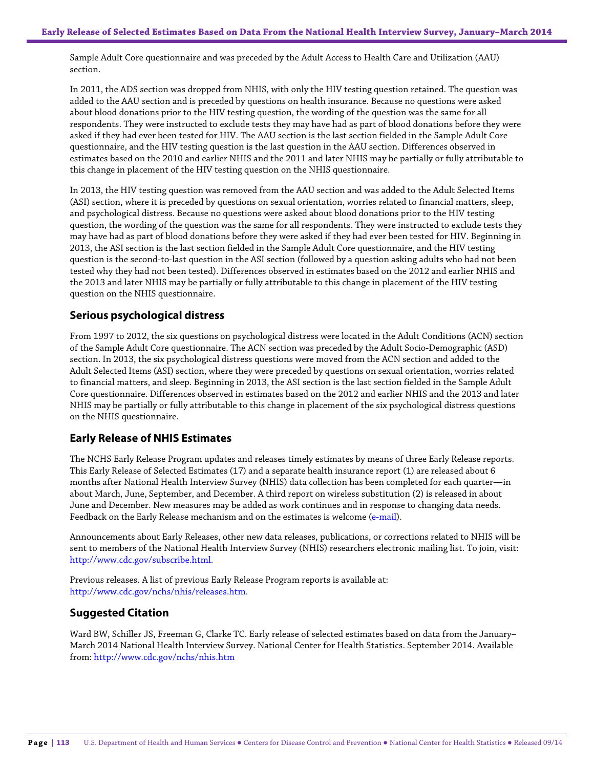Sample Adult Core questionnaire and was preceded by the Adult Access to Health Care and Utilization (AAU) section.

In 2011, the ADS section was dropped from NHIS, with only the HIV testing question retained. The question was added to the AAU section and is preceded by questions on health insurance. Because no questions were asked about blood donations prior to the HIV testing question, the wording of the question was the same for all respondents. They were instructed to exclude tests they may have had as part of blood donations before they were asked if they had ever been tested for HIV. The AAU section is the last section fielded in the Sample Adult Core questionnaire, and the HIV testing question is the last question in the AAU section. Differences observed in estimates based on the 2010 and earlier NHIS and the 2011 and later NHIS may be partially or fully attributable to this change in placement of the HIV testing question on the NHIS questionnaire.

In 2013, the HIV testing question was removed from the AAU section and was added to the Adult Selected Items (ASI) section, where it is preceded by questions on sexual orientation, worries related to financial matters, sleep, and psychological distress. Because no questions were asked about blood donations prior to the HIV testing question, the wording of the question was the same for all respondents. They were instructed to exclude tests they may have had as part of blood donations before they were asked if they had ever been tested for HIV. Beginning in 2013, the ASI section is the last section fielded in the Sample Adult Core questionnaire, and the HIV testing question is the second-to-last question in the ASI section (followed by a question asking adults who had not been tested why they had not been tested). Differences observed in estimates based on the 2012 and earlier NHIS and the 2013 and later NHIS may be partially or fully attributable to this change in placement of the HIV testing question on the NHIS questionnaire.

## Serious psychological distress

From 1997 to 2012, the six questions on psychological distress were located in the Adult Conditions (ACN) section of the Sample Adult Core questionnaire. The ACN section was preceded by the Adult Socio-Demographic (ASD) section. In 2013, the six psychological distress questions were moved from the ACN section and added to the Adult Selected Items (ASI) section, where they were preceded by questions on sexual orientation, worries related to financial matters, and sleep. Beginning in 2013, the ASI section is the last section fielded in the Sample Adult Core questionnaire. Differences observed in estimates based on the 2012 and earlier NHIS and the 2013 and later NHIS may be partially or fully attributable to this change in placement of the six psychological distress questions on the NHIS questionnaire.

## Early Release of NHIS Estimates

The NCHS Early Release Program updates and releases timely estimates by means of three Early Release reports. This Early Release of Selected Estimates (17) and a separate health insurance report (1) are released about 6 months after National Health Interview Survey (NHIS) data collection has been completed for each quarter—in about March, June, September, and December. A third report on wireless substitution (2) is released in about June and December. New measures may be added as work continues and in response to changing data needs. Feedback on the Early Release mechanism and on the estimates is welcome (e-mail).

Announcements about Early Releases, other new data releases, publications, or corrections related to NHIS will be sent to members of the National Health Interview Survey (NHIS) researchers electronic mailing list. To join, visit: http://www.cdc.gov/subscribe.html.

Previous releases. A list of previous Early Release Program reports is available at: http://www.cdc.gov/nchs/nhis/releases.htm.

## Suggested Citation

Ward BW, Schiller JS, Freeman G, Clarke TC. Early release of selected estimates based on data from the January–March 2014 National Health Interview Survey. National Center for Health Statistics. September 2014. Available from: http://www.cdc.gov/nchs/nhis.htm